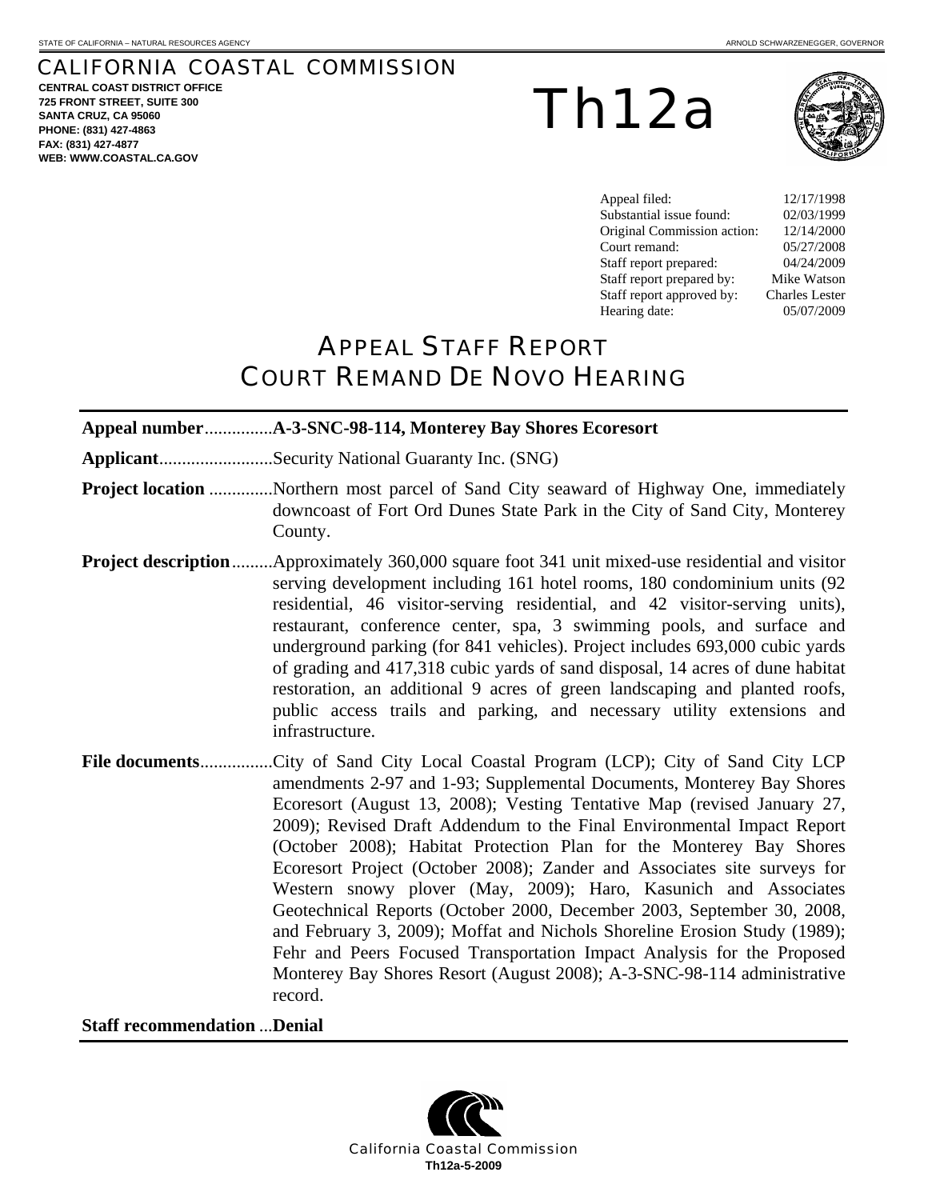STATE OF CALIFORNIA – NATURAL RESOURCES AGENCY

ARNOLD SCHWARZENEGGER, GOVERNOR

# CALIFORNIA COASTAL COMMISSION

**CENTRAL COAST DISTRICT OFFICE**
**725 FRONT STREET, SUITE 300**
**SANTA CRUZ, CA 95060**
**PHONE: (831) 427-4863**
**FAX: (831) 427-4877**
**WEB: WWW.COASTAL.CA.GOV**

# Th12a

| | |
|---|---|
| Appeal filed: | 12/17/1998 |
| Substantial issue found: | 02/03/1999 |
| Original Commission action: | 12/14/2000 |
| Court remand: | 05/27/2008 |
| Staff report prepared: | 04/24/2009 |
| Staff report prepared by: | Mike Watson |
| Staff report approved by: | Charles Lester |
| Hearing date: | 05/07/2009 |

# APPEAL STAFF REPORT
# COURT REMAND DE NOVO HEARING

**Appeal number**...............**A-3-SNC-98-114, Monterey Bay Shores Ecoresort**

**Applicant**.........................Security National Guaranty Inc. (SNG)

**Project location** ..............Northern most parcel of Sand City seaward of Highway One, immediately downcoast of Fort Ord Dunes State Park in the City of Sand City, Monterey County.

**Project description**.........Approximately 360,000 square foot 341 unit mixed-use residential and visitor serving development including 161 hotel rooms, 180 condominium units (92 residential, 46 visitor-serving residential, and 42 visitor-serving units), restaurant, conference center, spa, 3 swimming pools, and surface and underground parking (for 841 vehicles). Project includes 693,000 cubic yards of grading and 417,318 cubic yards of sand disposal, 14 acres of dune habitat restoration, an additional 9 acres of green landscaping and planted roofs, public access trails and parking, and necessary utility extensions and infrastructure.

**File documents**................City of Sand City Local Coastal Program (LCP); City of Sand City LCP amendments 2-97 and 1-93; Supplemental Documents, Monterey Bay Shores Ecoresort (August 13, 2008); Vesting Tentative Map (revised January 27, 2009); Revised Draft Addendum to the Final Environmental Impact Report (October 2008); Habitat Protection Plan for the Monterey Bay Shores Ecoresort Project (October 2008); Zander and Associates site surveys for Western snowy plover (May, 2009); Haro, Kasunich and Associates Geotechnical Reports (October 2000, December 2003, September 30, 2008, and February 3, 2009); Moffat and Nichols Shoreline Erosion Study (1989); Fehr and Peers Focused Transportation Impact Analysis for the Proposed Monterey Bay Shores Resort (August 2008); A-3-SNC-98-114 administrative record.

**Staff recommendation** ...**Denial**

California Coastal Commission
**Th12a-5-2009**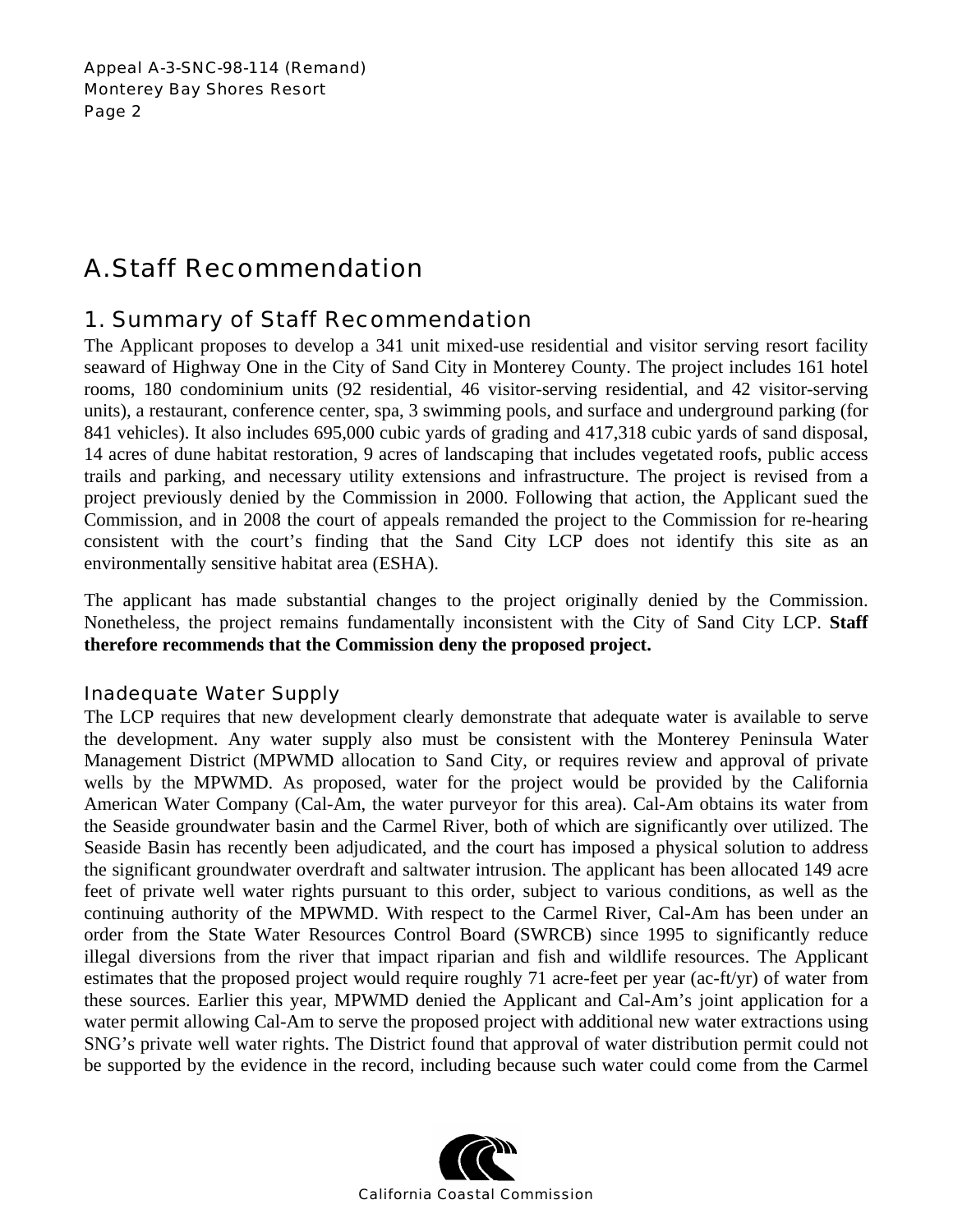## A.Staff Recommendation

### 1. Summary of Staff Recommendation

The Applicant proposes to develop a 341 unit mixed-use residential and visitor serving resort facility seaward of Highway One in the City of Sand City in Monterey County. The project includes 161 hotel rooms, 180 condominium units (92 residential, 46 visitor-serving residential, and 42 visitor-serving units), a restaurant, conference center, spa, 3 swimming pools, and surface and underground parking (for 841 vehicles). It also includes 695,000 cubic yards of grading and 417,318 cubic yards of sand disposal, 14 acres of dune habitat restoration, 9 acres of landscaping that includes vegetated roofs, public access trails and parking, and necessary utility extensions and infrastructure. The project is revised from a project previously denied by the Commission in 2000. Following that action, the Applicant sued the Commission, and in 2008 the court of appeals remanded the project to the Commission for re-hearing consistent with the court's finding that the Sand City LCP does not identify this site as an environmentally sensitive habitat area (ESHA).

The applicant has made substantial changes to the project originally denied by the Commission. Nonetheless, the project remains fundamentally inconsistent with the City of Sand City LCP. **Staff therefore recommends that the Commission deny the proposed project.**

#### Inadequate Water Supply

The LCP requires that new development clearly demonstrate that adequate water is available to serve the development. Any water supply also must be consistent with the Monterey Peninsula Water Management District (MPWMD allocation to Sand City, or requires review and approval of private wells by the MPWMD. As proposed, water for the project would be provided by the California American Water Company (Cal-Am, the water purveyor for this area). Cal-Am obtains its water from the Seaside groundwater basin and the Carmel River, both of which are significantly over utilized. The Seaside Basin has recently been adjudicated, and the court has imposed a physical solution to address the significant groundwater overdraft and saltwater intrusion. The applicant has been allocated 149 acre feet of private well water rights pursuant to this order, subject to various conditions, as well as the continuing authority of the MPWMD. With respect to the Carmel River, Cal-Am has been under an order from the State Water Resources Control Board (SWRCB) since 1995 to significantly reduce illegal diversions from the river that impact riparian and fish and wildlife resources. The Applicant estimates that the proposed project would require roughly 71 acre-feet per year (ac-ft/yr) of water from these sources. Earlier this year, MPWMD denied the Applicant and Cal-Am's joint application for a water permit allowing Cal-Am to serve the proposed project with additional new water extractions using SNG's private well water rights. The District found that approval of water distribution permit could not be supported by the evidence in the record, including because such water could come from the Carmel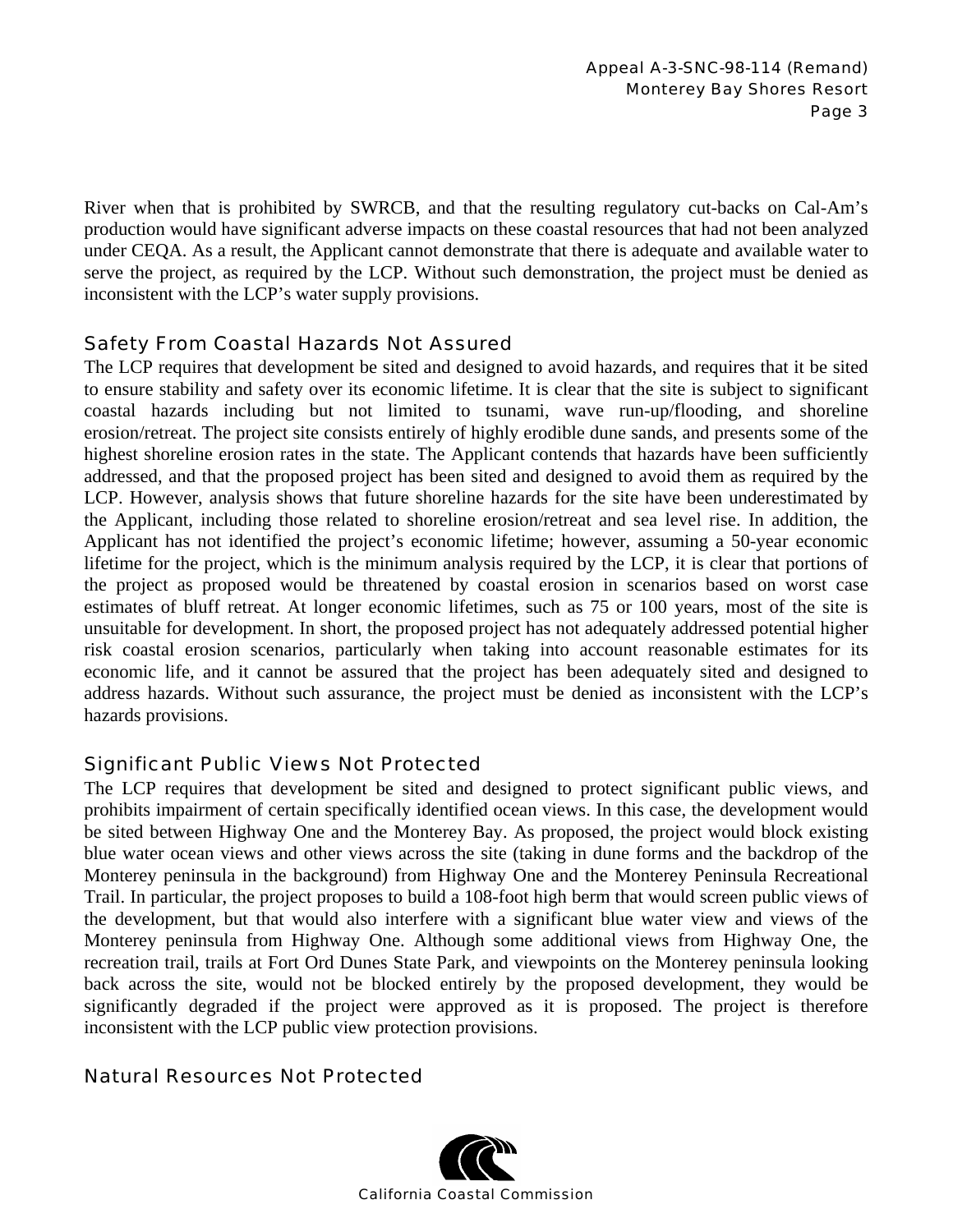River when that is prohibited by SWRCB, and that the resulting regulatory cut-backs on Cal-Am's production would have significant adverse impacts on these coastal resources that had not been analyzed under CEQA. As a result, the Applicant cannot demonstrate that there is adequate and available water to serve the project, as required by the LCP. Without such demonstration, the project must be denied as inconsistent with the LCP's water supply provisions.

### Safety From Coastal Hazards Not Assured

The LCP requires that development be sited and designed to avoid hazards, and requires that it be sited to ensure stability and safety over its economic lifetime. It is clear that the site is subject to significant coastal hazards including but not limited to tsunami, wave run-up/flooding, and shoreline erosion/retreat. The project site consists entirely of highly erodible dune sands, and presents some of the highest shoreline erosion rates in the state. The Applicant contends that hazards have been sufficiently addressed, and that the proposed project has been sited and designed to avoid them as required by the LCP. However, analysis shows that future shoreline hazards for the site have been underestimated by the Applicant, including those related to shoreline erosion/retreat and sea level rise. In addition, the Applicant has not identified the project's economic lifetime; however, assuming a 50-year economic lifetime for the project, which is the minimum analysis required by the LCP, it is clear that portions of the project as proposed would be threatened by coastal erosion in scenarios based on worst case estimates of bluff retreat. At longer economic lifetimes, such as 75 or 100 years, most of the site is unsuitable for development. In short, the proposed project has not adequately addressed potential higher risk coastal erosion scenarios, particularly when taking into account reasonable estimates for its economic life, and it cannot be assured that the project has been adequately sited and designed to address hazards. Without such assurance, the project must be denied as inconsistent with the LCP's hazards provisions.

### Significant Public Views Not Protected

The LCP requires that development be sited and designed to protect significant public views, and prohibits impairment of certain specifically identified ocean views. In this case, the development would be sited between Highway One and the Monterey Bay. As proposed, the project would block existing blue water ocean views and other views across the site (taking in dune forms and the backdrop of the Monterey peninsula in the background) from Highway One and the Monterey Peninsula Recreational Trail. In particular, the project proposes to build a 108-foot high berm that would screen public views of the development, but that would also interfere with a significant blue water view and views of the Monterey peninsula from Highway One. Although some additional views from Highway One, the recreation trail, trails at Fort Ord Dunes State Park, and viewpoints on the Monterey peninsula looking back across the site, would not be blocked entirely by the proposed development, they would be significantly degraded if the project were approved as it is proposed. The project is therefore inconsistent with the LCP public view protection provisions.

### Natural Resources Not Protected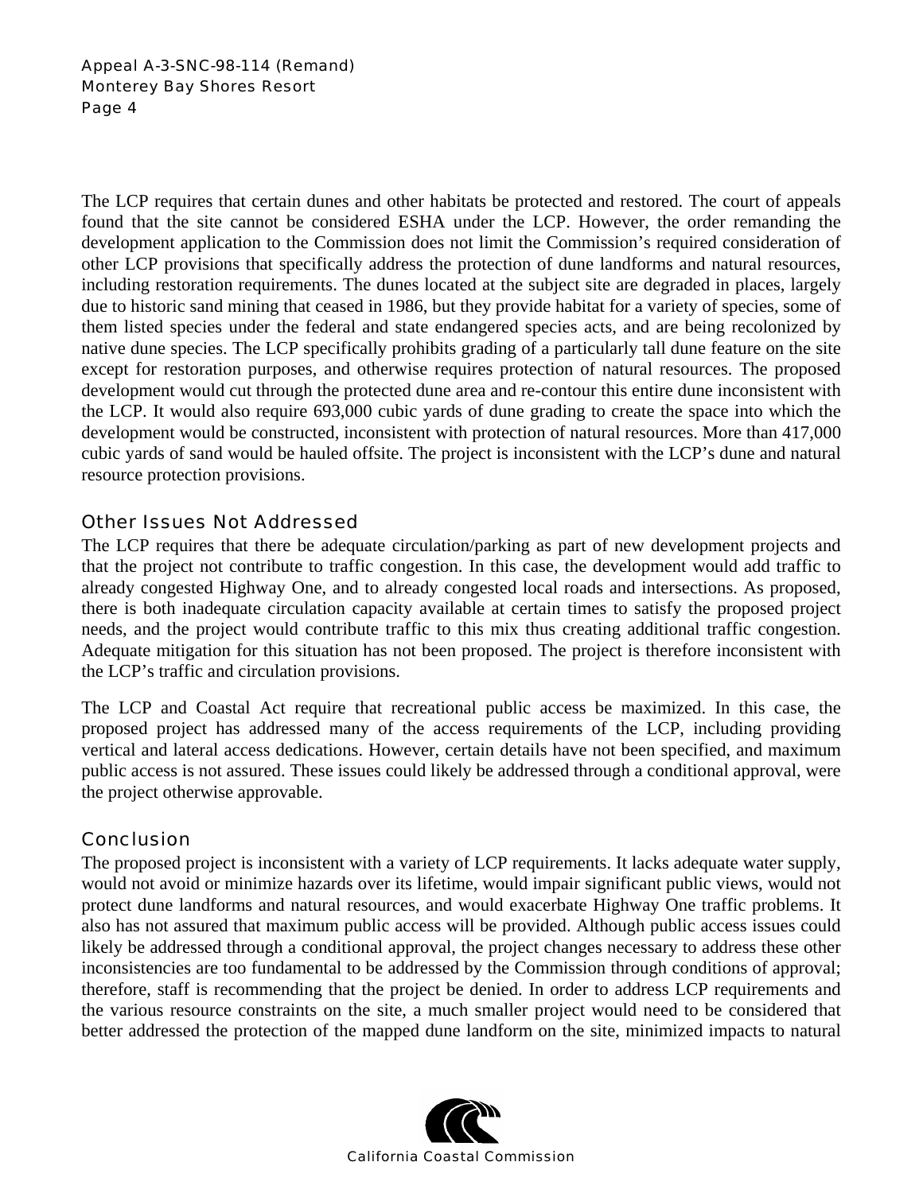The LCP requires that certain dunes and other habitats be protected and restored. The court of appeals found that the site cannot be considered ESHA under the LCP. However, the order remanding the development application to the Commission does not limit the Commission's required consideration of other LCP provisions that specifically address the protection of dune landforms and natural resources, including restoration requirements. The dunes located at the subject site are degraded in places, largely due to historic sand mining that ceased in 1986, but they provide habitat for a variety of species, some of them listed species under the federal and state endangered species acts, and are being recolonized by native dune species. The LCP specifically prohibits grading of a particularly tall dune feature on the site except for restoration purposes, and otherwise requires protection of natural resources. The proposed development would cut through the protected dune area and re-contour this entire dune inconsistent with the LCP. It would also require 693,000 cubic yards of dune grading to create the space into which the development would be constructed, inconsistent with protection of natural resources. More than 417,000 cubic yards of sand would be hauled offsite. The project is inconsistent with the LCP's dune and natural resource protection provisions.

## Other Issues Not Addressed

The LCP requires that there be adequate circulation/parking as part of new development projects and that the project not contribute to traffic congestion. In this case, the development would add traffic to already congested Highway One, and to already congested local roads and intersections. As proposed, there is both inadequate circulation capacity available at certain times to satisfy the proposed project needs, and the project would contribute traffic to this mix thus creating additional traffic congestion. Adequate mitigation for this situation has not been proposed. The project is therefore inconsistent with the LCP's traffic and circulation provisions.

The LCP and Coastal Act require that recreational public access be maximized. In this case, the proposed project has addressed many of the access requirements of the LCP, including providing vertical and lateral access dedications. However, certain details have not been specified, and maximum public access is not assured. These issues could likely be addressed through a conditional approval, were the project otherwise approvable.

## Conclusion

The proposed project is inconsistent with a variety of LCP requirements. It lacks adequate water supply, would not avoid or minimize hazards over its lifetime, would impair significant public views, would not protect dune landforms and natural resources, and would exacerbate Highway One traffic problems. It also has not assured that maximum public access will be provided. Although public access issues could likely be addressed through a conditional approval, the project changes necessary to address these other inconsistencies are too fundamental to be addressed by the Commission through conditions of approval; therefore, staff is recommending that the project be denied. In order to address LCP requirements and the various resource constraints on the site, a much smaller project would need to be considered that better addressed the protection of the mapped dune landform on the site, minimized impacts to natural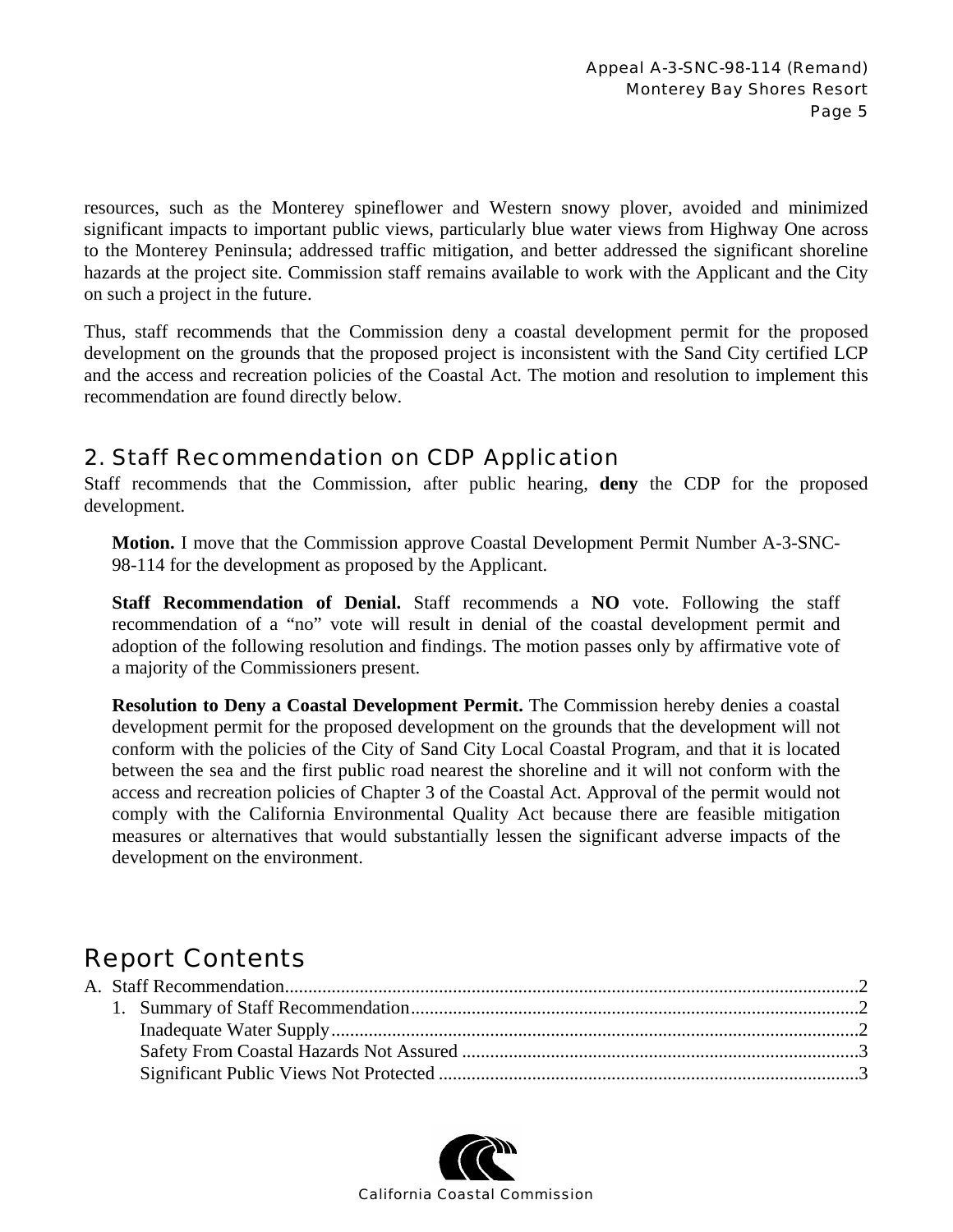resources, such as the Monterey spineflower and Western snowy plover, avoided and minimized significant impacts to important public views, particularly blue water views from Highway One across to the Monterey Peninsula; addressed traffic mitigation, and better addressed the significant shoreline hazards at the project site. Commission staff remains available to work with the Applicant and the City on such a project in the future.

Thus, staff recommends that the Commission deny a coastal development permit for the proposed development on the grounds that the proposed project is inconsistent with the Sand City certified LCP and the access and recreation policies of the Coastal Act. The motion and resolution to implement this recommendation are found directly below.

## 2. Staff Recommendation on CDP Application

Staff recommends that the Commission, after public hearing, **deny** the CDP for the proposed development.

**Motion.** I move that the Commission approve Coastal Development Permit Number A-3-SNC-98-114 for the development as proposed by the Applicant.

**Staff Recommendation of Denial.** Staff recommends a **NO** vote. Following the staff recommendation of a "no" vote will result in denial of the coastal development permit and adoption of the following resolution and findings. The motion passes only by affirmative vote of a majority of the Commissioners present.

**Resolution to Deny a Coastal Development Permit.** The Commission hereby denies a coastal development permit for the proposed development on the grounds that the development will not conform with the policies of the City of Sand City Local Coastal Program, and that it is located between the sea and the first public road nearest the shoreline and it will not conform with the access and recreation policies of Chapter 3 of the Coastal Act. Approval of the permit would not comply with the California Environmental Quality Act because there are feasible mitigation measures or alternatives that would substantially lessen the significant adverse impacts of the development on the environment.

# Report Contents

A. Staff Recommendation........................................................................................................2
   1. Summary of Staff Recommendation................................................................................2
      Inadequate Water Supply.................................................................................................2
      Safety From Coastal Hazards Not Assured .....................................................................3
      Significant Public Views Not Protected ..........................................................................3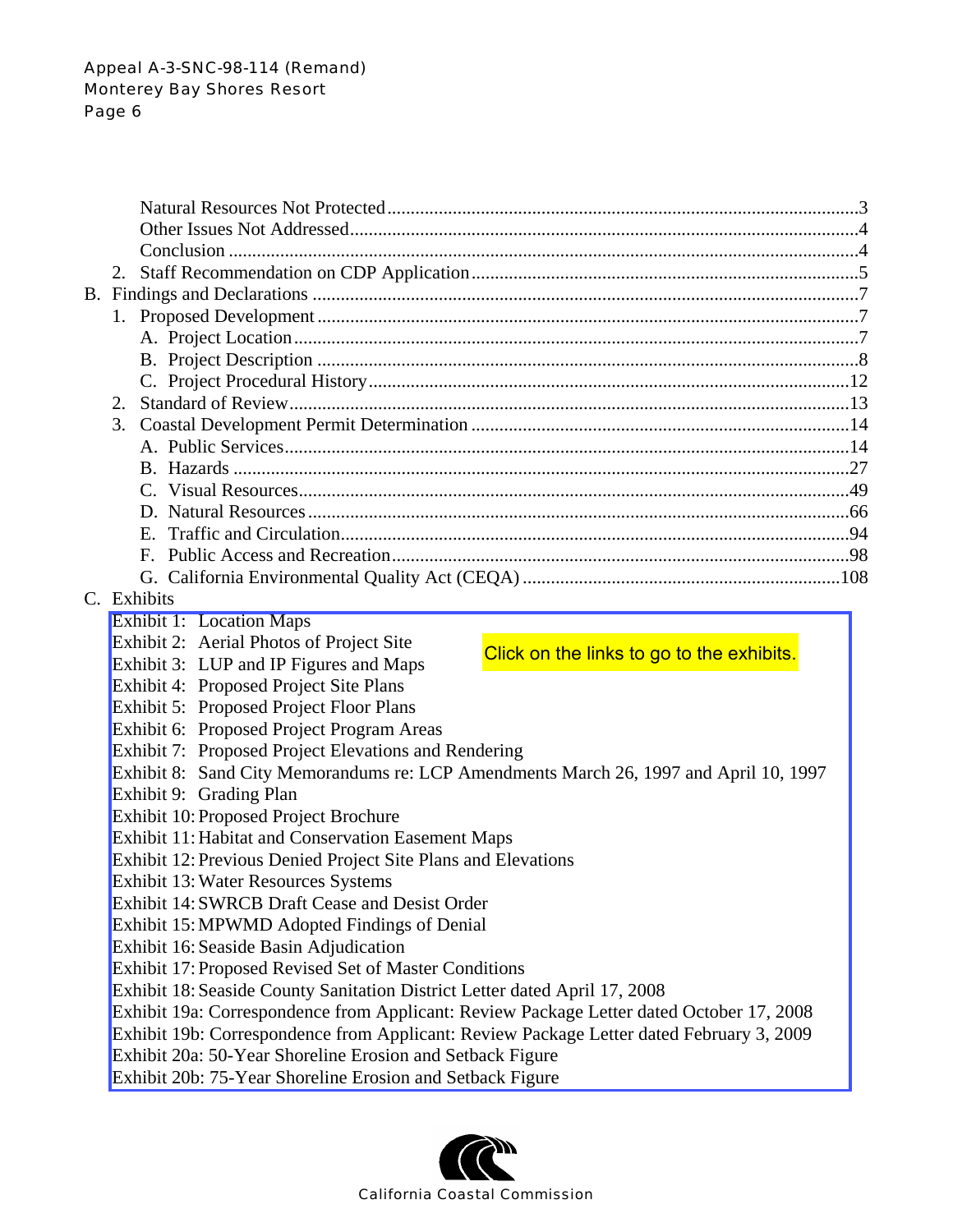Natural Resources Not Protected....................................................................................................3
Other Issues Not Addressed............................................................................................................4
Conclusion .....................................................................................................................................4

2. Staff Recommendation on CDP Application...................................................................................5

B. Findings and Declarations .....................................................................................................................7

1. Proposed Development ....................................................................................................................7
   - A. Project Location........................................................................................................................7
   - B. Project Description ...................................................................................................................8
   - C. Project Procedural History......................................................................................................12
2. Standard of Review.......................................................................................................................13
3. Coastal Development Permit Determination .................................................................................14
   - A. Public Services........................................................................................................................14
   - B. Hazards ...................................................................................................................................27
   - C. Visual Resources.....................................................................................................................49
   - D. Natural Resources ...................................................................................................................66
   - E. Traffic and Circulation............................................................................................................94
   - F. Public Access and Recreation.................................................................................................98
   - G. California Environmental Quality Act (CEQA) ...................................................................108

C. Exhibits

Click on the links to go to the exhibits.

- Exhibit 1: Location Maps
- Exhibit 2: Aerial Photos of Project Site
- Exhibit 3: LUP and IP Figures and Maps
- Exhibit 4: Proposed Project Site Plans
- Exhibit 5: Proposed Project Floor Plans
- Exhibit 6: Proposed Project Program Areas
- Exhibit 7: Proposed Project Elevations and Rendering
- Exhibit 8: Sand City Memorandums re: LCP Amendments March 26, 1997 and April 10, 1997
- Exhibit 9: Grading Plan
- Exhibit 10: Proposed Project Brochure
- Exhibit 11: Habitat and Conservation Easement Maps
- Exhibit 12: Previous Denied Project Site Plans and Elevations
- Exhibit 13: Water Resources Systems
- Exhibit 14: SWRCB Draft Cease and Desist Order
- Exhibit 15: MPWMD Adopted Findings of Denial
- Exhibit 16: Seaside Basin Adjudication
- Exhibit 17: Proposed Revised Set of Master Conditions
- Exhibit 18: Seaside County Sanitation District Letter dated April 17, 2008
- Exhibit 19a: Correspondence from Applicant: Review Package Letter dated October 17, 2008
- Exhibit 19b: Correspondence from Applicant: Review Package Letter dated February 3, 2009
- Exhibit 20a: 50-Year Shoreline Erosion and Setback Figure
- Exhibit 20b: 75-Year Shoreline Erosion and Setback Figure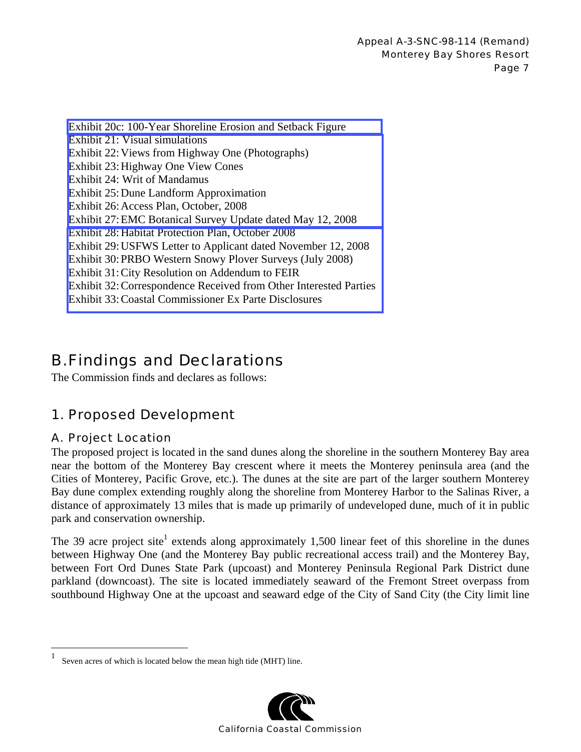Exhibit 20c: 100-Year Shoreline Erosion and Setback Figure
Exhibit 21: Visual simulations
Exhibit 22: Views from Highway One (Photographs)
Exhibit 23: Highway One View Cones
Exhibit 24: Writ of Mandamus
Exhibit 25: Dune Landform Approximation
Exhibit 26: Access Plan, October, 2008
Exhibit 27: EMC Botanical Survey Update dated May 12, 2008
Exhibit 28: Habitat Protection Plan, October 2008
Exhibit 29: USFWS Letter to Applicant dated November 12, 2008
Exhibit 30: PRBO Western Snowy Plover Surveys (July 2008)
Exhibit 31: City Resolution on Addendum to FEIR
Exhibit 32: Correspondence Received from Other Interested Parties
Exhibit 33: Coastal Commissioner Ex Parte Disclosures

# B. Findings and Declarations

The Commission finds and declares as follows:

## 1. Proposed Development

### A. Project Location

The proposed project is located in the sand dunes along the shoreline in the southern Monterey Bay area near the bottom of the Monterey Bay crescent where it meets the Monterey peninsula area (and the Cities of Monterey, Pacific Grove, etc.). The dunes at the site are part of the larger southern Monterey Bay dune complex extending roughly along the shoreline from Monterey Harbor to the Salinas River, a distance of approximately 13 miles that is made up primarily of undeveloped dune, much of it in public park and conservation ownership.

The 39 acre project site[1] extends along approximately 1,500 linear feet of this shoreline in the dunes between Highway One (and the Monterey Bay public recreational access trail) and the Monterey Bay, between Fort Ord Dunes State Park (upcoast) and Monterey Peninsula Regional Park District dune parkland (downcoast). The site is located immediately seaward of the Fremont Street overpass from southbound Highway One at the upcoast and seaward edge of the City of Sand City (the City limit line

[1] Seven acres of which is located below the mean high tide (MHT) line.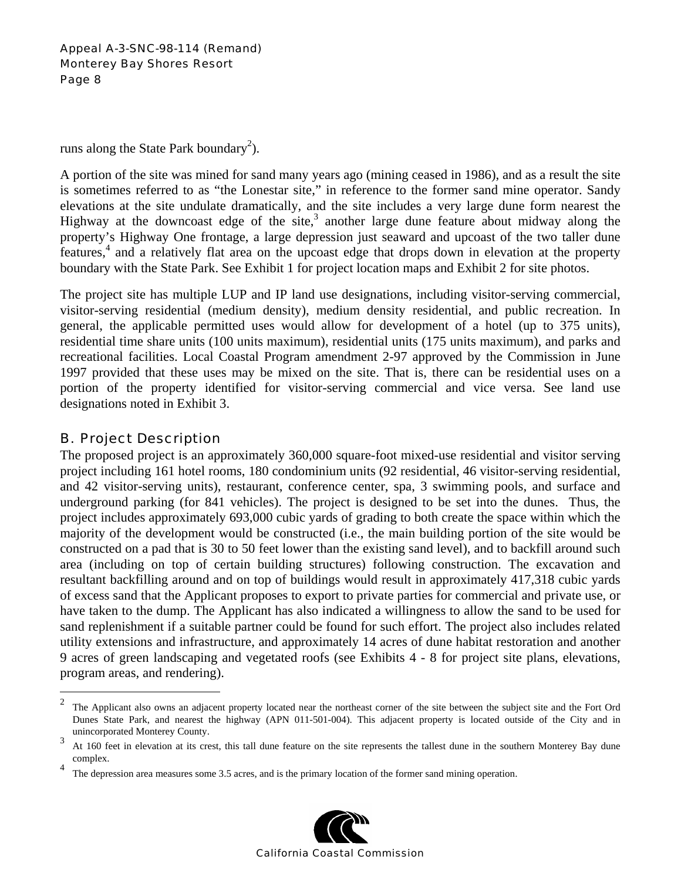runs along the State Park boundary[2]).

A portion of the site was mined for sand many years ago (mining ceased in 1986), and as a result the site is sometimes referred to as "the Lonestar site," in reference to the former sand mine operator. Sandy elevations at the site undulate dramatically, and the site includes a very large dune form nearest the Highway at the downcoast edge of the site,[3] another large dune feature about midway along the property's Highway One frontage, a large depression just seaward and upcoast of the two taller dune features,[4] and a relatively flat area on the upcoast edge that drops down in elevation at the property boundary with the State Park. See Exhibit 1 for project location maps and Exhibit 2 for site photos.

The project site has multiple LUP and IP land use designations, including visitor-serving commercial, visitor-serving residential (medium density), medium density residential, and public recreation. In general, the applicable permitted uses would allow for development of a hotel (up to 375 units), residential time share units (100 units maximum), residential units (175 units maximum), and parks and recreational facilities. Local Coastal Program amendment 2-97 approved by the Commission in June 1997 provided that these uses may be mixed on the site. That is, there can be residential uses on a portion of the property identified for visitor-serving commercial and vice versa. See land use designations noted in Exhibit 3.

## B. Project Description

The proposed project is an approximately 360,000 square-foot mixed-use residential and visitor serving project including 161 hotel rooms, 180 condominium units (92 residential, 46 visitor-serving residential, and 42 visitor-serving units), restaurant, conference center, spa, 3 swimming pools, and surface and underground parking (for 841 vehicles). The project is designed to be set into the dunes. Thus, the project includes approximately 693,000 cubic yards of grading to both create the space within which the majority of the development would be constructed (i.e., the main building portion of the site would be constructed on a pad that is 30 to 50 feet lower than the existing sand level), and to backfill around such area (including on top of certain building structures) following construction. The excavation and resultant backfilling around and on top of buildings would result in approximately 417,318 cubic yards of excess sand that the Applicant proposes to export to private parties for commercial and private use, or have taken to the dump. The Applicant has also indicated a willingness to allow the sand to be used for sand replenishment if a suitable partner could be found for such effort. The project also includes related utility extensions and infrastructure, and approximately 14 acres of dune habitat restoration and another 9 acres of green landscaping and vegetated roofs (see Exhibits 4 - 8 for project site plans, elevations, program areas, and rendering).

---

[2] The Applicant also owns an adjacent property located near the northeast corner of the site between the subject site and the Fort Ord Dunes State Park, and nearest the highway (APN 011-501-004). This adjacent property is located outside of the City and in unincorporated Monterey County.

[3] At 160 feet in elevation at its crest, this tall dune feature on the site represents the tallest dune in the southern Monterey Bay dune complex.

[4] The depression area measures some 3.5 acres, and is the primary location of the former sand mining operation.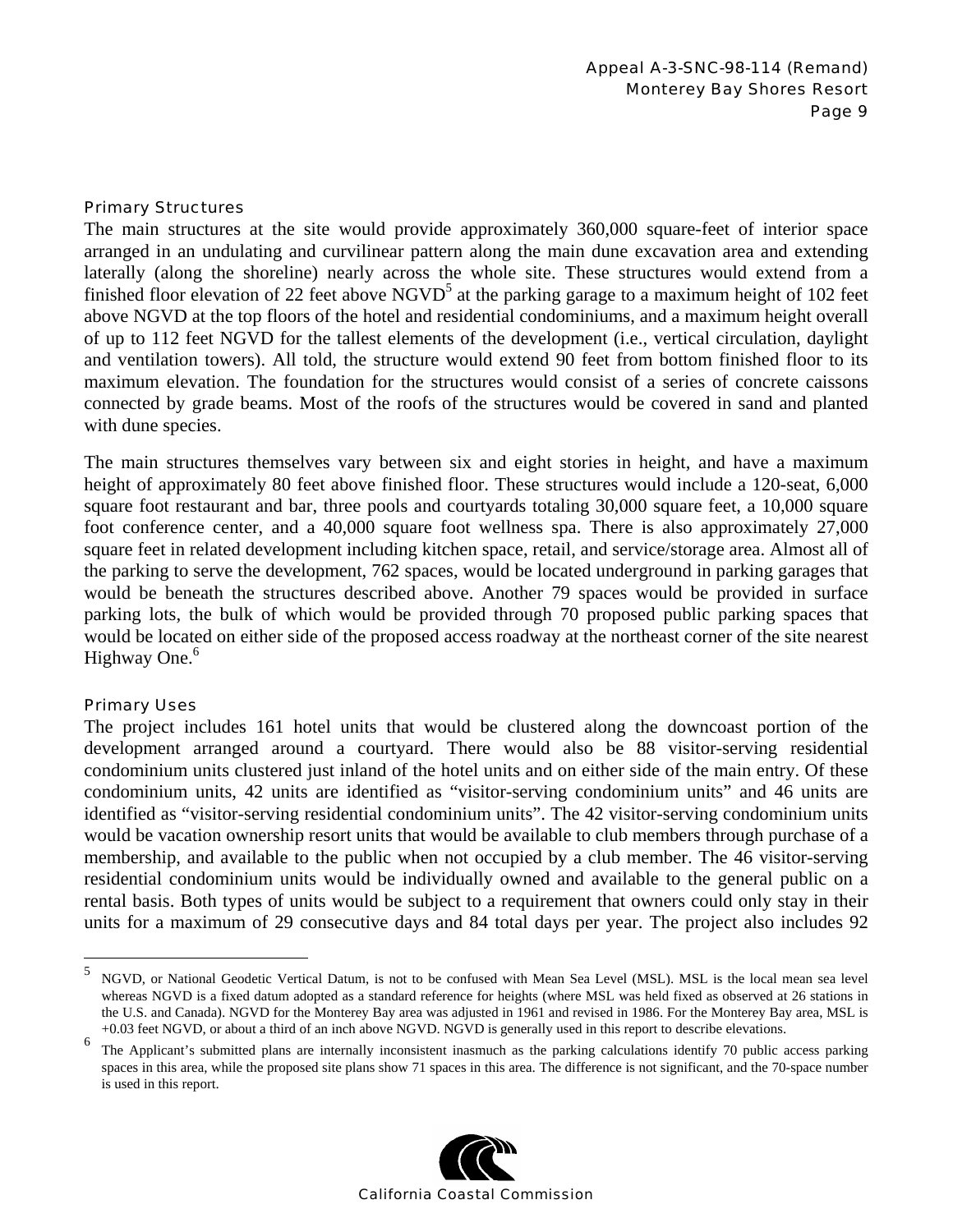### Primary Structures

The main structures at the site would provide approximately 360,000 square-feet of interior space arranged in an undulating and curvilinear pattern along the main dune excavation area and extending laterally (along the shoreline) nearly across the whole site. These structures would extend from a finished floor elevation of 22 feet above NGVD[5] at the parking garage to a maximum height of 102 feet above NGVD at the top floors of the hotel and residential condominiums, and a maximum height overall of up to 112 feet NGVD for the tallest elements of the development (i.e., vertical circulation, daylight and ventilation towers). All told, the structure would extend 90 feet from bottom finished floor to its maximum elevation. The foundation for the structures would consist of a series of concrete caissons connected by grade beams. Most of the roofs of the structures would be covered in sand and planted with dune species.

The main structures themselves vary between six and eight stories in height, and have a maximum height of approximately 80 feet above finished floor. These structures would include a 120-seat, 6,000 square foot restaurant and bar, three pools and courtyards totaling 30,000 square feet, a 10,000 square foot conference center, and a 40,000 square foot wellness spa. There is also approximately 27,000 square feet in related development including kitchen space, retail, and service/storage area. Almost all of the parking to serve the development, 762 spaces, would be located underground in parking garages that would be beneath the structures described above. Another 79 spaces would be provided in surface parking lots, the bulk of which would be provided through 70 proposed public parking spaces that would be located on either side of the proposed access roadway at the northeast corner of the site nearest Highway One.[6]

### Primary Uses

The project includes 161 hotel units that would be clustered along the downcoast portion of the development arranged around a courtyard. There would also be 88 visitor-serving residential condominium units clustered just inland of the hotel units and on either side of the main entry. Of these condominium units, 42 units are identified as "visitor-serving condominium units" and 46 units are identified as "visitor-serving residential condominium units". The 42 visitor-serving condominium units would be vacation ownership resort units that would be available to club members through purchase of a membership, and available to the public when not occupied by a club member. The 46 visitor-serving residential condominium units would be individually owned and available to the general public on a rental basis. Both types of units would be subject to a requirement that owners could only stay in their units for a maximum of 29 consecutive days and 84 total days per year. The project also includes 92

---

[5] NGVD, or National Geodetic Vertical Datum, is not to be confused with Mean Sea Level (MSL). MSL is the local mean sea level whereas NGVD is a fixed datum adopted as a standard reference for heights (where MSL was held fixed as observed at 26 stations in the U.S. and Canada). NGVD for the Monterey Bay area was adjusted in 1961 and revised in 1986. For the Monterey Bay area, MSL is +0.03 feet NGVD, or about a third of an inch above NGVD. NGVD is generally used in this report to describe elevations.

[6] The Applicant's submitted plans are internally inconsistent inasmuch as the parking calculations identify 70 public access parking spaces in this area, while the proposed site plans show 71 spaces in this area. The difference is not significant, and the 70-space number is used in this report.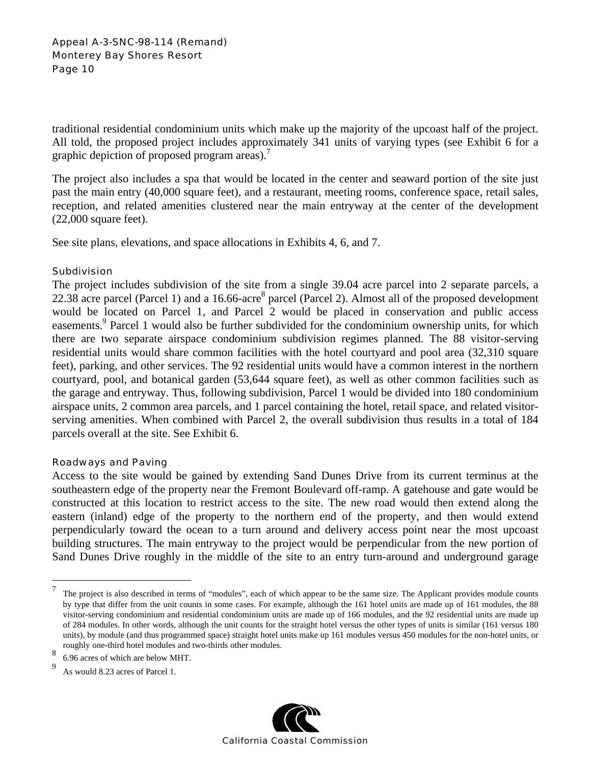traditional residential condominium units which make up the majority of the upcoast half of the project. All told, the proposed project includes approximately 341 units of varying types (see Exhibit 6 for a graphic depiction of proposed program areas).[7]

The project also includes a spa that would be located in the center and seaward portion of the site just past the main entry (40,000 square feet), and a restaurant, meeting rooms, conference space, retail sales, reception, and related amenities clustered near the main entryway at the center of the development (22,000 square feet).

See site plans, elevations, and space allocations in Exhibits 4, 6, and 7.

### Subdivision

The project includes subdivision of the site from a single 39.04 acre parcel into 2 separate parcels, a 22.38 acre parcel (Parcel 1) and a 16.66-acre[8] parcel (Parcel 2). Almost all of the proposed development would be located on Parcel 1, and Parcel 2 would be placed in conservation and public access easements.[9] Parcel 1 would also be further subdivided for the condominium ownership units, for which there are two separate airspace condominium subdivision regimes planned. The 88 visitor-serving residential units would share common facilities with the hotel courtyard and pool area (32,310 square feet), parking, and other services. The 92 residential units would have a common interest in the northern courtyard, pool, and botanical garden (53,644 square feet), as well as other common facilities such as the garage and entryway. Thus, following subdivision, Parcel 1 would be divided into 180 condominium airspace units, 2 common area parcels, and 1 parcel containing the hotel, retail space, and related visitor-serving amenities. When combined with Parcel 2, the overall subdivision thus results in a total of 184 parcels overall at the site. See Exhibit 6.

### Roadways and Paving

Access to the site would be gained by extending Sand Dunes Drive from its current terminus at the southeastern edge of the property near the Fremont Boulevard off-ramp. A gatehouse and gate would be constructed at this location to restrict access to the site. The new road would then extend along the eastern (inland) edge of the property to the northern end of the property, and then would extend perpendicularly toward the ocean to a turn around and delivery access point near the most upcoast building structures. The main entryway to the project would be perpendicular from the new portion of Sand Dunes Drive roughly in the middle of the site to an entry turn-around and underground garage

---

[7] The project is also described in terms of "modules", each of which appear to be the same size. The Applicant provides module counts by type that differ from the unit counts in some cases. For example, although the 161 hotel units are made up of 161 modules, the 88 visitor-serving condominium and residential condominium units are made up of 166 modules, and the 92 residential units are made up of 284 modules. In other words, although the unit counts for the straight hotel versus the other types of units is similar (161 versus 180 units), by module (and thus programmed space) straight hotel units make up 161 modules versus 450 modules for the non-hotel units, or roughly one-third hotel modules and two-thirds other modules.

[8] 6.96 acres of which are below MHT.

[9] As would 8.23 acres of Parcel 1.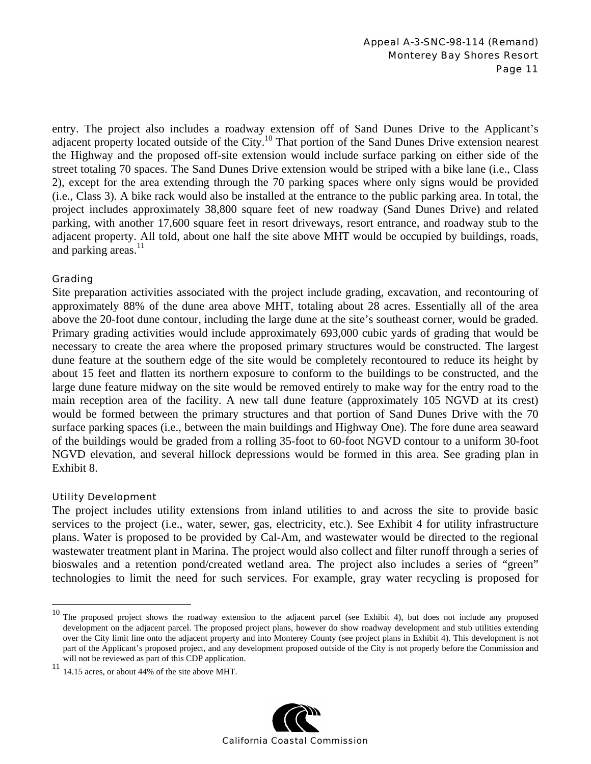entry. The project also includes a roadway extension off of Sand Dunes Drive to the Applicant's adjacent property located outside of the City.[10] That portion of the Sand Dunes Drive extension nearest the Highway and the proposed off-site extension would include surface parking on either side of the street totaling 70 spaces. The Sand Dunes Drive extension would be striped with a bike lane (i.e., Class 2), except for the area extending through the 70 parking spaces where only signs would be provided (i.e., Class 3). A bike rack would also be installed at the entrance to the public parking area. In total, the project includes approximately 38,800 square feet of new roadway (Sand Dunes Drive) and related parking, with another 17,600 square feet in resort driveways, resort entrance, and roadway stub to the adjacent property. All told, about one half the site above MHT would be occupied by buildings, roads, and parking areas.[11]

### Grading

Site preparation activities associated with the project include grading, excavation, and recontouring of approximately 88% of the dune area above MHT, totaling about 28 acres. Essentially all of the area above the 20-foot dune contour, including the large dune at the site's southeast corner, would be graded. Primary grading activities would include approximately 693,000 cubic yards of grading that would be necessary to create the area where the proposed primary structures would be constructed. The largest dune feature at the southern edge of the site would be completely recontoured to reduce its height by about 15 feet and flatten its northern exposure to conform to the buildings to be constructed, and the large dune feature midway on the site would be removed entirely to make way for the entry road to the main reception area of the facility. A new tall dune feature (approximately 105 NGVD at its crest) would be formed between the primary structures and that portion of Sand Dunes Drive with the 70 surface parking spaces (i.e., between the main buildings and Highway One). The fore dune area seaward of the buildings would be graded from a rolling 35-foot to 60-foot NGVD contour to a uniform 30-foot NGVD elevation, and several hillock depressions would be formed in this area. See grading plan in Exhibit 8.

### Utility Development

The project includes utility extensions from inland utilities to and across the site to provide basic services to the project (i.e., water, sewer, gas, electricity, etc.). See Exhibit 4 for utility infrastructure plans. Water is proposed to be provided by Cal-Am, and wastewater would be directed to the regional wastewater treatment plant in Marina. The project would also collect and filter runoff through a series of bioswales and a retention pond/created wetland area. The project also includes a series of "green" technologies to limit the need for such services. For example, gray water recycling is proposed for

---

[10] The proposed project shows the roadway extension to the adjacent parcel (see Exhibit 4), but does not include any proposed development on the adjacent parcel. The proposed project plans, however do show roadway development and stub utilities extending over the City limit line onto the adjacent property and into Monterey County (see project plans in Exhibit 4). This development is not part of the Applicant's proposed project, and any development proposed outside of the City is not properly before the Commission and will not be reviewed as part of this CDP application.

[11] 14.15 acres, or about 44% of the site above MHT.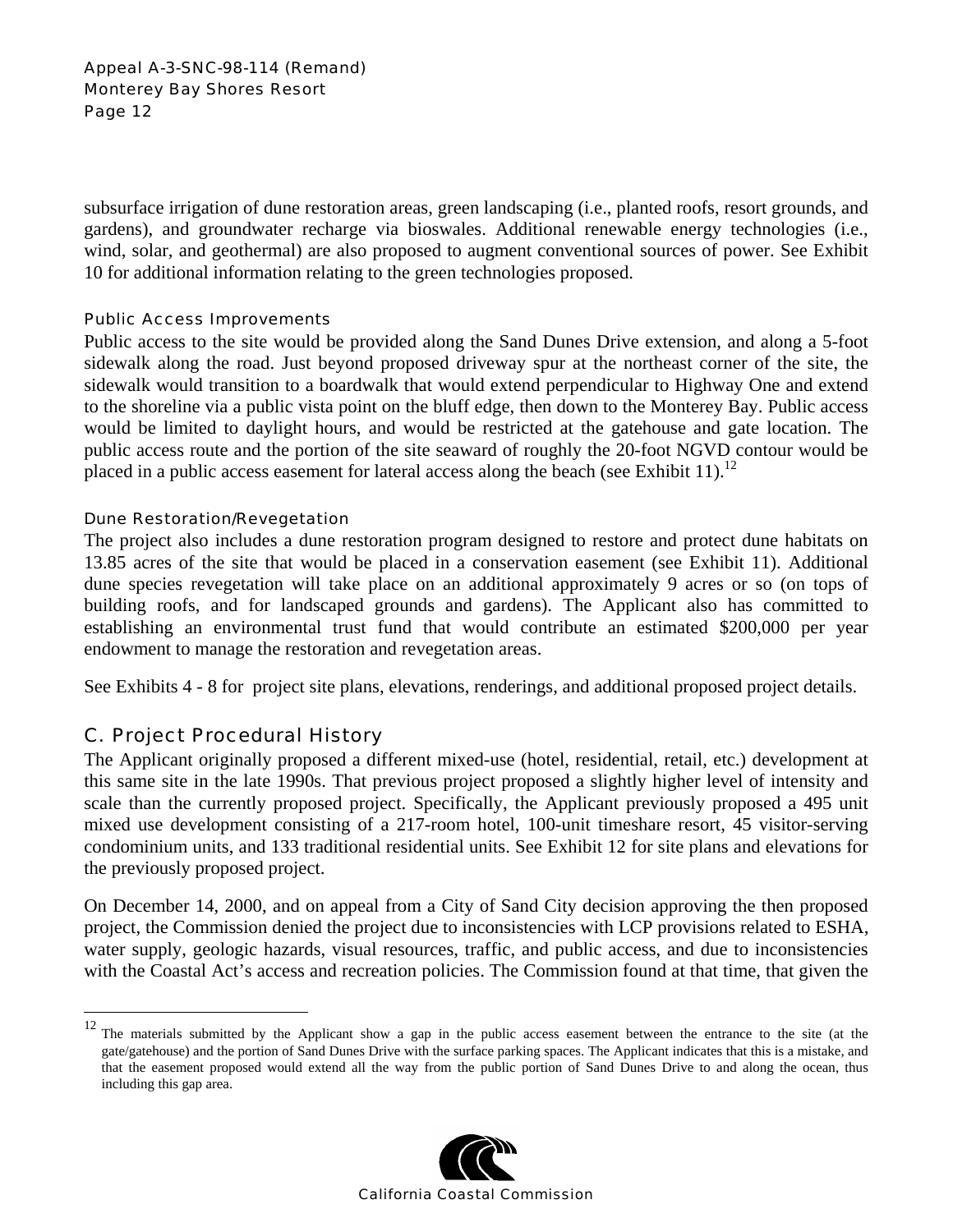subsurface irrigation of dune restoration areas, green landscaping (i.e., planted roofs, resort grounds, and gardens), and groundwater recharge via bioswales. Additional renewable energy technologies (i.e., wind, solar, and geothermal) are also proposed to augment conventional sources of power. See Exhibit 10 for additional information relating to the green technologies proposed.

#### Public Access Improvements

Public access to the site would be provided along the Sand Dunes Drive extension, and along a 5-foot sidewalk along the road. Just beyond proposed driveway spur at the northeast corner of the site, the sidewalk would transition to a boardwalk that would extend perpendicular to Highway One and extend to the shoreline via a public vista point on the bluff edge, then down to the Monterey Bay. Public access would be limited to daylight hours, and would be restricted at the gatehouse and gate location. The public access route and the portion of the site seaward of roughly the 20-foot NGVD contour would be placed in a public access easement for lateral access along the beach (see Exhibit 11).[12]

#### Dune Restoration/Revegetation

The project also includes a dune restoration program designed to restore and protect dune habitats on 13.85 acres of the site that would be placed in a conservation easement (see Exhibit 11). Additional dune species revegetation will take place on an additional approximately 9 acres or so (on tops of building roofs, and for landscaped grounds and gardens). The Applicant also has committed to establishing an environmental trust fund that would contribute an estimated $200,000 per year endowment to manage the restoration and revegetation areas.

See Exhibits 4 - 8 for project site plans, elevations, renderings, and additional proposed project details.

## C. Project Procedural History

The Applicant originally proposed a different mixed-use (hotel, residential, retail, etc.) development at this same site in the late 1990s. That previous project proposed a slightly higher level of intensity and scale than the currently proposed project. Specifically, the Applicant previously proposed a 495 unit mixed use development consisting of a 217-room hotel, 100-unit timeshare resort, 45 visitor-serving condominium units, and 133 traditional residential units. See Exhibit 12 for site plans and elevations for the previously proposed project.

On December 14, 2000, and on appeal from a City of Sand City decision approving the then proposed project, the Commission denied the project due to inconsistencies with LCP provisions related to ESHA, water supply, geologic hazards, visual resources, traffic, and public access, and due to inconsistencies with the Coastal Act's access and recreation policies. The Commission found at that time, that given the

---

[12] The materials submitted by the Applicant show a gap in the public access easement between the entrance to the site (at the gate/gatehouse) and the portion of Sand Dunes Drive with the surface parking spaces. The Applicant indicates that this is a mistake, and that the easement proposed would extend all the way from the public portion of Sand Dunes Drive to and along the ocean, thus including this gap area.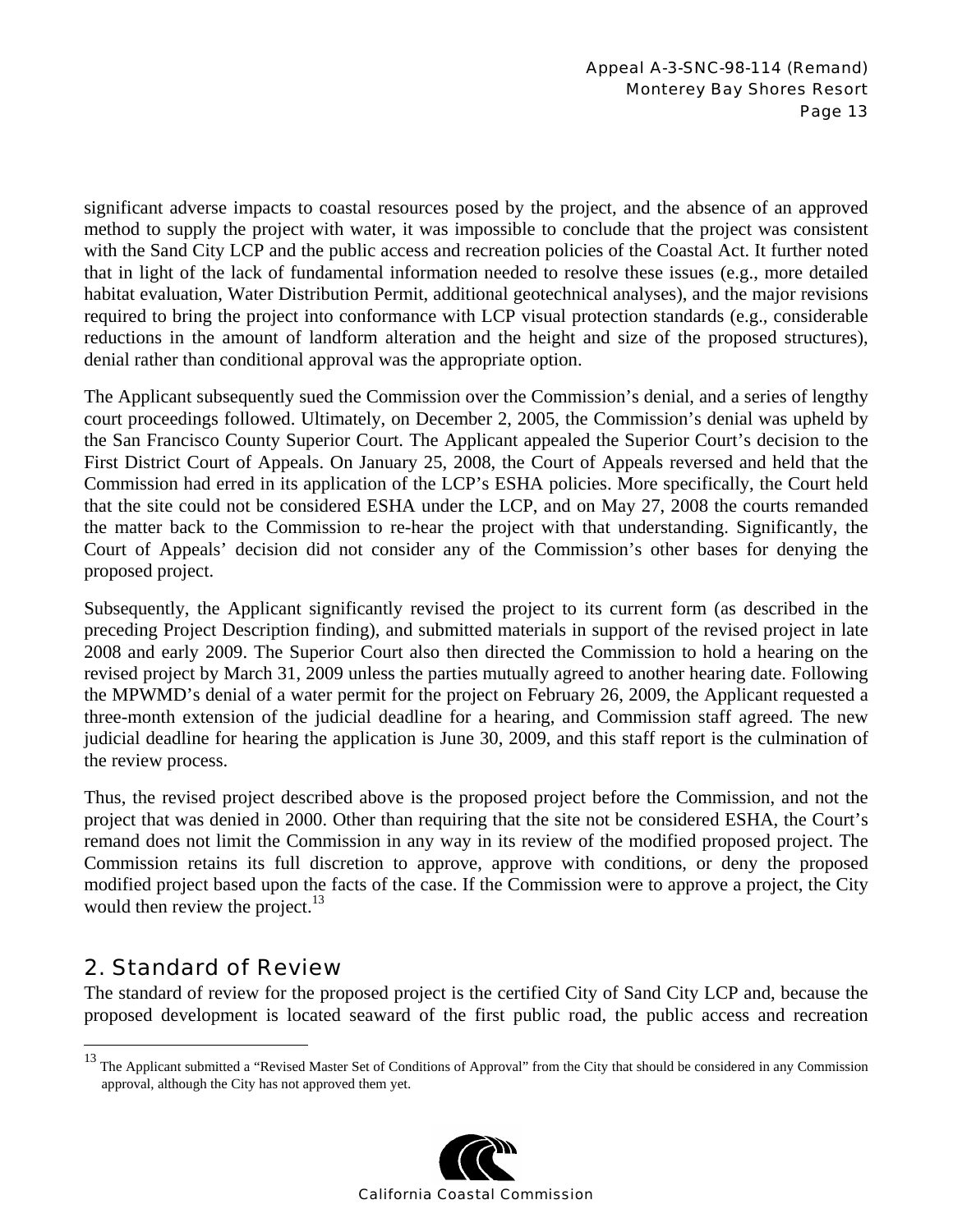significant adverse impacts to coastal resources posed by the project, and the absence of an approved method to supply the project with water, it was impossible to conclude that the project was consistent with the Sand City LCP and the public access and recreation policies of the Coastal Act. It further noted that in light of the lack of fundamental information needed to resolve these issues (e.g., more detailed habitat evaluation, Water Distribution Permit, additional geotechnical analyses), and the major revisions required to bring the project into conformance with LCP visual protection standards (e.g., considerable reductions in the amount of landform alteration and the height and size of the proposed structures), denial rather than conditional approval was the appropriate option.

The Applicant subsequently sued the Commission over the Commission's denial, and a series of lengthy court proceedings followed. Ultimately, on December 2, 2005, the Commission's denial was upheld by the San Francisco County Superior Court. The Applicant appealed the Superior Court's decision to the First District Court of Appeals. On January 25, 2008, the Court of Appeals reversed and held that the Commission had erred in its application of the LCP's ESHA policies. More specifically, the Court held that the site could not be considered ESHA under the LCP, and on May 27, 2008 the courts remanded the matter back to the Commission to re-hear the project with that understanding. Significantly, the Court of Appeals' decision did not consider any of the Commission's other bases for denying the proposed project.

Subsequently, the Applicant significantly revised the project to its current form (as described in the preceding Project Description finding), and submitted materials in support of the revised project in late 2008 and early 2009. The Superior Court also then directed the Commission to hold a hearing on the revised project by March 31, 2009 unless the parties mutually agreed to another hearing date. Following the MPWMD's denial of a water permit for the project on February 26, 2009, the Applicant requested a three-month extension of the judicial deadline for a hearing, and Commission staff agreed. The new judicial deadline for hearing the application is June 30, 2009, and this staff report is the culmination of the review process.

Thus, the revised project described above is the proposed project before the Commission, and not the project that was denied in 2000. Other than requiring that the site not be considered ESHA, the Court's remand does not limit the Commission in any way in its review of the modified proposed project. The Commission retains its full discretion to approve, approve with conditions, or deny the proposed modified project based upon the facts of the case. If the Commission were to approve a project, the City would then review the project.[13]

## 2. Standard of Review

The standard of review for the proposed project is the certified City of Sand City LCP and, because the proposed development is located seaward of the first public road, the public access and recreation

[13] The Applicant submitted a "Revised Master Set of Conditions of Approval" from the City that should be considered in any Commission approval, although the City has not approved them yet.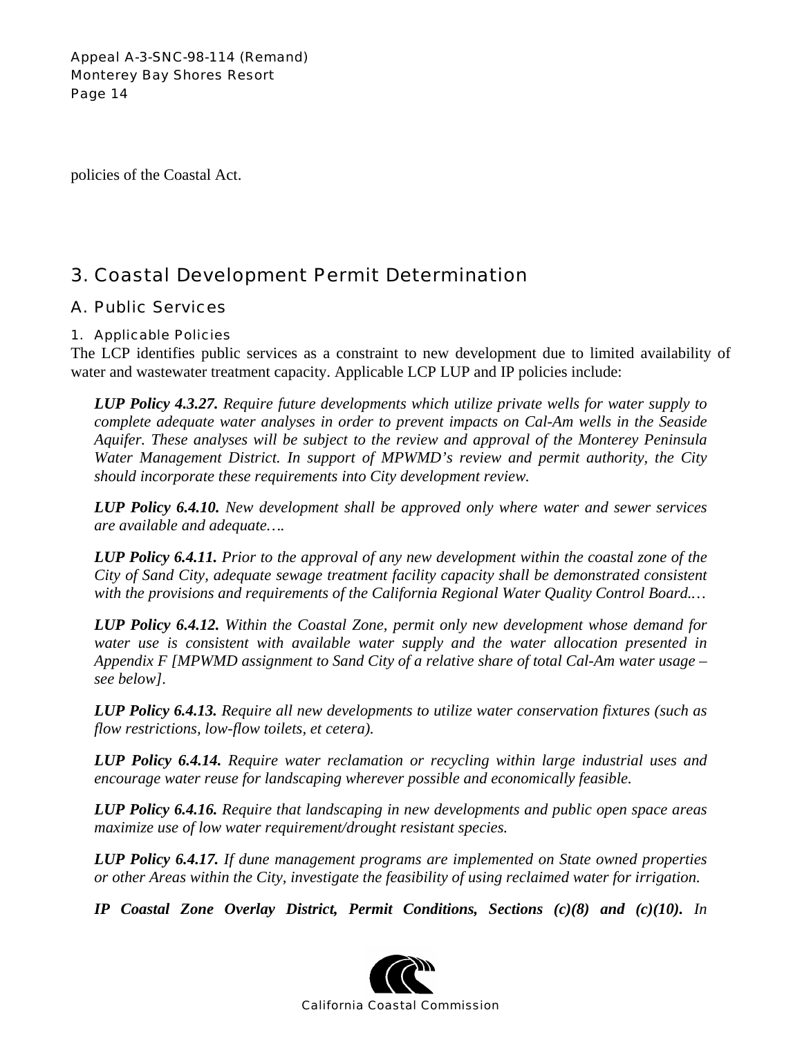policies of the Coastal Act.

# 3. Coastal Development Permit Determination

## A. Public Services

### 1. Applicable Policies

The LCP identifies public services as a constraint to new development due to limited availability of water and wastewater treatment capacity. Applicable LCP LUP and IP policies include:

> ***LUP Policy 4.3.27.*** *Require future developments which utilize private wells for water supply to complete adequate water analyses in order to prevent impacts on Cal-Am wells in the Seaside Aquifer. These analyses will be subject to the review and approval of the Monterey Peninsula Water Management District. In support of MPWMD's review and permit authority, the City should incorporate these requirements into City development review.*
>
> ***LUP Policy 6.4.10.*** *New development shall be approved only where water and sewer services are available and adequate….*
>
> ***LUP Policy 6.4.11.*** *Prior to the approval of any new development within the coastal zone of the City of Sand City, adequate sewage treatment facility capacity shall be demonstrated consistent with the provisions and requirements of the California Regional Water Quality Control Board.…*
>
> ***LUP Policy 6.4.12.*** *Within the Coastal Zone, permit only new development whose demand for water use is consistent with available water supply and the water allocation presented in Appendix F [MPWMD assignment to Sand City of a relative share of total Cal-Am water usage – see below].*
>
> ***LUP Policy 6.4.13.*** *Require all new developments to utilize water conservation fixtures (such as flow restrictions, low-flow toilets, et cetera).*
>
> ***LUP Policy 6.4.14.*** *Require water reclamation or recycling within large industrial uses and encourage water reuse for landscaping wherever possible and economically feasible.*
>
> ***LUP Policy 6.4.16.*** *Require that landscaping in new developments and public open space areas maximize use of low water requirement/drought resistant species.*
>
> ***LUP Policy 6.4.17.*** *If dune management programs are implemented on State owned properties or other Areas within the City, investigate the feasibility of using reclaimed water for irrigation.*
>
> ***IP Coastal Zone Overlay District, Permit Conditions, Sections (c)(8) and (c)(10).*** *In*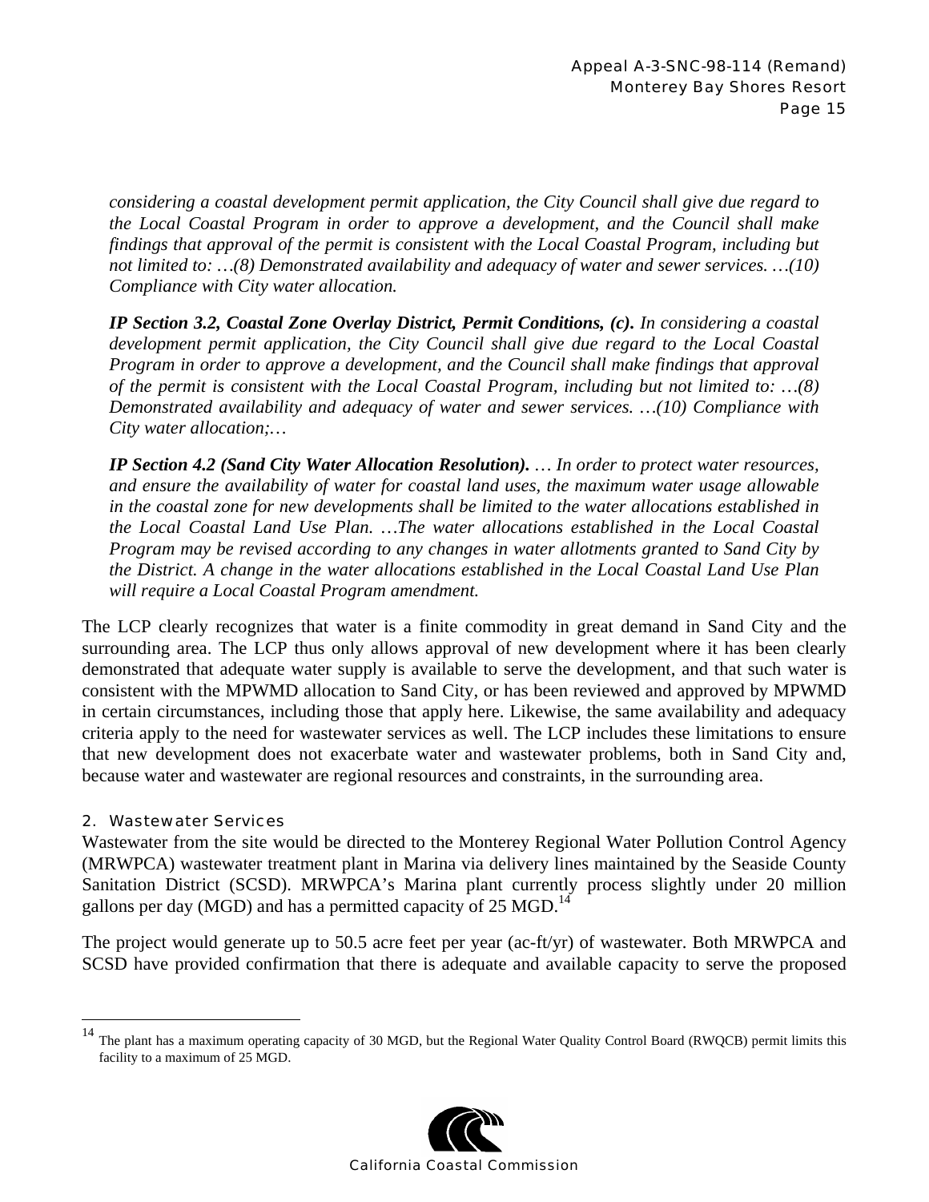*considering a coastal development permit application, the City Council shall give due regard to the Local Coastal Program in order to approve a development, and the Council shall make findings that approval of the permit is consistent with the Local Coastal Program, including but not limited to: …(8) Demonstrated availability and adequacy of water and sewer services. …(10) Compliance with City water allocation.*

***IP Section 3.2, Coastal Zone Overlay District, Permit Conditions, (c).*** *In considering a coastal development permit application, the City Council shall give due regard to the Local Coastal Program in order to approve a development, and the Council shall make findings that approval of the permit is consistent with the Local Coastal Program, including but not limited to: …(8) Demonstrated availability and adequacy of water and sewer services. …(10) Compliance with City water allocation;…*

***IP Section 4.2 (Sand City Water Allocation Resolution).*** *… In order to protect water resources, and ensure the availability of water for coastal land uses, the maximum water usage allowable in the coastal zone for new developments shall be limited to the water allocations established in the Local Coastal Land Use Plan. …The water allocations established in the Local Coastal Program may be revised according to any changes in water allotments granted to Sand City by the District. A change in the water allocations established in the Local Coastal Land Use Plan will require a Local Coastal Program amendment.*

The LCP clearly recognizes that water is a finite commodity in great demand in Sand City and the surrounding area. The LCP thus only allows approval of new development where it has been clearly demonstrated that adequate water supply is available to serve the development, and that such water is consistent with the MPWMD allocation to Sand City, or has been reviewed and approved by MPWMD in certain circumstances, including those that apply here. Likewise, the same availability and adequacy criteria apply to the need for wastewater services as well. The LCP includes these limitations to ensure that new development does not exacerbate water and wastewater problems, both in Sand City and, because water and wastewater are regional resources and constraints, in the surrounding area.

### 2. Wastewater Services

Wastewater from the site would be directed to the Monterey Regional Water Pollution Control Agency (MRWPCA) wastewater treatment plant in Marina via delivery lines maintained by the Seaside County Sanitation District (SCSD). MRWPCA's Marina plant currently process slightly under 20 million gallons per day (MGD) and has a permitted capacity of 25 MGD.[14]

The project would generate up to 50.5 acre feet per year (ac-ft/yr) of wastewater. Both MRWPCA and SCSD have provided confirmation that there is adequate and available capacity to serve the proposed

---

[14] The plant has a maximum operating capacity of 30 MGD, but the Regional Water Quality Control Board (RWQCB) permit limits this facility to a maximum of 25 MGD.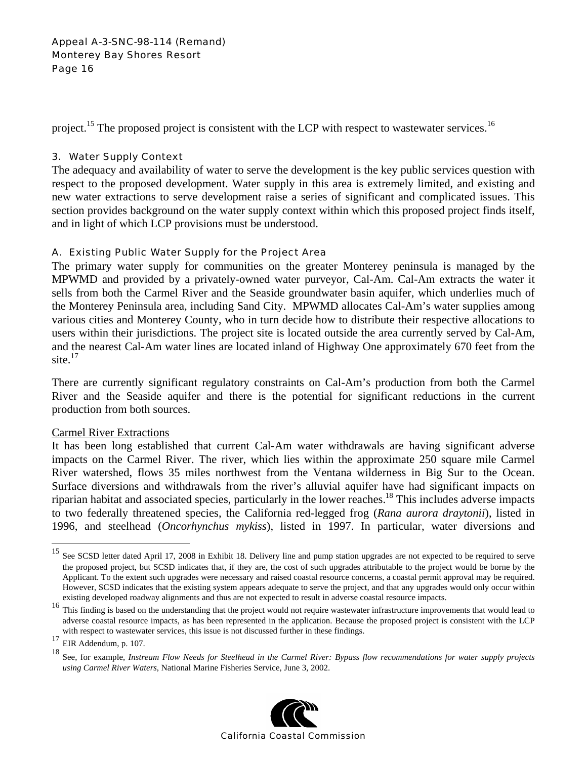project.[15] The proposed project is consistent with the LCP with respect to wastewater services.[16]

### 3. Water Supply Context

The adequacy and availability of water to serve the development is the key public services question with respect to the proposed development. Water supply in this area is extremely limited, and existing and new water extractions to serve development raise a series of significant and complicated issues. This section provides background on the water supply context within which this proposed project finds itself, and in light of which LCP provisions must be understood.

#### A. Existing Public Water Supply for the Project Area

The primary water supply for communities on the greater Monterey peninsula is managed by the MPWMD and provided by a privately-owned water purveyor, Cal-Am. Cal-Am extracts the water it sells from both the Carmel River and the Seaside groundwater basin aquifer, which underlies much of the Monterey Peninsula area, including Sand City. MPWMD allocates Cal-Am's water supplies among various cities and Monterey County, who in turn decide how to distribute their respective allocations to users within their jurisdictions. The project site is located outside the area currently served by Cal-Am, and the nearest Cal-Am water lines are located inland of Highway One approximately 670 feet from the site.[17]

There are currently significant regulatory constraints on Cal-Am's production from both the Carmel River and the Seaside aquifer and there is the potential for significant reductions in the current production from both sources.

<u>Carmel River Extractions</u>

It has been long established that current Cal-Am water withdrawals are having significant adverse impacts on the Carmel River. The river, which lies within the approximate 250 square mile Carmel River watershed, flows 35 miles northwest from the Ventana wilderness in Big Sur to the Ocean. Surface diversions and withdrawals from the river's alluvial aquifer have had significant impacts on riparian habitat and associated species, particularly in the lower reaches.[18] This includes adverse impacts to two federally threatened species, the California red-legged frog (*Rana aurora draytonii*), listed in 1996, and steelhead (*Oncorhynchus mykiss*), listed in 1997. In particular, water diversions and

---

[15] See SCSD letter dated April 17, 2008 in Exhibit 18. Delivery line and pump station upgrades are not expected to be required to serve the proposed project, but SCSD indicates that, if they are, the cost of such upgrades attributable to the project would be borne by the Applicant. To the extent such upgrades were necessary and raised coastal resource concerns, a coastal permit approval may be required. However, SCSD indicates that the existing system appears adequate to serve the project, and that any upgrades would only occur within existing developed roadway alignments and thus are not expected to result in adverse coastal resource impacts.

[16] This finding is based on the understanding that the project would not require wastewater infrastructure improvements that would lead to adverse coastal resource impacts, as has been represented in the application. Because the proposed project is consistent with the LCP with respect to wastewater services, this issue is not discussed further in these findings.

[17] EIR Addendum, p. 107.

[18] See, for example, *Instream Flow Needs for Steelhead in the Carmel River: Bypass flow recommendations for water supply projects using Carmel River Waters*, National Marine Fisheries Service, June 3, 2002.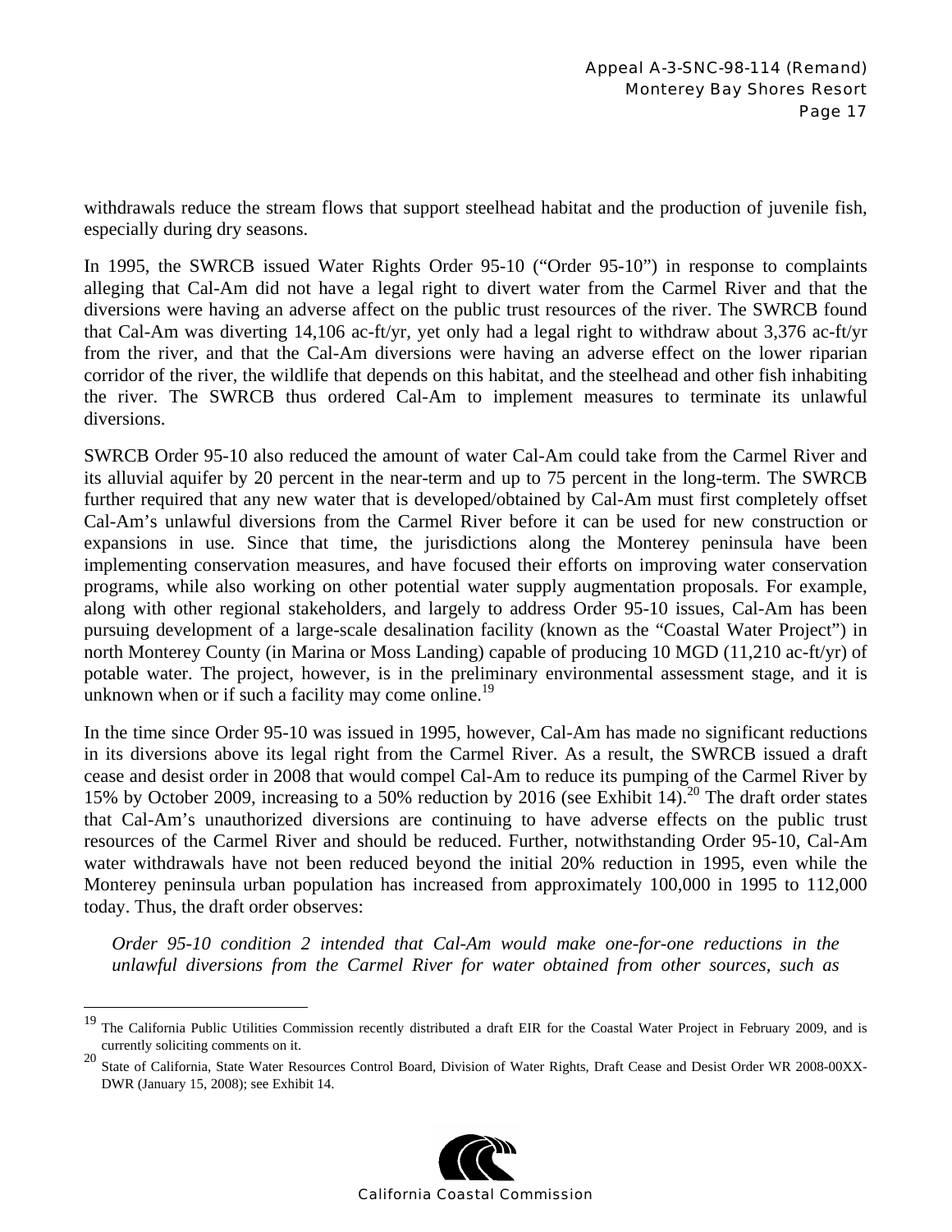withdrawals reduce the stream flows that support steelhead habitat and the production of juvenile fish, especially during dry seasons.

In 1995, the SWRCB issued Water Rights Order 95-10 ("Order 95-10") in response to complaints alleging that Cal-Am did not have a legal right to divert water from the Carmel River and that the diversions were having an adverse affect on the public trust resources of the river. The SWRCB found that Cal-Am was diverting 14,106 ac-ft/yr, yet only had a legal right to withdraw about 3,376 ac-ft/yr from the river, and that the Cal-Am diversions were having an adverse effect on the lower riparian corridor of the river, the wildlife that depends on this habitat, and the steelhead and other fish inhabiting the river. The SWRCB thus ordered Cal-Am to implement measures to terminate its unlawful diversions.

SWRCB Order 95-10 also reduced the amount of water Cal-Am could take from the Carmel River and its alluvial aquifer by 20 percent in the near-term and up to 75 percent in the long-term. The SWRCB further required that any new water that is developed/obtained by Cal-Am must first completely offset Cal-Am's unlawful diversions from the Carmel River before it can be used for new construction or expansions in use. Since that time, the jurisdictions along the Monterey peninsula have been implementing conservation measures, and have focused their efforts on improving water conservation programs, while also working on other potential water supply augmentation proposals. For example, along with other regional stakeholders, and largely to address Order 95-10 issues, Cal-Am has been pursuing development of a large-scale desalination facility (known as the "Coastal Water Project") in north Monterey County (in Marina or Moss Landing) capable of producing 10 MGD (11,210 ac-ft/yr) of potable water. The project, however, is in the preliminary environmental assessment stage, and it is unknown when or if such a facility may come online.[19]

In the time since Order 95-10 was issued in 1995, however, Cal-Am has made no significant reductions in its diversions above its legal right from the Carmel River. As a result, the SWRCB issued a draft cease and desist order in 2008 that would compel Cal-Am to reduce its pumping of the Carmel River by 15% by October 2009, increasing to a 50% reduction by 2016 (see Exhibit 14).[20] The draft order states that Cal-Am's unauthorized diversions are continuing to have adverse effects on the public trust resources of the Carmel River and should be reduced. Further, notwithstanding Order 95-10, Cal-Am water withdrawals have not been reduced beyond the initial 20% reduction in 1995, even while the Monterey peninsula urban population has increased from approximately 100,000 in 1995 to 112,000 today. Thus, the draft order observes:

> *Order 95-10 condition 2 intended that Cal-Am would make one-for-one reductions in the unlawful diversions from the Carmel River for water obtained from other sources, such as*

---

[19] The California Public Utilities Commission recently distributed a draft EIR for the Coastal Water Project in February 2009, and is currently soliciting comments on it.

[20] State of California, State Water Resources Control Board, Division of Water Rights, Draft Cease and Desist Order WR 2008-00XX-DWR (January 15, 2008); see Exhibit 14.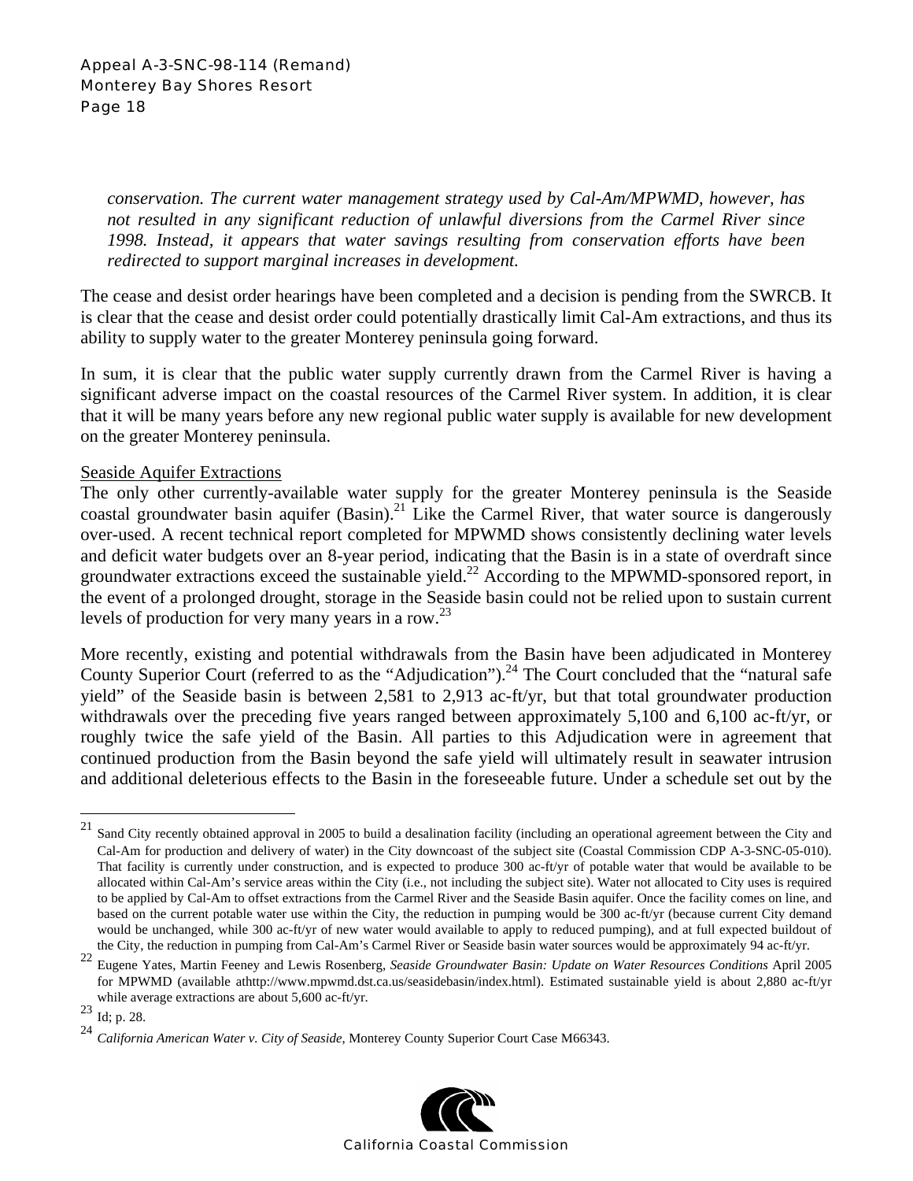*conservation. The current water management strategy used by Cal-Am/MPWMD, however, has not resulted in any significant reduction of unlawful diversions from the Carmel River since 1998. Instead, it appears that water savings resulting from conservation efforts have been redirected to support marginal increases in development.*

The cease and desist order hearings have been completed and a decision is pending from the SWRCB. It is clear that the cease and desist order could potentially drastically limit Cal-Am extractions, and thus its ability to supply water to the greater Monterey peninsula going forward.

In sum, it is clear that the public water supply currently drawn from the Carmel River is having a significant adverse impact on the coastal resources of the Carmel River system. In addition, it is clear that it will be many years before any new regional public water supply is available for new development on the greater Monterey peninsula.

Seaside Aquifer Extractions

The only other currently-available water supply for the greater Monterey peninsula is the Seaside coastal groundwater basin aquifer (Basin).[21] Like the Carmel River, that water source is dangerously over-used. A recent technical report completed for MPWMD shows consistently declining water levels and deficit water budgets over an 8-year period, indicating that the Basin is in a state of overdraft since groundwater extractions exceed the sustainable yield.[22] According to the MPWMD-sponsored report, in the event of a prolonged drought, storage in the Seaside basin could not be relied upon to sustain current levels of production for very many years in a row.[23]

More recently, existing and potential withdrawals from the Basin have been adjudicated in Monterey County Superior Court (referred to as the "Adjudication").[24] The Court concluded that the "natural safe yield" of the Seaside basin is between 2,581 to 2,913 ac-ft/yr, but that total groundwater production withdrawals over the preceding five years ranged between approximately 5,100 and 6,100 ac-ft/yr, or roughly twice the safe yield of the Basin. All parties to this Adjudication were in agreement that continued production from the Basin beyond the safe yield will ultimately result in seawater intrusion and additional deleterious effects to the Basin in the foreseeable future. Under a schedule set out by the

---

[21] Sand City recently obtained approval in 2005 to build a desalination facility (including an operational agreement between the City and Cal-Am for production and delivery of water) in the City downcoast of the subject site (Coastal Commission CDP A-3-SNC-05-010). That facility is currently under construction, and is expected to produce 300 ac-ft/yr of potable water that would be available to be allocated within Cal-Am's service areas within the City (i.e., not including the subject site). Water not allocated to City uses is required to be applied by Cal-Am to offset extractions from the Carmel River and the Seaside Basin aquifer. Once the facility comes on line, and based on the current potable water use within the City, the reduction in pumping would be 300 ac-ft/yr (because current City demand would be unchanged, while 300 ac-ft/yr of new water would available to apply to reduced pumping), and at full expected buildout of the City, the reduction in pumping from Cal-Am's Carmel River or Seaside basin water sources would be approximately 94 ac-ft/yr.

[22] Eugene Yates, Martin Feeney and Lewis Rosenberg, *Seaside Groundwater Basin: Update on Water Resources Conditions* April 2005 for MPWMD (available athttp://www.mpwmd.dst.ca.us/seasidebasin/index.html). Estimated sustainable yield is about 2,880 ac-ft/yr while average extractions are about 5,600 ac-ft/yr.

[23] Id; p. 28.

[24] *California American Water v. City of Seaside*, Monterey County Superior Court Case M66343.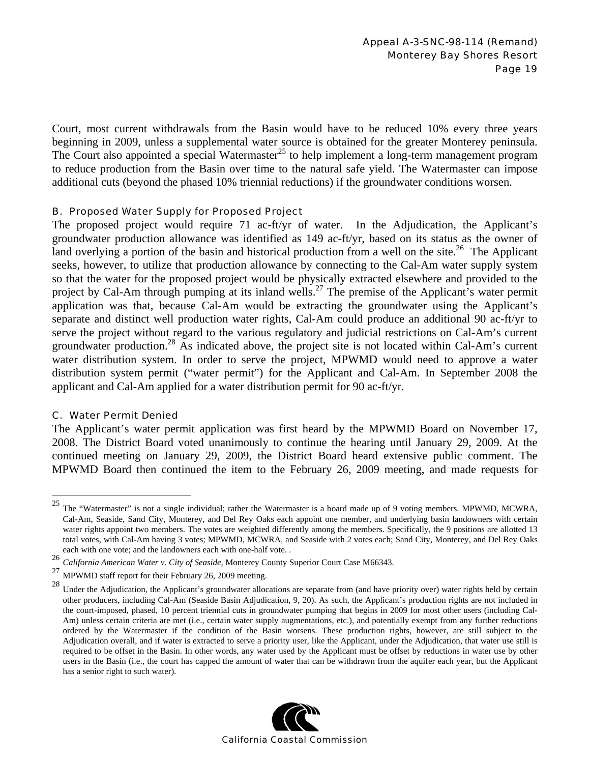Court, most current withdrawals from the Basin would have to be reduced 10% every three years beginning in 2009, unless a supplemental water source is obtained for the greater Monterey peninsula. The Court also appointed a special Watermaster[25] to help implement a long-term management program to reduce production from the Basin over time to the natural safe yield. The Watermaster can impose additional cuts (beyond the phased 10% triennial reductions) if the groundwater conditions worsen.

### B. Proposed Water Supply for Proposed Project

The proposed project would require 71 ac-ft/yr of water. In the Adjudication, the Applicant's groundwater production allowance was identified as 149 ac-ft/yr, based on its status as the owner of land overlying a portion of the basin and historical production from a well on the site.[26] The Applicant seeks, however, to utilize that production allowance by connecting to the Cal-Am water supply system so that the water for the proposed project would be physically extracted elsewhere and provided to the project by Cal-Am through pumping at its inland wells.[27] The premise of the Applicant's water permit application was that, because Cal-Am would be extracting the groundwater using the Applicant's separate and distinct well production water rights, Cal-Am could produce an additional 90 ac-ft/yr to serve the project without regard to the various regulatory and judicial restrictions on Cal-Am's current groundwater production.[28] As indicated above, the project site is not located within Cal-Am's current water distribution system. In order to serve the project, MPWMD would need to approve a water distribution system permit ("water permit") for the Applicant and Cal-Am. In September 2008 the applicant and Cal-Am applied for a water distribution permit for 90 ac-ft/yr.

### C. Water Permit Denied

The Applicant's water permit application was first heard by the MPWMD Board on November 17, 2008. The District Board voted unanimously to continue the hearing until January 29, 2009. At the continued meeting on January 29, 2009, the District Board heard extensive public comment. The MPWMD Board then continued the item to the February 26, 2009 meeting, and made requests for

---

[25] The "Watermaster" is not a single individual; rather the Watermaster is a board made up of 9 voting members. MPWMD, MCWRA, Cal-Am, Seaside, Sand City, Monterey, and Del Rey Oaks each appoint one member, and underlying basin landowners with certain water rights appoint two members. The votes are weighted differently among the members. Specifically, the 9 positions are allotted 13 total votes, with Cal-Am having 3 votes; MPWMD, MCWRA, and Seaside with 2 votes each; Sand City, Monterey, and Del Rey Oaks each with one vote; and the landowners each with one-half vote. .

[26] *California American Water v. City of Seaside*, Monterey County Superior Court Case M66343.

[27] MPWMD staff report for their February 26, 2009 meeting.

[28] Under the Adjudication, the Applicant's groundwater allocations are separate from (and have priority over) water rights held by certain other producers, including Cal-Am (Seaside Basin Adjudication, 9, 20). As such, the Applicant's production rights are not included in the court-imposed, phased, 10 percent triennial cuts in groundwater pumping that begins in 2009 for most other users (including Cal-Am) unless certain criteria are met (i.e., certain water supply augmentations, etc.), and potentially exempt from any further reductions ordered by the Watermaster if the condition of the Basin worsens. These production rights, however, are still subject to the Adjudication overall, and if water is extracted to serve a priority user, like the Applicant, under the Adjudication, that water use still is required to be offset in the Basin. In other words, any water used by the Applicant must be offset by reductions in water use by other users in the Basin (i.e., the court has capped the amount of water that can be withdrawn from the aquifer each year, but the Applicant has a senior right to such water).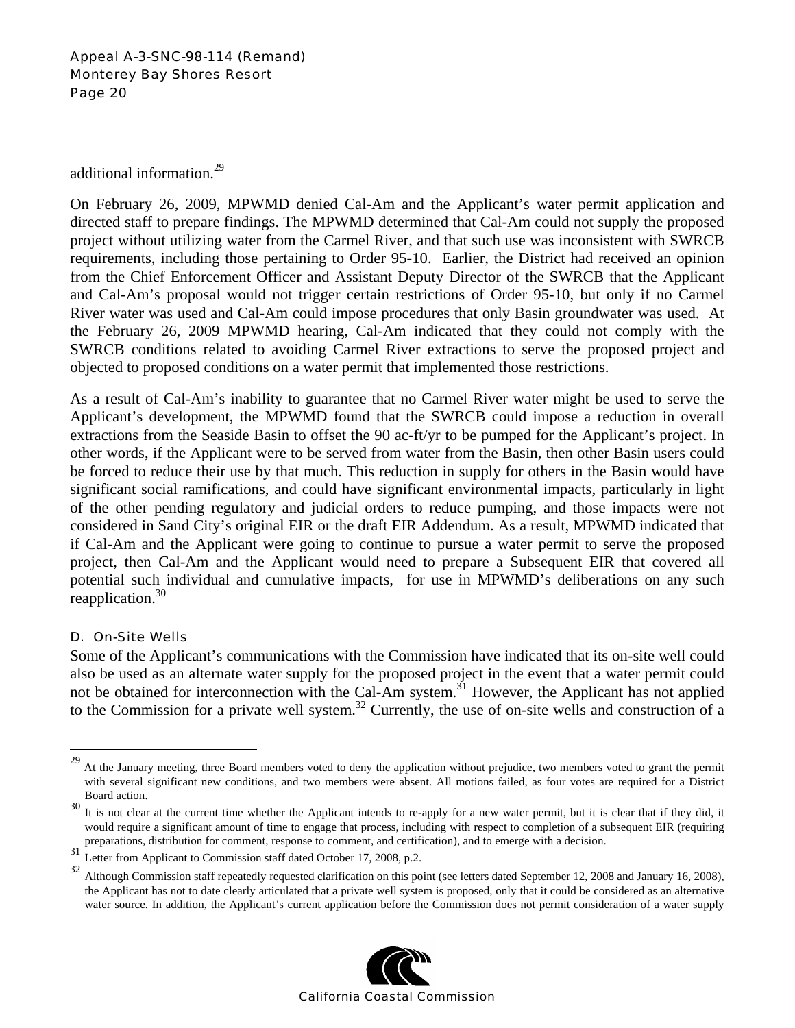additional information.[29]

On February 26, 2009, MPWMD denied Cal-Am and the Applicant's water permit application and directed staff to prepare findings. The MPWMD determined that Cal-Am could not supply the proposed project without utilizing water from the Carmel River, and that such use was inconsistent with SWRCB requirements, including those pertaining to Order 95-10. Earlier, the District had received an opinion from the Chief Enforcement Officer and Assistant Deputy Director of the SWRCB that the Applicant and Cal-Am's proposal would not trigger certain restrictions of Order 95-10, but only if no Carmel River water was used and Cal-Am could impose procedures that only Basin groundwater was used. At the February 26, 2009 MPWMD hearing, Cal-Am indicated that they could not comply with the SWRCB conditions related to avoiding Carmel River extractions to serve the proposed project and objected to proposed conditions on a water permit that implemented those restrictions.

As a result of Cal-Am's inability to guarantee that no Carmel River water might be used to serve the Applicant's development, the MPWMD found that the SWRCB could impose a reduction in overall extractions from the Seaside Basin to offset the 90 ac-ft/yr to be pumped for the Applicant's project. In other words, if the Applicant were to be served from water from the Basin, then other Basin users could be forced to reduce their use by that much. This reduction in supply for others in the Basin would have significant social ramifications, and could have significant environmental impacts, particularly in light of the other pending regulatory and judicial orders to reduce pumping, and those impacts were not considered in Sand City's original EIR or the draft EIR Addendum. As a result, MPWMD indicated that if Cal-Am and the Applicant were going to continue to pursue a water permit to serve the proposed project, then Cal-Am and the Applicant would need to prepare a Subsequent EIR that covered all potential such individual and cumulative impacts, for use in MPWMD's deliberations on any such reapplication.[30]

### D. On-Site Wells

Some of the Applicant's communications with the Commission have indicated that its on-site well could also be used as an alternate water supply for the proposed project in the event that a water permit could not be obtained for interconnection with the Cal-Am system.[31] However, the Applicant has not applied to the Commission for a private well system.[32] Currently, the use of on-site wells and construction of a

---

[29] At the January meeting, three Board members voted to deny the application without prejudice, two members voted to grant the permit with several significant new conditions, and two members were absent. All motions failed, as four votes are required for a District Board action.

[30] It is not clear at the current time whether the Applicant intends to re-apply for a new water permit, but it is clear that if they did, it would require a significant amount of time to engage that process, including with respect to completion of a subsequent EIR (requiring preparations, distribution for comment, response to comment, and certification), and to emerge with a decision.

[31] Letter from Applicant to Commission staff dated October 17, 2008, p.2.

[32] Although Commission staff repeatedly requested clarification on this point (see letters dated September 12, 2008 and January 16, 2008), the Applicant has not to date clearly articulated that a private well system is proposed, only that it could be considered as an alternative water source. In addition, the Applicant's current application before the Commission does not permit consideration of a water supply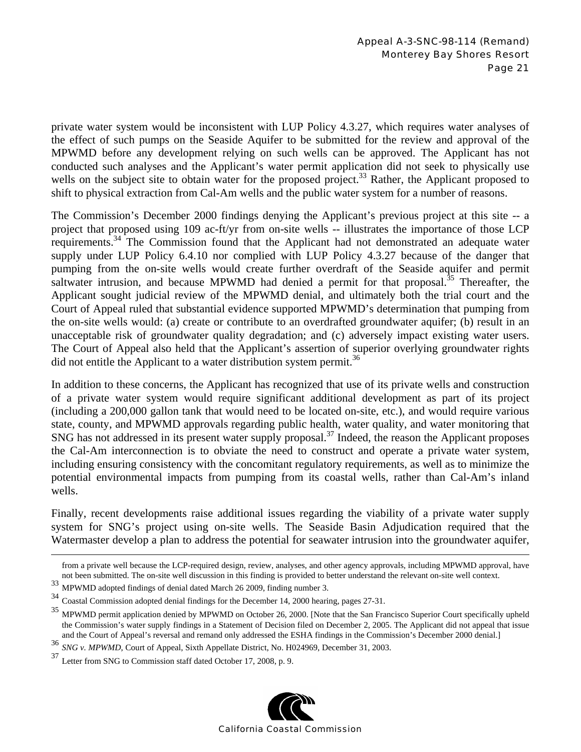private water system would be inconsistent with LUP Policy 4.3.27, which requires water analyses of the effect of such pumps on the Seaside Aquifer to be submitted for the review and approval of the MPWMD before any development relying on such wells can be approved. The Applicant has not conducted such analyses and the Applicant's water permit application did not seek to physically use wells on the subject site to obtain water for the proposed project.[33] Rather, the Applicant proposed to shift to physical extraction from Cal-Am wells and the public water system for a number of reasons.

The Commission's December 2000 findings denying the Applicant's previous project at this site -- a project that proposed using 109 ac-ft/yr from on-site wells -- illustrates the importance of those LCP requirements.[34] The Commission found that the Applicant had not demonstrated an adequate water supply under LUP Policy 6.4.10 nor complied with LUP Policy 4.3.27 because of the danger that pumping from the on-site wells would create further overdraft of the Seaside aquifer and permit saltwater intrusion, and because MPWMD had denied a permit for that proposal.[35] Thereafter, the Applicant sought judicial review of the MPWMD denial, and ultimately both the trial court and the Court of Appeal ruled that substantial evidence supported MPWMD's determination that pumping from the on-site wells would: (a) create or contribute to an overdrafted groundwater aquifer; (b) result in an unacceptable risk of groundwater quality degradation; and (c) adversely impact existing water users. The Court of Appeal also held that the Applicant's assertion of superior overlying groundwater rights did not entitle the Applicant to a water distribution system permit.[36]

In addition to these concerns, the Applicant has recognized that use of its private wells and construction of a private water system would require significant additional development as part of its project (including a 200,000 gallon tank that would need to be located on-site, etc.), and would require various state, county, and MPWMD approvals regarding public health, water quality, and water monitoring that SNG has not addressed in its present water supply proposal.[37] Indeed, the reason the Applicant proposes the Cal-Am interconnection is to obviate the need to construct and operate a private water system, including ensuring consistency with the concomitant regulatory requirements, as well as to minimize the potential environmental impacts from pumping from its coastal wells, rather than Cal-Am's inland wells.

Finally, recent developments raise additional issues regarding the viability of a private water supply system for SNG's project using on-site wells. The Seaside Basin Adjudication required that the Watermaster develop a plan to address the potential for seawater intrusion into the groundwater aquifer,

---

from a private well because the LCP-required design, review, analyses, and other agency approvals, including MPWMD approval, have not been submitted. The on-site well discussion in this finding is provided to better understand the relevant on-site well context.

[33] MPWMD adopted findings of denial dated March 26 2009, finding number 3.

[34] Coastal Commission adopted denial findings for the December 14, 2000 hearing, pages 27-31.

[35] MPWMD permit application denied by MPWMD on October 26, 2000. [Note that the San Francisco Superior Court specifically upheld the Commission's water supply findings in a Statement of Decision filed on December 2, 2005. The Applicant did not appeal that issue and the Court of Appeal's reversal and remand only addressed the ESHA findings in the Commission's December 2000 denial.]

[36] *SNG v. MPWMD*, Court of Appeal, Sixth Appellate District, No. H024969, December 31, 2003.

[37] Letter from SNG to Commission staff dated October 17, 2008, p. 9.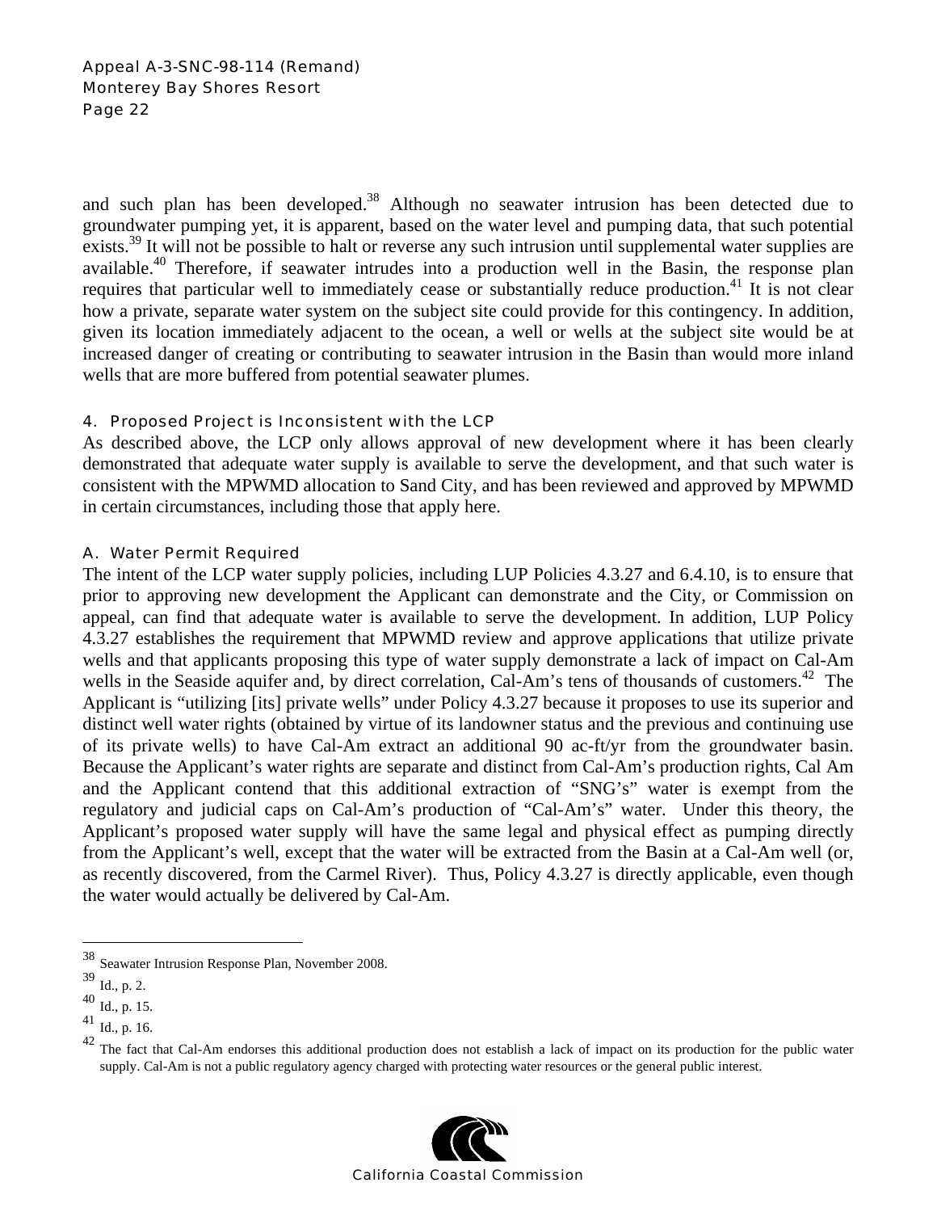and such plan has been developed.[38] Although no seawater intrusion has been detected due to groundwater pumping yet, it is apparent, based on the water level and pumping data, that such potential exists.[39] It will not be possible to halt or reverse any such intrusion until supplemental water supplies are available.[40] Therefore, if seawater intrudes into a production well in the Basin, the response plan requires that particular well to immediately cease or substantially reduce production.[41] It is not clear how a private, separate water system on the subject site could provide for this contingency. In addition, given its location immediately adjacent to the ocean, a well or wells at the subject site would be at increased danger of creating or contributing to seawater intrusion in the Basin than would more inland wells that are more buffered from potential seawater plumes.

### 4. Proposed Project is Inconsistent with the LCP

As described above, the LCP only allows approval of new development where it has been clearly demonstrated that adequate water supply is available to serve the development, and that such water is consistent with the MPWMD allocation to Sand City, and has been reviewed and approved by MPWMD in certain circumstances, including those that apply here.

#### A. Water Permit Required

The intent of the LCP water supply policies, including LUP Policies 4.3.27 and 6.4.10, is to ensure that prior to approving new development the Applicant can demonstrate and the City, or Commission on appeal, can find that adequate water is available to serve the development. In addition, LUP Policy 4.3.27 establishes the requirement that MPWMD review and approve applications that utilize private wells and that applicants proposing this type of water supply demonstrate a lack of impact on Cal-Am wells in the Seaside aquifer and, by direct correlation, Cal-Am's tens of thousands of customers.[42] The Applicant is "utilizing [its] private wells" under Policy 4.3.27 because it proposes to use its superior and distinct well water rights (obtained by virtue of its landowner status and the previous and continuing use of its private wells) to have Cal-Am extract an additional 90 ac-ft/yr from the groundwater basin. Because the Applicant's water rights are separate and distinct from Cal-Am's production rights, Cal Am and the Applicant contend that this additional extraction of "SNG's" water is exempt from the regulatory and judicial caps on Cal-Am's production of "Cal-Am's" water. Under this theory, the Applicant's proposed water supply will have the same legal and physical effect as pumping directly from the Applicant's well, except that the water will be extracted from the Basin at a Cal-Am well (or, as recently discovered, from the Carmel River). Thus, Policy 4.3.27 is directly applicable, even though the water would actually be delivered by Cal-Am.

---

[38] Seawater Intrusion Response Plan, November 2008.

[39] Id., p. 2.

[40] Id., p. 15.

[41] Id., p. 16.

[42] The fact that Cal-Am endorses this additional production does not establish a lack of impact on its production for the public water supply. Cal-Am is not a public regulatory agency charged with protecting water resources or the general public interest.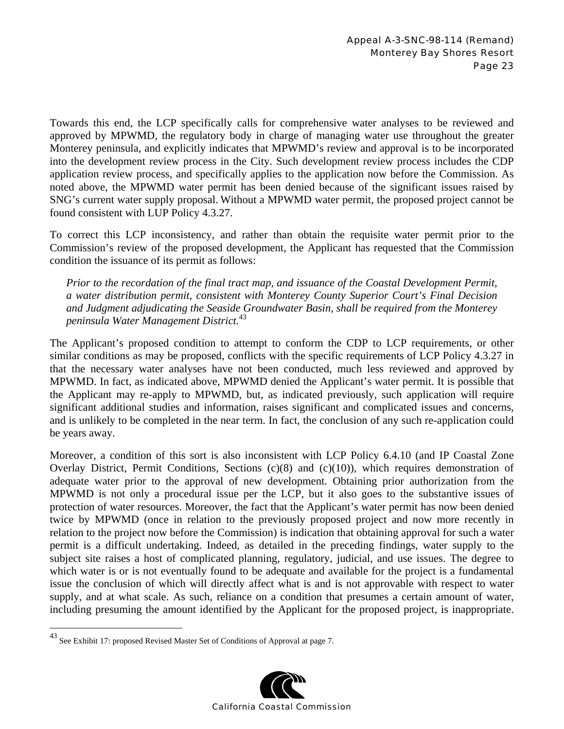Towards this end, the LCP specifically calls for comprehensive water analyses to be reviewed and approved by MPWMD, the regulatory body in charge of managing water use throughout the greater Monterey peninsula, and explicitly indicates that MPWMD's review and approval is to be incorporated into the development review process in the City. Such development review process includes the CDP application review process, and specifically applies to the application now before the Commission. As noted above, the MPWMD water permit has been denied because of the significant issues raised by SNG's current water supply proposal. Without a MPWMD water permit, the proposed project cannot be found consistent with LUP Policy 4.3.27.

To correct this LCP inconsistency, and rather than obtain the requisite water permit prior to the Commission's review of the proposed development, the Applicant has requested that the Commission condition the issuance of its permit as follows:

> *Prior to the recordation of the final tract map, and issuance of the Coastal Development Permit, a water distribution permit, consistent with Monterey County Superior Court's Final Decision and Judgment adjudicating the Seaside Groundwater Basin, shall be required from the Monterey peninsula Water Management District.*[43]

The Applicant's proposed condition to attempt to conform the CDP to LCP requirements, or other similar conditions as may be proposed, conflicts with the specific requirements of LCP Policy 4.3.27 in that the necessary water analyses have not been conducted, much less reviewed and approved by MPWMD. In fact, as indicated above, MPWMD denied the Applicant's water permit. It is possible that the Applicant may re-apply to MPWMD, but, as indicated previously, such application will require significant additional studies and information, raises significant and complicated issues and concerns, and is unlikely to be completed in the near term. In fact, the conclusion of any such re-application could be years away.

Moreover, a condition of this sort is also inconsistent with LCP Policy 6.4.10 (and IP Coastal Zone Overlay District, Permit Conditions, Sections (c)(8) and (c)(10)), which requires demonstration of adequate water prior to the approval of new development. Obtaining prior authorization from the MPWMD is not only a procedural issue per the LCP, but it also goes to the substantive issues of protection of water resources. Moreover, the fact that the Applicant's water permit has now been denied twice by MPWMD (once in relation to the previously proposed project and now more recently in relation to the project now before the Commission) is indication that obtaining approval for such a water permit is a difficult undertaking. Indeed, as detailed in the preceding findings, water supply to the subject site raises a host of complicated planning, regulatory, judicial, and use issues. The degree to which water is or is not eventually found to be adequate and available for the project is a fundamental issue the conclusion of which will directly affect what is and is not approvable with respect to water supply, and at what scale. As such, reliance on a condition that presumes a certain amount of water, including presuming the amount identified by the Applicant for the proposed project, is inappropriate.

---

[43] See Exhibit 17: proposed Revised Master Set of Conditions of Approval at page 7.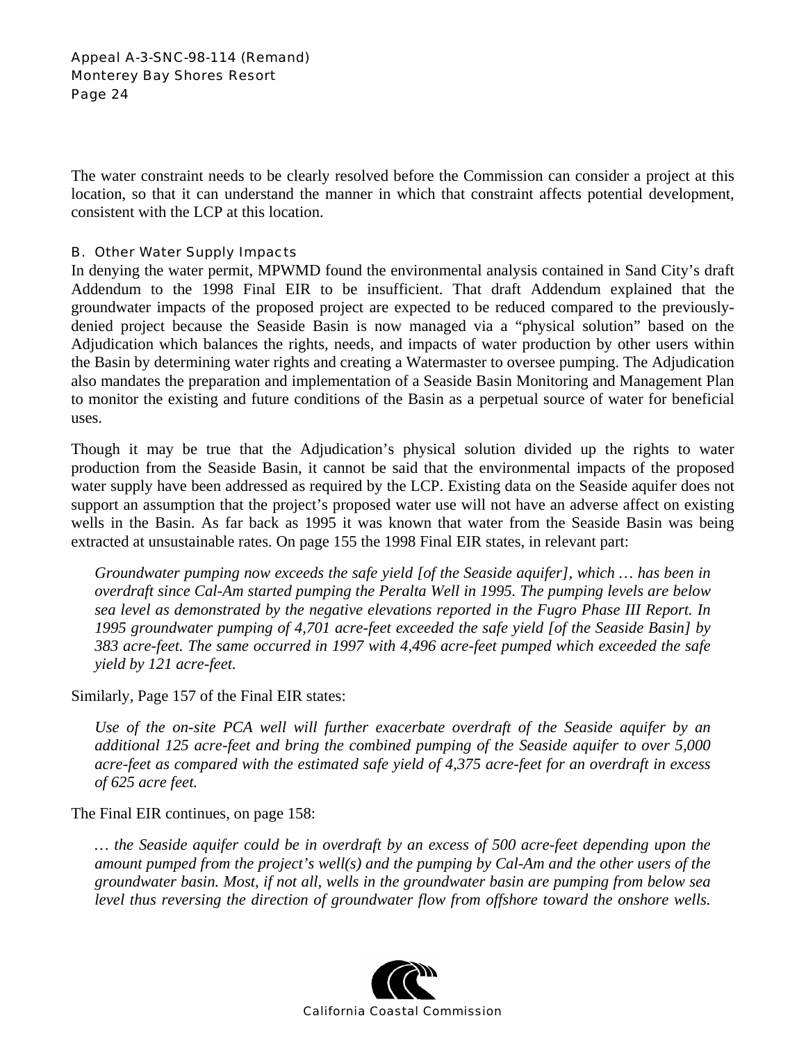The water constraint needs to be clearly resolved before the Commission can consider a project at this location, so that it can understand the manner in which that constraint affects potential development, consistent with the LCP at this location.

### B. Other Water Supply Impacts

In denying the water permit, MPWMD found the environmental analysis contained in Sand City's draft Addendum to the 1998 Final EIR to be insufficient. That draft Addendum explained that the groundwater impacts of the proposed project are expected to be reduced compared to the previously-denied project because the Seaside Basin is now managed via a "physical solution" based on the Adjudication which balances the rights, needs, and impacts of water production by other users within the Basin by determining water rights and creating a Watermaster to oversee pumping. The Adjudication also mandates the preparation and implementation of a Seaside Basin Monitoring and Management Plan to monitor the existing and future conditions of the Basin as a perpetual source of water for beneficial uses.

Though it may be true that the Adjudication's physical solution divided up the rights to water production from the Seaside Basin, it cannot be said that the environmental impacts of the proposed water supply have been addressed as required by the LCP. Existing data on the Seaside aquifer does not support an assumption that the project's proposed water use will not have an adverse affect on existing wells in the Basin. As far back as 1995 it was known that water from the Seaside Basin was being extracted at unsustainable rates. On page 155 the 1998 Final EIR states, in relevant part:

> *Groundwater pumping now exceeds the safe yield [of the Seaside aquifer], which … has been in overdraft since Cal-Am started pumping the Peralta Well in 1995. The pumping levels are below sea level as demonstrated by the negative elevations reported in the Fugro Phase III Report. In 1995 groundwater pumping of 4,701 acre-feet exceeded the safe yield [of the Seaside Basin] by 383 acre-feet. The same occurred in 1997 with 4,496 acre-feet pumped which exceeded the safe yield by 121 acre-feet.*

Similarly, Page 157 of the Final EIR states:

> *Use of the on-site PCA well will further exacerbate overdraft of the Seaside aquifer by an additional 125 acre-feet and bring the combined pumping of the Seaside aquifer to over 5,000 acre-feet as compared with the estimated safe yield of 4,375 acre-feet for an overdraft in excess of 625 acre feet.*

The Final EIR continues, on page 158:

> *… the Seaside aquifer could be in overdraft by an excess of 500 acre-feet depending upon the amount pumped from the project's well(s) and the pumping by Cal-Am and the other users of the groundwater basin. Most, if not all, wells in the groundwater basin are pumping from below sea level thus reversing the direction of groundwater flow from offshore toward the onshore wells.*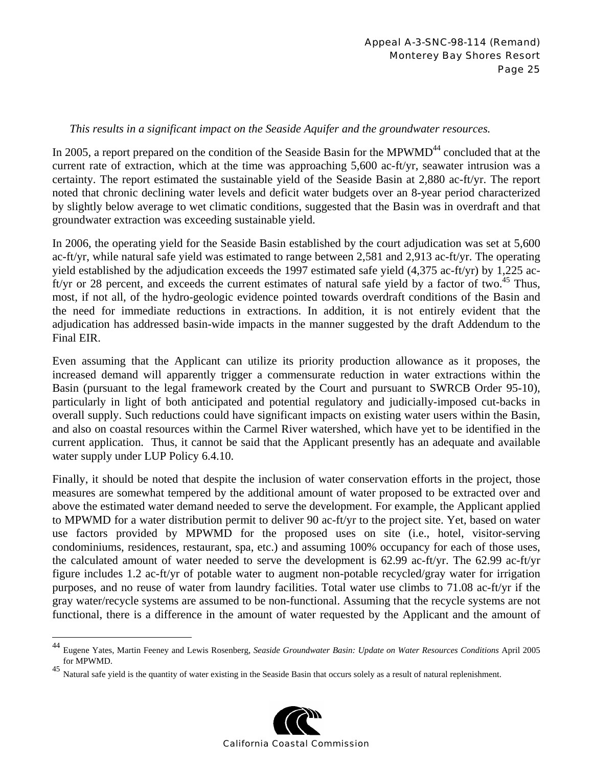*This results in a significant impact on the Seaside Aquifer and the groundwater resources.*

In 2005, a report prepared on the condition of the Seaside Basin for the MPWMD[44] concluded that at the current rate of extraction, which at the time was approaching 5,600 ac-ft/yr, seawater intrusion was a certainty. The report estimated the sustainable yield of the Seaside Basin at 2,880 ac-ft/yr. The report noted that chronic declining water levels and deficit water budgets over an 8-year period characterized by slightly below average to wet climatic conditions, suggested that the Basin was in overdraft and that groundwater extraction was exceeding sustainable yield.

In 2006, the operating yield for the Seaside Basin established by the court adjudication was set at 5,600 ac-ft/yr, while natural safe yield was estimated to range between 2,581 and 2,913 ac-ft/yr. The operating yield established by the adjudication exceeds the 1997 estimated safe yield (4,375 ac-ft/yr) by 1,225 ac-ft/yr or 28 percent, and exceeds the current estimates of natural safe yield by a factor of two.[45] Thus, most, if not all, of the hydro-geologic evidence pointed towards overdraft conditions of the Basin and the need for immediate reductions in extractions. In addition, it is not entirely evident that the adjudication has addressed basin-wide impacts in the manner suggested by the draft Addendum to the Final EIR.

Even assuming that the Applicant can utilize its priority production allowance as it proposes, the increased demand will apparently trigger a commensurate reduction in water extractions within the Basin (pursuant to the legal framework created by the Court and pursuant to SWRCB Order 95-10), particularly in light of both anticipated and potential regulatory and judicially-imposed cut-backs in overall supply. Such reductions could have significant impacts on existing water users within the Basin, and also on coastal resources within the Carmel River watershed, which have yet to be identified in the current application. Thus, it cannot be said that the Applicant presently has an adequate and available water supply under LUP Policy 6.4.10.

Finally, it should be noted that despite the inclusion of water conservation efforts in the project, those measures are somewhat tempered by the additional amount of water proposed to be extracted over and above the estimated water demand needed to serve the development. For example, the Applicant applied to MPWMD for a water distribution permit to deliver 90 ac-ft/yr to the project site. Yet, based on water use factors provided by MPWMD for the proposed uses on site (i.e., hotel, visitor-serving condominiums, residences, restaurant, spa, etc.) and assuming 100% occupancy for each of those uses, the calculated amount of water needed to serve the development is 62.99 ac-ft/yr. The 62.99 ac-ft/yr figure includes 1.2 ac-ft/yr of potable water to augment non-potable recycled/gray water for irrigation purposes, and no reuse of water from laundry facilities. Total water use climbs to 71.08 ac-ft/yr if the gray water/recycle systems are assumed to be non-functional. Assuming that the recycle systems are not functional, there is a difference in the amount of water requested by the Applicant and the amount of

---

[44] Eugene Yates, Martin Feeney and Lewis Rosenberg, *Seaside Groundwater Basin: Update on Water Resources Conditions* April 2005 for MPWMD.

[45] Natural safe yield is the quantity of water existing in the Seaside Basin that occurs solely as a result of natural replenishment.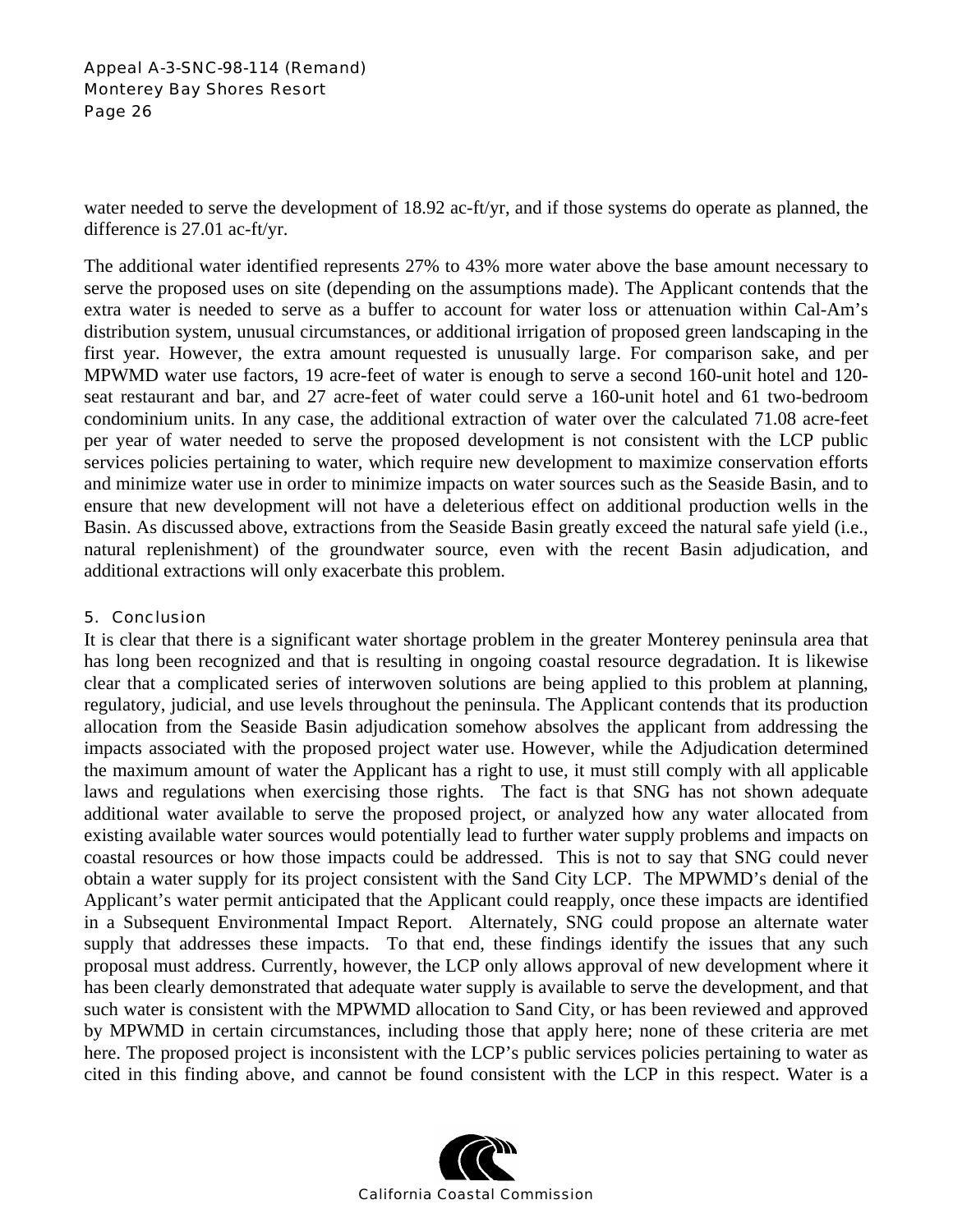water needed to serve the development of 18.92 ac-ft/yr, and if those systems do operate as planned, the difference is 27.01 ac-ft/yr.

The additional water identified represents 27% to 43% more water above the base amount necessary to serve the proposed uses on site (depending on the assumptions made). The Applicant contends that the extra water is needed to serve as a buffer to account for water loss or attenuation within Cal-Am's distribution system, unusual circumstances, or additional irrigation of proposed green landscaping in the first year. However, the extra amount requested is unusually large. For comparison sake, and per MPWMD water use factors, 19 acre-feet of water is enough to serve a second 160-unit hotel and 120-seat restaurant and bar, and 27 acre-feet of water could serve a 160-unit hotel and 61 two-bedroom condominium units. In any case, the additional extraction of water over the calculated 71.08 acre-feet per year of water needed to serve the proposed development is not consistent with the LCP public services policies pertaining to water, which require new development to maximize conservation efforts and minimize water use in order to minimize impacts on water sources such as the Seaside Basin, and to ensure that new development will not have a deleterious effect on additional production wells in the Basin. As discussed above, extractions from the Seaside Basin greatly exceed the natural safe yield (i.e., natural replenishment) of the groundwater source, even with the recent Basin adjudication, and additional extractions will only exacerbate this problem.

#### 5. Conclusion

It is clear that there is a significant water shortage problem in the greater Monterey peninsula area that has long been recognized and that is resulting in ongoing coastal resource degradation. It is likewise clear that a complicated series of interwoven solutions are being applied to this problem at planning, regulatory, judicial, and use levels throughout the peninsula. The Applicant contends that its production allocation from the Seaside Basin adjudication somehow absolves the applicant from addressing the impacts associated with the proposed project water use. However, while the Adjudication determined the maximum amount of water the Applicant has a right to use, it must still comply with all applicable laws and regulations when exercising those rights. The fact is that SNG has not shown adequate additional water available to serve the proposed project, or analyzed how any water allocated from existing available water sources would potentially lead to further water supply problems and impacts on coastal resources or how those impacts could be addressed. This is not to say that SNG could never obtain a water supply for its project consistent with the Sand City LCP. The MPWMD's denial of the Applicant's water permit anticipated that the Applicant could reapply, once these impacts are identified in a Subsequent Environmental Impact Report. Alternately, SNG could propose an alternate water supply that addresses these impacts. To that end, these findings identify the issues that any such proposal must address. Currently, however, the LCP only allows approval of new development where it has been clearly demonstrated that adequate water supply is available to serve the development, and that such water is consistent with the MPWMD allocation to Sand City, or has been reviewed and approved by MPWMD in certain circumstances, including those that apply here; none of these criteria are met here. The proposed project is inconsistent with the LCP's public services policies pertaining to water as cited in this finding above, and cannot be found consistent with the LCP in this respect. Water is a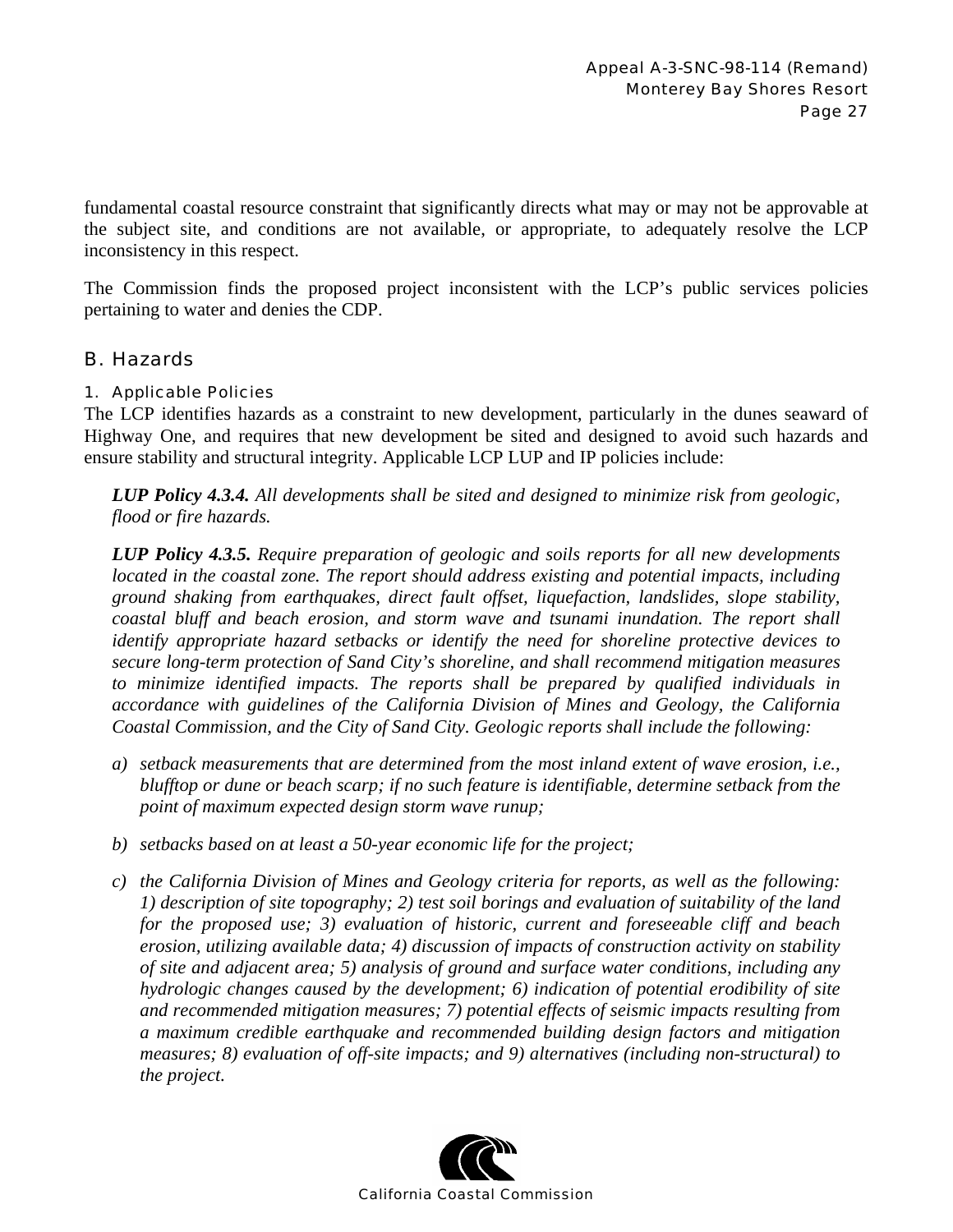fundamental coastal resource constraint that significantly directs what may or may not be approvable at the subject site, and conditions are not available, or appropriate, to adequately resolve the LCP inconsistency in this respect.

The Commission finds the proposed project inconsistent with the LCP's public services policies pertaining to water and denies the CDP.

## B. Hazards

### 1. Applicable Policies

The LCP identifies hazards as a constraint to new development, particularly in the dunes seaward of Highway One, and requires that new development be sited and designed to avoid such hazards and ensure stability and structural integrity. Applicable LCP LUP and IP policies include:

> ***LUP Policy 4.3.4.*** *All developments shall be sited and designed to minimize risk from geologic, flood or fire hazards.*
>
> ***LUP Policy 4.3.5.*** *Require preparation of geologic and soils reports for all new developments located in the coastal zone. The report should address existing and potential impacts, including ground shaking from earthquakes, direct fault offset, liquefaction, landslides, slope stability, coastal bluff and beach erosion, and storm wave and tsunami inundation. The report shall identify appropriate hazard setbacks or identify the need for shoreline protective devices to secure long-term protection of Sand City's shoreline, and shall recommend mitigation measures to minimize identified impacts. The reports shall be prepared by qualified individuals in accordance with guidelines of the California Division of Mines and Geology, the California Coastal Commission, and the City of Sand City. Geologic reports shall include the following:*
>
> *a) setback measurements that are determined from the most inland extent of wave erosion, i.e., blufftop or dune or beach scarp; if no such feature is identifiable, determine setback from the point of maximum expected design storm wave runup;*
>
> *b) setbacks based on at least a 50-year economic life for the project;*
>
> *c) the California Division of Mines and Geology criteria for reports, as well as the following: 1) description of site topography; 2) test soil borings and evaluation of suitability of the land for the proposed use; 3) evaluation of historic, current and foreseeable cliff and beach erosion, utilizing available data; 4) discussion of impacts of construction activity on stability of site and adjacent area; 5) analysis of ground and surface water conditions, including any hydrologic changes caused by the development; 6) indication of potential erodibility of site and recommended mitigation measures; 7) potential effects of seismic impacts resulting from a maximum credible earthquake and recommended building design factors and mitigation measures; 8) evaluation of off-site impacts; and 9) alternatives (including non-structural) to the project.*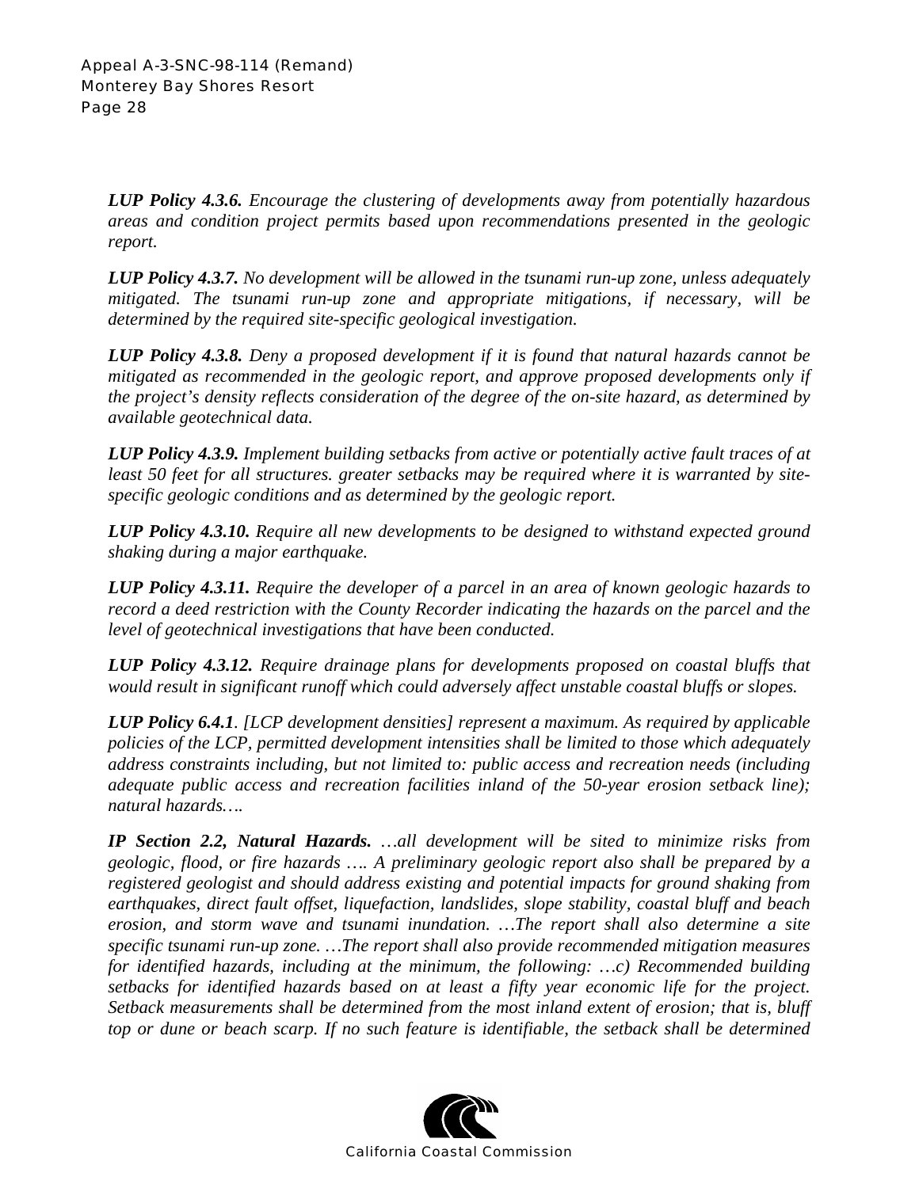***LUP Policy 4.3.6.*** *Encourage the clustering of developments away from potentially hazardous areas and condition project permits based upon recommendations presented in the geologic report.*

***LUP Policy 4.3.7.*** *No development will be allowed in the tsunami run-up zone, unless adequately mitigated. The tsunami run-up zone and appropriate mitigations, if necessary, will be determined by the required site-specific geological investigation.*

***LUP Policy 4.3.8.*** *Deny a proposed development if it is found that natural hazards cannot be mitigated as recommended in the geologic report, and approve proposed developments only if the project's density reflects consideration of the degree of the on-site hazard, as determined by available geotechnical data.*

***LUP Policy 4.3.9.*** *Implement building setbacks from active or potentially active fault traces of at least 50 feet for all structures. greater setbacks may be required where it is warranted by site-specific geologic conditions and as determined by the geologic report.*

***LUP Policy 4.3.10.*** *Require all new developments to be designed to withstand expected ground shaking during a major earthquake.*

***LUP Policy 4.3.11.*** *Require the developer of a parcel in an area of known geologic hazards to record a deed restriction with the County Recorder indicating the hazards on the parcel and the level of geotechnical investigations that have been conducted.*

***LUP Policy 4.3.12.*** *Require drainage plans for developments proposed on coastal bluffs that would result in significant runoff which could adversely affect unstable coastal bluffs or slopes.*

***LUP Policy 6.4.1***. *[LCP development densities] represent a maximum. As required by applicable policies of the LCP, permitted development intensities shall be limited to those which adequately address constraints including, but not limited to: public access and recreation needs (including adequate public access and recreation facilities inland of the 50-year erosion setback line); natural hazards….*

***IP Section 2.2, Natural Hazards.*** *…all development will be sited to minimize risks from geologic, flood, or fire hazards …. A preliminary geologic report also shall be prepared by a registered geologist and should address existing and potential impacts for ground shaking from earthquakes, direct fault offset, liquefaction, landslides, slope stability, coastal bluff and beach erosion, and storm wave and tsunami inundation. …The report shall also determine a site specific tsunami run-up zone. …The report shall also provide recommended mitigation measures for identified hazards, including at the minimum, the following: …c) Recommended building setbacks for identified hazards based on at least a fifty year economic life for the project. Setback measurements shall be determined from the most inland extent of erosion; that is, bluff top or dune or beach scarp. If no such feature is identifiable, the setback shall be determined*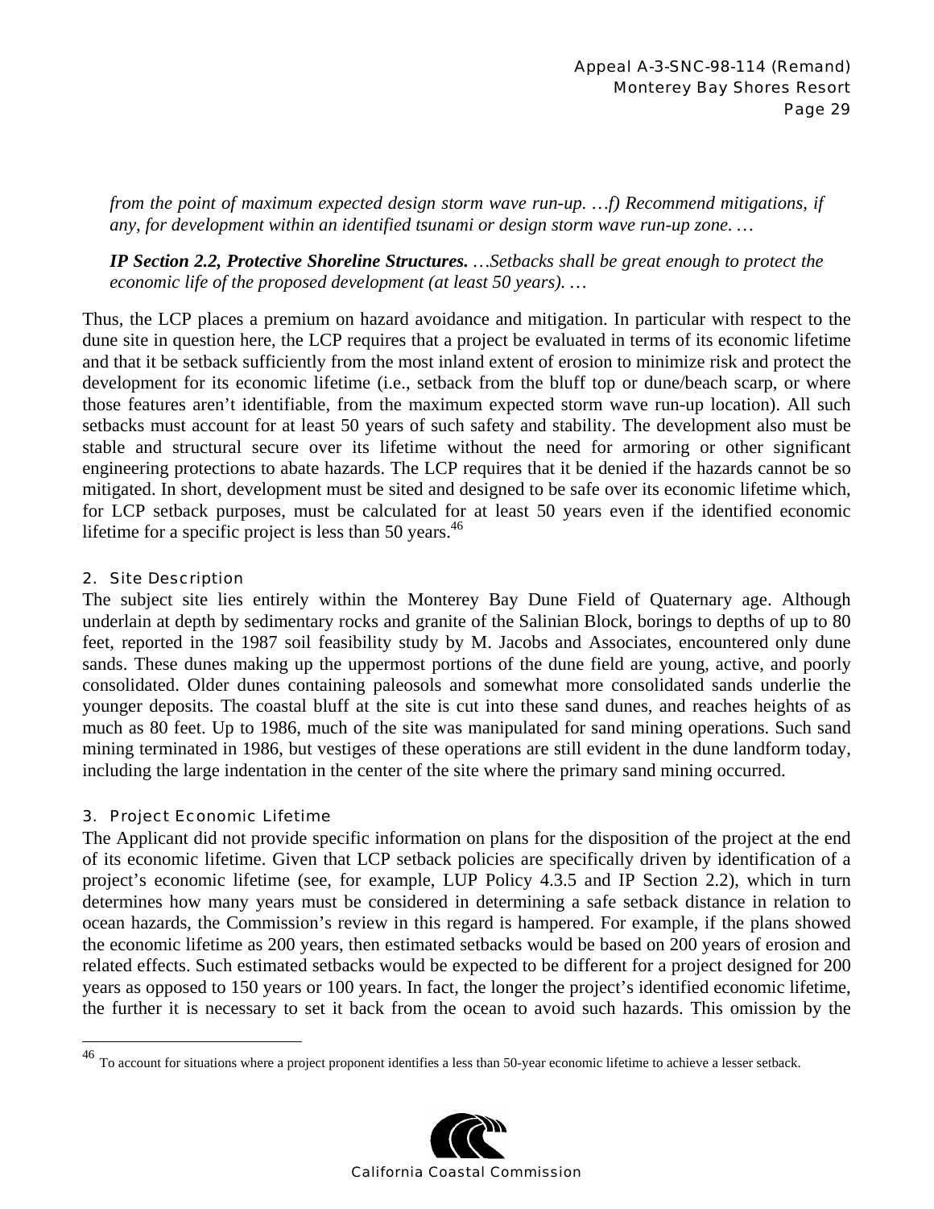*from the point of maximum expected design storm wave run-up. …f) Recommend mitigations, if any, for development within an identified tsunami or design storm wave run-up zone. …*

***IP Section 2.2, Protective Shoreline Structures.*** *…Setbacks shall be great enough to protect the economic life of the proposed development (at least 50 years). …*

Thus, the LCP places a premium on hazard avoidance and mitigation. In particular with respect to the dune site in question here, the LCP requires that a project be evaluated in terms of its economic lifetime and that it be setback sufficiently from the most inland extent of erosion to minimize risk and protect the development for its economic lifetime (i.e., setback from the bluff top or dune/beach scarp, or where those features aren't identifiable, from the maximum expected storm wave run-up location). All such setbacks must account for at least 50 years of such safety and stability. The development also must be stable and structural secure over its lifetime without the need for armoring or other significant engineering protections to abate hazards. The LCP requires that it be denied if the hazards cannot be so mitigated. In short, development must be sited and designed to be safe over its economic lifetime which, for LCP setback purposes, must be calculated for at least 50 years even if the identified economic lifetime for a specific project is less than 50 years.[46]

### 2. Site Description

The subject site lies entirely within the Monterey Bay Dune Field of Quaternary age. Although underlain at depth by sedimentary rocks and granite of the Salinian Block, borings to depths of up to 80 feet, reported in the 1987 soil feasibility study by M. Jacobs and Associates, encountered only dune sands. These dunes making up the uppermost portions of the dune field are young, active, and poorly consolidated. Older dunes containing paleosols and somewhat more consolidated sands underlie the younger deposits. The coastal bluff at the site is cut into these sand dunes, and reaches heights of as much as 80 feet. Up to 1986, much of the site was manipulated for sand mining operations. Such sand mining terminated in 1986, but vestiges of these operations are still evident in the dune landform today, including the large indentation in the center of the site where the primary sand mining occurred.

### 3. Project Economic Lifetime

The Applicant did not provide specific information on plans for the disposition of the project at the end of its economic lifetime. Given that LCP setback policies are specifically driven by identification of a project's economic lifetime (see, for example, LUP Policy 4.3.5 and IP Section 2.2), which in turn determines how many years must be considered in determining a safe setback distance in relation to ocean hazards, the Commission's review in this regard is hampered. For example, if the plans showed the economic lifetime as 200 years, then estimated setbacks would be based on 200 years of erosion and related effects. Such estimated setbacks would be expected to be different for a project designed for 200 years as opposed to 150 years or 100 years. In fact, the longer the project's identified economic lifetime, the further it is necessary to set it back from the ocean to avoid such hazards. This omission by the

---

[46] To account for situations where a project proponent identifies a less than 50-year economic lifetime to achieve a lesser setback.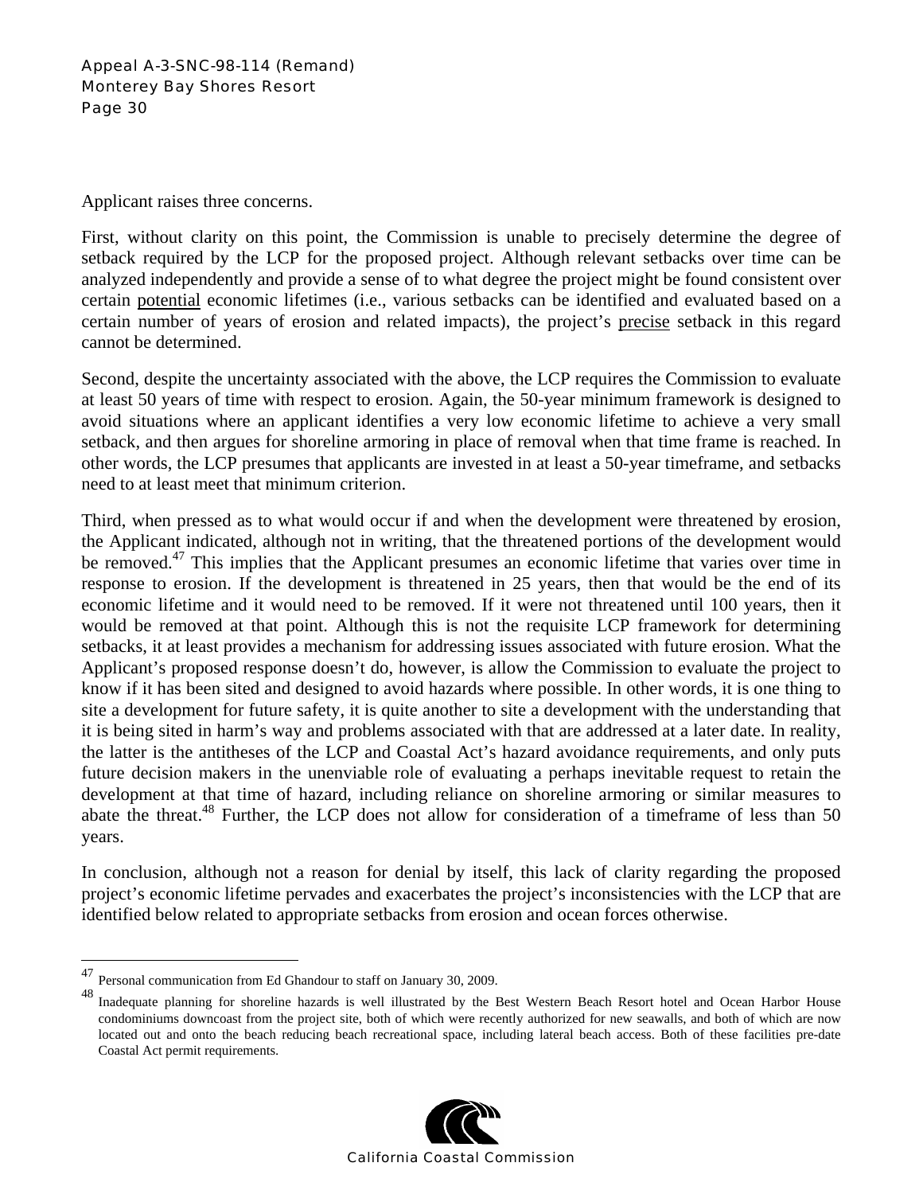Applicant raises three concerns.

First, without clarity on this point, the Commission is unable to precisely determine the degree of setback required by the LCP for the proposed project. Although relevant setbacks over time can be analyzed independently and provide a sense of to what degree the project might be found consistent over certain potential economic lifetimes (i.e., various setbacks can be identified and evaluated based on a certain number of years of erosion and related impacts), the project's precise setback in this regard cannot be determined.

Second, despite the uncertainty associated with the above, the LCP requires the Commission to evaluate at least 50 years of time with respect to erosion. Again, the 50-year minimum framework is designed to avoid situations where an applicant identifies a very low economic lifetime to achieve a very small setback, and then argues for shoreline armoring in place of removal when that time frame is reached. In other words, the LCP presumes that applicants are invested in at least a 50-year timeframe, and setbacks need to at least meet that minimum criterion.

Third, when pressed as to what would occur if and when the development were threatened by erosion, the Applicant indicated, although not in writing, that the threatened portions of the development would be removed.[47] This implies that the Applicant presumes an economic lifetime that varies over time in response to erosion. If the development is threatened in 25 years, then that would be the end of its economic lifetime and it would need to be removed. If it were not threatened until 100 years, then it would be removed at that point. Although this is not the requisite LCP framework for determining setbacks, it at least provides a mechanism for addressing issues associated with future erosion. What the Applicant's proposed response doesn't do, however, is allow the Commission to evaluate the project to know if it has been sited and designed to avoid hazards where possible. In other words, it is one thing to site a development for future safety, it is quite another to site a development with the understanding that it is being sited in harm's way and problems associated with that are addressed at a later date. In reality, the latter is the antitheses of the LCP and Coastal Act's hazard avoidance requirements, and only puts future decision makers in the unenviable role of evaluating a perhaps inevitable request to retain the development at that time of hazard, including reliance on shoreline armoring or similar measures to abate the threat.[48] Further, the LCP does not allow for consideration of a timeframe of less than 50 years.

In conclusion, although not a reason for denial by itself, this lack of clarity regarding the proposed project's economic lifetime pervades and exacerbates the project's inconsistencies with the LCP that are identified below related to appropriate setbacks from erosion and ocean forces otherwise.

---

[47] Personal communication from Ed Ghandour to staff on January 30, 2009.

[48] Inadequate planning for shoreline hazards is well illustrated by the Best Western Beach Resort hotel and Ocean Harbor House condominiums downcoast from the project site, both of which were recently authorized for new seawalls, and both of which are now located out and onto the beach reducing beach recreational space, including lateral beach access. Both of these facilities pre-date Coastal Act permit requirements.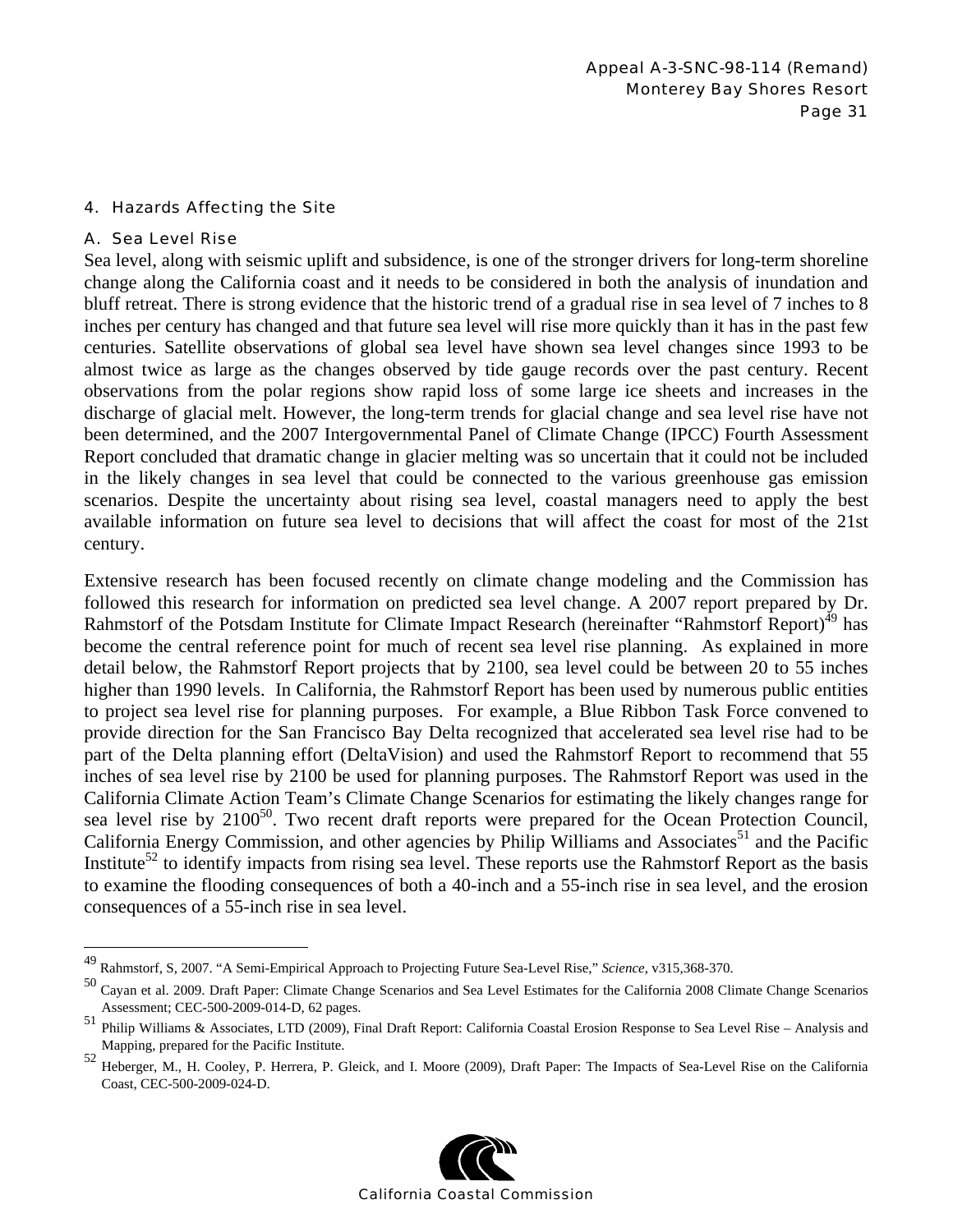## 4. Hazards Affecting the Site

### A. Sea Level Rise

Sea level, along with seismic uplift and subsidence, is one of the stronger drivers for long-term shoreline change along the California coast and it needs to be considered in both the analysis of inundation and bluff retreat. There is strong evidence that the historic trend of a gradual rise in sea level of 7 inches to 8 inches per century has changed and that future sea level will rise more quickly than it has in the past few centuries. Satellite observations of global sea level have shown sea level changes since 1993 to be almost twice as large as the changes observed by tide gauge records over the past century. Recent observations from the polar regions show rapid loss of some large ice sheets and increases in the discharge of glacial melt. However, the long-term trends for glacial change and sea level rise have not been determined, and the 2007 Intergovernmental Panel of Climate Change (IPCC) Fourth Assessment Report concluded that dramatic change in glacier melting was so uncertain that it could not be included in the likely changes in sea level that could be connected to the various greenhouse gas emission scenarios. Despite the uncertainty about rising sea level, coastal managers need to apply the best available information on future sea level to decisions that will affect the coast for most of the 21st century.

Extensive research has been focused recently on climate change modeling and the Commission has followed this research for information on predicted sea level change. A 2007 report prepared by Dr. Rahmstorf of the Potsdam Institute for Climate Impact Research (hereinafter "Rahmstorf Report)[49] has become the central reference point for much of recent sea level rise planning. As explained in more detail below, the Rahmstorf Report projects that by 2100, sea level could be between 20 to 55 inches higher than 1990 levels. In California, the Rahmstorf Report has been used by numerous public entities to project sea level rise for planning purposes. For example, a Blue Ribbon Task Force convened to provide direction for the San Francisco Bay Delta recognized that accelerated sea level rise had to be part of the Delta planning effort (DeltaVision) and used the Rahmstorf Report to recommend that 55 inches of sea level rise by 2100 be used for planning purposes. The Rahmstorf Report was used in the California Climate Action Team's Climate Change Scenarios for estimating the likely changes range for sea level rise by 2100[50]. Two recent draft reports were prepared for the Ocean Protection Council, California Energy Commission, and other agencies by Philip Williams and Associates[51] and the Pacific Institute[52] to identify impacts from rising sea level. These reports use the Rahmstorf Report as the basis to examine the flooding consequences of both a 40-inch and a 55-inch rise in sea level, and the erosion consequences of a 55-inch rise in sea level.

---

[49] Rahmstorf, S, 2007. "A Semi-Empirical Approach to Projecting Future Sea-Level Rise," *Science*, v315,368-370.

[50] Cayan et al. 2009. Draft Paper: Climate Change Scenarios and Sea Level Estimates for the California 2008 Climate Change Scenarios Assessment; CEC-500-2009-014-D, 62 pages.

[51] Philip Williams & Associates, LTD (2009), Final Draft Report: California Coastal Erosion Response to Sea Level Rise – Analysis and Mapping, prepared for the Pacific Institute.

[52] Heberger, M., H. Cooley, P. Herrera, P. Gleick, and I. Moore (2009), Draft Paper: The Impacts of Sea-Level Rise on the California Coast, CEC-500-2009-024-D.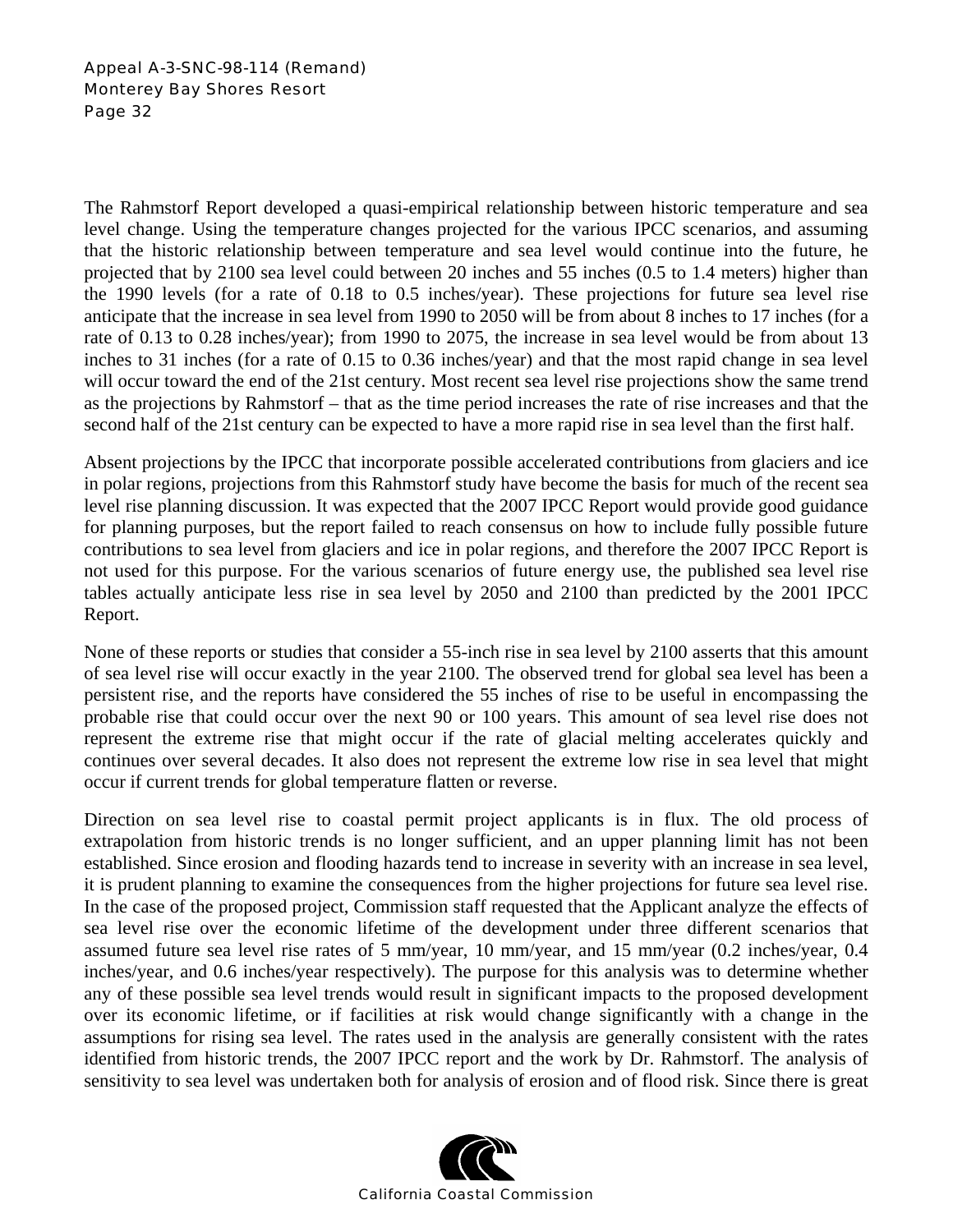The Rahmstorf Report developed a quasi-empirical relationship between historic temperature and sea level change. Using the temperature changes projected for the various IPCC scenarios, and assuming that the historic relationship between temperature and sea level would continue into the future, he projected that by 2100 sea level could between 20 inches and 55 inches (0.5 to 1.4 meters) higher than the 1990 levels (for a rate of 0.18 to 0.5 inches/year). These projections for future sea level rise anticipate that the increase in sea level from 1990 to 2050 will be from about 8 inches to 17 inches (for a rate of 0.13 to 0.28 inches/year); from 1990 to 2075, the increase in sea level would be from about 13 inches to 31 inches (for a rate of 0.15 to 0.36 inches/year) and that the most rapid change in sea level will occur toward the end of the 21st century. Most recent sea level rise projections show the same trend as the projections by Rahmstorf – that as the time period increases the rate of rise increases and that the second half of the 21st century can be expected to have a more rapid rise in sea level than the first half.

Absent projections by the IPCC that incorporate possible accelerated contributions from glaciers and ice in polar regions, projections from this Rahmstorf study have become the basis for much of the recent sea level rise planning discussion. It was expected that the 2007 IPCC Report would provide good guidance for planning purposes, but the report failed to reach consensus on how to include fully possible future contributions to sea level from glaciers and ice in polar regions, and therefore the 2007 IPCC Report is not used for this purpose. For the various scenarios of future energy use, the published sea level rise tables actually anticipate less rise in sea level by 2050 and 2100 than predicted by the 2001 IPCC Report.

None of these reports or studies that consider a 55-inch rise in sea level by 2100 asserts that this amount of sea level rise will occur exactly in the year 2100. The observed trend for global sea level has been a persistent rise, and the reports have considered the 55 inches of rise to be useful in encompassing the probable rise that could occur over the next 90 or 100 years. This amount of sea level rise does not represent the extreme rise that might occur if the rate of glacial melting accelerates quickly and continues over several decades. It also does not represent the extreme low rise in sea level that might occur if current trends for global temperature flatten or reverse.

Direction on sea level rise to coastal permit project applicants is in flux. The old process of extrapolation from historic trends is no longer sufficient, and an upper planning limit has not been established. Since erosion and flooding hazards tend to increase in severity with an increase in sea level, it is prudent planning to examine the consequences from the higher projections for future sea level rise. In the case of the proposed project, Commission staff requested that the Applicant analyze the effects of sea level rise over the economic lifetime of the development under three different scenarios that assumed future sea level rise rates of 5 mm/year, 10 mm/year, and 15 mm/year (0.2 inches/year, 0.4 inches/year, and 0.6 inches/year respectively). The purpose for this analysis was to determine whether any of these possible sea level trends would result in significant impacts to the proposed development over its economic lifetime, or if facilities at risk would change significantly with a change in the assumptions for rising sea level. The rates used in the analysis are generally consistent with the rates identified from historic trends, the 2007 IPCC report and the work by Dr. Rahmstorf. The analysis of sensitivity to sea level was undertaken both for analysis of erosion and of flood risk. Since there is great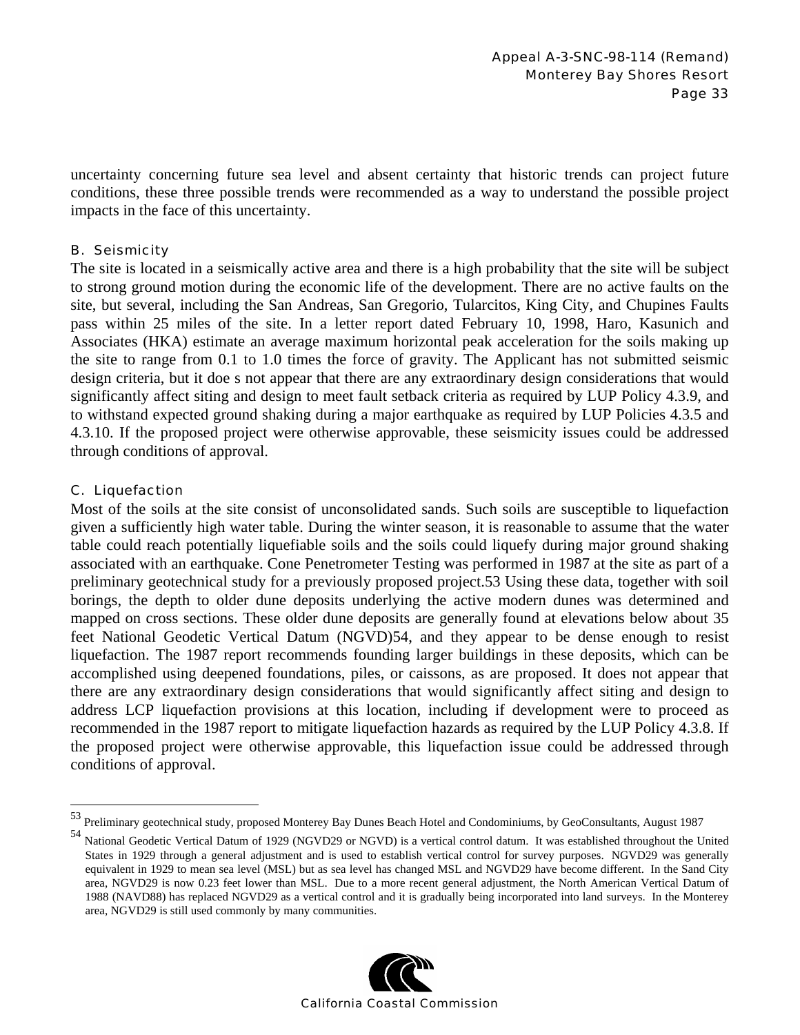uncertainty concerning future sea level and absent certainty that historic trends can project future conditions, these three possible trends were recommended as a way to understand the possible project impacts in the face of this uncertainty.

### B. Seismicity

The site is located in a seismically active area and there is a high probability that the site will be subject to strong ground motion during the economic life of the development. There are no active faults on the site, but several, including the San Andreas, San Gregorio, Tularcitos, King City, and Chupines Faults pass within 25 miles of the site. In a letter report dated February 10, 1998, Haro, Kasunich and Associates (HKA) estimate an average maximum horizontal peak acceleration for the soils making up the site to range from 0.1 to 1.0 times the force of gravity. The Applicant has not submitted seismic design criteria, but it doe s not appear that there are any extraordinary design considerations that would significantly affect siting and design to meet fault setback criteria as required by LUP Policy 4.3.9, and to withstand expected ground shaking during a major earthquake as required by LUP Policies 4.3.5 and 4.3.10. If the proposed project were otherwise approvable, these seismicity issues could be addressed through conditions of approval.

### C. Liquefaction

Most of the soils at the site consist of unconsolidated sands. Such soils are susceptible to liquefaction given a sufficiently high water table. During the winter season, it is reasonable to assume that the water table could reach potentially liquefiable soils and the soils could liquefy during major ground shaking associated with an earthquake. Cone Penetrometer Testing was performed in 1987 at the site as part of a preliminary geotechnical study for a previously proposed project.[53] Using these data, together with soil borings, the depth to older dune deposits underlying the active modern dunes was determined and mapped on cross sections. These older dune deposits are generally found at elevations below about 35 feet National Geodetic Vertical Datum (NGVD)[54], and they appear to be dense enough to resist liquefaction. The 1987 report recommends founding larger buildings in these deposits, which can be accomplished using deepened foundations, piles, or caissons, as are proposed. It does not appear that there are any extraordinary design considerations that would significantly affect siting and design to address LCP liquefaction provisions at this location, including if development were to proceed as recommended in the 1987 report to mitigate liquefaction hazards as required by the LUP Policy 4.3.8. If the proposed project were otherwise approvable, this liquefaction issue could be addressed through conditions of approval.

---

[53] Preliminary geotechnical study, proposed Monterey Bay Dunes Beach Hotel and Condominiums, by GeoConsultants, August 1987

[54] National Geodetic Vertical Datum of 1929 (NGVD29 or NGVD) is a vertical control datum. It was established throughout the United States in 1929 through a general adjustment and is used to establish vertical control for survey purposes. NGVD29 was generally equivalent in 1929 to mean sea level (MSL) but as sea level has changed MSL and NGVD29 have become different. In the Sand City area, NGVD29 is now 0.23 feet lower than MSL. Due to a more recent general adjustment, the North American Vertical Datum of 1988 (NAVD88) has replaced NGVD29 as a vertical control and it is gradually being incorporated into land surveys. In the Monterey area, NGVD29 is still used commonly by many communities.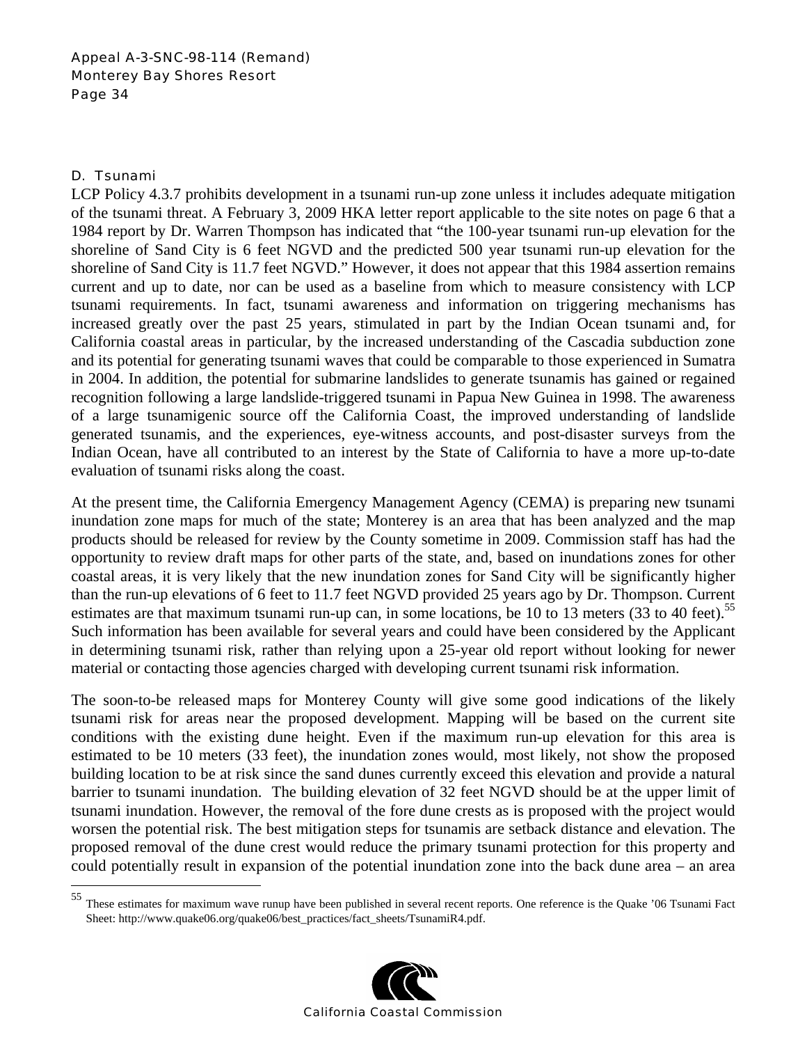## D. Tsunami

LCP Policy 4.3.7 prohibits development in a tsunami run-up zone unless it includes adequate mitigation of the tsunami threat. A February 3, 2009 HKA letter report applicable to the site notes on page 6 that a 1984 report by Dr. Warren Thompson has indicated that "the 100-year tsunami run-up elevation for the shoreline of Sand City is 6 feet NGVD and the predicted 500 year tsunami run-up elevation for the shoreline of Sand City is 11.7 feet NGVD." However, it does not appear that this 1984 assertion remains current and up to date, nor can be used as a baseline from which to measure consistency with LCP tsunami requirements. In fact, tsunami awareness and information on triggering mechanisms has increased greatly over the past 25 years, stimulated in part by the Indian Ocean tsunami and, for California coastal areas in particular, by the increased understanding of the Cascadia subduction zone and its potential for generating tsunami waves that could be comparable to those experienced in Sumatra in 2004. In addition, the potential for submarine landslides to generate tsunamis has gained or regained recognition following a large landslide-triggered tsunami in Papua New Guinea in 1998. The awareness of a large tsunamigenic source off the California Coast, the improved understanding of landslide generated tsunamis, and the experiences, eye-witness accounts, and post-disaster surveys from the Indian Ocean, have all contributed to an interest by the State of California to have a more up-to-date evaluation of tsunami risks along the coast.

At the present time, the California Emergency Management Agency (CEMA) is preparing new tsunami inundation zone maps for much of the state; Monterey is an area that has been analyzed and the map products should be released for review by the County sometime in 2009. Commission staff has had the opportunity to review draft maps for other parts of the state, and, based on inundations zones for other coastal areas, it is very likely that the new inundation zones for Sand City will be significantly higher than the run-up elevations of 6 feet to 11.7 feet NGVD provided 25 years ago by Dr. Thompson. Current estimates are that maximum tsunami run-up can, in some locations, be 10 to 13 meters (33 to 40 feet).[55] Such information has been available for several years and could have been considered by the Applicant in determining tsunami risk, rather than relying upon a 25-year old report without looking for newer material or contacting those agencies charged with developing current tsunami risk information.

The soon-to-be released maps for Monterey County will give some good indications of the likely tsunami risk for areas near the proposed development. Mapping will be based on the current site conditions with the existing dune height. Even if the maximum run-up elevation for this area is estimated to be 10 meters (33 feet), the inundation zones would, most likely, not show the proposed building location to be at risk since the sand dunes currently exceed this elevation and provide a natural barrier to tsunami inundation. The building elevation of 32 feet NGVD should be at the upper limit of tsunami inundation. However, the removal of the fore dune crests as is proposed with the project would worsen the potential risk. The best mitigation steps for tsunamis are setback distance and elevation. The proposed removal of the dune crest would reduce the primary tsunami protection for this property and could potentially result in expansion of the potential inundation zone into the back dune area – an area

---

[55] These estimates for maximum wave runup have been published in several recent reports. One reference is the Quake '06 Tsunami Fact Sheet: http://www.quake06.org/quake06/best_practices/fact_sheets/TsunamiR4.pdf.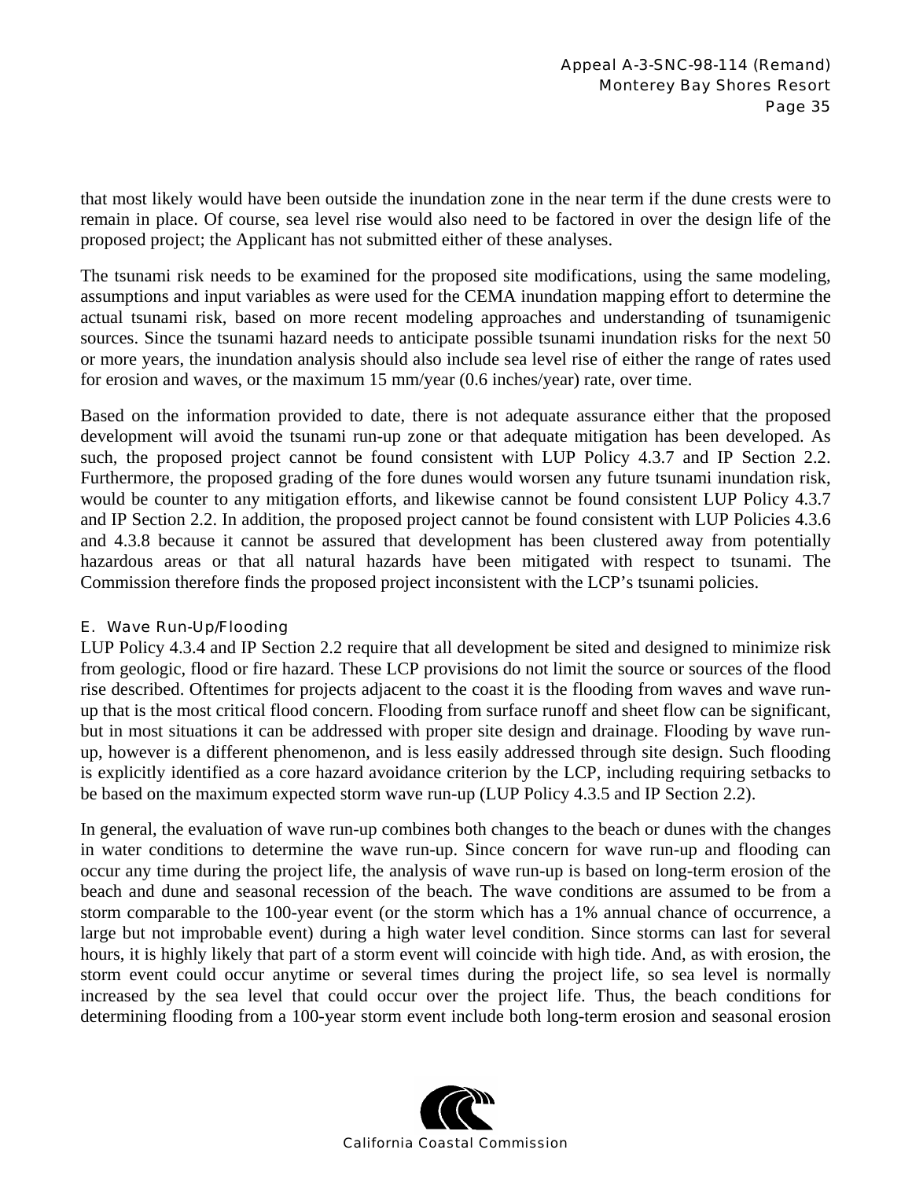that most likely would have been outside the inundation zone in the near term if the dune crests were to remain in place. Of course, sea level rise would also need to be factored in over the design life of the proposed project; the Applicant has not submitted either of these analyses.

The tsunami risk needs to be examined for the proposed site modifications, using the same modeling, assumptions and input variables as were used for the CEMA inundation mapping effort to determine the actual tsunami risk, based on more recent modeling approaches and understanding of tsunamigenic sources. Since the tsunami hazard needs to anticipate possible tsunami inundation risks for the next 50 or more years, the inundation analysis should also include sea level rise of either the range of rates used for erosion and waves, or the maximum 15 mm/year (0.6 inches/year) rate, over time.

Based on the information provided to date, there is not adequate assurance either that the proposed development will avoid the tsunami run-up zone or that adequate mitigation has been developed. As such, the proposed project cannot be found consistent with LUP Policy 4.3.7 and IP Section 2.2. Furthermore, the proposed grading of the fore dunes would worsen any future tsunami inundation risk, would be counter to any mitigation efforts, and likewise cannot be found consistent LUP Policy 4.3.7 and IP Section 2.2. In addition, the proposed project cannot be found consistent with LUP Policies 4.3.6 and 4.3.8 because it cannot be assured that development has been clustered away from potentially hazardous areas or that all natural hazards have been mitigated with respect to tsunami. The Commission therefore finds the proposed project inconsistent with the LCP's tsunami policies.

### E. Wave Run-Up/Flooding

LUP Policy 4.3.4 and IP Section 2.2 require that all development be sited and designed to minimize risk from geologic, flood or fire hazard. These LCP provisions do not limit the source or sources of the flood rise described. Oftentimes for projects adjacent to the coast it is the flooding from waves and wave run-up that is the most critical flood concern. Flooding from surface runoff and sheet flow can be significant, but in most situations it can be addressed with proper site design and drainage. Flooding by wave run-up, however is a different phenomenon, and is less easily addressed through site design. Such flooding is explicitly identified as a core hazard avoidance criterion by the LCP, including requiring setbacks to be based on the maximum expected storm wave run-up (LUP Policy 4.3.5 and IP Section 2.2).

In general, the evaluation of wave run-up combines both changes to the beach or dunes with the changes in water conditions to determine the wave run-up. Since concern for wave run-up and flooding can occur any time during the project life, the analysis of wave run-up is based on long-term erosion of the beach and dune and seasonal recession of the beach. The wave conditions are assumed to be from a storm comparable to the 100-year event (or the storm which has a 1% annual chance of occurrence, a large but not improbable event) during a high water level condition. Since storms can last for several hours, it is highly likely that part of a storm event will coincide with high tide. And, as with erosion, the storm event could occur anytime or several times during the project life, so sea level is normally increased by the sea level that could occur over the project life. Thus, the beach conditions for determining flooding from a 100-year storm event include both long-term erosion and seasonal erosion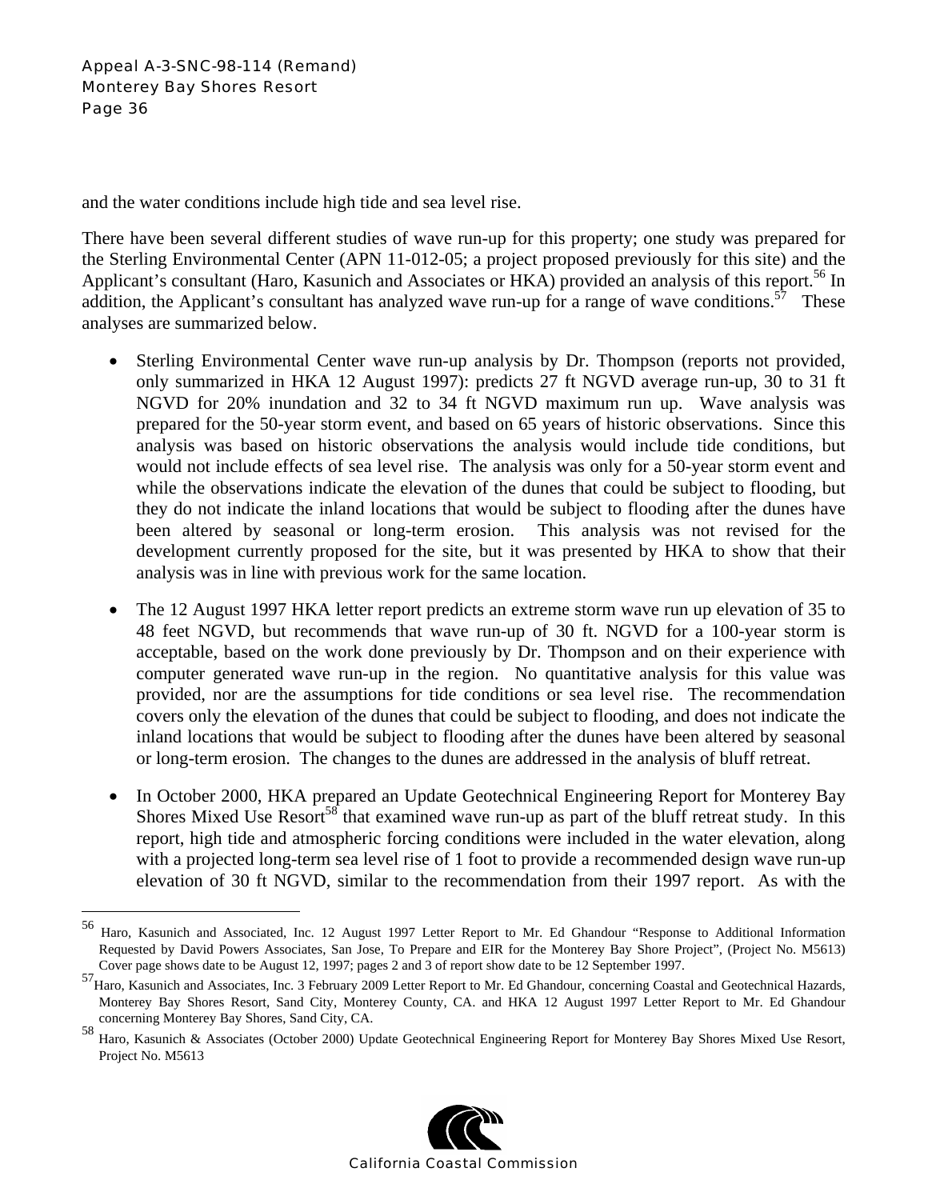and the water conditions include high tide and sea level rise.

There have been several different studies of wave run-up for this property; one study was prepared for the Sterling Environmental Center (APN 11-012-05; a project proposed previously for this site) and the Applicant's consultant (Haro, Kasunich and Associates or HKA) provided an analysis of this report.[56] In addition, the Applicant's consultant has analyzed wave run-up for a range of wave conditions.[57] These analyses are summarized below.

- Sterling Environmental Center wave run-up analysis by Dr. Thompson (reports not provided, only summarized in HKA 12 August 1997): predicts 27 ft NGVD average run-up, 30 to 31 ft NGVD for 20% inundation and 32 to 34 ft NGVD maximum run up. Wave analysis was prepared for the 50-year storm event, and based on 65 years of historic observations. Since this analysis was based on historic observations the analysis would include tide conditions, but would not include effects of sea level rise. The analysis was only for a 50-year storm event and while the observations indicate the elevation of the dunes that could be subject to flooding, but they do not indicate the inland locations that would be subject to flooding after the dunes have been altered by seasonal or long-term erosion. This analysis was not revised for the development currently proposed for the site, but it was presented by HKA to show that their analysis was in line with previous work for the same location.

- The 12 August 1997 HKA letter report predicts an extreme storm wave run up elevation of 35 to 48 feet NGVD, but recommends that wave run-up of 30 ft. NGVD for a 100-year storm is acceptable, based on the work done previously by Dr. Thompson and on their experience with computer generated wave run-up in the region. No quantitative analysis for this value was provided, nor are the assumptions for tide conditions or sea level rise. The recommendation covers only the elevation of the dunes that could be subject to flooding, and does not indicate the inland locations that would be subject to flooding after the dunes have been altered by seasonal or long-term erosion. The changes to the dunes are addressed in the analysis of bluff retreat.

- In October 2000, HKA prepared an Update Geotechnical Engineering Report for Monterey Bay Shores Mixed Use Resort[58] that examined wave run-up as part of the bluff retreat study. In this report, high tide and atmospheric forcing conditions were included in the water elevation, along with a projected long-term sea level rise of 1 foot to provide a recommended design wave run-up elevation of 30 ft NGVD, similar to the recommendation from their 1997 report. As with the

---

[56] Haro, Kasunich and Associated, Inc. 12 August 1997 Letter Report to Mr. Ed Ghandour "Response to Additional Information Requested by David Powers Associates, San Jose, To Prepare and EIR for the Monterey Bay Shore Project", (Project No. M5613) Cover page shows date to be August 12, 1997; pages 2 and 3 of report show date to be 12 September 1997.

[57] Haro, Kasunich and Associates, Inc. 3 February 2009 Letter Report to Mr. Ed Ghandour, concerning Coastal and Geotechnical Hazards, Monterey Bay Shores Resort, Sand City, Monterey County, CA. and HKA 12 August 1997 Letter Report to Mr. Ed Ghandour concerning Monterey Bay Shores, Sand City, CA.

[58] Haro, Kasunich & Associates (October 2000) Update Geotechnical Engineering Report for Monterey Bay Shores Mixed Use Resort, Project No. M5613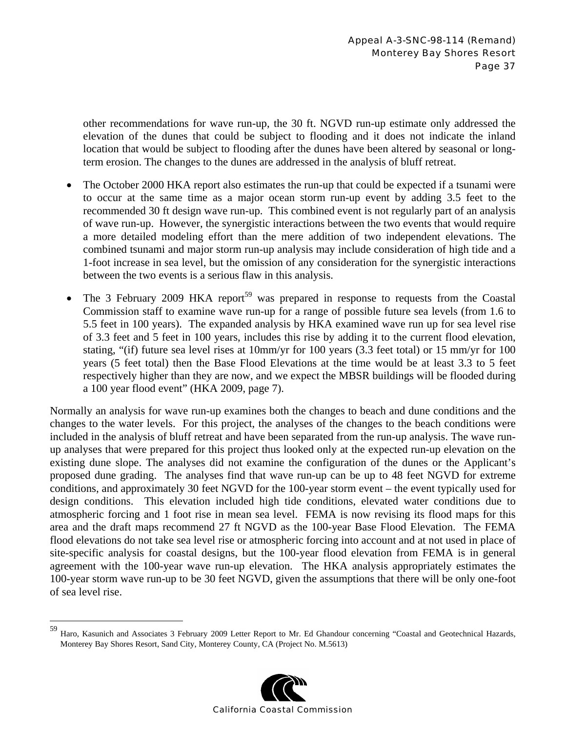other recommendations for wave run-up, the 30 ft. NGVD run-up estimate only addressed the elevation of the dunes that could be subject to flooding and it does not indicate the inland location that would be subject to flooding after the dunes have been altered by seasonal or long-term erosion. The changes to the dunes are addressed in the analysis of bluff retreat.

- The October 2000 HKA report also estimates the run-up that could be expected if a tsunami were to occur at the same time as a major ocean storm run-up event by adding 3.5 feet to the recommended 30 ft design wave run-up. This combined event is not regularly part of an analysis of wave run-up. However, the synergistic interactions between the two events that would require a more detailed modeling effort than the mere addition of two independent elevations. The combined tsunami and major storm run-up analysis may include consideration of high tide and a 1-foot increase in sea level, but the omission of any consideration for the synergistic interactions between the two events is a serious flaw in this analysis.

- The 3 February 2009 HKA report[59] was prepared in response to requests from the Coastal Commission staff to examine wave run-up for a range of possible future sea levels (from 1.6 to 5.5 feet in 100 years). The expanded analysis by HKA examined wave run up for sea level rise of 3.3 feet and 5 feet in 100 years, includes this rise by adding it to the current flood elevation, stating, "(if) future sea level rises at 10mm/yr for 100 years (3.3 feet total) or 15 mm/yr for 100 years (5 feet total) then the Base Flood Elevations at the time would be at least 3.3 to 5 feet respectively higher than they are now, and we expect the MBSR buildings will be flooded during a 100 year flood event" (HKA 2009, page 7).

Normally an analysis for wave run-up examines both the changes to beach and dune conditions and the changes to the water levels. For this project, the analyses of the changes to the beach conditions were included in the analysis of bluff retreat and have been separated from the run-up analysis. The wave run-up analyses that were prepared for this project thus looked only at the expected run-up elevation on the existing dune slope. The analyses did not examine the configuration of the dunes or the Applicant's proposed dune grading. The analyses find that wave run-up can be up to 48 feet NGVD for extreme conditions, and approximately 30 feet NGVD for the 100-year storm event – the event typically used for design conditions. This elevation included high tide conditions, elevated water conditions due to atmospheric forcing and 1 foot rise in mean sea level. FEMA is now revising its flood maps for this area and the draft maps recommend 27 ft NGVD as the 100-year Base Flood Elevation. The FEMA flood elevations do not take sea level rise or atmospheric forcing into account and at not used in place of site-specific analysis for coastal designs, but the 100-year flood elevation from FEMA is in general agreement with the 100-year wave run-up elevation. The HKA analysis appropriately estimates the 100-year storm wave run-up to be 30 feet NGVD, given the assumptions that there will be only one-foot of sea level rise.

[59] Haro, Kasunich and Associates 3 February 2009 Letter Report to Mr. Ed Ghandour concerning "Coastal and Geotechnical Hazards, Monterey Bay Shores Resort, Sand City, Monterey County, CA (Project No. M.5613)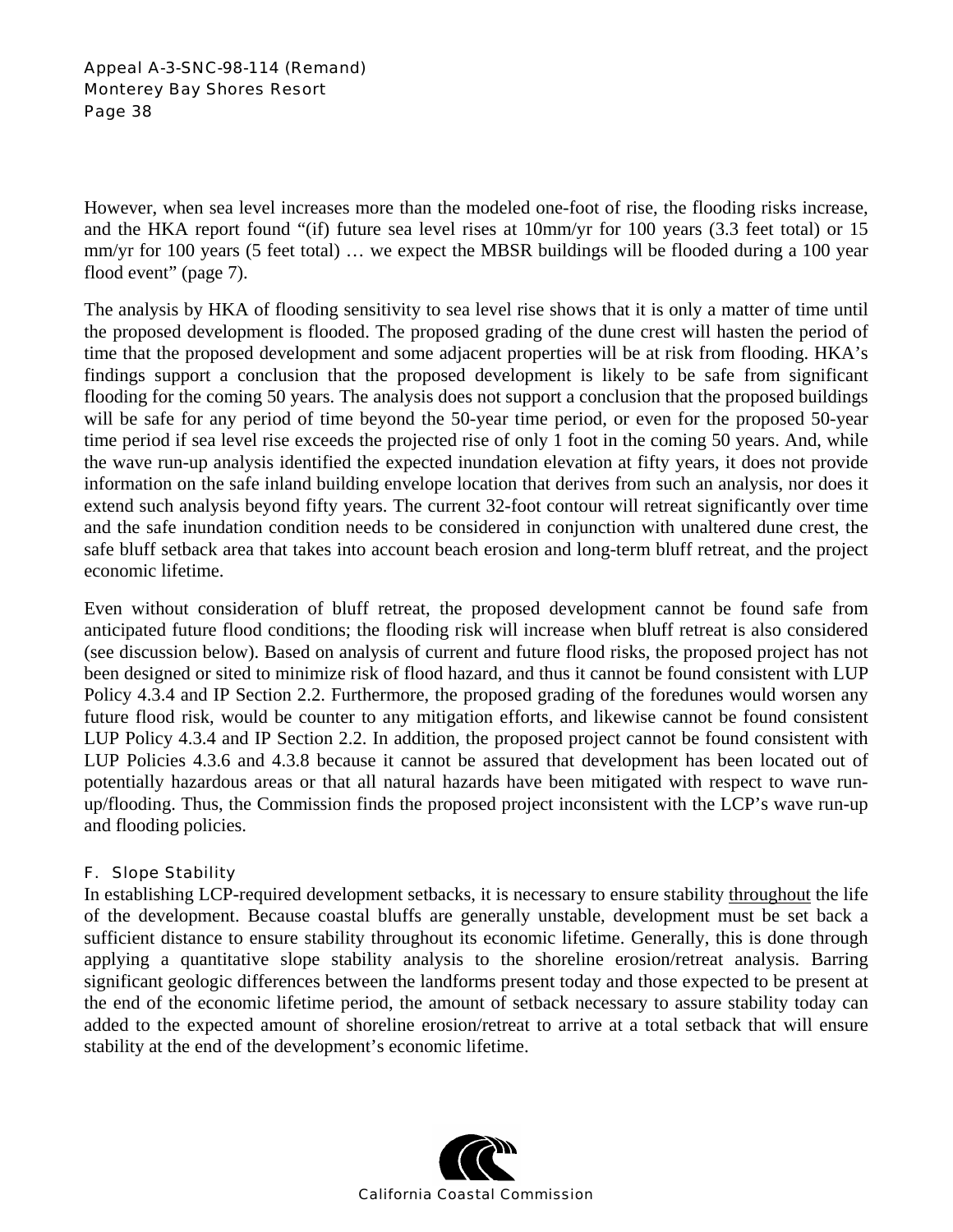However, when sea level increases more than the modeled one-foot of rise, the flooding risks increase, and the HKA report found "(if) future sea level rises at 10mm/yr for 100 years (3.3 feet total) or 15 mm/yr for 100 years (5 feet total) … we expect the MBSR buildings will be flooded during a 100 year flood event" (page 7).

The analysis by HKA of flooding sensitivity to sea level rise shows that it is only a matter of time until the proposed development is flooded. The proposed grading of the dune crest will hasten the period of time that the proposed development and some adjacent properties will be at risk from flooding. HKA's findings support a conclusion that the proposed development is likely to be safe from significant flooding for the coming 50 years. The analysis does not support a conclusion that the proposed buildings will be safe for any period of time beyond the 50-year time period, or even for the proposed 50-year time period if sea level rise exceeds the projected rise of only 1 foot in the coming 50 years. And, while the wave run-up analysis identified the expected inundation elevation at fifty years, it does not provide information on the safe inland building envelope location that derives from such an analysis, nor does it extend such analysis beyond fifty years. The current 32-foot contour will retreat significantly over time and the safe inundation condition needs to be considered in conjunction with unaltered dune crest, the safe bluff setback area that takes into account beach erosion and long-term bluff retreat, and the project economic lifetime.

Even without consideration of bluff retreat, the proposed development cannot be found safe from anticipated future flood conditions; the flooding risk will increase when bluff retreat is also considered (see discussion below). Based on analysis of current and future flood risks, the proposed project has not been designed or sited to minimize risk of flood hazard, and thus it cannot be found consistent with LUP Policy 4.3.4 and IP Section 2.2. Furthermore, the proposed grading of the foredunes would worsen any future flood risk, would be counter to any mitigation efforts, and likewise cannot be found consistent LUP Policy 4.3.4 and IP Section 2.2. In addition, the proposed project cannot be found consistent with LUP Policies 4.3.6 and 4.3.8 because it cannot be assured that development has been located out of potentially hazardous areas or that all natural hazards have been mitigated with respect to wave run-up/flooding. Thus, the Commission finds the proposed project inconsistent with the LCP's wave run-up and flooding policies.

### F. Slope Stability

In establishing LCP-required development setbacks, it is necessary to ensure stability throughout the life of the development. Because coastal bluffs are generally unstable, development must be set back a sufficient distance to ensure stability throughout its economic lifetime. Generally, this is done through applying a quantitative slope stability analysis to the shoreline erosion/retreat analysis. Barring significant geologic differences between the landforms present today and those expected to be present at the end of the economic lifetime period, the amount of setback necessary to assure stability today can added to the expected amount of shoreline erosion/retreat to arrive at a total setback that will ensure stability at the end of the development's economic lifetime.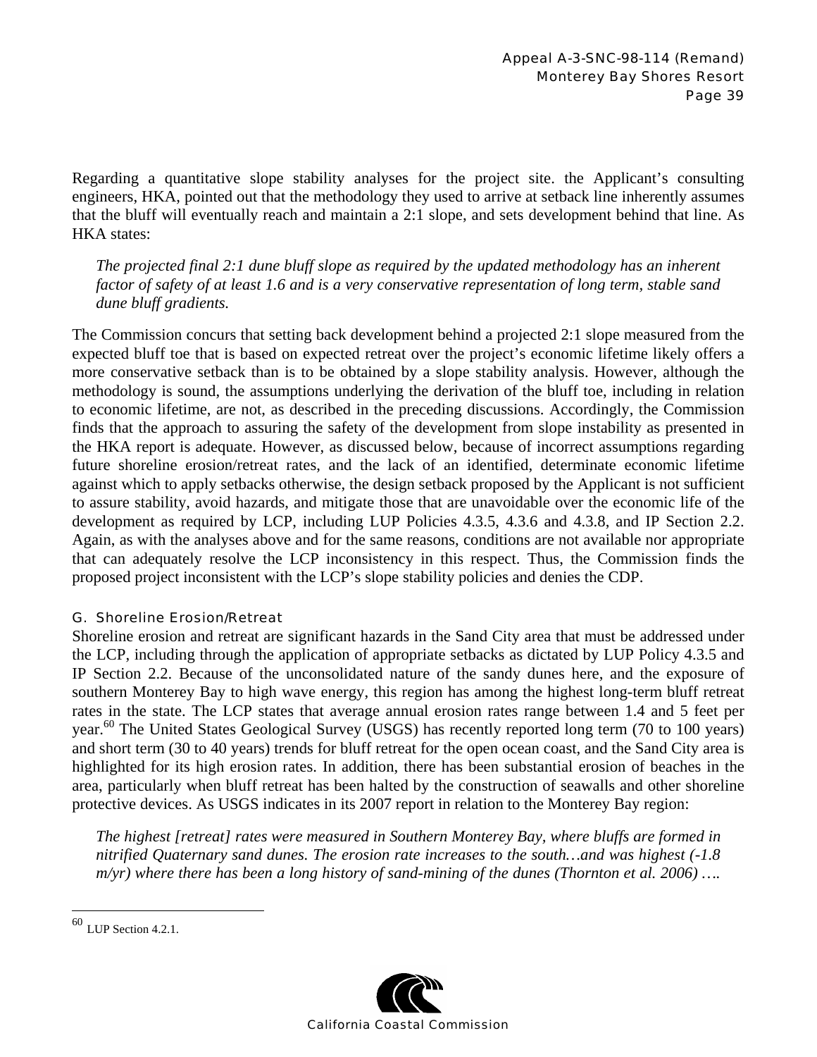Regarding a quantitative slope stability analyses for the project site. the Applicant's consulting engineers, HKA, pointed out that the methodology they used to arrive at setback line inherently assumes that the bluff will eventually reach and maintain a 2:1 slope, and sets development behind that line. As HKA states:

> *The projected final 2:1 dune bluff slope as required by the updated methodology has an inherent factor of safety of at least 1.6 and is a very conservative representation of long term, stable sand dune bluff gradients.*

The Commission concurs that setting back development behind a projected 2:1 slope measured from the expected bluff toe that is based on expected retreat over the project's economic lifetime likely offers a more conservative setback than is to be obtained by a slope stability analysis. However, although the methodology is sound, the assumptions underlying the derivation of the bluff toe, including in relation to economic lifetime, are not, as described in the preceding discussions. Accordingly, the Commission finds that the approach to assuring the safety of the development from slope instability as presented in the HKA report is adequate. However, as discussed below, because of incorrect assumptions regarding future shoreline erosion/retreat rates, and the lack of an identified, determinate economic lifetime against which to apply setbacks otherwise, the design setback proposed by the Applicant is not sufficient to assure stability, avoid hazards, and mitigate those that are unavoidable over the economic life of the development as required by LCP, including LUP Policies 4.3.5, 4.3.6 and 4.3.8, and IP Section 2.2. Again, as with the analyses above and for the same reasons, conditions are not available nor appropriate that can adequately resolve the LCP inconsistency in this respect. Thus, the Commission finds the proposed project inconsistent with the LCP's slope stability policies and denies the CDP.

### G. Shoreline Erosion/Retreat

Shoreline erosion and retreat are significant hazards in the Sand City area that must be addressed under the LCP, including through the application of appropriate setbacks as dictated by LUP Policy 4.3.5 and IP Section 2.2. Because of the unconsolidated nature of the sandy dunes here, and the exposure of southern Monterey Bay to high wave energy, this region has among the highest long-term bluff retreat rates in the state. The LCP states that average annual erosion rates range between 1.4 and 5 feet per year.[60] The United States Geological Survey (USGS) has recently reported long term (70 to 100 years) and short term (30 to 40 years) trends for bluff retreat for the open ocean coast, and the Sand City area is highlighted for its high erosion rates. In addition, there has been substantial erosion of beaches in the area, particularly when bluff retreat has been halted by the construction of seawalls and other shoreline protective devices. As USGS indicates in its 2007 report in relation to the Monterey Bay region:

> *The highest [retreat] rates were measured in Southern Monterey Bay, where bluffs are formed in nitrified Quaternary sand dunes. The erosion rate increases to the south…and was highest (-1.8 m/yr) where there has been a long history of sand-mining of the dunes (Thornton et al. 2006) ….*

---

[60] LUP Section 4.2.1.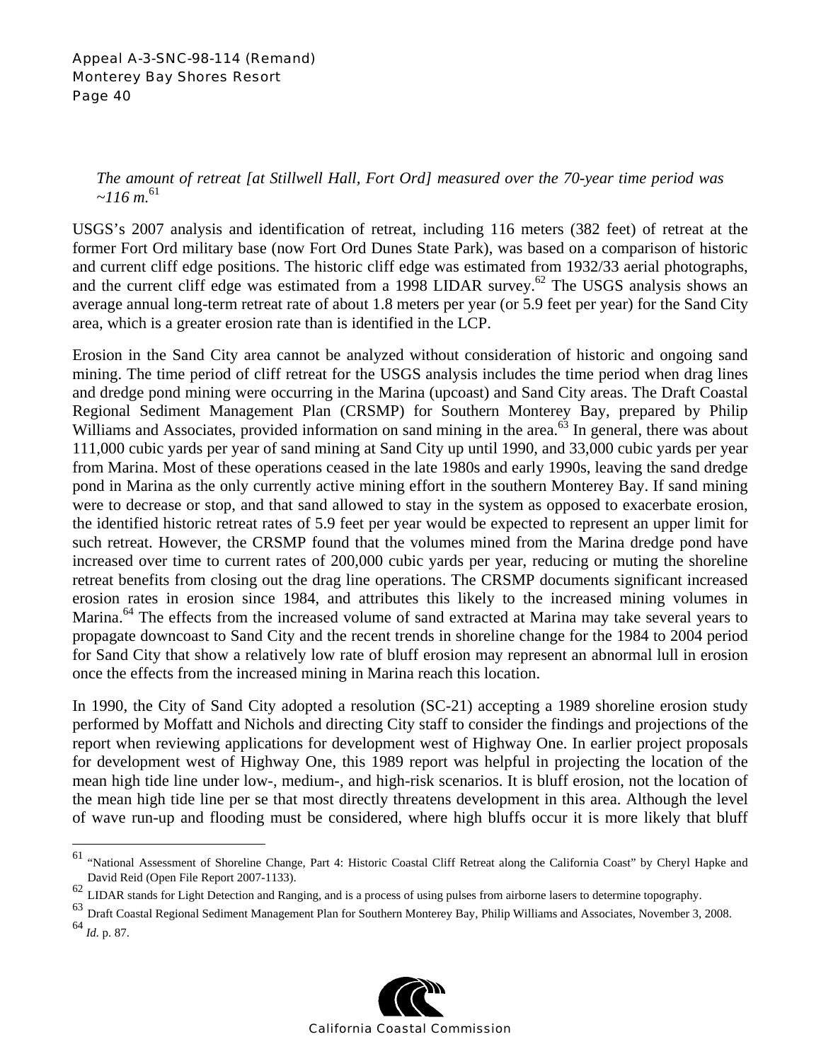*The amount of retreat [at Stillwell Hall, Fort Ord] measured over the 70-year time period was ~116 m.*[61]

USGS's 2007 analysis and identification of retreat, including 116 meters (382 feet) of retreat at the former Fort Ord military base (now Fort Ord Dunes State Park), was based on a comparison of historic and current cliff edge positions. The historic cliff edge was estimated from 1932/33 aerial photographs, and the current cliff edge was estimated from a 1998 LIDAR survey.[62] The USGS analysis shows an average annual long-term retreat rate of about 1.8 meters per year (or 5.9 feet per year) for the Sand City area, which is a greater erosion rate than is identified in the LCP.

Erosion in the Sand City area cannot be analyzed without consideration of historic and ongoing sand mining. The time period of cliff retreat for the USGS analysis includes the time period when drag lines and dredge pond mining were occurring in the Marina (upcoast) and Sand City areas. The Draft Coastal Regional Sediment Management Plan (CRSMP) for Southern Monterey Bay, prepared by Philip Williams and Associates, provided information on sand mining in the area.[63] In general, there was about 111,000 cubic yards per year of sand mining at Sand City up until 1990, and 33,000 cubic yards per year from Marina. Most of these operations ceased in the late 1980s and early 1990s, leaving the sand dredge pond in Marina as the only currently active mining effort in the southern Monterey Bay. If sand mining were to decrease or stop, and that sand allowed to stay in the system as opposed to exacerbate erosion, the identified historic retreat rates of 5.9 feet per year would be expected to represent an upper limit for such retreat. However, the CRSMP found that the volumes mined from the Marina dredge pond have increased over time to current rates of 200,000 cubic yards per year, reducing or muting the shoreline retreat benefits from closing out the drag line operations. The CRSMP documents significant increased erosion rates in erosion since 1984, and attributes this likely to the increased mining volumes in Marina.[64] The effects from the increased volume of sand extracted at Marina may take several years to propagate downcoast to Sand City and the recent trends in shoreline change for the 1984 to 2004 period for Sand City that show a relatively low rate of bluff erosion may represent an abnormal lull in erosion once the effects from the increased mining in Marina reach this location.

In 1990, the City of Sand City adopted a resolution (SC-21) accepting a 1989 shoreline erosion study performed by Moffatt and Nichols and directing City staff to consider the findings and projections of the report when reviewing applications for development west of Highway One. In earlier project proposals for development west of Highway One, this 1989 report was helpful in projecting the location of the mean high tide line under low-, medium-, and high-risk scenarios. It is bluff erosion, not the location of the mean high tide line per se that most directly threatens development in this area. Although the level of wave run-up and flooding must be considered, where high bluffs occur it is more likely that bluff

---

[61] "National Assessment of Shoreline Change, Part 4: Historic Coastal Cliff Retreat along the California Coast" by Cheryl Hapke and David Reid (Open File Report 2007-1133).

[62] LIDAR stands for Light Detection and Ranging, and is a process of using pulses from airborne lasers to determine topography.

[63] Draft Coastal Regional Sediment Management Plan for Southern Monterey Bay, Philip Williams and Associates, November 3, 2008.

[64] *Id.* p. 87.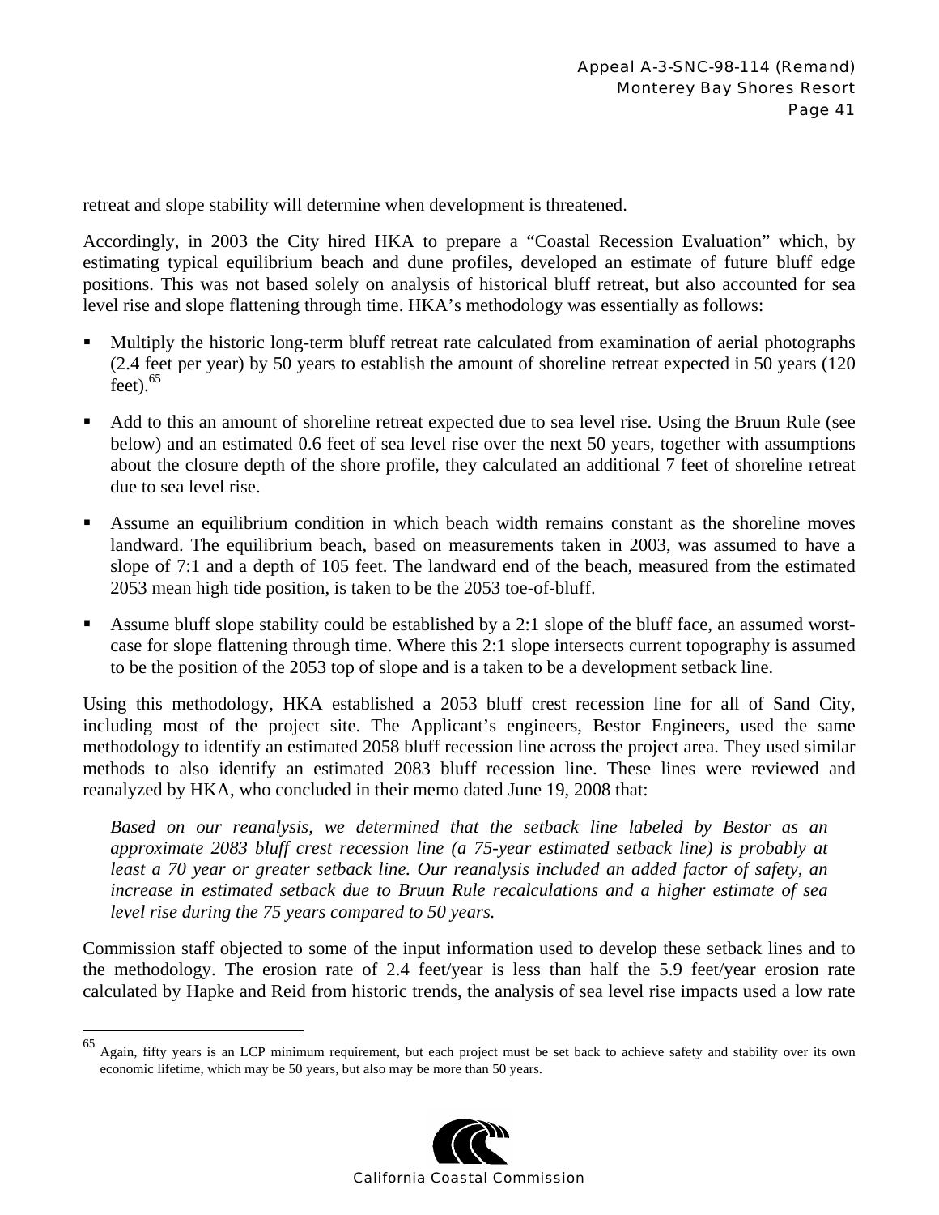retreat and slope stability will determine when development is threatened.

Accordingly, in 2003 the City hired HKA to prepare a "Coastal Recession Evaluation" which, by estimating typical equilibrium beach and dune profiles, developed an estimate of future bluff edge positions. This was not based solely on analysis of historical bluff retreat, but also accounted for sea level rise and slope flattening through time. HKA's methodology was essentially as follows:

- Multiply the historic long-term bluff retreat rate calculated from examination of aerial photographs (2.4 feet per year) by 50 years to establish the amount of shoreline retreat expected in 50 years (120 feet).[65]
- Add to this an amount of shoreline retreat expected due to sea level rise. Using the Bruun Rule (see below) and an estimated 0.6 feet of sea level rise over the next 50 years, together with assumptions about the closure depth of the shore profile, they calculated an additional 7 feet of shoreline retreat due to sea level rise.
- Assume an equilibrium condition in which beach width remains constant as the shoreline moves landward. The equilibrium beach, based on measurements taken in 2003, was assumed to have a slope of 7:1 and a depth of 105 feet. The landward end of the beach, measured from the estimated 2053 mean high tide position, is taken to be the 2053 toe-of-bluff.
- Assume bluff slope stability could be established by a 2:1 slope of the bluff face, an assumed worst-case for slope flattening through time. Where this 2:1 slope intersects current topography is assumed to be the position of the 2053 top of slope and is a taken to be a development setback line.

Using this methodology, HKA established a 2053 bluff crest recession line for all of Sand City, including most of the project site. The Applicant's engineers, Bestor Engineers, used the same methodology to identify an estimated 2058 bluff recession line across the project area. They used similar methods to also identify an estimated 2083 bluff recession line. These lines were reviewed and reanalyzed by HKA, who concluded in their memo dated June 19, 2008 that:

> *Based on our reanalysis, we determined that the setback line labeled by Bestor as an approximate 2083 bluff crest recession line (a 75-year estimated setback line) is probably at least a 70 year or greater setback line. Our reanalysis included an added factor of safety, an increase in estimated setback due to Bruun Rule recalculations and a higher estimate of sea level rise during the 75 years compared to 50 years.*

Commission staff objected to some of the input information used to develop these setback lines and to the methodology. The erosion rate of 2.4 feet/year is less than half the 5.9 feet/year erosion rate calculated by Hapke and Reid from historic trends, the analysis of sea level rise impacts used a low rate

---

[65] Again, fifty years is an LCP minimum requirement, but each project must be set back to achieve safety and stability over its own economic lifetime, which may be 50 years, but also may be more than 50 years.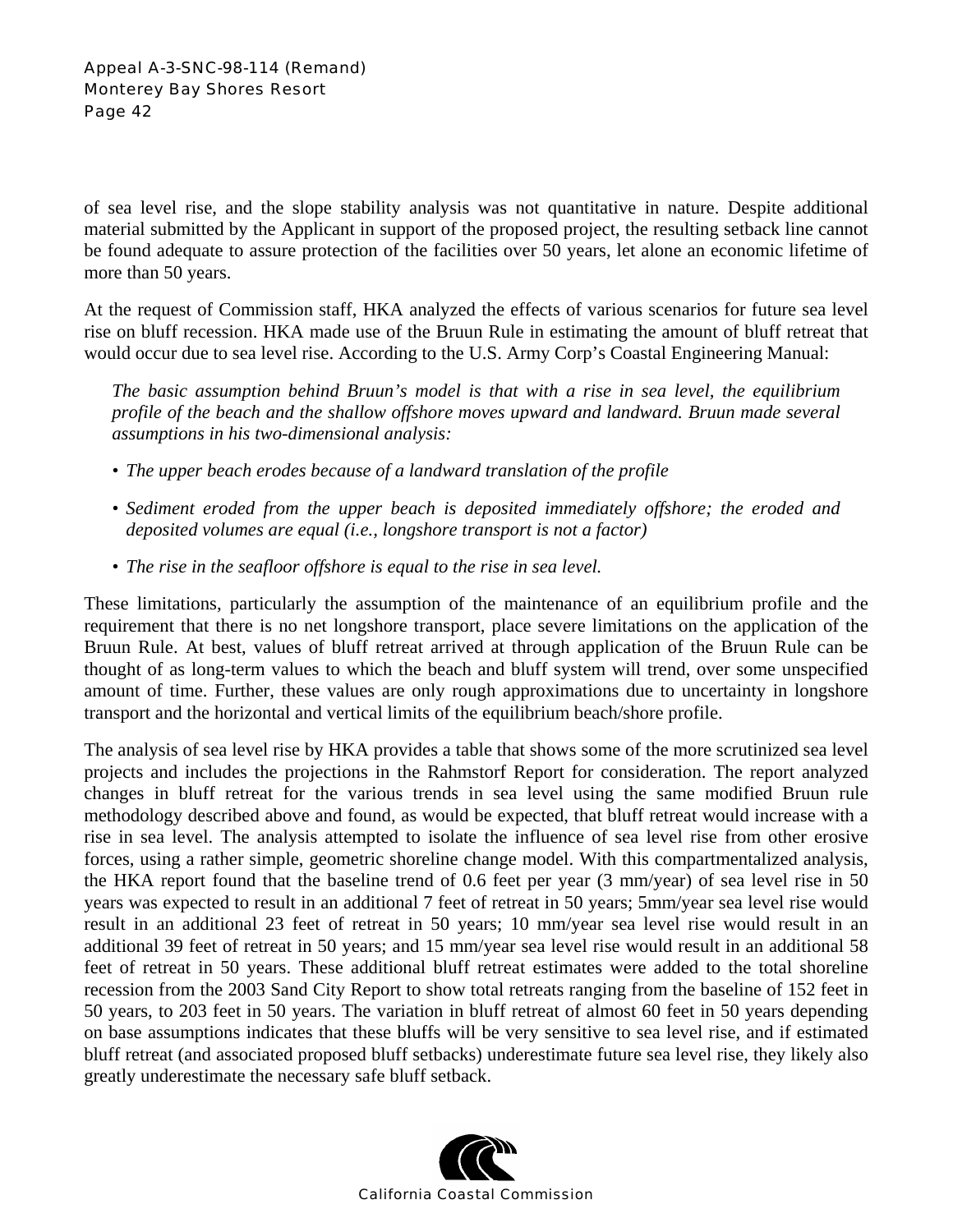of sea level rise, and the slope stability analysis was not quantitative in nature. Despite additional material submitted by the Applicant in support of the proposed project, the resulting setback line cannot be found adequate to assure protection of the facilities over 50 years, let alone an economic lifetime of more than 50 years.

At the request of Commission staff, HKA analyzed the effects of various scenarios for future sea level rise on bluff recession. HKA made use of the Bruun Rule in estimating the amount of bluff retreat that would occur due to sea level rise. According to the U.S. Army Corp's Coastal Engineering Manual:

> *The basic assumption behind Bruun's model is that with a rise in sea level, the equilibrium profile of the beach and the shallow offshore moves upward and landward. Bruun made several assumptions in his two-dimensional analysis:*
>
> - *The upper beach erodes because of a landward translation of the profile*
> - *Sediment eroded from the upper beach is deposited immediately offshore; the eroded and deposited volumes are equal (i.e., longshore transport is not a factor)*
> - *The rise in the seafloor offshore is equal to the rise in sea level.*

These limitations, particularly the assumption of the maintenance of an equilibrium profile and the requirement that there is no net longshore transport, place severe limitations on the application of the Bruun Rule. At best, values of bluff retreat arrived at through application of the Bruun Rule can be thought of as long-term values to which the beach and bluff system will trend, over some unspecified amount of time. Further, these values are only rough approximations due to uncertainty in longshore transport and the horizontal and vertical limits of the equilibrium beach/shore profile.

The analysis of sea level rise by HKA provides a table that shows some of the more scrutinized sea level projects and includes the projections in the Rahmstorf Report for consideration. The report analyzed changes in bluff retreat for the various trends in sea level using the same modified Bruun rule methodology described above and found, as would be expected, that bluff retreat would increase with a rise in sea level. The analysis attempted to isolate the influence of sea level rise from other erosive forces, using a rather simple, geometric shoreline change model. With this compartmentalized analysis, the HKA report found that the baseline trend of 0.6 feet per year (3 mm/year) of sea level rise in 50 years was expected to result in an additional 7 feet of retreat in 50 years; 5mm/year sea level rise would result in an additional 23 feet of retreat in 50 years; 10 mm/year sea level rise would result in an additional 39 feet of retreat in 50 years; and 15 mm/year sea level rise would result in an additional 58 feet of retreat in 50 years. These additional bluff retreat estimates were added to the total shoreline recession from the 2003 Sand City Report to show total retreats ranging from the baseline of 152 feet in 50 years, to 203 feet in 50 years. The variation in bluff retreat of almost 60 feet in 50 years depending on base assumptions indicates that these bluffs will be very sensitive to sea level rise, and if estimated bluff retreat (and associated proposed bluff setbacks) underestimate future sea level rise, they likely also greatly underestimate the necessary safe bluff setback.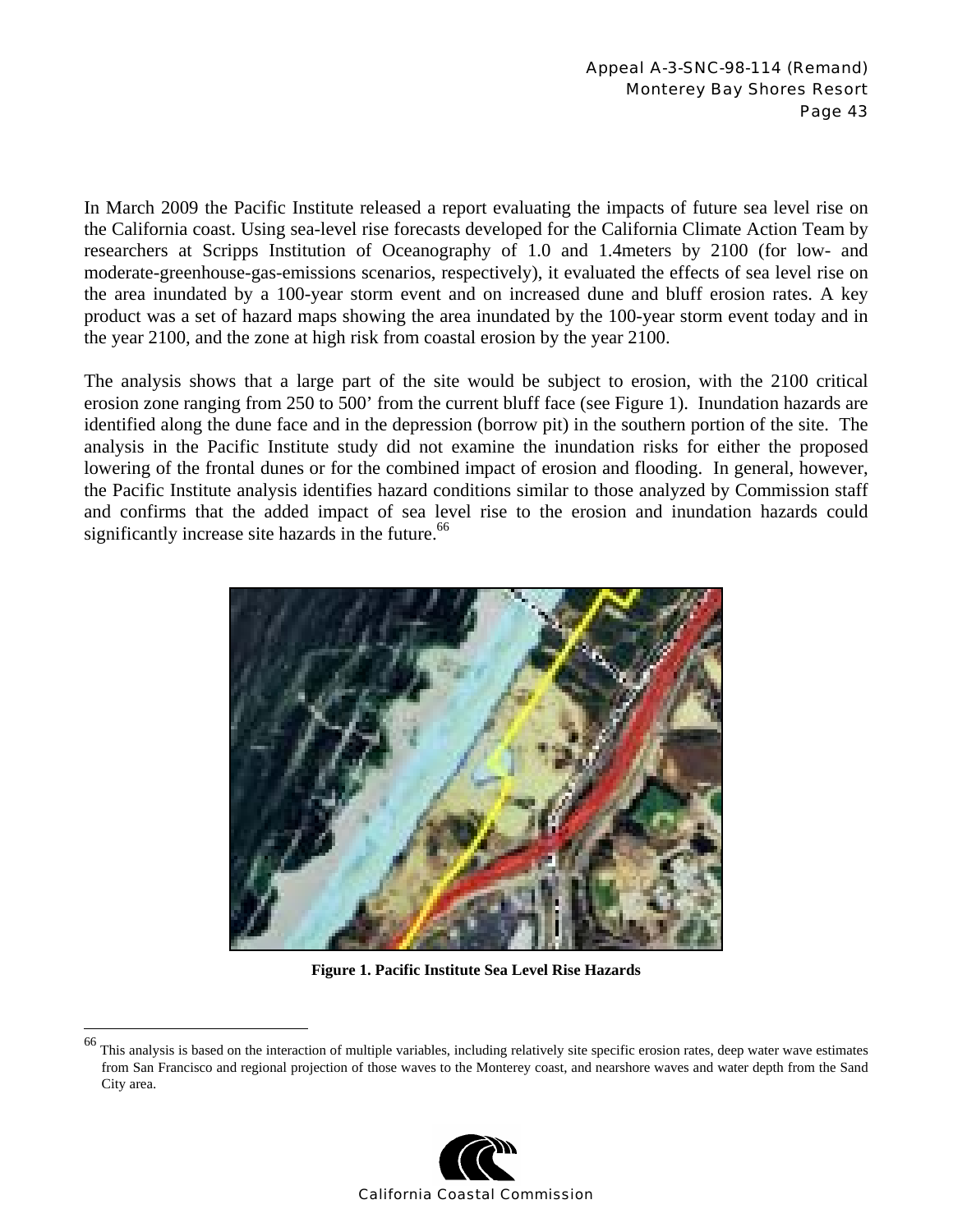In March 2009 the Pacific Institute released a report evaluating the impacts of future sea level rise on the California coast. Using sea-level rise forecasts developed for the California Climate Action Team by researchers at Scripps Institution of Oceanography of 1.0 and 1.4meters by 2100 (for low- and moderate-greenhouse-gas-emissions scenarios, respectively), it evaluated the effects of sea level rise on the area inundated by a 100-year storm event and on increased dune and bluff erosion rates. A key product was a set of hazard maps showing the area inundated by the 100-year storm event today and in the year 2100, and the zone at high risk from coastal erosion by the year 2100.

The analysis shows that a large part of the site would be subject to erosion, with the 2100 critical erosion zone ranging from 250 to 500' from the current bluff face (see Figure 1). Inundation hazards are identified along the dune face and in the depression (borrow pit) in the southern portion of the site. The analysis in the Pacific Institute study did not examine the inundation risks for either the proposed lowering of the frontal dunes or for the combined impact of erosion and flooding. In general, however, the Pacific Institute analysis identifies hazard conditions similar to those analyzed by Commission staff and confirms that the added impact of sea level rise to the erosion and inundation hazards could significantly increase site hazards in the future.[66]

**Figure 1. Pacific Institute Sea Level Rise Hazards**

---

[66] This analysis is based on the interaction of multiple variables, including relatively site specific erosion rates, deep water wave estimates from San Francisco and regional projection of those waves to the Monterey coast, and nearshore waves and water depth from the Sand City area.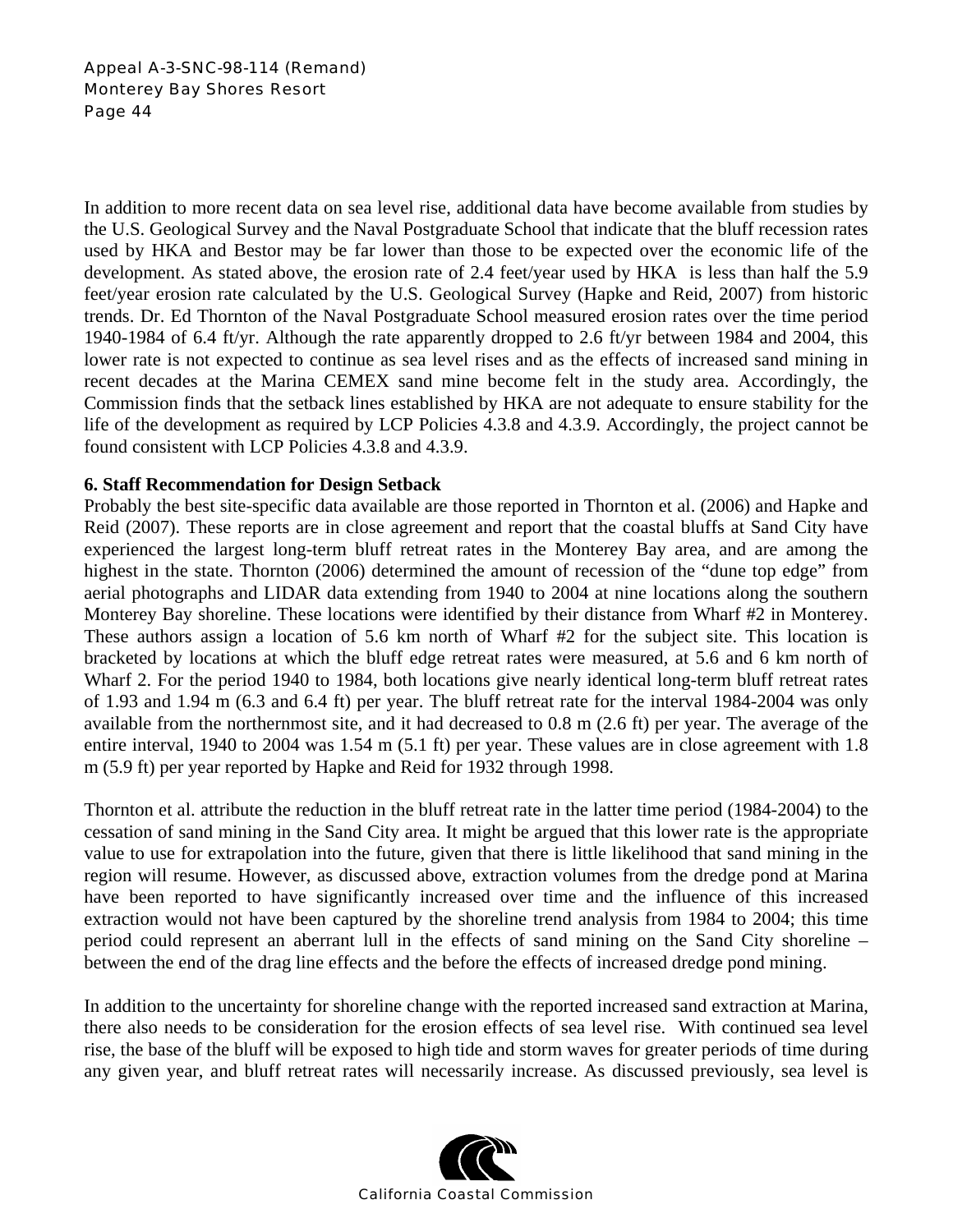In addition to more recent data on sea level rise, additional data have become available from studies by the U.S. Geological Survey and the Naval Postgraduate School that indicate that the bluff recession rates used by HKA and Bestor may be far lower than those to be expected over the economic life of the development. As stated above, the erosion rate of 2.4 feet/year used by HKA is less than half the 5.9 feet/year erosion rate calculated by the U.S. Geological Survey (Hapke and Reid, 2007) from historic trends. Dr. Ed Thornton of the Naval Postgraduate School measured erosion rates over the time period 1940-1984 of 6.4 ft/yr. Although the rate apparently dropped to 2.6 ft/yr between 1984 and 2004, this lower rate is not expected to continue as sea level rises and as the effects of increased sand mining in recent decades at the Marina CEMEX sand mine become felt in the study area. Accordingly, the Commission finds that the setback lines established by HKA are not adequate to ensure stability for the life of the development as required by LCP Policies 4.3.8 and 4.3.9. Accordingly, the project cannot be found consistent with LCP Policies 4.3.8 and 4.3.9.

**6. Staff Recommendation for Design Setback**

Probably the best site-specific data available are those reported in Thornton et al. (2006) and Hapke and Reid (2007). These reports are in close agreement and report that the coastal bluffs at Sand City have experienced the largest long-term bluff retreat rates in the Monterey Bay area, and are among the highest in the state. Thornton (2006) determined the amount of recession of the "dune top edge" from aerial photographs and LIDAR data extending from 1940 to 2004 at nine locations along the southern Monterey Bay shoreline. These locations were identified by their distance from Wharf #2 in Monterey. These authors assign a location of 5.6 km north of Wharf #2 for the subject site. This location is bracketed by locations at which the bluff edge retreat rates were measured, at 5.6 and 6 km north of Wharf 2. For the period 1940 to 1984, both locations give nearly identical long-term bluff retreat rates of 1.93 and 1.94 m (6.3 and 6.4 ft) per year. The bluff retreat rate for the interval 1984-2004 was only available from the northernmost site, and it had decreased to 0.8 m (2.6 ft) per year. The average of the entire interval, 1940 to 2004 was 1.54 m (5.1 ft) per year. These values are in close agreement with 1.8 m (5.9 ft) per year reported by Hapke and Reid for 1932 through 1998.

Thornton et al. attribute the reduction in the bluff retreat rate in the latter time period (1984-2004) to the cessation of sand mining in the Sand City area. It might be argued that this lower rate is the appropriate value to use for extrapolation into the future, given that there is little likelihood that sand mining in the region will resume. However, as discussed above, extraction volumes from the dredge pond at Marina have been reported to have significantly increased over time and the influence of this increased extraction would not have been captured by the shoreline trend analysis from 1984 to 2004; this time period could represent an aberrant lull in the effects of sand mining on the Sand City shoreline – between the end of the drag line effects and the before the effects of increased dredge pond mining.

In addition to the uncertainty for shoreline change with the reported increased sand extraction at Marina, there also needs to be consideration for the erosion effects of sea level rise. With continued sea level rise, the base of the bluff will be exposed to high tide and storm waves for greater periods of time during any given year, and bluff retreat rates will necessarily increase. As discussed previously, sea level is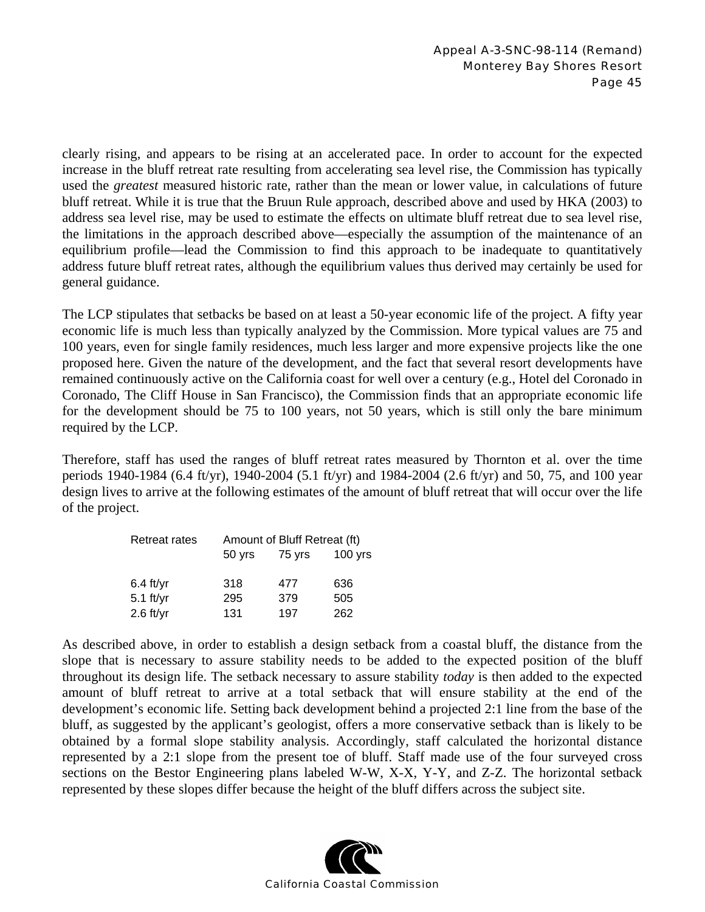clearly rising, and appears to be rising at an accelerated pace. In order to account for the expected increase in the bluff retreat rate resulting from accelerating sea level rise, the Commission has typically used the *greatest* measured historic rate, rather than the mean or lower value, in calculations of future bluff retreat. While it is true that the Bruun Rule approach, described above and used by HKA (2003) to address sea level rise, may be used to estimate the effects on ultimate bluff retreat due to sea level rise, the limitations in the approach described above—especially the assumption of the maintenance of an equilibrium profile—lead the Commission to find this approach to be inadequate to quantitatively address future bluff retreat rates, although the equilibrium values thus derived may certainly be used for general guidance.

The LCP stipulates that setbacks be based on at least a 50-year economic life of the project. A fifty year economic life is much less than typically analyzed by the Commission. More typical values are 75 and 100 years, even for single family residences, much less larger and more expensive projects like the one proposed here. Given the nature of the development, and the fact that several resort developments have remained continuously active on the California coast for well over a century (e.g., Hotel del Coronado in Coronado, The Cliff House in San Francisco), the Commission finds that an appropriate economic life for the development should be 75 to 100 years, not 50 years, which is still only the bare minimum required by the LCP.

Therefore, staff has used the ranges of bluff retreat rates measured by Thornton et al. over the time periods 1940-1984 (6.4 ft/yr), 1940-2004 (5.1 ft/yr) and 1984-2004 (2.6 ft/yr) and 50, 75, and 100 year design lives to arrive at the following estimates of the amount of bluff retreat that will occur over the life of the project.

| Retreat rates | Amount of Bluff Retreat (ft) | | |
|---|---|---|---|
| | 50 yrs | 75 yrs | 100 yrs |
| 6.4 ft/yr | 318 | 477 | 636 |
| 5.1 ft/yr | 295 | 379 | 505 |
| 2.6 ft/yr | 131 | 197 | 262 |

As described above, in order to establish a design setback from a coastal bluff, the distance from the slope that is necessary to assure stability needs to be added to the expected position of the bluff throughout its design life. The setback necessary to assure stability *today* is then added to the expected amount of bluff retreat to arrive at a total setback that will ensure stability at the end of the development's economic life. Setting back development behind a projected 2:1 line from the base of the bluff, as suggested by the applicant's geologist, offers a more conservative setback than is likely to be obtained by a formal slope stability analysis. Accordingly, staff calculated the horizontal distance represented by a 2:1 slope from the present toe of bluff. Staff made use of the four surveyed cross sections on the Bestor Engineering plans labeled W-W, X-X, Y-Y, and Z-Z. The horizontal setback represented by these slopes differ because the height of the bluff differs across the subject site.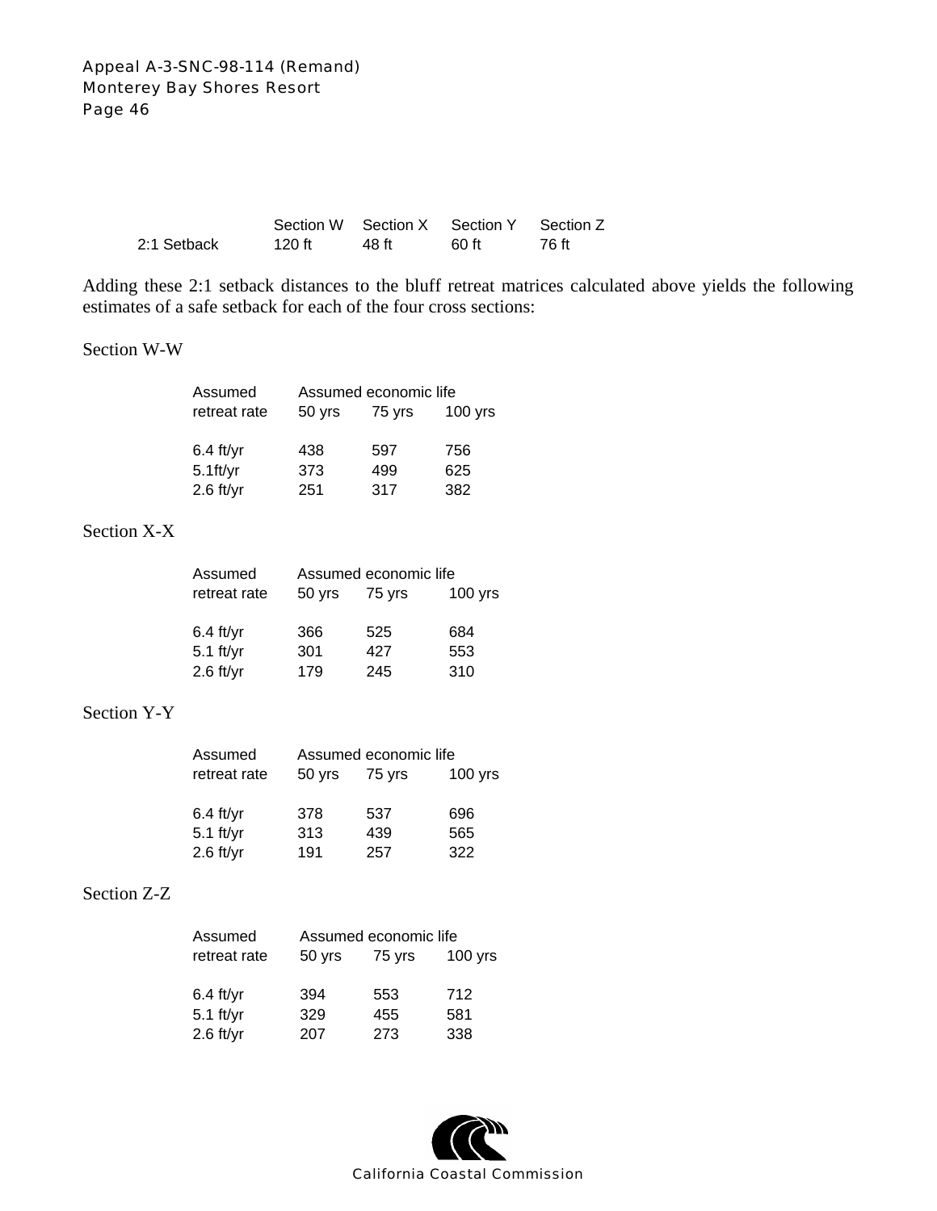| | Section W | Section X | Section Y | Section Z |
|---|---|---|---|---|
| 2:1 Setback | 120 ft | 48 ft | 60 ft | 76 ft |

Adding these 2:1 setback distances to the bluff retreat matrices calculated above yields the following estimates of a safe setback for each of the four cross sections:

Section W-W

| Assumed retreat rate | Assumed economic life 50 yrs | 75 yrs | 100 yrs |
|---|---|---|---|
| 6.4 ft/yr | 438 | 597 | 756 |
| 5.1ft/yr | 373 | 499 | 625 |
| 2.6 ft/yr | 251 | 317 | 382 |

Section X-X

| Assumed retreat rate | Assumed economic life 50 yrs | 75 yrs | 100 yrs |
|---|---|---|---|
| 6.4 ft/yr | 366 | 525 | 684 |
| 5.1 ft/yr | 301 | 427 | 553 |
| 2.6 ft/yr | 179 | 245 | 310 |

Section Y-Y

| Assumed retreat rate | Assumed economic life 50 yrs | 75 yrs | 100 yrs |
|---|---|---|---|
| 6.4 ft/yr | 378 | 537 | 696 |
| 5.1 ft/yr | 313 | 439 | 565 |
| 2.6 ft/yr | 191 | 257 | 322 |

Section Z-Z

| Assumed retreat rate | Assumed economic life 50 yrs | 75 yrs | 100 yrs |
|---|---|---|---|
| 6.4 ft/yr | 394 | 553 | 712 |
| 5.1 ft/yr | 329 | 455 | 581 |
| 2.6 ft/yr | 207 | 273 | 338 |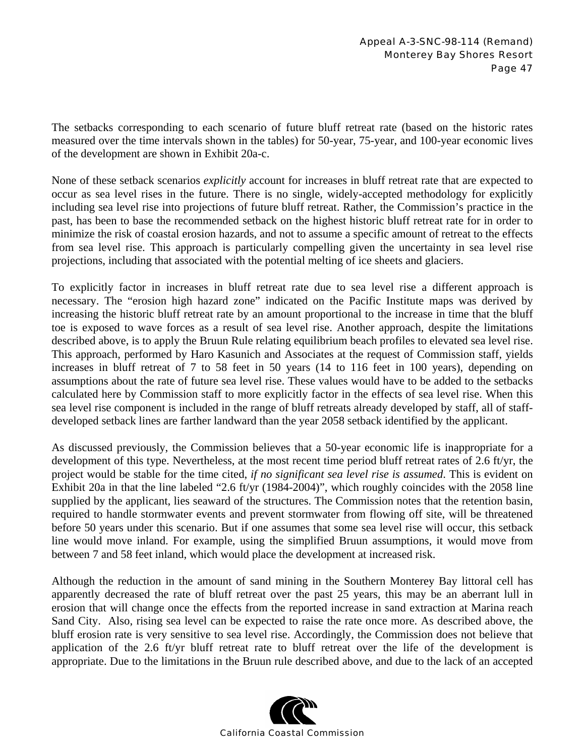The setbacks corresponding to each scenario of future bluff retreat rate (based on the historic rates measured over the time intervals shown in the tables) for 50-year, 75-year, and 100-year economic lives of the development are shown in Exhibit 20a-c.

None of these setback scenarios *explicitly* account for increases in bluff retreat rate that are expected to occur as sea level rises in the future. There is no single, widely-accepted methodology for explicitly including sea level rise into projections of future bluff retreat. Rather, the Commission's practice in the past, has been to base the recommended setback on the highest historic bluff retreat rate for in order to minimize the risk of coastal erosion hazards, and not to assume a specific amount of retreat to the effects from sea level rise. This approach is particularly compelling given the uncertainty in sea level rise projections, including that associated with the potential melting of ice sheets and glaciers.

To explicitly factor in increases in bluff retreat rate due to sea level rise a different approach is necessary. The "erosion high hazard zone" indicated on the Pacific Institute maps was derived by increasing the historic bluff retreat rate by an amount proportional to the increase in time that the bluff toe is exposed to wave forces as a result of sea level rise. Another approach, despite the limitations described above, is to apply the Bruun Rule relating equilibrium beach profiles to elevated sea level rise. This approach, performed by Haro Kasunich and Associates at the request of Commission staff, yields increases in bluff retreat of 7 to 58 feet in 50 years (14 to 116 feet in 100 years), depending on assumptions about the rate of future sea level rise. These values would have to be added to the setbacks calculated here by Commission staff to more explicitly factor in the effects of sea level rise. When this sea level rise component is included in the range of bluff retreats already developed by staff, all of staff-developed setback lines are farther landward than the year 2058 setback identified by the applicant.

As discussed previously, the Commission believes that a 50-year economic life is inappropriate for a development of this type. Nevertheless, at the most recent time period bluff retreat rates of 2.6 ft/yr, the project would be stable for the time cited, *if no significant sea level rise is assumed*. This is evident on Exhibit 20a in that the line labeled "2.6 ft/yr (1984-2004)", which roughly coincides with the 2058 line supplied by the applicant, lies seaward of the structures. The Commission notes that the retention basin, required to handle stormwater events and prevent stormwater from flowing off site, will be threatened before 50 years under this scenario. But if one assumes that some sea level rise will occur, this setback line would move inland. For example, using the simplified Bruun assumptions, it would move from between 7 and 58 feet inland, which would place the development at increased risk.

Although the reduction in the amount of sand mining in the Southern Monterey Bay littoral cell has apparently decreased the rate of bluff retreat over the past 25 years, this may be an aberrant lull in erosion that will change once the effects from the reported increase in sand extraction at Marina reach Sand City. Also, rising sea level can be expected to raise the rate once more. As described above, the bluff erosion rate is very sensitive to sea level rise. Accordingly, the Commission does not believe that application of the 2.6 ft/yr bluff retreat rate to bluff retreat over the life of the development is appropriate. Due to the limitations in the Bruun rule described above, and due to the lack of an accepted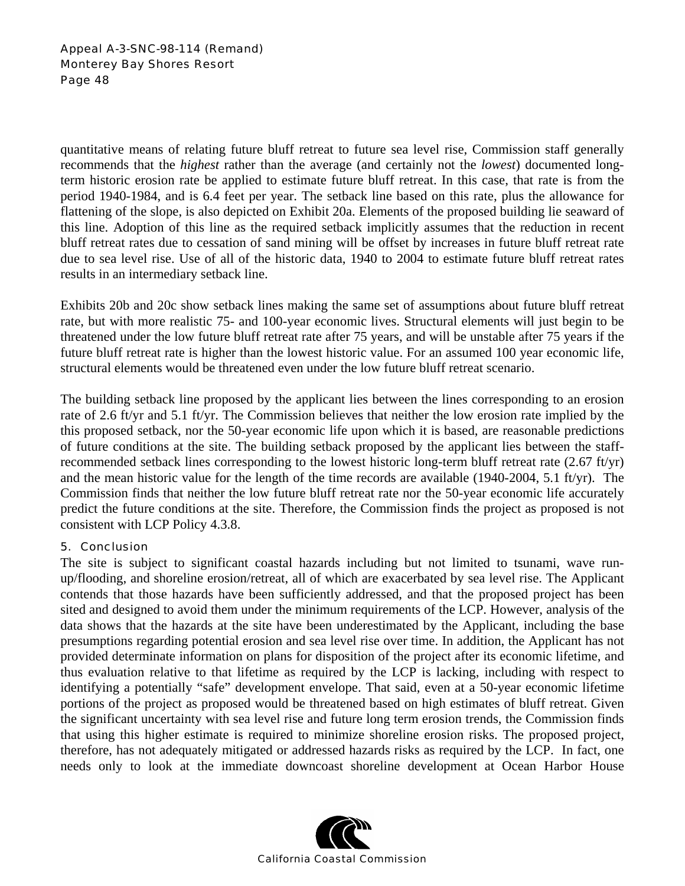quantitative means of relating future bluff retreat to future sea level rise, Commission staff generally recommends that the *highest* rather than the average (and certainly not the *lowest*) documented long-term historic erosion rate be applied to estimate future bluff retreat. In this case, that rate is from the period 1940-1984, and is 6.4 feet per year. The setback line based on this rate, plus the allowance for flattening of the slope, is also depicted on Exhibit 20a. Elements of the proposed building lie seaward of this line. Adoption of this line as the required setback implicitly assumes that the reduction in recent bluff retreat rates due to cessation of sand mining will be offset by increases in future bluff retreat rate due to sea level rise. Use of all of the historic data, 1940 to 2004 to estimate future bluff retreat rates results in an intermediary setback line.

Exhibits 20b and 20c show setback lines making the same set of assumptions about future bluff retreat rate, but with more realistic 75- and 100-year economic lives. Structural elements will just begin to be threatened under the low future bluff retreat rate after 75 years, and will be unstable after 75 years if the future bluff retreat rate is higher than the lowest historic value. For an assumed 100 year economic life, structural elements would be threatened even under the low future bluff retreat scenario.

The building setback line proposed by the applicant lies between the lines corresponding to an erosion rate of 2.6 ft/yr and 5.1 ft/yr. The Commission believes that neither the low erosion rate implied by the this proposed setback, nor the 50-year economic life upon which it is based, are reasonable predictions of future conditions at the site. The building setback proposed by the applicant lies between the staff-recommended setback lines corresponding to the lowest historic long-term bluff retreat rate (2.67 ft/yr) and the mean historic value for the length of the time records are available (1940-2004, 5.1 ft/yr). The Commission finds that neither the low future bluff retreat rate nor the 50-year economic life accurately predict the future conditions at the site. Therefore, the Commission finds the project as proposed is not consistent with LCP Policy 4.3.8.

### 5. Conclusion

The site is subject to significant coastal hazards including but not limited to tsunami, wave run-up/flooding, and shoreline erosion/retreat, all of which are exacerbated by sea level rise. The Applicant contends that those hazards have been sufficiently addressed, and that the proposed project has been sited and designed to avoid them under the minimum requirements of the LCP. However, analysis of the data shows that the hazards at the site have been underestimated by the Applicant, including the base presumptions regarding potential erosion and sea level rise over time. In addition, the Applicant has not provided determinate information on plans for disposition of the project after its economic lifetime, and thus evaluation relative to that lifetime as required by the LCP is lacking, including with respect to identifying a potentially "safe" development envelope. That said, even at a 50-year economic lifetime portions of the project as proposed would be threatened based on high estimates of bluff retreat. Given the significant uncertainty with sea level rise and future long term erosion trends, the Commission finds that using this higher estimate is required to minimize shoreline erosion risks. The proposed project, therefore, has not adequately mitigated or addressed hazards risks as required by the LCP. In fact, one needs only to look at the immediate downcoast shoreline development at Ocean Harbor House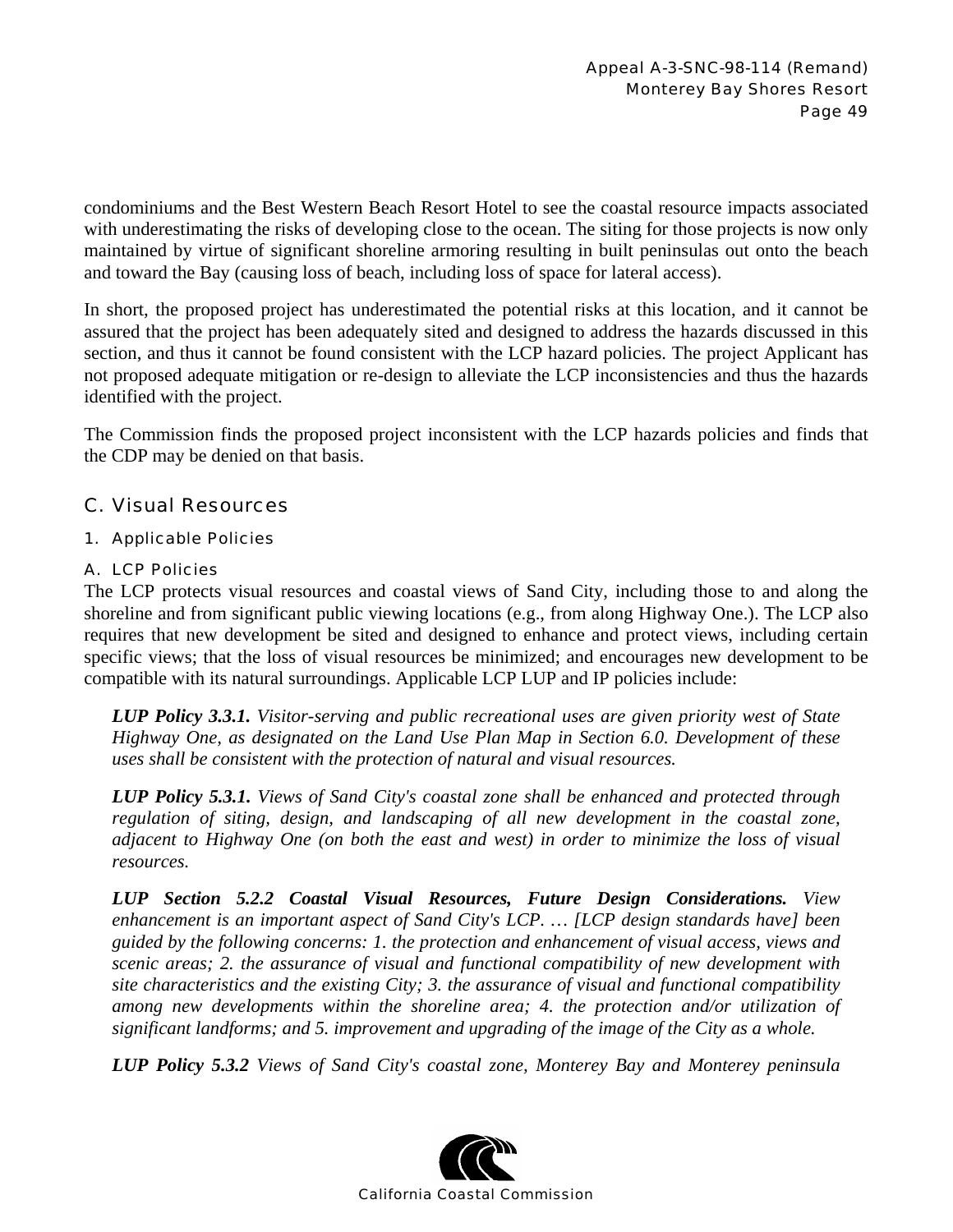condominiums and the Best Western Beach Resort Hotel to see the coastal resource impacts associated with underestimating the risks of developing close to the ocean. The siting for those projects is now only maintained by virtue of significant shoreline armoring resulting in built peninsulas out onto the beach and toward the Bay (causing loss of beach, including loss of space for lateral access).

In short, the proposed project has underestimated the potential risks at this location, and it cannot be assured that the project has been adequately sited and designed to address the hazards discussed in this section, and thus it cannot be found consistent with the LCP hazard policies. The project Applicant has not proposed adequate mitigation or re-design to alleviate the LCP inconsistencies and thus the hazards identified with the project.

The Commission finds the proposed project inconsistent with the LCP hazards policies and finds that the CDP may be denied on that basis.

## C. Visual Resources

### 1. Applicable Policies

#### A. LCP Policies

The LCP protects visual resources and coastal views of Sand City, including those to and along the shoreline and from significant public viewing locations (e.g., from along Highway One.). The LCP also requires that new development be sited and designed to enhance and protect views, including certain specific views; that the loss of visual resources be minimized; and encourages new development to be compatible with its natural surroundings. Applicable LCP LUP and IP policies include:

> ***LUP Policy 3.3.1.*** *Visitor-serving and public recreational uses are given priority west of State Highway One, as designated on the Land Use Plan Map in Section 6.0. Development of these uses shall be consistent with the protection of natural and visual resources.*

> ***LUP Policy 5.3.1.*** *Views of Sand City's coastal zone shall be enhanced and protected through regulation of siting, design, and landscaping of all new development in the coastal zone, adjacent to Highway One (on both the east and west) in order to minimize the loss of visual resources.*

> ***LUP Section 5.2.2 Coastal Visual Resources, Future Design Considerations.*** *View enhancement is an important aspect of Sand City's LCP. … [LCP design standards have] been guided by the following concerns: 1. the protection and enhancement of visual access, views and scenic areas; 2. the assurance of visual and functional compatibility of new development with site characteristics and the existing City; 3. the assurance of visual and functional compatibility among new developments within the shoreline area; 4. the protection and/or utilization of significant landforms; and 5. improvement and upgrading of the image of the City as a whole.*

> ***LUP Policy 5.3.2*** *Views of Sand City's coastal zone, Monterey Bay and Monterey peninsula*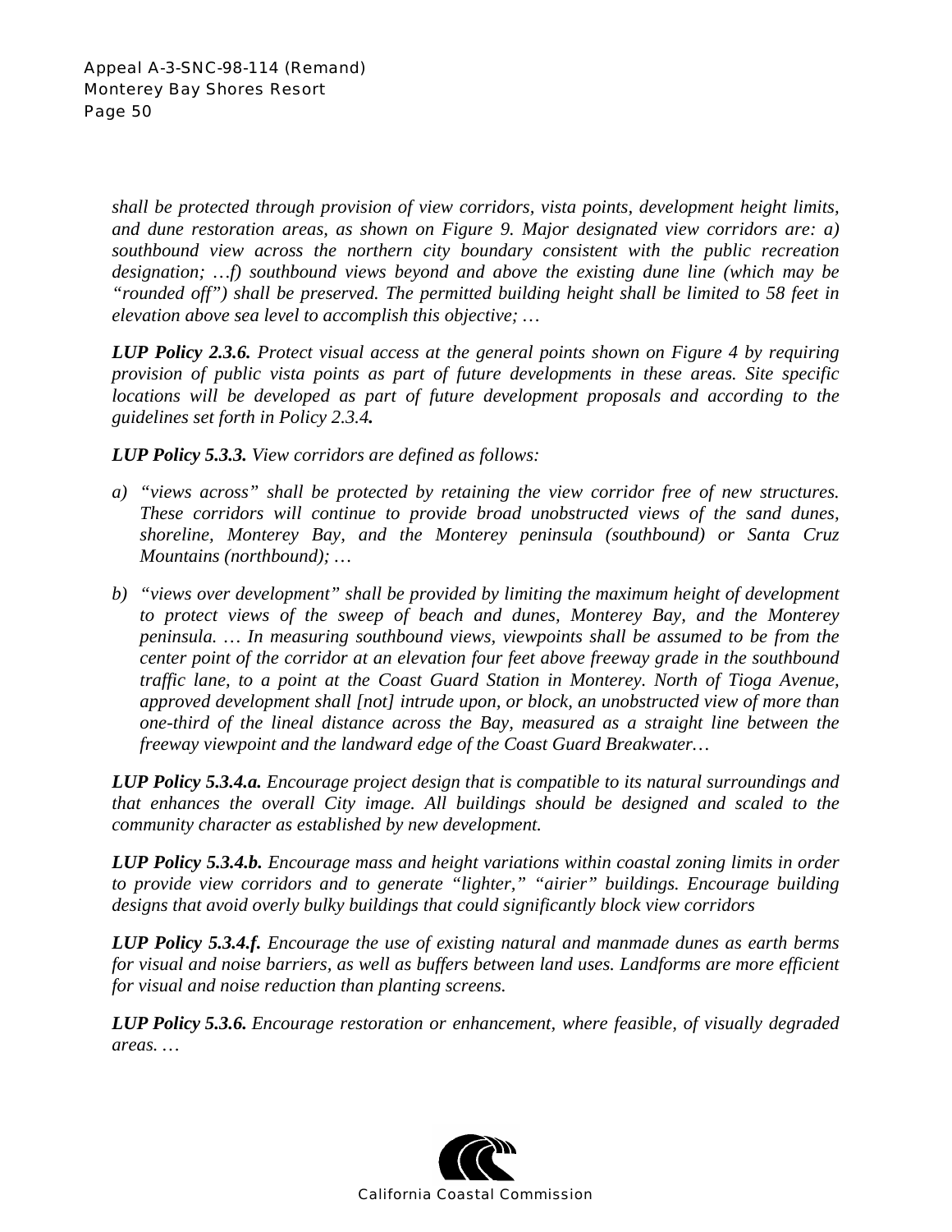*shall be protected through provision of view corridors, vista points, development height limits, and dune restoration areas, as shown on Figure 9. Major designated view corridors are: a) southbound view across the northern city boundary consistent with the public recreation designation; …f) southbound views beyond and above the existing dune line (which may be "rounded off") shall be preserved. The permitted building height shall be limited to 58 feet in elevation above sea level to accomplish this objective; …*

***LUP Policy 2.3.6.*** *Protect visual access at the general points shown on Figure 4 by requiring provision of public vista points as part of future developments in these areas. Site specific locations will be developed as part of future development proposals and according to the guidelines set forth in Policy 2.3.4**.***

***LUP Policy 5.3.3.*** *View corridors are defined as follows:*

*a) "views across" shall be protected by retaining the view corridor free of new structures. These corridors will continue to provide broad unobstructed views of the sand dunes, shoreline, Monterey Bay, and the Monterey peninsula (southbound) or Santa Cruz Mountains (northbound); …*

*b) "views over development" shall be provided by limiting the maximum height of development to protect views of the sweep of beach and dunes, Monterey Bay, and the Monterey peninsula. … In measuring southbound views, viewpoints shall be assumed to be from the center point of the corridor at an elevation four feet above freeway grade in the southbound traffic lane, to a point at the Coast Guard Station in Monterey. North of Tioga Avenue, approved development shall [not] intrude upon, or block, an unobstructed view of more than one-third of the lineal distance across the Bay, measured as a straight line between the freeway viewpoint and the landward edge of the Coast Guard Breakwater…*

***LUP Policy 5.3.4.a.*** *Encourage project design that is compatible to its natural surroundings and that enhances the overall City image. All buildings should be designed and scaled to the community character as established by new development.*

***LUP Policy 5.3.4.b.*** *Encourage mass and height variations within coastal zoning limits in order to provide view corridors and to generate "lighter," "airier" buildings. Encourage building designs that avoid overly bulky buildings that could significantly block view corridors*

***LUP Policy 5.3.4.f.*** *Encourage the use of existing natural and manmade dunes as earth berms for visual and noise barriers, as well as buffers between land uses. Landforms are more efficient for visual and noise reduction than planting screens.*

***LUP Policy 5.3.6.*** *Encourage restoration or enhancement, where feasible, of visually degraded areas. …*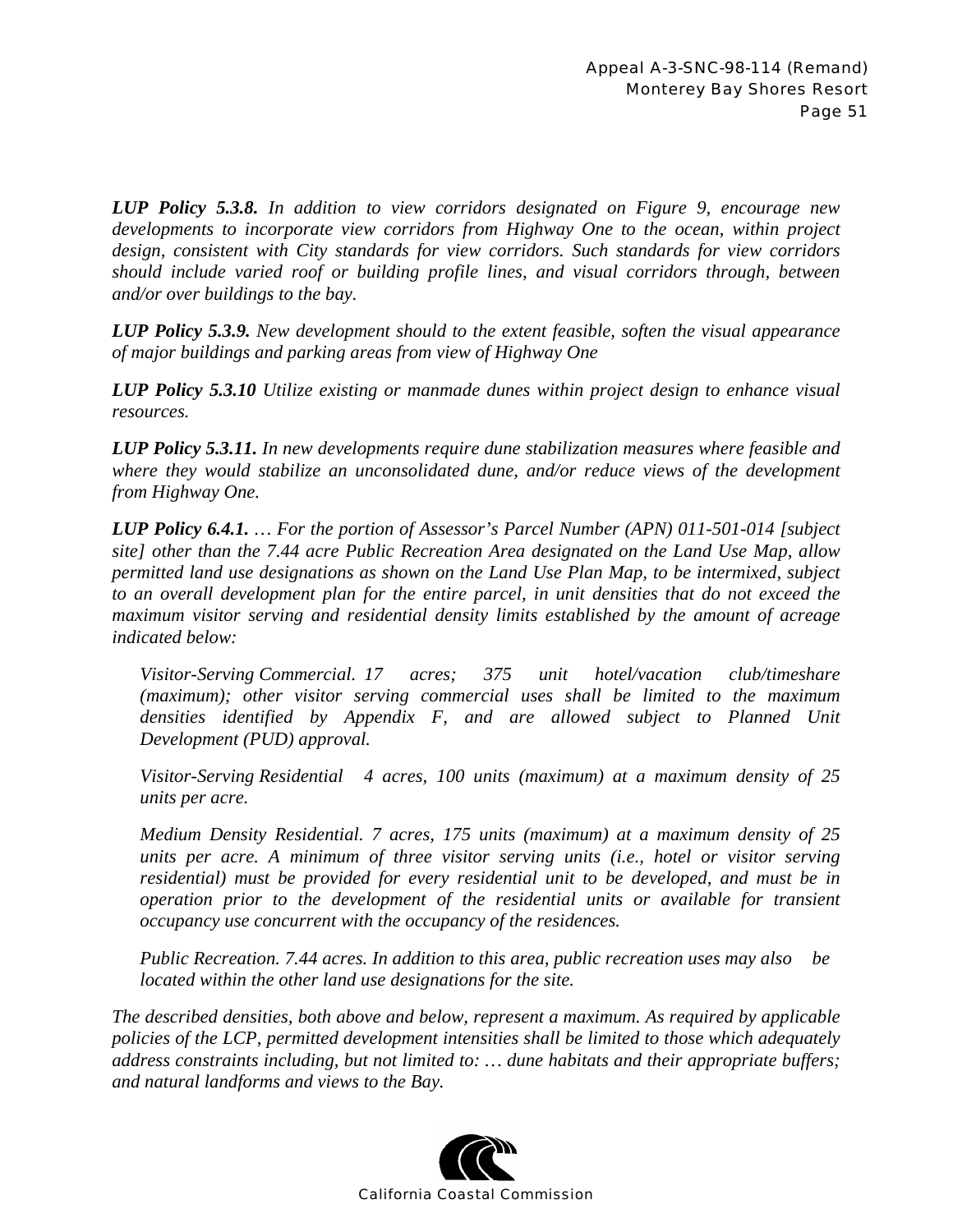***LUP Policy 5.3.8.*** *In addition to view corridors designated on Figure 9, encourage new developments to incorporate view corridors from Highway One to the ocean, within project design, consistent with City standards for view corridors. Such standards for view corridors should include varied roof or building profile lines, and visual corridors through, between and/or over buildings to the bay.*

***LUP Policy 5.3.9.*** *New development should to the extent feasible, soften the visual appearance of major buildings and parking areas from view of Highway One*

***LUP Policy 5.3.10*** *Utilize existing or manmade dunes within project design to enhance visual resources.*

***LUP Policy 5.3.11.*** *In new developments require dune stabilization measures where feasible and where they would stabilize an unconsolidated dune, and/or reduce views of the development from Highway One.*

***LUP Policy 6.4.1.*** *… For the portion of Assessor's Parcel Number (APN) 011-501-014 [subject site] other than the 7.44 acre Public Recreation Area designated on the Land Use Map, allow permitted land use designations as shown on the Land Use Plan Map, to be intermixed, subject to an overall development plan for the entire parcel, in unit densities that do not exceed the maximum visitor serving and residential density limits established by the amount of acreage indicated below:*

> *Visitor-Serving Commercial. 17 acres; 375 unit hotel/vacation club/timeshare (maximum); other visitor serving commercial uses shall be limited to the maximum densities identified by Appendix F, and are allowed subject to Planned Unit Development (PUD) approval.*
>
> *Visitor-Serving Residential 4 acres, 100 units (maximum) at a maximum density of 25 units per acre.*
>
> *Medium Density Residential. 7 acres, 175 units (maximum) at a maximum density of 25 units per acre. A minimum of three visitor serving units (i.e., hotel or visitor serving residential) must be provided for every residential unit to be developed, and must be in operation prior to the development of the residential units or available for transient occupancy use concurrent with the occupancy of the residences.*
>
> *Public Recreation. 7.44 acres. In addition to this area, public recreation uses may also be located within the other land use designations for the site.*

*The described densities, both above and below, represent a maximum. As required by applicable policies of the LCP, permitted development intensities shall be limited to those which adequately address constraints including, but not limited to: … dune habitats and their appropriate buffers; and natural landforms and views to the Bay.*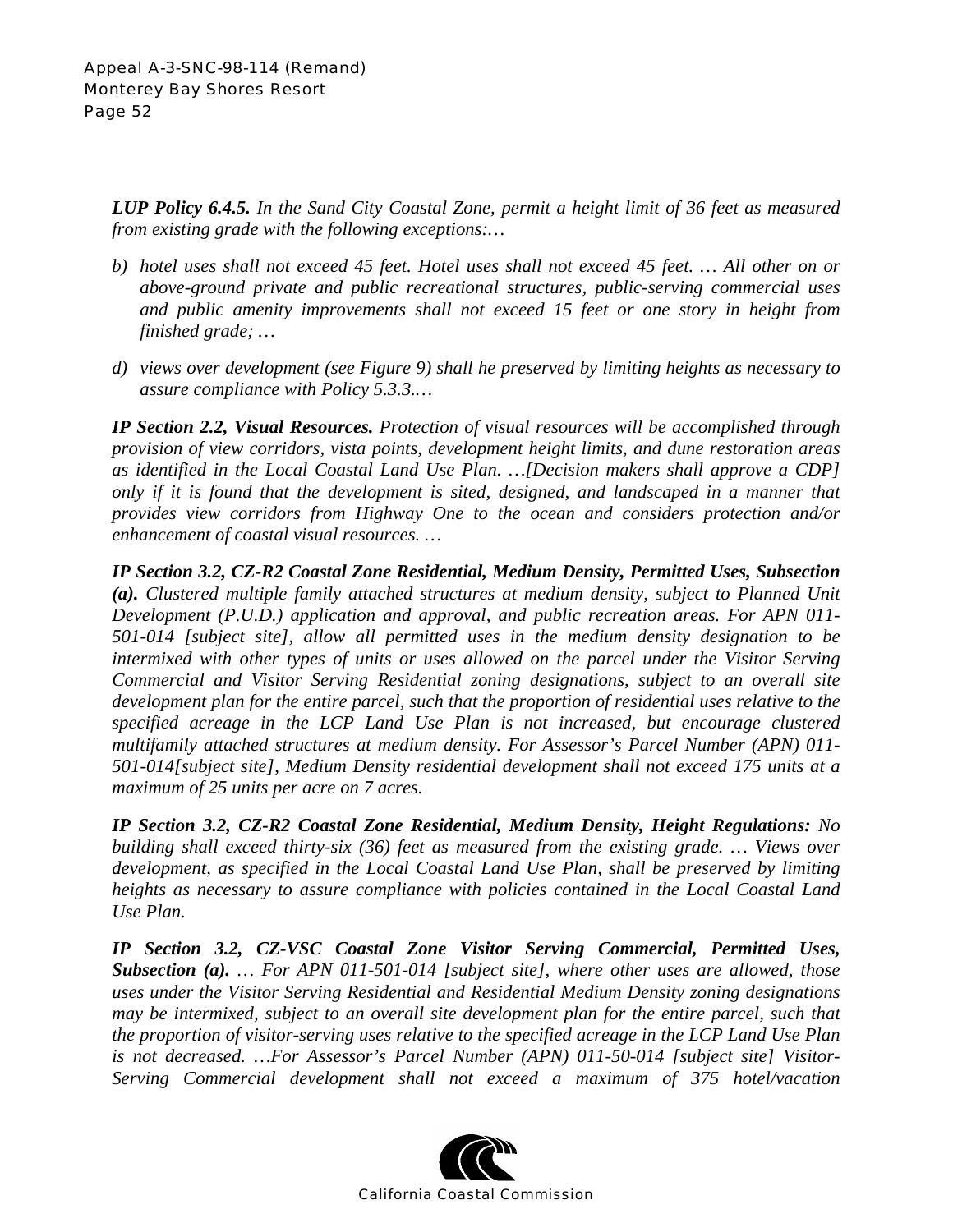***LUP Policy 6.4.5.*** *In the Sand City Coastal Zone, permit a height limit of 36 feet as measured from existing grade with the following exceptions:…*

*b) hotel uses shall not exceed 45 feet. Hotel uses shall not exceed 45 feet. … All other on or above-ground private and public recreational structures, public-serving commercial uses and public amenity improvements shall not exceed 15 feet or one story in height from finished grade; …*

*d) views over development (see Figure 9) shall he preserved by limiting heights as necessary to assure compliance with Policy 5.3.3.…*

***IP Section 2.2, Visual Resources.*** *Protection of visual resources will be accomplished through provision of view corridors, vista points, development height limits, and dune restoration areas as identified in the Local Coastal Land Use Plan. …[Decision makers shall approve a CDP] only if it is found that the development is sited, designed, and landscaped in a manner that provides view corridors from Highway One to the ocean and considers protection and/or enhancement of coastal visual resources. …*

***IP Section 3.2, CZ-R2 Coastal Zone Residential, Medium Density, Permitted Uses, Subsection (a).*** *Clustered multiple family attached structures at medium density, subject to Planned Unit Development (P.U.D.) application and approval, and public recreation areas. For APN 011-501-014 [subject site], allow all permitted uses in the medium density designation to be intermixed with other types of units or uses allowed on the parcel under the Visitor Serving Commercial and Visitor Serving Residential zoning designations, subject to an overall site development plan for the entire parcel, such that the proportion of residential uses relative to the specified acreage in the LCP Land Use Plan is not increased, but encourage clustered multifamily attached structures at medium density. For Assessor's Parcel Number (APN) 011-501-014[subject site], Medium Density residential development shall not exceed 175 units at a maximum of 25 units per acre on 7 acres.*

***IP Section 3.2, CZ-R2 Coastal Zone Residential, Medium Density, Height Regulations:*** *No building shall exceed thirty-six (36) feet as measured from the existing grade. … Views over development, as specified in the Local Coastal Land Use Plan, shall be preserved by limiting heights as necessary to assure compliance with policies contained in the Local Coastal Land Use Plan.*

***IP Section 3.2, CZ-VSC Coastal Zone Visitor Serving Commercial, Permitted Uses, Subsection (a).*** *… For APN 011-501-014 [subject site], where other uses are allowed, those uses under the Visitor Serving Residential and Residential Medium Density zoning designations may be intermixed, subject to an overall site development plan for the entire parcel, such that the proportion of visitor-serving uses relative to the specified acreage in the LCP Land Use Plan is not decreased. …For Assessor's Parcel Number (APN) 011-50-014 [subject site] Visitor-Serving Commercial development shall not exceed a maximum of 375 hotel/vacation*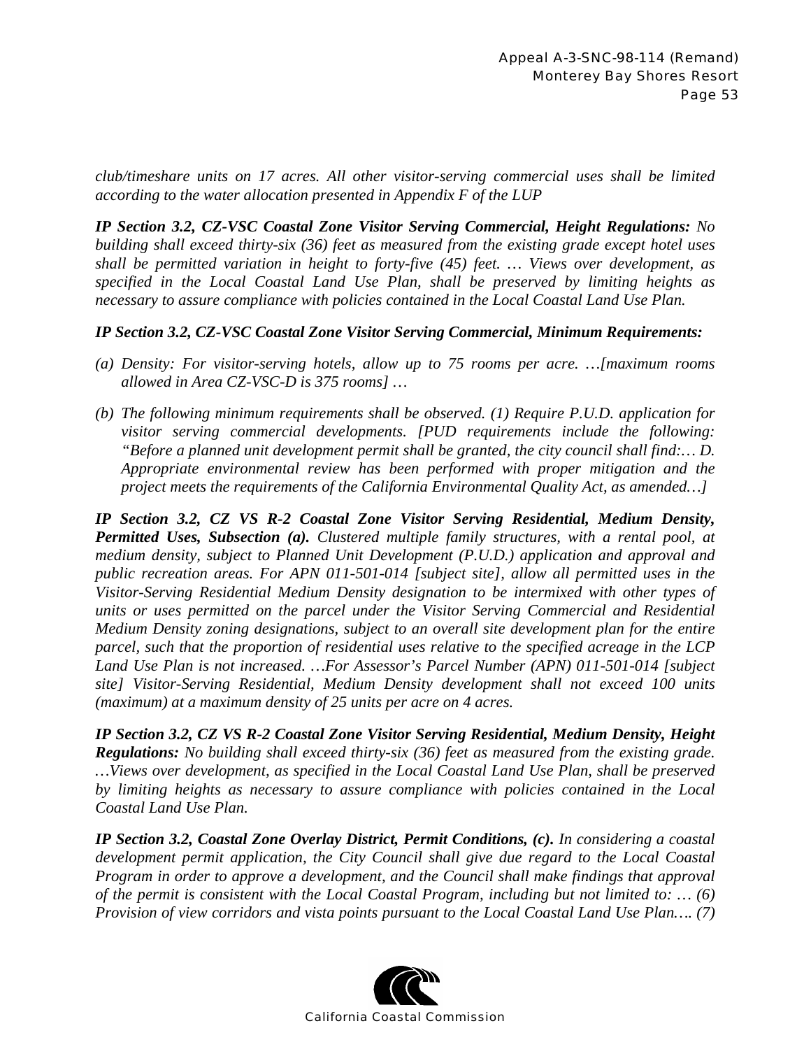*club/timeshare units on 17 acres. All other visitor-serving commercial uses shall be limited according to the water allocation presented in Appendix F of the LUP*

***IP Section 3.2, CZ-VSC Coastal Zone Visitor Serving Commercial, Height Regulations:*** *No building shall exceed thirty-six (36) feet as measured from the existing grade except hotel uses shall be permitted variation in height to forty-five (45) feet. … Views over development, as specified in the Local Coastal Land Use Plan, shall be preserved by limiting heights as necessary to assure compliance with policies contained in the Local Coastal Land Use Plan.*

***IP Section 3.2, CZ-VSC Coastal Zone Visitor Serving Commercial, Minimum Requirements:***

*(a) Density: For visitor-serving hotels, allow up to 75 rooms per acre. …[maximum rooms allowed in Area CZ-VSC-D is 375 rooms] …*

*(b) The following minimum requirements shall be observed. (1) Require P.U.D. application for visitor serving commercial developments. [PUD requirements include the following: "Before a planned unit development permit shall be granted, the city council shall find:… D. Appropriate environmental review has been performed with proper mitigation and the project meets the requirements of the California Environmental Quality Act, as amended…]*

***IP Section 3.2, CZ VS R-2 Coastal Zone Visitor Serving Residential, Medium Density, Permitted Uses, Subsection (a).*** *Clustered multiple family structures, with a rental pool, at medium density, subject to Planned Unit Development (P.U.D.) application and approval and public recreation areas. For APN 011-501-014 [subject site], allow all permitted uses in the Visitor-Serving Residential Medium Density designation to be intermixed with other types of units or uses permitted on the parcel under the Visitor Serving Commercial and Residential Medium Density zoning designations, subject to an overall site development plan for the entire parcel, such that the proportion of residential uses relative to the specified acreage in the LCP Land Use Plan is not increased. …For Assessor's Parcel Number (APN) 011-501-014 [subject site] Visitor-Serving Residential, Medium Density development shall not exceed 100 units (maximum) at a maximum density of 25 units per acre on 4 acres.*

***IP Section 3.2, CZ VS R-2 Coastal Zone Visitor Serving Residential, Medium Density, Height Regulations:*** *No building shall exceed thirty-six (36) feet as measured from the existing grade. …Views over development, as specified in the Local Coastal Land Use Plan, shall be preserved by limiting heights as necessary to assure compliance with policies contained in the Local Coastal Land Use Plan.*

***IP Section 3.2, Coastal Zone Overlay District, Permit Conditions, (c).*** *In considering a coastal development permit application, the City Council shall give due regard to the Local Coastal Program in order to approve a development, and the Council shall make findings that approval of the permit is consistent with the Local Coastal Program, including but not limited to: … (6) Provision of view corridors and vista points pursuant to the Local Coastal Land Use Plan…. (7)*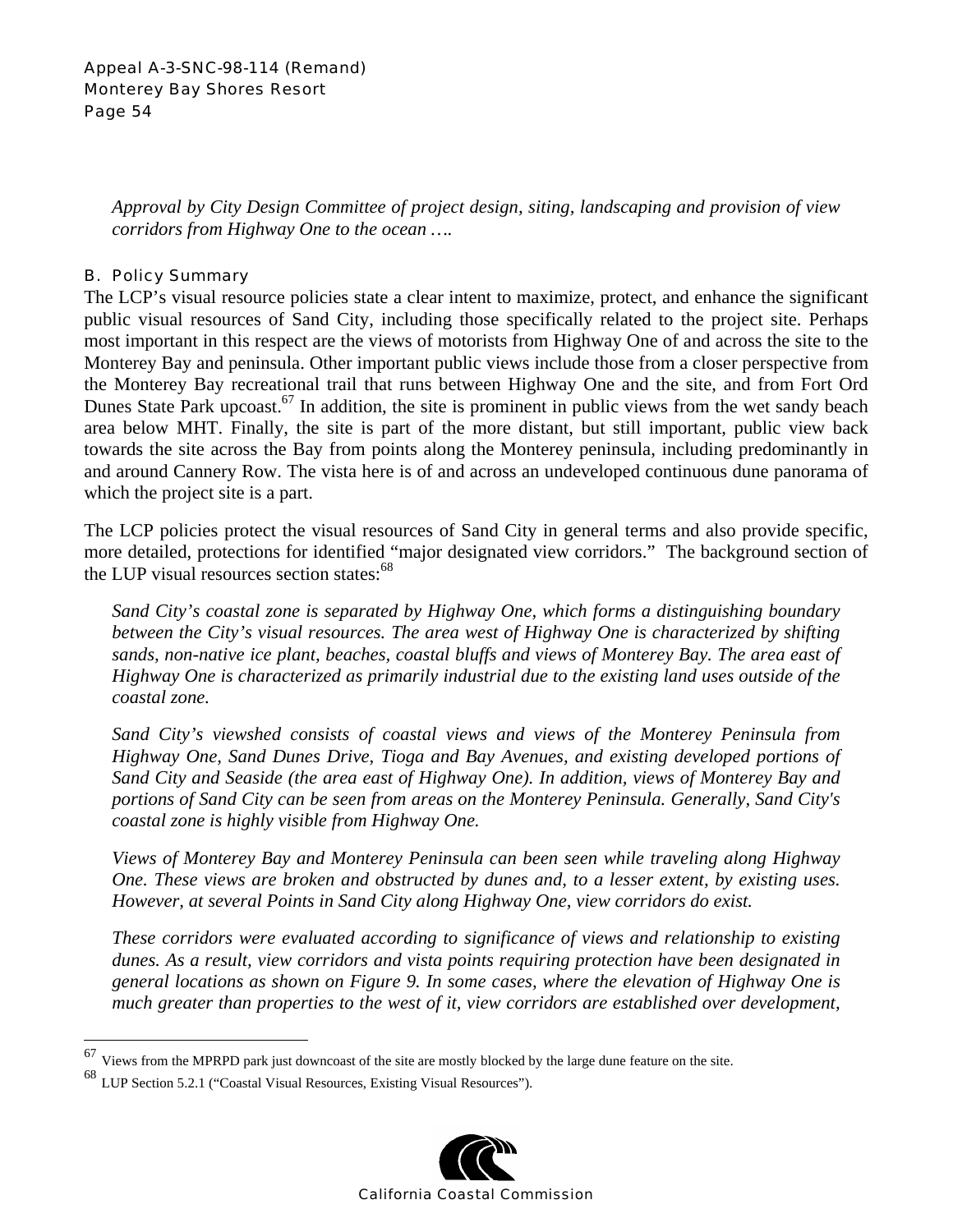*Approval by City Design Committee of project design, siting, landscaping and provision of view corridors from Highway One to the ocean ….*

### B. Policy Summary

The LCP's visual resource policies state a clear intent to maximize, protect, and enhance the significant public visual resources of Sand City, including those specifically related to the project site. Perhaps most important in this respect are the views of motorists from Highway One of and across the site to the Monterey Bay and peninsula. Other important public views include those from a closer perspective from the Monterey Bay recreational trail that runs between Highway One and the site, and from Fort Ord Dunes State Park upcoast.[67] In addition, the site is prominent in public views from the wet sandy beach area below MHT. Finally, the site is part of the more distant, but still important, public view back towards the site across the Bay from points along the Monterey peninsula, including predominantly in and around Cannery Row. The vista here is of and across an undeveloped continuous dune panorama of which the project site is a part.

The LCP policies protect the visual resources of Sand City in general terms and also provide specific, more detailed, protections for identified "major designated view corridors." The background section of the LUP visual resources section states:[68]

*Sand City's coastal zone is separated by Highway One, which forms a distinguishing boundary between the City's visual resources. The area west of Highway One is characterized by shifting sands, non-native ice plant, beaches, coastal bluffs and views of Monterey Bay. The area east of Highway One is characterized as primarily industrial due to the existing land uses outside of the coastal zone.*

*Sand City's viewshed consists of coastal views and views of the Monterey Peninsula from Highway One, Sand Dunes Drive, Tioga and Bay Avenues, and existing developed portions of Sand City and Seaside (the area east of Highway One). In addition, views of Monterey Bay and portions of Sand City can be seen from areas on the Monterey Peninsula. Generally, Sand City's coastal zone is highly visible from Highway One.*

*Views of Monterey Bay and Monterey Peninsula can been seen while traveling along Highway One. These views are broken and obstructed by dunes and, to a lesser extent, by existing uses. However, at several Points in Sand City along Highway One, view corridors do exist.*

*These corridors were evaluated according to significance of views and relationship to existing dunes. As a result, view corridors and vista points requiring protection have been designated in general locations as shown on Figure 9. In some cases, where the elevation of Highway One is much greater than properties to the west of it, view corridors are established over development,*

---

[67] Views from the MPRPD park just downcoast of the site are mostly blocked by the large dune feature on the site.

[68] LUP Section 5.2.1 ("Coastal Visual Resources, Existing Visual Resources").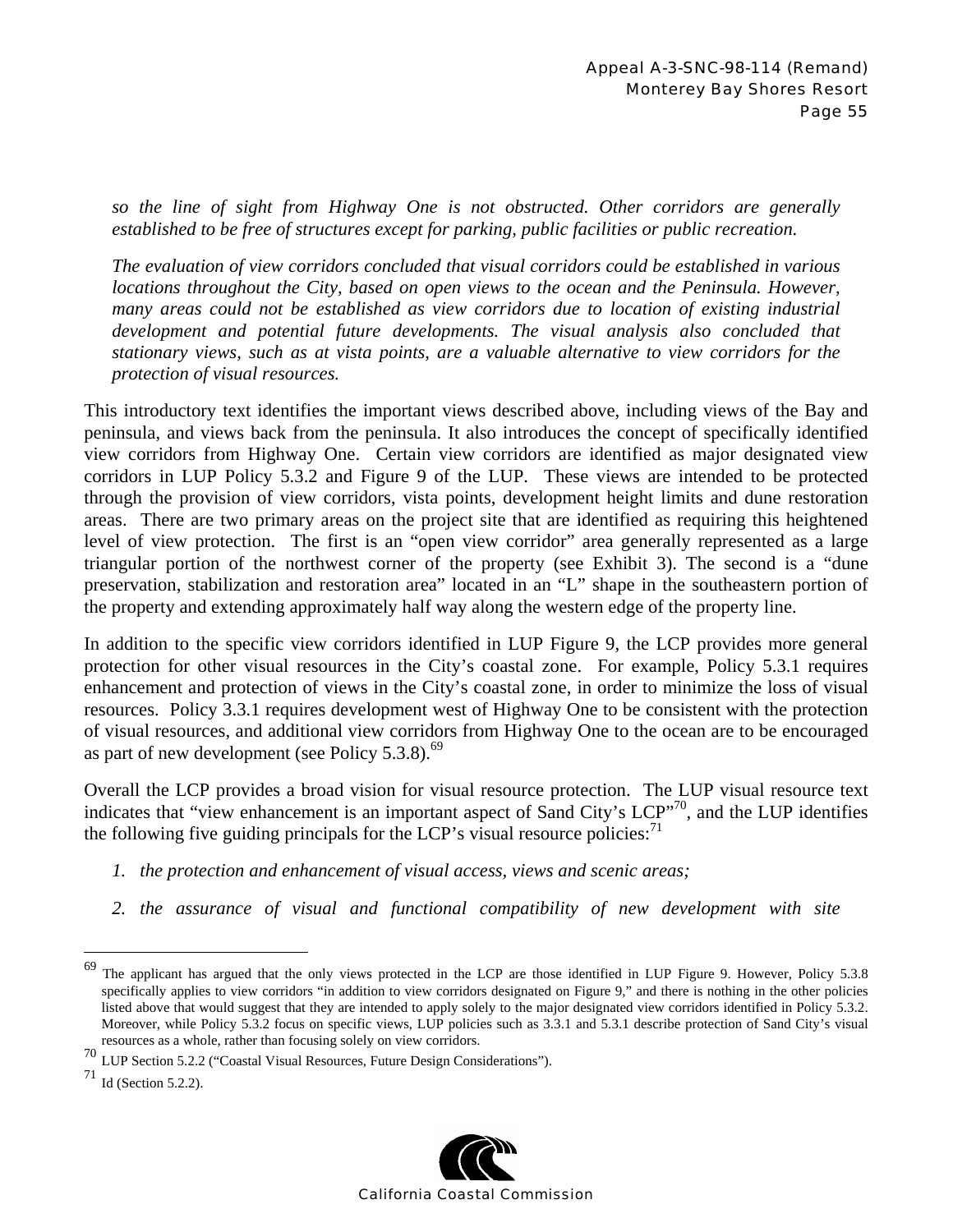*so the line of sight from Highway One is not obstructed. Other corridors are generally established to be free of structures except for parking, public facilities or public recreation.*

*The evaluation of view corridors concluded that visual corridors could be established in various locations throughout the City, based on open views to the ocean and the Peninsula. However, many areas could not be established as view corridors due to location of existing industrial development and potential future developments. The visual analysis also concluded that stationary views, such as at vista points, are a valuable alternative to view corridors for the protection of visual resources.*

This introductory text identifies the important views described above, including views of the Bay and peninsula, and views back from the peninsula. It also introduces the concept of specifically identified view corridors from Highway One. Certain view corridors are identified as major designated view corridors in LUP Policy 5.3.2 and Figure 9 of the LUP. These views are intended to be protected through the provision of view corridors, vista points, development height limits and dune restoration areas. There are two primary areas on the project site that are identified as requiring this heightened level of view protection. The first is an "open view corridor" area generally represented as a large triangular portion of the northwest corner of the property (see Exhibit 3). The second is a "dune preservation, stabilization and restoration area" located in an "L" shape in the southeastern portion of the property and extending approximately half way along the western edge of the property line.

In addition to the specific view corridors identified in LUP Figure 9, the LCP provides more general protection for other visual resources in the City's coastal zone. For example, Policy 5.3.1 requires enhancement and protection of views in the City's coastal zone, in order to minimize the loss of visual resources. Policy 3.3.1 requires development west of Highway One to be consistent with the protection of visual resources, and additional view corridors from Highway One to the ocean are to be encouraged as part of new development (see Policy 5.3.8).[69]

Overall the LCP provides a broad vision for visual resource protection. The LUP visual resource text indicates that "view enhancement is an important aspect of Sand City's LCP"[70], and the LUP identifies the following five guiding principals for the LCP's visual resource policies:[71]

1. *the protection and enhancement of visual access, views and scenic areas;*
2. *the assurance of visual and functional compatibility of new development with site*

---

[69] The applicant has argued that the only views protected in the LCP are those identified in LUP Figure 9. However, Policy 5.3.8 specifically applies to view corridors "in addition to view corridors designated on Figure 9," and there is nothing in the other policies listed above that would suggest that they are intended to apply solely to the major designated view corridors identified in Policy 5.3.2. Moreover, while Policy 5.3.2 focus on specific views, LUP policies such as 3.3.1 and 5.3.1 describe protection of Sand City's visual resources as a whole, rather than focusing solely on view corridors.

[70] LUP Section 5.2.2 ("Coastal Visual Resources, Future Design Considerations").

[71] Id (Section 5.2.2).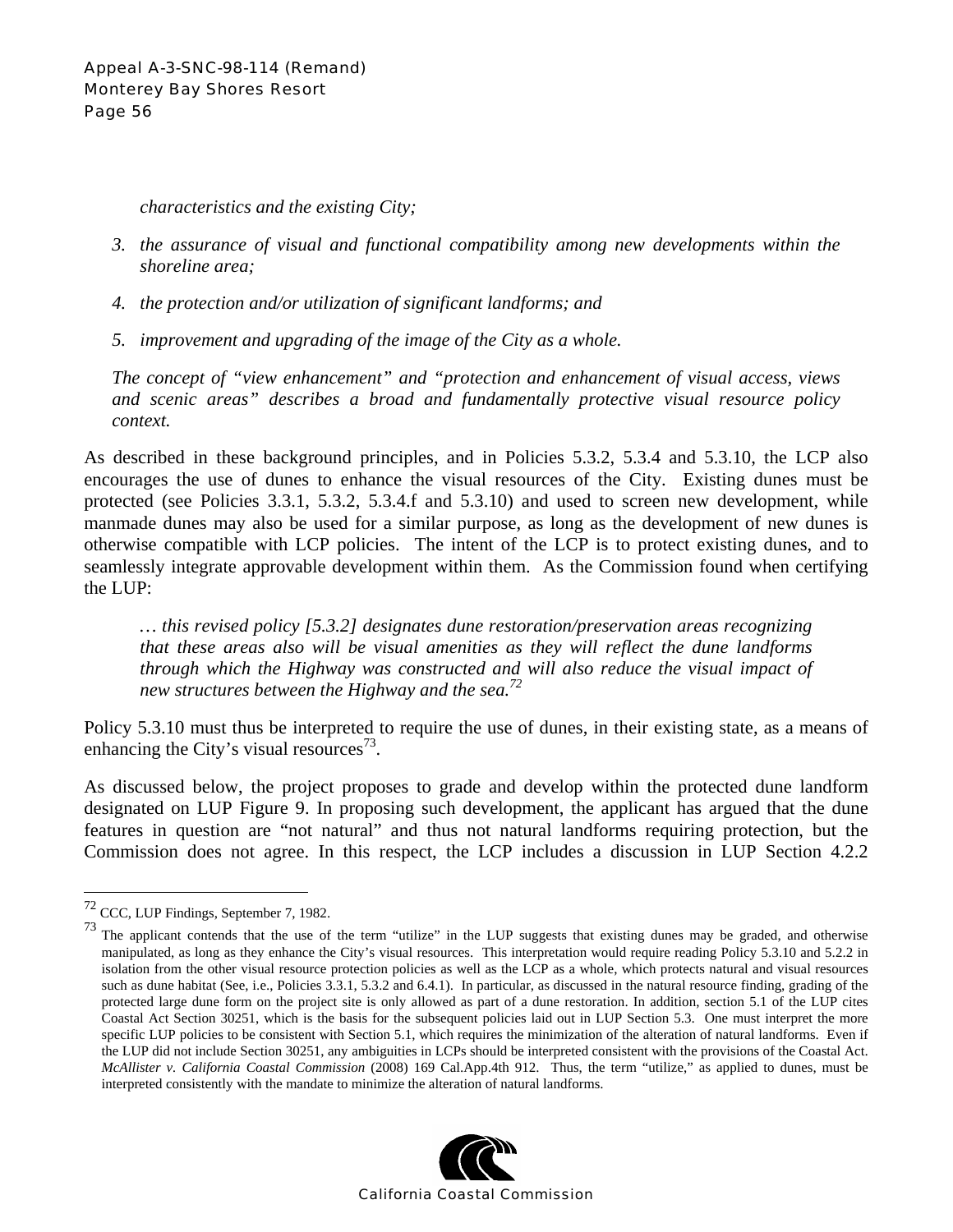*characteristics and the existing City;*

3. *the assurance of visual and functional compatibility among new developments within the shoreline area;*
4. *the protection and/or utilization of significant landforms; and*
5. *improvement and upgrading of the image of the City as a whole.*

*The concept of "view enhancement" and "protection and enhancement of visual access, views and scenic areas" describes a broad and fundamentally protective visual resource policy context.*

As described in these background principles, and in Policies 5.3.2, 5.3.4 and 5.3.10, the LCP also encourages the use of dunes to enhance the visual resources of the City. Existing dunes must be protected (see Policies 3.3.1, 5.3.2, 5.3.4.f and 5.3.10) and used to screen new development, while manmade dunes may also be used for a similar purpose, as long as the development of new dunes is otherwise compatible with LCP policies. The intent of the LCP is to protect existing dunes, and to seamlessly integrate approvable development within them. As the Commission found when certifying the LUP:

> *… this revised policy [5.3.2] designates dune restoration/preservation areas recognizing that these areas also will be visual amenities as they will reflect the dune landforms through which the Highway was constructed and will also reduce the visual impact of new structures between the Highway and the sea.*[72]

Policy 5.3.10 must thus be interpreted to require the use of dunes, in their existing state, as a means of enhancing the City's visual resources[73].

As discussed below, the project proposes to grade and develop within the protected dune landform designated on LUP Figure 9. In proposing such development, the applicant has argued that the dune features in question are "not natural" and thus not natural landforms requiring protection, but the Commission does not agree. In this respect, the LCP includes a discussion in LUP Section 4.2.2

---

[72] CCC, LUP Findings, September 7, 1982.

[73] The applicant contends that the use of the term "utilize" in the LUP suggests that existing dunes may be graded, and otherwise manipulated, as long as they enhance the City's visual resources. This interpretation would require reading Policy 5.3.10 and 5.2.2 in isolation from the other visual resource protection policies as well as the LCP as a whole, which protects natural and visual resources such as dune habitat (See, i.e., Policies 3.3.1, 5.3.2 and 6.4.1). In particular, as discussed in the natural resource finding, grading of the protected large dune form on the project site is only allowed as part of a dune restoration. In addition, section 5.1 of the LUP cites Coastal Act Section 30251, which is the basis for the subsequent policies laid out in LUP Section 5.3. One must interpret the more specific LUP policies to be consistent with Section 5.1, which requires the minimization of the alteration of natural landforms. Even if the LUP did not include Section 30251, any ambiguities in LCPs should be interpreted consistent with the provisions of the Coastal Act. *McAllister v. California Coastal Commission* (2008) 169 Cal.App.4th 912. Thus, the term "utilize," as applied to dunes, must be interpreted consistently with the mandate to minimize the alteration of natural landforms.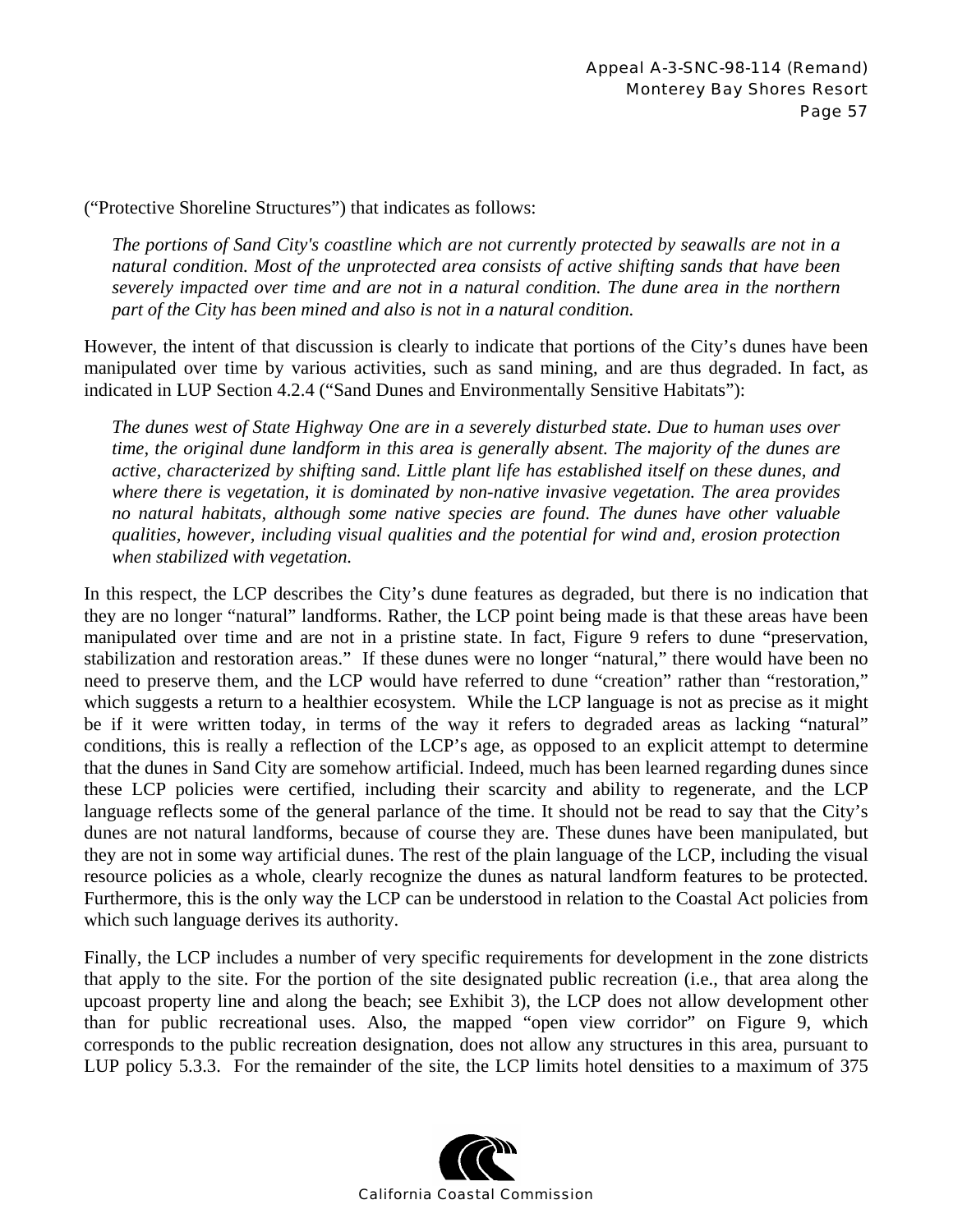("Protective Shoreline Structures") that indicates as follows:

> *The portions of Sand City's coastline which are not currently protected by seawalls are not in a natural condition. Most of the unprotected area consists of active shifting sands that have been severely impacted over time and are not in a natural condition. The dune area in the northern part of the City has been mined and also is not in a natural condition.*

However, the intent of that discussion is clearly to indicate that portions of the City's dunes have been manipulated over time by various activities, such as sand mining, and are thus degraded. In fact, as indicated in LUP Section 4.2.4 ("Sand Dunes and Environmentally Sensitive Habitats"):

> *The dunes west of State Highway One are in a severely disturbed state. Due to human uses over time, the original dune landform in this area is generally absent. The majority of the dunes are active, characterized by shifting sand. Little plant life has established itself on these dunes, and where there is vegetation, it is dominated by non-native invasive vegetation. The area provides no natural habitats, although some native species are found. The dunes have other valuable qualities, however, including visual qualities and the potential for wind and, erosion protection when stabilized with vegetation.*

In this respect, the LCP describes the City's dune features as degraded, but there is no indication that they are no longer "natural" landforms. Rather, the LCP point being made is that these areas have been manipulated over time and are not in a pristine state. In fact, Figure 9 refers to dune "preservation, stabilization and restoration areas." If these dunes were no longer "natural," there would have been no need to preserve them, and the LCP would have referred to dune "creation" rather than "restoration," which suggests a return to a healthier ecosystem. While the LCP language is not as precise as it might be if it were written today, in terms of the way it refers to degraded areas as lacking "natural" conditions, this is really a reflection of the LCP's age, as opposed to an explicit attempt to determine that the dunes in Sand City are somehow artificial. Indeed, much has been learned regarding dunes since these LCP policies were certified, including their scarcity and ability to regenerate, and the LCP language reflects some of the general parlance of the time. It should not be read to say that the City's dunes are not natural landforms, because of course they are. These dunes have been manipulated, but they are not in some way artificial dunes. The rest of the plain language of the LCP, including the visual resource policies as a whole, clearly recognize the dunes as natural landform features to be protected. Furthermore, this is the only way the LCP can be understood in relation to the Coastal Act policies from which such language derives its authority.

Finally, the LCP includes a number of very specific requirements for development in the zone districts that apply to the site. For the portion of the site designated public recreation (i.e., that area along the upcoast property line and along the beach; see Exhibit 3), the LCP does not allow development other than for public recreational uses. Also, the mapped "open view corridor" on Figure 9, which corresponds to the public recreation designation, does not allow any structures in this area, pursuant to LUP policy 5.3.3. For the remainder of the site, the LCP limits hotel densities to a maximum of 375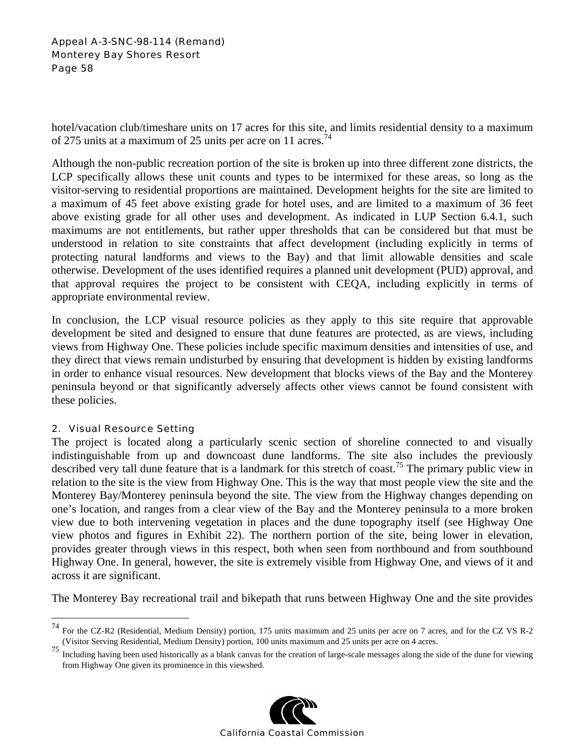hotel/vacation club/timeshare units on 17 acres for this site, and limits residential density to a maximum of 275 units at a maximum of 25 units per acre on 11 acres.[74]

Although the non-public recreation portion of the site is broken up into three different zone districts, the LCP specifically allows these unit counts and types to be intermixed for these areas, so long as the visitor-serving to residential proportions are maintained. Development heights for the site are limited to a maximum of 45 feet above existing grade for hotel uses, and are limited to a maximum of 36 feet above existing grade for all other uses and development. As indicated in LUP Section 6.4.1, such maximums are not entitlements, but rather upper thresholds that can be considered but that must be understood in relation to site constraints that affect development (including explicitly in terms of protecting natural landforms and views to the Bay) and that limit allowable densities and scale otherwise. Development of the uses identified requires a planned unit development (PUD) approval, and that approval requires the project to be consistent with CEQA, including explicitly in terms of appropriate environmental review.

In conclusion, the LCP visual resource policies as they apply to this site require that approvable development be sited and designed to ensure that dune features are protected, as are views, including views from Highway One. These policies include specific maximum densities and intensities of use, and they direct that views remain undisturbed by ensuring that development is hidden by existing landforms in order to enhance visual resources. New development that blocks views of the Bay and the Monterey peninsula beyond or that significantly adversely affects other views cannot be found consistent with these policies.

### 2. Visual Resource Setting

The project is located along a particularly scenic section of shoreline connected to and visually indistinguishable from up and downcoast dune landforms. The site also includes the previously described very tall dune feature that is a landmark for this stretch of coast.[75] The primary public view in relation to the site is the view from Highway One. This is the way that most people view the site and the Monterey Bay/Monterey peninsula beyond the site. The view from the Highway changes depending on one's location, and ranges from a clear view of the Bay and the Monterey peninsula to a more broken view due to both intervening vegetation in places and the dune topography itself (see Highway One view photos and figures in Exhibit 22). The northern portion of the site, being lower in elevation, provides greater through views in this respect, both when seen from northbound and from southbound Highway One. In general, however, the site is extremely visible from Highway One, and views of it and across it are significant.

The Monterey Bay recreational trail and bikepath that runs between Highway One and the site provides

---

[74] For the CZ-R2 (Residential, Medium Density) portion, 175 units maximum and 25 units per acre on 7 acres, and for the CZ VS R-2 (Visitor Serving Residential, Medium Density) portion, 100 units maximum and 25 units per acre on 4 acres.

[75] Including having been used historically as a blank canvas for the creation of large-scale messages along the side of the dune for viewing from Highway One given its prominence in this viewshed.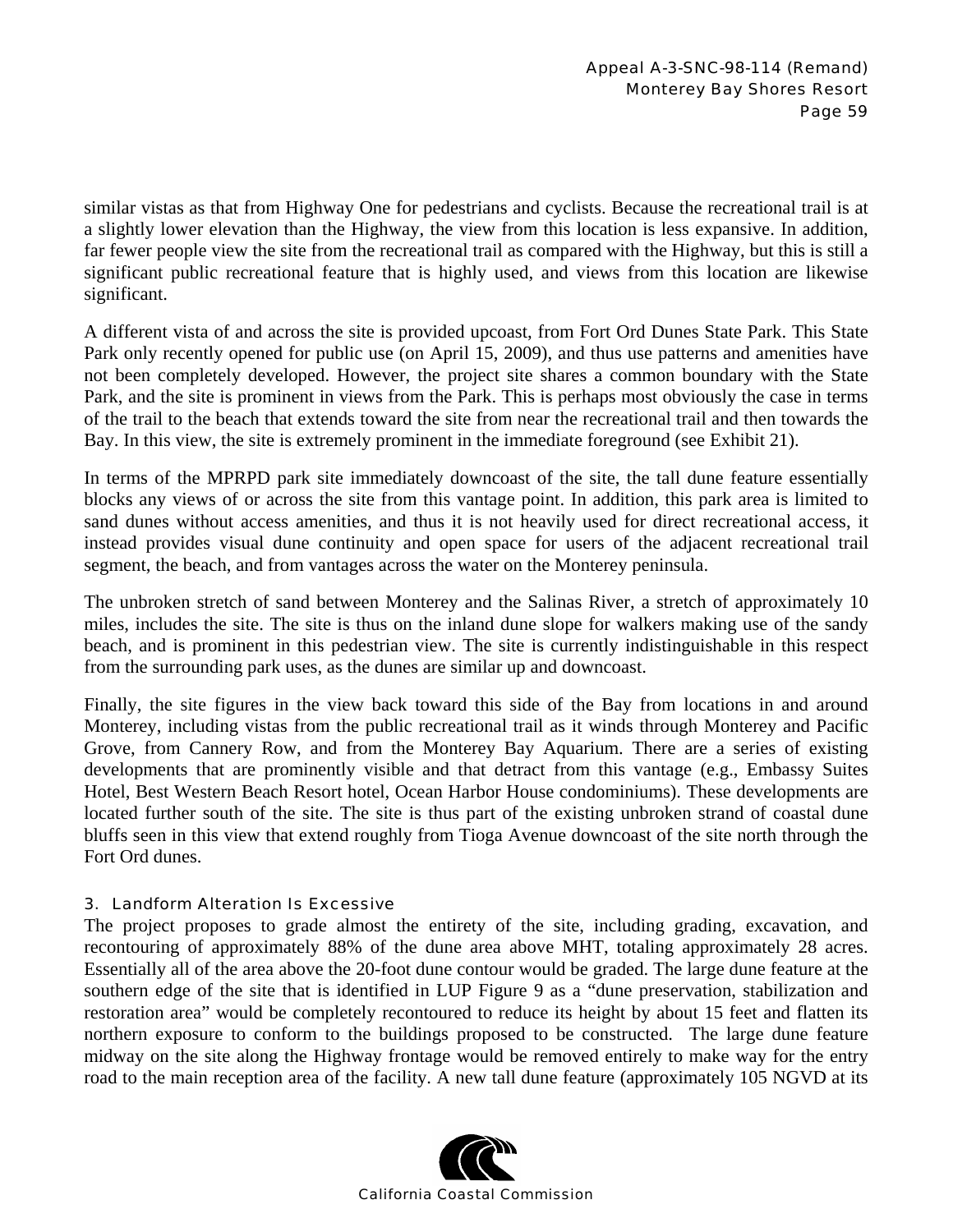similar vistas as that from Highway One for pedestrians and cyclists. Because the recreational trail is at a slightly lower elevation than the Highway, the view from this location is less expansive. In addition, far fewer people view the site from the recreational trail as compared with the Highway, but this is still a significant public recreational feature that is highly used, and views from this location are likewise significant.

A different vista of and across the site is provided upcoast, from Fort Ord Dunes State Park. This State Park only recently opened for public use (on April 15, 2009), and thus use patterns and amenities have not been completely developed. However, the project site shares a common boundary with the State Park, and the site is prominent in views from the Park. This is perhaps most obviously the case in terms of the trail to the beach that extends toward the site from near the recreational trail and then towards the Bay. In this view, the site is extremely prominent in the immediate foreground (see Exhibit 21).

In terms of the MPRPD park site immediately downcoast of the site, the tall dune feature essentially blocks any views of or across the site from this vantage point. In addition, this park area is limited to sand dunes without access amenities, and thus it is not heavily used for direct recreational access, it instead provides visual dune continuity and open space for users of the adjacent recreational trail segment, the beach, and from vantages across the water on the Monterey peninsula.

The unbroken stretch of sand between Monterey and the Salinas River, a stretch of approximately 10 miles, includes the site. The site is thus on the inland dune slope for walkers making use of the sandy beach, and is prominent in this pedestrian view. The site is currently indistinguishable in this respect from the surrounding park uses, as the dunes are similar up and downcoast.

Finally, the site figures in the view back toward this side of the Bay from locations in and around Monterey, including vistas from the public recreational trail as it winds through Monterey and Pacific Grove, from Cannery Row, and from the Monterey Bay Aquarium. There are a series of existing developments that are prominently visible and that detract from this vantage (e.g., Embassy Suites Hotel, Best Western Beach Resort hotel, Ocean Harbor House condominiums). These developments are located further south of the site. The site is thus part of the existing unbroken strand of coastal dune bluffs seen in this view that extend roughly from Tioga Avenue downcoast of the site north through the Fort Ord dunes.

### 3. Landform Alteration Is Excessive

The project proposes to grade almost the entirety of the site, including grading, excavation, and recontouring of approximately 88% of the dune area above MHT, totaling approximately 28 acres. Essentially all of the area above the 20-foot dune contour would be graded. The large dune feature at the southern edge of the site that is identified in LUP Figure 9 as a "dune preservation, stabilization and restoration area" would be completely recontoured to reduce its height by about 15 feet and flatten its northern exposure to conform to the buildings proposed to be constructed. The large dune feature midway on the site along the Highway frontage would be removed entirely to make way for the entry road to the main reception area of the facility. A new tall dune feature (approximately 105 NGVD at its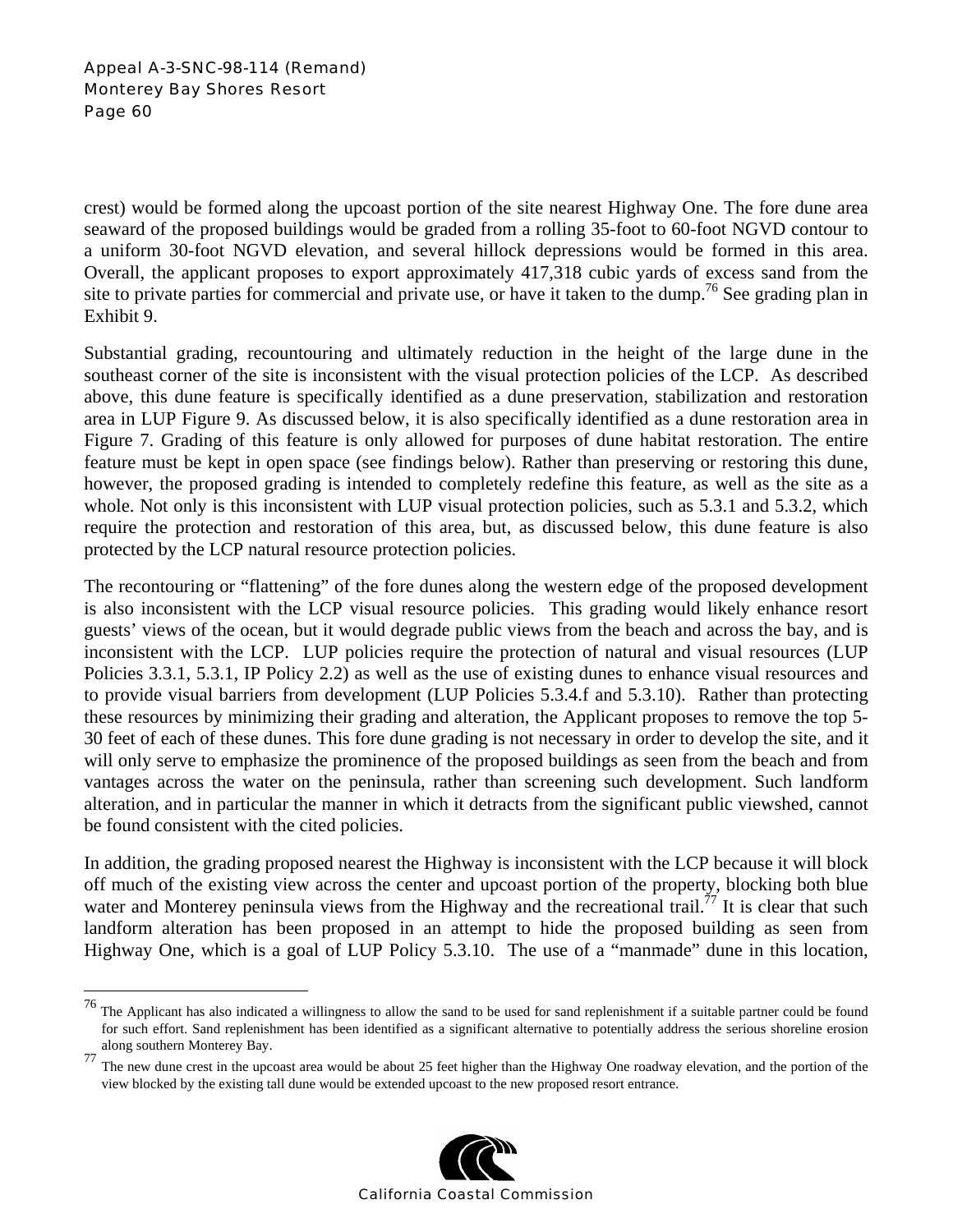crest) would be formed along the upcoast portion of the site nearest Highway One. The fore dune area seaward of the proposed buildings would be graded from a rolling 35-foot to 60-foot NGVD contour to a uniform 30-foot NGVD elevation, and several hillock depressions would be formed in this area. Overall, the applicant proposes to export approximately 417,318 cubic yards of excess sand from the site to private parties for commercial and private use, or have it taken to the dump.[76] See grading plan in Exhibit 9.

Substantial grading, recountouring and ultimately reduction in the height of the large dune in the southeast corner of the site is inconsistent with the visual protection policies of the LCP. As described above, this dune feature is specifically identified as a dune preservation, stabilization and restoration area in LUP Figure 9. As discussed below, it is also specifically identified as a dune restoration area in Figure 7. Grading of this feature is only allowed for purposes of dune habitat restoration. The entire feature must be kept in open space (see findings below). Rather than preserving or restoring this dune, however, the proposed grading is intended to completely redefine this feature, as well as the site as a whole. Not only is this inconsistent with LUP visual protection policies, such as 5.3.1 and 5.3.2, which require the protection and restoration of this area, but, as discussed below, this dune feature is also protected by the LCP natural resource protection policies.

The recontouring or "flattening" of the fore dunes along the western edge of the proposed development is also inconsistent with the LCP visual resource policies. This grading would likely enhance resort guests' views of the ocean, but it would degrade public views from the beach and across the bay, and is inconsistent with the LCP. LUP policies require the protection of natural and visual resources (LUP Policies 3.3.1, 5.3.1, IP Policy 2.2) as well as the use of existing dunes to enhance visual resources and to provide visual barriers from development (LUP Policies 5.3.4.f and 5.3.10). Rather than protecting these resources by minimizing their grading and alteration, the Applicant proposes to remove the top 5-30 feet of each of these dunes. This fore dune grading is not necessary in order to develop the site, and it will only serve to emphasize the prominence of the proposed buildings as seen from the beach and from vantages across the water on the peninsula, rather than screening such development. Such landform alteration, and in particular the manner in which it detracts from the significant public viewshed, cannot be found consistent with the cited policies.

In addition, the grading proposed nearest the Highway is inconsistent with the LCP because it will block off much of the existing view across the center and upcoast portion of the property, blocking both blue water and Monterey peninsula views from the Highway and the recreational trail.[77] It is clear that such landform alteration has been proposed in an attempt to hide the proposed building as seen from Highway One, which is a goal of LUP Policy 5.3.10. The use of a "manmade" dune in this location,

---

[76] The Applicant has also indicated a willingness to allow the sand to be used for sand replenishment if a suitable partner could be found for such effort. Sand replenishment has been identified as a significant alternative to potentially address the serious shoreline erosion along southern Monterey Bay.

[77] The new dune crest in the upcoast area would be about 25 feet higher than the Highway One roadway elevation, and the portion of the view blocked by the existing tall dune would be extended upcoast to the new proposed resort entrance.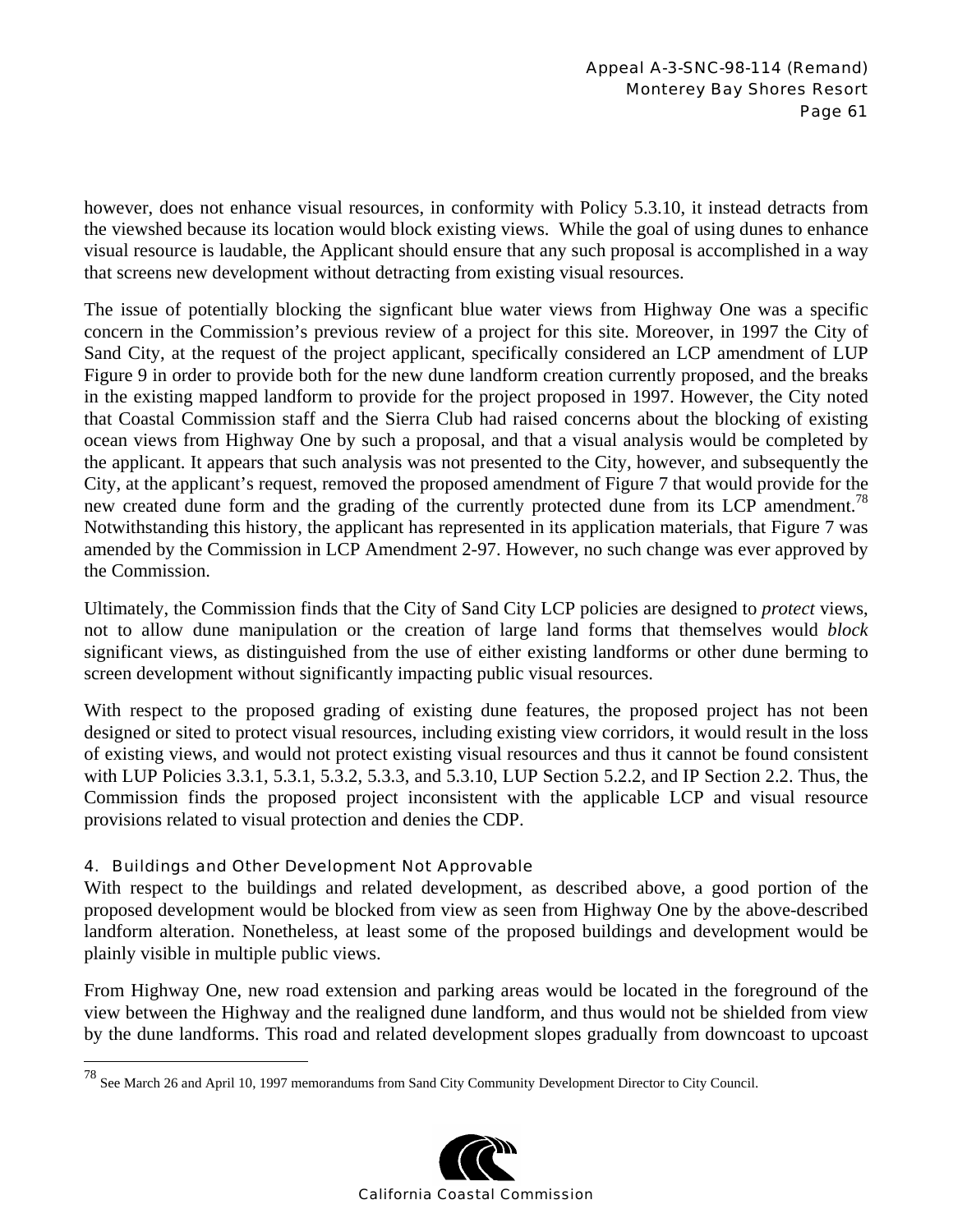however, does not enhance visual resources, in conformity with Policy 5.3.10, it instead detracts from the viewshed because its location would block existing views. While the goal of using dunes to enhance visual resource is laudable, the Applicant should ensure that any such proposal is accomplished in a way that screens new development without detracting from existing visual resources.

The issue of potentially blocking the signficant blue water views from Highway One was a specific concern in the Commission's previous review of a project for this site. Moreover, in 1997 the City of Sand City, at the request of the project applicant, specifically considered an LCP amendment of LUP Figure 9 in order to provide both for the new dune landform creation currently proposed, and the breaks in the existing mapped landform to provide for the project proposed in 1997. However, the City noted that Coastal Commission staff and the Sierra Club had raised concerns about the blocking of existing ocean views from Highway One by such a proposal, and that a visual analysis would be completed by the applicant. It appears that such analysis was not presented to the City, however, and subsequently the City, at the applicant's request, removed the proposed amendment of Figure 7 that would provide for the new created dune form and the grading of the currently protected dune from its LCP amendment.[78] Notwithstanding this history, the applicant has represented in its application materials, that Figure 7 was amended by the Commission in LCP Amendment 2-97. However, no such change was ever approved by the Commission.

Ultimately, the Commission finds that the City of Sand City LCP policies are designed to *protect* views, not to allow dune manipulation or the creation of large land forms that themselves would *block* significant views, as distinguished from the use of either existing landforms or other dune berming to screen development without significantly impacting public visual resources.

With respect to the proposed grading of existing dune features, the proposed project has not been designed or sited to protect visual resources, including existing view corridors, it would result in the loss of existing views, and would not protect existing visual resources and thus it cannot be found consistent with LUP Policies 3.3.1, 5.3.1, 5.3.2, 5.3.3, and 5.3.10, LUP Section 5.2.2, and IP Section 2.2. Thus, the Commission finds the proposed project inconsistent with the applicable LCP and visual resource provisions related to visual protection and denies the CDP.

#### 4. Buildings and Other Development Not Approvable

With respect to the buildings and related development, as described above, a good portion of the proposed development would be blocked from view as seen from Highway One by the above-described landform alteration. Nonetheless, at least some of the proposed buildings and development would be plainly visible in multiple public views.

From Highway One, new road extension and parking areas would be located in the foreground of the view between the Highway and the realigned dune landform, and thus would not be shielded from view by the dune landforms. This road and related development slopes gradually from downcoast to upcoast

---

[78] See March 26 and April 10, 1997 memorandums from Sand City Community Development Director to City Council.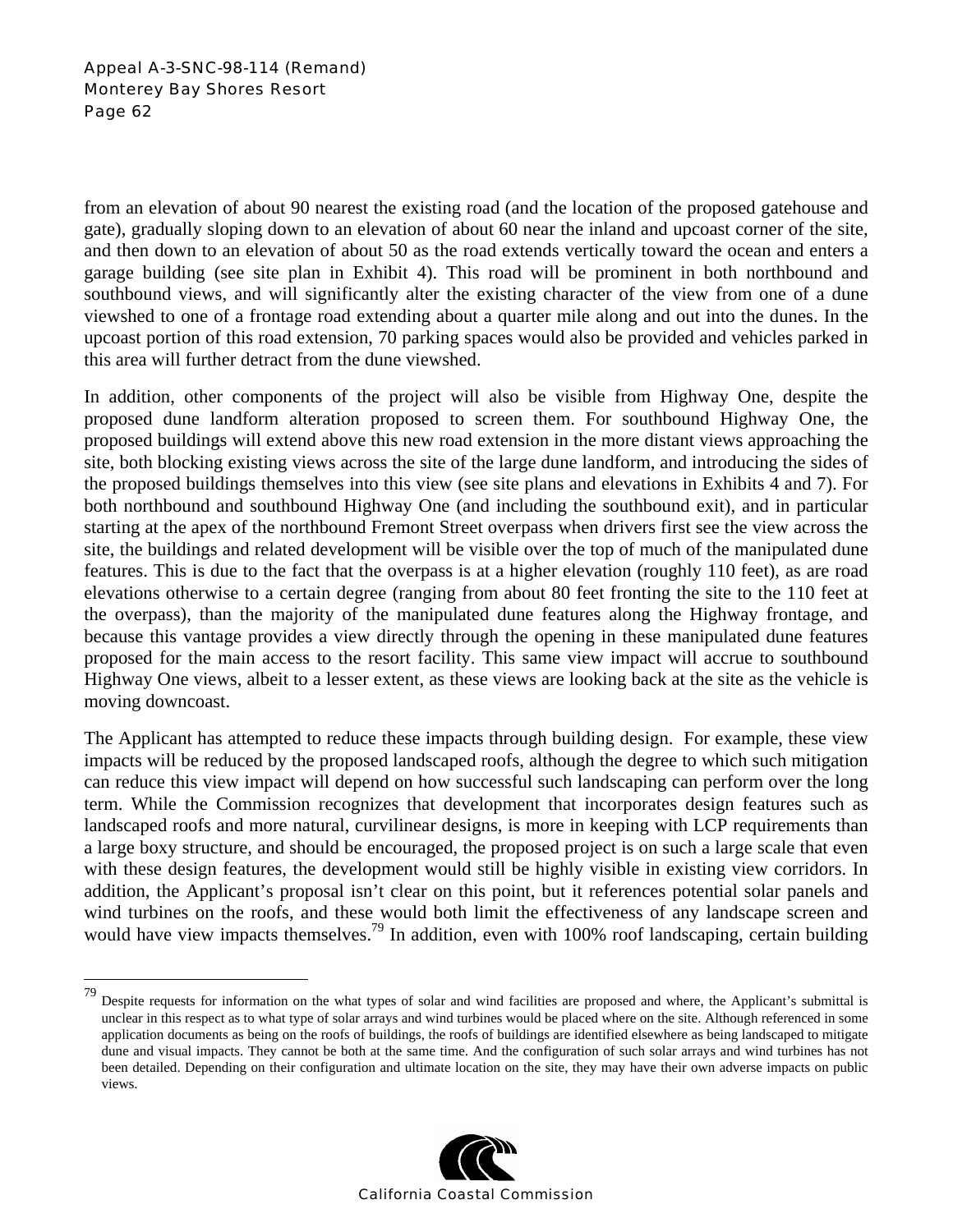from an elevation of about 90 nearest the existing road (and the location of the proposed gatehouse and gate), gradually sloping down to an elevation of about 60 near the inland and upcoast corner of the site, and then down to an elevation of about 50 as the road extends vertically toward the ocean and enters a garage building (see site plan in Exhibit 4). This road will be prominent in both northbound and southbound views, and will significantly alter the existing character of the view from one of a dune viewshed to one of a frontage road extending about a quarter mile along and out into the dunes. In the upcoast portion of this road extension, 70 parking spaces would also be provided and vehicles parked in this area will further detract from the dune viewshed.

In addition, other components of the project will also be visible from Highway One, despite the proposed dune landform alteration proposed to screen them. For southbound Highway One, the proposed buildings will extend above this new road extension in the more distant views approaching the site, both blocking existing views across the site of the large dune landform, and introducing the sides of the proposed buildings themselves into this view (see site plans and elevations in Exhibits 4 and 7). For both northbound and southbound Highway One (and including the southbound exit), and in particular starting at the apex of the northbound Fremont Street overpass when drivers first see the view across the site, the buildings and related development will be visible over the top of much of the manipulated dune features. This is due to the fact that the overpass is at a higher elevation (roughly 110 feet), as are road elevations otherwise to a certain degree (ranging from about 80 feet fronting the site to the 110 feet at the overpass), than the majority of the manipulated dune features along the Highway frontage, and because this vantage provides a view directly through the opening in these manipulated dune features proposed for the main access to the resort facility. This same view impact will accrue to southbound Highway One views, albeit to a lesser extent, as these views are looking back at the site as the vehicle is moving downcoast.

The Applicant has attempted to reduce these impacts through building design. For example, these view impacts will be reduced by the proposed landscaped roofs, although the degree to which such mitigation can reduce this view impact will depend on how successful such landscaping can perform over the long term. While the Commission recognizes that development that incorporates design features such as landscaped roofs and more natural, curvilinear designs, is more in keeping with LCP requirements than a large boxy structure, and should be encouraged, the proposed project is on such a large scale that even with these design features, the development would still be highly visible in existing view corridors. In addition, the Applicant's proposal isn't clear on this point, but it references potential solar panels and wind turbines on the roofs, and these would both limit the effectiveness of any landscape screen and would have view impacts themselves.[79] In addition, even with 100% roof landscaping, certain building

---

[79] Despite requests for information on the what types of solar and wind facilities are proposed and where, the Applicant's submittal is unclear in this respect as to what type of solar arrays and wind turbines would be placed where on the site. Although referenced in some application documents as being on the roofs of buildings, the roofs of buildings are identified elsewhere as being landscaped to mitigate dune and visual impacts. They cannot be both at the same time. And the configuration of such solar arrays and wind turbines has not been detailed. Depending on their configuration and ultimate location on the site, they may have their own adverse impacts on public views.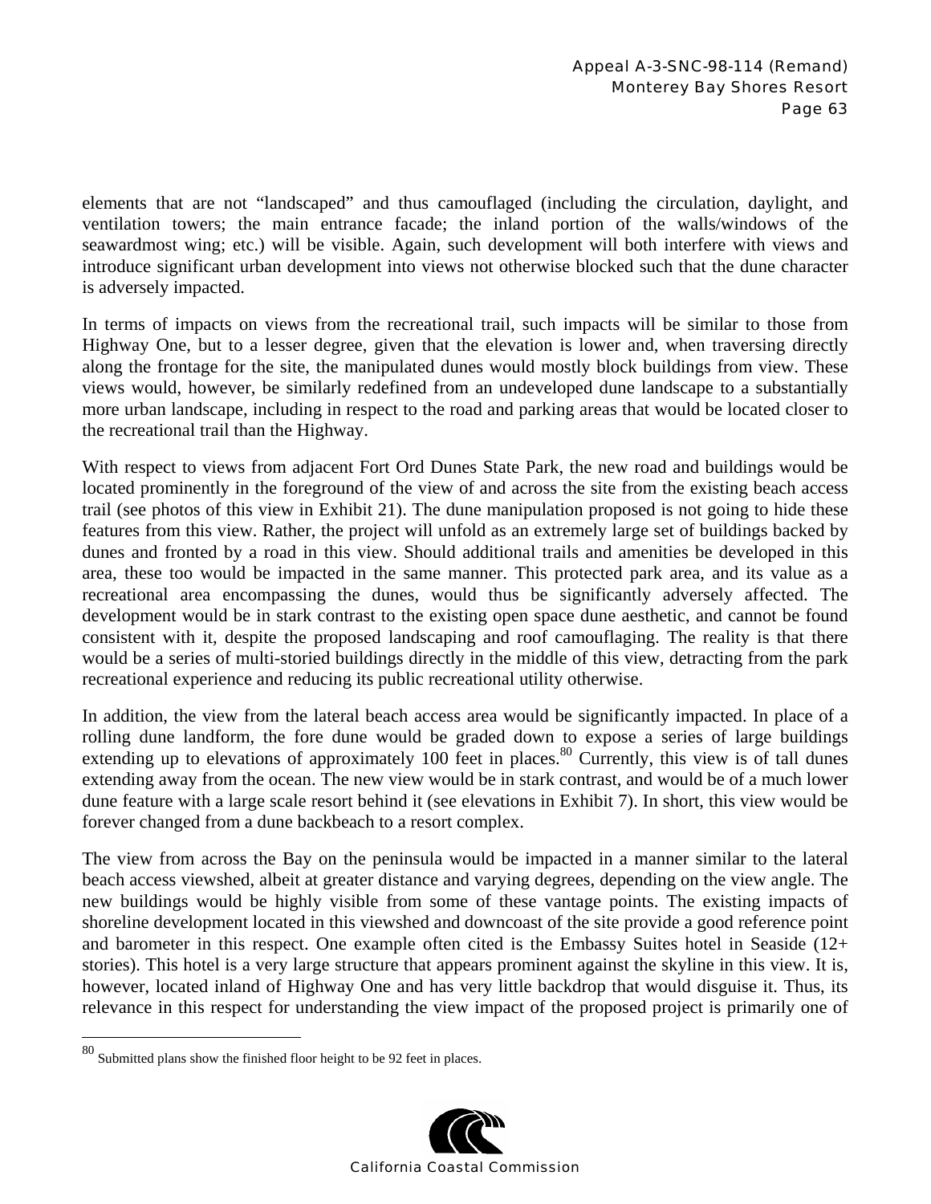elements that are not "landscaped" and thus camouflaged (including the circulation, daylight, and ventilation towers; the main entrance facade; the inland portion of the walls/windows of the seawardmost wing; etc.) will be visible. Again, such development will both interfere with views and introduce significant urban development into views not otherwise blocked such that the dune character is adversely impacted.

In terms of impacts on views from the recreational trail, such impacts will be similar to those from Highway One, but to a lesser degree, given that the elevation is lower and, when traversing directly along the frontage for the site, the manipulated dunes would mostly block buildings from view. These views would, however, be similarly redefined from an undeveloped dune landscape to a substantially more urban landscape, including in respect to the road and parking areas that would be located closer to the recreational trail than the Highway.

With respect to views from adjacent Fort Ord Dunes State Park, the new road and buildings would be located prominently in the foreground of the view of and across the site from the existing beach access trail (see photos of this view in Exhibit 21). The dune manipulation proposed is not going to hide these features from this view. Rather, the project will unfold as an extremely large set of buildings backed by dunes and fronted by a road in this view. Should additional trails and amenities be developed in this area, these too would be impacted in the same manner. This protected park area, and its value as a recreational area encompassing the dunes, would thus be significantly adversely affected. The development would be in stark contrast to the existing open space dune aesthetic, and cannot be found consistent with it, despite the proposed landscaping and roof camouflaging. The reality is that there would be a series of multi-storied buildings directly in the middle of this view, detracting from the park recreational experience and reducing its public recreational utility otherwise.

In addition, the view from the lateral beach access area would be significantly impacted. In place of a rolling dune landform, the fore dune would be graded down to expose a series of large buildings extending up to elevations of approximately 100 feet in places.[80] Currently, this view is of tall dunes extending away from the ocean. The new view would be in stark contrast, and would be of a much lower dune feature with a large scale resort behind it (see elevations in Exhibit 7). In short, this view would be forever changed from a dune backbeach to a resort complex.

The view from across the Bay on the peninsula would be impacted in a manner similar to the lateral beach access viewshed, albeit at greater distance and varying degrees, depending on the view angle. The new buildings would be highly visible from some of these vantage points. The existing impacts of shoreline development located in this viewshed and downcoast of the site provide a good reference point and barometer in this respect. One example often cited is the Embassy Suites hotel in Seaside (12+ stories). This hotel is a very large structure that appears prominent against the skyline in this view. It is, however, located inland of Highway One and has very little backdrop that would disguise it. Thus, its relevance in this respect for understanding the view impact of the proposed project is primarily one of

[80] Submitted plans show the finished floor height to be 92 feet in places.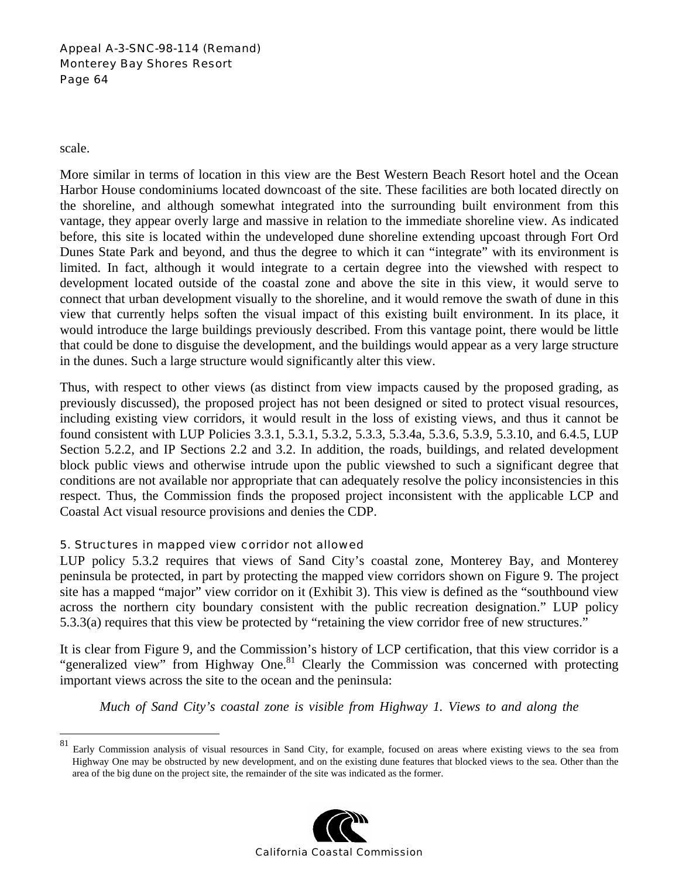scale.

More similar in terms of location in this view are the Best Western Beach Resort hotel and the Ocean Harbor House condominiums located downcoast of the site. These facilities are both located directly on the shoreline, and although somewhat integrated into the surrounding built environment from this vantage, they appear overly large and massive in relation to the immediate shoreline view. As indicated before, this site is located within the undeveloped dune shoreline extending upcoast through Fort Ord Dunes State Park and beyond, and thus the degree to which it can "integrate" with its environment is limited. In fact, although it would integrate to a certain degree into the viewshed with respect to development located outside of the coastal zone and above the site in this view, it would serve to connect that urban development visually to the shoreline, and it would remove the swath of dune in this view that currently helps soften the visual impact of this existing built environment. In its place, it would introduce the large buildings previously described. From this vantage point, there would be little that could be done to disguise the development, and the buildings would appear as a very large structure in the dunes. Such a large structure would significantly alter this view.

Thus, with respect to other views (as distinct from view impacts caused by the proposed grading, as previously discussed), the proposed project has not been designed or sited to protect visual resources, including existing view corridors, it would result in the loss of existing views, and thus it cannot be found consistent with LUP Policies 3.3.1, 5.3.1, 5.3.2, 5.3.3, 5.3.4a, 5.3.6, 5.3.9, 5.3.10, and 6.4.5, LUP Section 5.2.2, and IP Sections 2.2 and 3.2. In addition, the roads, buildings, and related development block public views and otherwise intrude upon the public viewshed to such a significant degree that conditions are not available nor appropriate that can adequately resolve the policy inconsistencies in this respect. Thus, the Commission finds the proposed project inconsistent with the applicable LCP and Coastal Act visual resource provisions and denies the CDP.

#### 5. Structures in mapped view corridor not allowed

LUP policy 5.3.2 requires that views of Sand City's coastal zone, Monterey Bay, and Monterey peninsula be protected, in part by protecting the mapped view corridors shown on Figure 9. The project site has a mapped "major" view corridor on it (Exhibit 3). This view is defined as the "southbound view across the northern city boundary consistent with the public recreation designation." LUP policy 5.3.3(a) requires that this view be protected by "retaining the view corridor free of new structures."

It is clear from Figure 9, and the Commission's history of LCP certification, that this view corridor is a "generalized view" from Highway One.[81] Clearly the Commission was concerned with protecting important views across the site to the ocean and the peninsula:

> *Much of Sand City's coastal zone is visible from Highway 1. Views to and along the*

---

[81] Early Commission analysis of visual resources in Sand City, for example, focused on areas where existing views to the sea from Highway One may be obstructed by new development, and on the existing dune features that blocked views to the sea. Other than the area of the big dune on the project site, the remainder of the site was indicated as the former.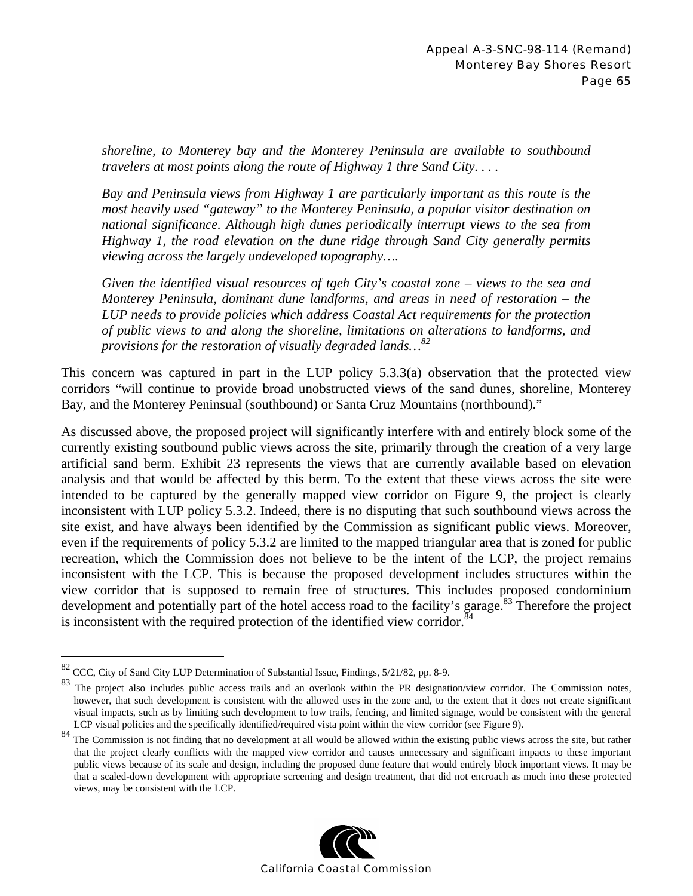*shoreline, to Monterey bay and the Monterey Peninsula are available to southbound travelers at most points along the route of Highway 1 thre Sand City. . . .*

*Bay and Peninsula views from Highway 1 are particularly important as this route is the most heavily used "gateway" to the Monterey Peninsula, a popular visitor destination on national significance. Although high dunes periodically interrupt views to the sea from Highway 1, the road elevation on the dune ridge through Sand City generally permits viewing across the largely undeveloped topography….*

*Given the identified visual resources of tgeh City's coastal zone – views to the sea and Monterey Peninsula, dominant dune landforms, and areas in need of restoration – the LUP needs to provide policies which address Coastal Act requirements for the protection of public views to and along the shoreline, limitations on alterations to landforms, and provisions for the restoration of visually degraded lands…*[82]

This concern was captured in part in the LUP policy 5.3.3(a) observation that the protected view corridors "will continue to provide broad unobstructed views of the sand dunes, shoreline, Monterey Bay, and the Monterey Peninsual (southbound) or Santa Cruz Mountains (northbound)."

As discussed above, the proposed project will significantly interfere with and entirely block some of the currently existing soutbound public views across the site, primarily through the creation of a very large artificial sand berm. Exhibit 23 represents the views that are currently available based on elevation analysis and that would be affected by this berm. To the extent that these views across the site were intended to be captured by the generally mapped view corridor on Figure 9, the project is clearly inconsistent with LUP policy 5.3.2. Indeed, there is no disputing that such southbound views across the site exist, and have always been identified by the Commission as significant public views. Moreover, even if the requirements of policy 5.3.2 are limited to the mapped triangular area that is zoned for public recreation, which the Commission does not believe to be the intent of the LCP, the project remains inconsistent with the LCP. This is because the proposed development includes structures within the view corridor that is supposed to remain free of structures. This includes proposed condominium development and potentially part of the hotel access road to the facility's garage.[83] Therefore the project is inconsistent with the required protection of the identified view corridor.[84]

---

[82] CCC, City of Sand City LUP Determination of Substantial Issue, Findings, 5/21/82, pp. 8-9.

[83] The project also includes public access trails and an overlook within the PR designation/view corridor. The Commission notes, however, that such development is consistent with the allowed uses in the zone and, to the extent that it does not create significant visual impacts, such as by limiting such development to low trails, fencing, and limited signage, would be consistent with the general LCP visual policies and the specifically identified/required vista point within the view corridor (see Figure 9).

[84] The Commission is not finding that no development at all would be allowed within the existing public views across the site, but rather that the project clearly conflicts with the mapped view corridor and causes unnecessary and significant impacts to these important public views because of its scale and design, including the proposed dune feature that would entirely block important views. It may be that a scaled-down development with appropriate screening and design treatment, that did not encroach as much into these protected views, may be consistent with the LCP.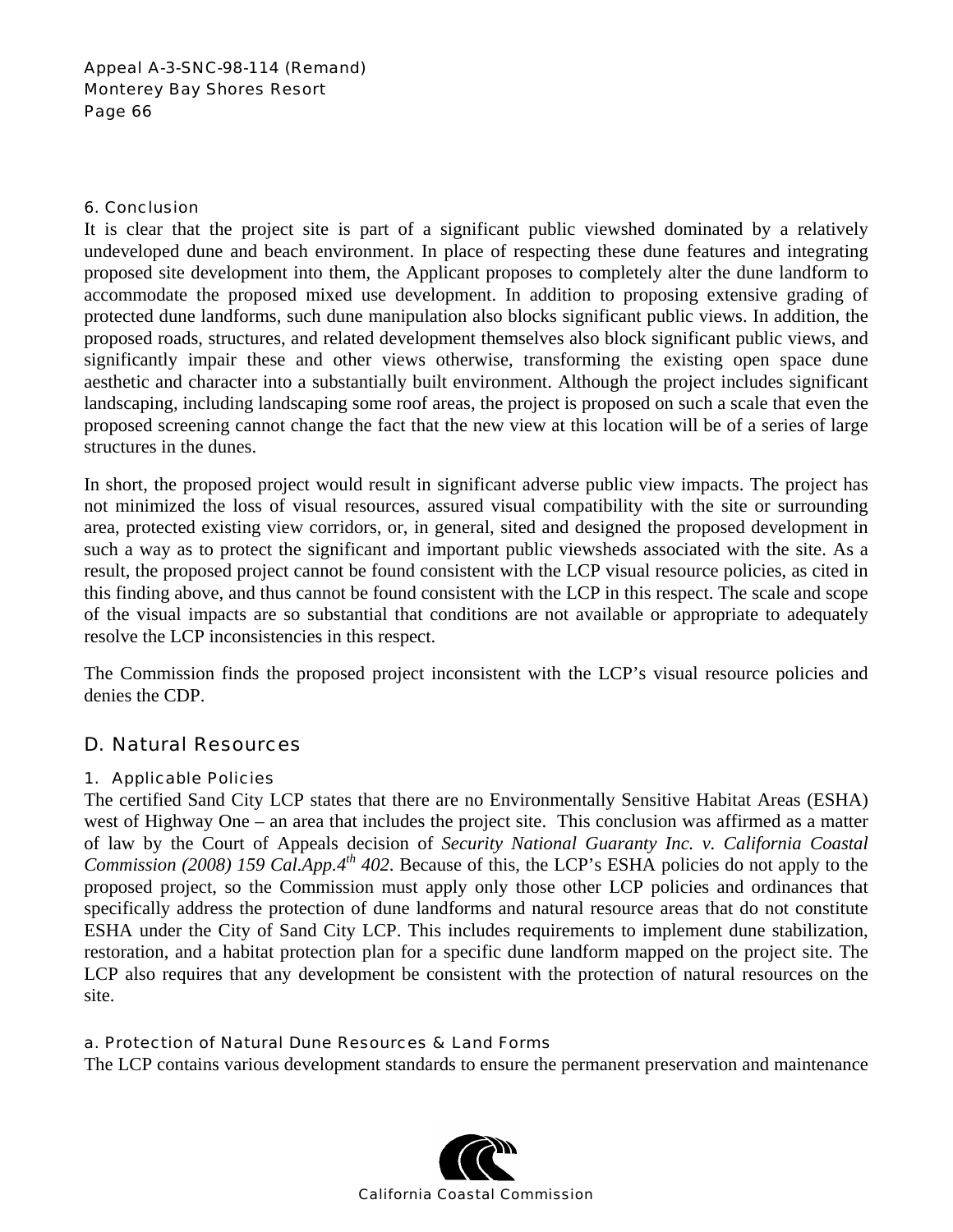### 6. Conclusion

It is clear that the project site is part of a significant public viewshed dominated by a relatively undeveloped dune and beach environment. In place of respecting these dune features and integrating proposed site development into them, the Applicant proposes to completely alter the dune landform to accommodate the proposed mixed use development. In addition to proposing extensive grading of protected dune landforms, such dune manipulation also blocks significant public views. In addition, the proposed roads, structures, and related development themselves also block significant public views, and significantly impair these and other views otherwise, transforming the existing open space dune aesthetic and character into a substantially built environment. Although the project includes significant landscaping, including landscaping some roof areas, the project is proposed on such a scale that even the proposed screening cannot change the fact that the new view at this location will be of a series of large structures in the dunes.

In short, the proposed project would result in significant adverse public view impacts. The project has not minimized the loss of visual resources, assured visual compatibility with the site or surrounding area, protected existing view corridors, or, in general, sited and designed the proposed development in such a way as to protect the significant and important public viewsheds associated with the site. As a result, the proposed project cannot be found consistent with the LCP visual resource policies, as cited in this finding above, and thus cannot be found consistent with the LCP in this respect. The scale and scope of the visual impacts are so substantial that conditions are not available or appropriate to adequately resolve the LCP inconsistencies in this respect.

The Commission finds the proposed project inconsistent with the LCP's visual resource policies and denies the CDP.

## D. Natural Resources

### 1. Applicable Policies

The certified Sand City LCP states that there are no Environmentally Sensitive Habitat Areas (ESHA) west of Highway One – an area that includes the project site. This conclusion was affirmed as a matter of law by the Court of Appeals decision of *Security National Guaranty Inc. v. California Coastal Commission (2008) 159 Cal.App.4th 402*. Because of this, the LCP's ESHA policies do not apply to the proposed project, so the Commission must apply only those other LCP policies and ordinances that specifically address the protection of dune landforms and natural resource areas that do not constitute ESHA under the City of Sand City LCP. This includes requirements to implement dune stabilization, restoration, and a habitat protection plan for a specific dune landform mapped on the project site. The LCP also requires that any development be consistent with the protection of natural resources on the site.

#### a. Protection of Natural Dune Resources & Land Forms

The LCP contains various development standards to ensure the permanent preservation and maintenance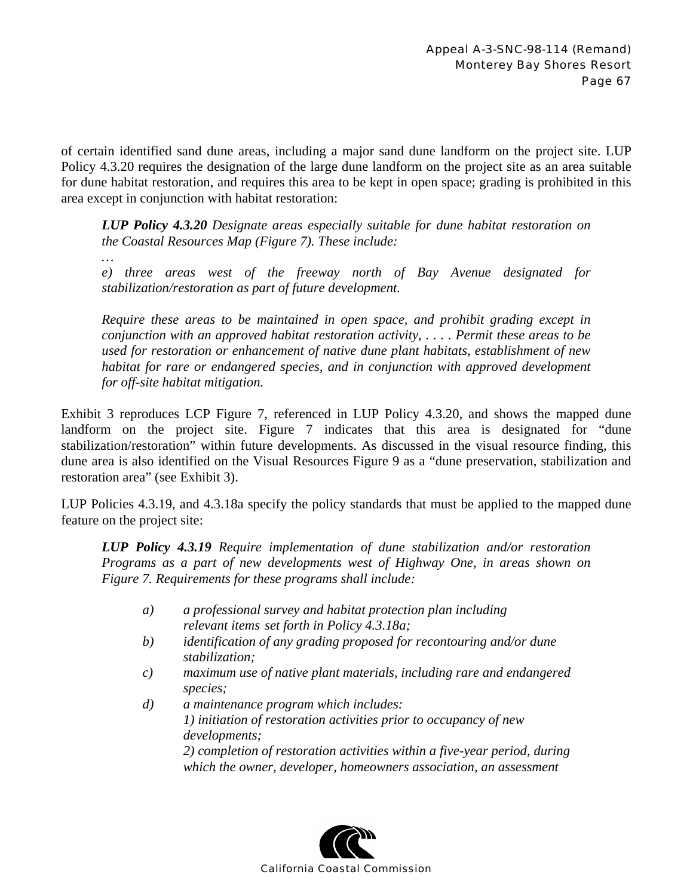of certain identified sand dune areas, including a major sand dune landform on the project site. LUP Policy 4.3.20 requires the designation of the large dune landform on the project site as an area suitable for dune habitat restoration, and requires this area to be kept in open space; grading is prohibited in this area except in conjunction with habitat restoration:

> ***LUP Policy 4.3.20*** *Designate areas especially suitable for dune habitat restoration on the Coastal Resources Map (Figure 7). These include:*
>
> *…*
>
> *e) three areas west of the freeway north of Bay Avenue designated for stabilization/restoration as part of future development.*
>
> *Require these areas to be maintained in open space, and prohibit grading except in conjunction with an approved habitat restoration activity, . . . . Permit these areas to be used for restoration or enhancement of native dune plant habitats, establishment of new habitat for rare or endangered species, and in conjunction with approved development for off-site habitat mitigation.*

Exhibit 3 reproduces LCP Figure 7, referenced in LUP Policy 4.3.20, and shows the mapped dune landform on the project site. Figure 7 indicates that this area is designated for "dune stabilization/restoration" within future developments. As discussed in the visual resource finding, this dune area is also identified on the Visual Resources Figure 9 as a "dune preservation, stabilization and restoration area" (see Exhibit 3).

LUP Policies 4.3.19, and 4.3.18a specify the policy standards that must be applied to the mapped dune feature on the project site:

> ***LUP Policy 4.3.19*** *Require implementation of dune stabilization and/or restoration Programs as a part of new developments west of Highway One, in areas shown on Figure 7. Requirements for these programs shall include:*
>
> *a) a professional survey and habitat protection plan including relevant items set forth in Policy 4.3.18a;*
>
> *b) identification of any grading proposed for recontouring and/or dune stabilization;*
>
> *c) maximum use of native plant materials, including rare and endangered species;*
>
> *d) a maintenance program which includes:*
> *1) initiation of restoration activities prior to occupancy of new developments;*
> *2) completion of restoration activities within a five-year period, during which the owner, developer, homeowners association, an assessment*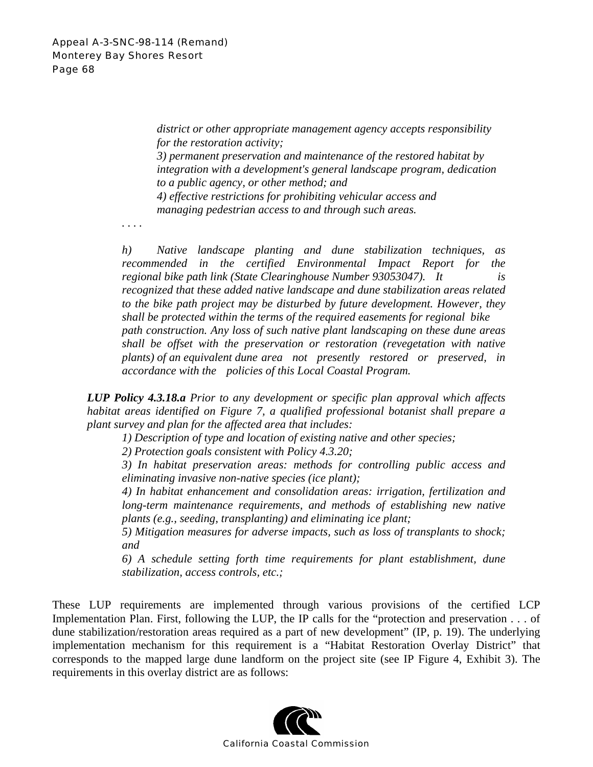*district or other appropriate management agency accepts responsibility for the restoration activity;*

*3) permanent preservation and maintenance of the restored habitat by integration with a development's general landscape program, dedication to a public agency, or other method; and*

*4) effective restrictions for prohibiting vehicular access and managing pedestrian access to and through such areas.*

. . . .

*h) Native landscape planting and dune stabilization techniques, as recommended in the certified Environmental Impact Report for the regional bike path link (State Clearinghouse Number 93053047). It is recognized that these added native landscape and dune stabilization areas related to the bike path project may be disturbed by future development. However, they shall be protected within the terms of the required easements for regional bike path construction. Any loss of such native plant landscaping on these dune areas shall be offset with the preservation or restoration (revegetation with native plants) of an equivalent dune area not presently restored or preserved, in accordance with the policies of this Local Coastal Program.*

***LUP Policy 4.3.18.a*** *Prior to any development or specific plan approval which affects habitat areas identified on Figure 7, a qualified professional botanist shall prepare a plant survey and plan for the affected area that includes:*

*1) Description of type and location of existing native and other species;*

*2) Protection goals consistent with Policy 4.3.20;*

*3) In habitat preservation areas: methods for controlling public access and eliminating invasive non-native species (ice plant);*

*4) In habitat enhancement and consolidation areas: irrigation, fertilization and long-term maintenance requirements, and methods of establishing new native plants (e.g., seeding, transplanting) and eliminating ice plant;*

*5) Mitigation measures for adverse impacts, such as loss of transplants to shock; and*

*6) A schedule setting forth time requirements for plant establishment, dune stabilization, access controls, etc.;*

These LUP requirements are implemented through various provisions of the certified LCP Implementation Plan. First, following the LUP, the IP calls for the "protection and preservation . . . of dune stabilization/restoration areas required as a part of new development" (IP, p. 19). The underlying implementation mechanism for this requirement is a "Habitat Restoration Overlay District" that corresponds to the mapped large dune landform on the project site (see IP Figure 4, Exhibit 3). The requirements in this overlay district are as follows: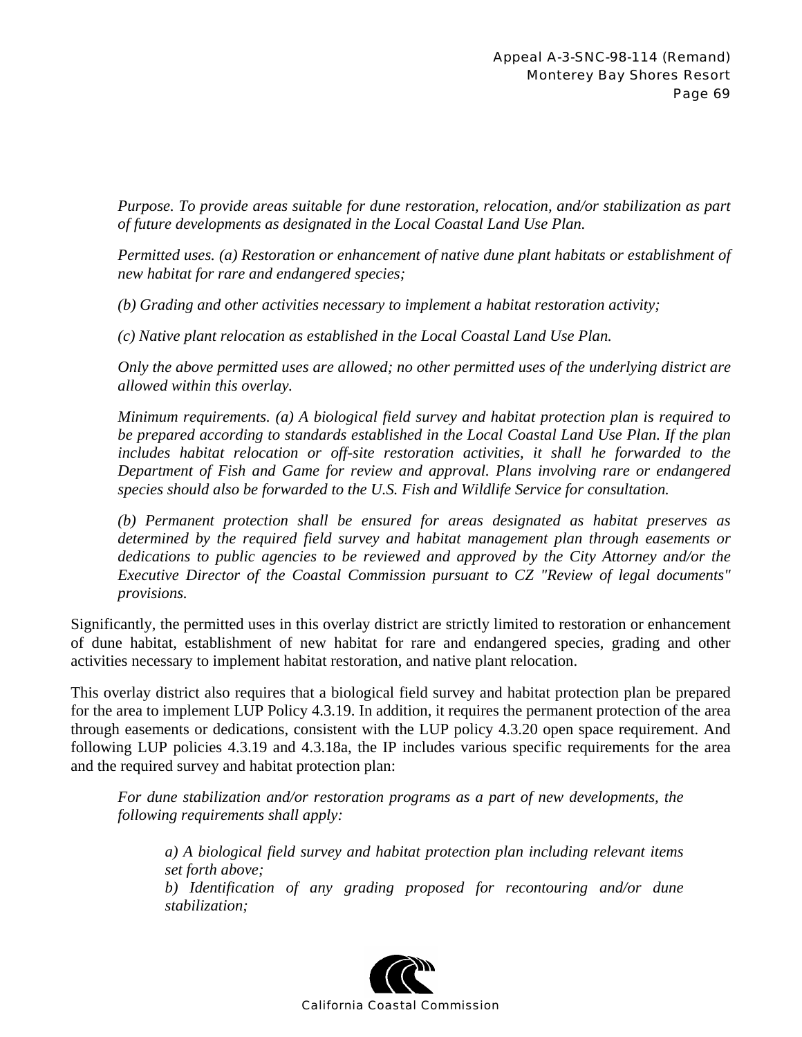*Purpose. To provide areas suitable for dune restoration, relocation, and/or stabilization as part of future developments as designated in the Local Coastal Land Use Plan.*

*Permitted uses. (a) Restoration or enhancement of native dune plant habitats or establishment of new habitat for rare and endangered species;*

*(b) Grading and other activities necessary to implement a habitat restoration activity;*

*(c) Native plant relocation as established in the Local Coastal Land Use Plan.*

*Only the above permitted uses are allowed; no other permitted uses of the underlying district are allowed within this overlay.*

*Minimum requirements. (a) A biological field survey and habitat protection plan is required to be prepared according to standards established in the Local Coastal Land Use Plan. If the plan includes habitat relocation or off-site restoration activities, it shall he forwarded to the Department of Fish and Game for review and approval. Plans involving rare or endangered species should also be forwarded to the U.S. Fish and Wildlife Service for consultation.*

*(b) Permanent protection shall be ensured for areas designated as habitat preserves as determined by the required field survey and habitat management plan through easements or dedications to public agencies to be reviewed and approved by the City Attorney and/or the Executive Director of the Coastal Commission pursuant to CZ "Review of legal documents" provisions.*

Significantly, the permitted uses in this overlay district are strictly limited to restoration or enhancement of dune habitat, establishment of new habitat for rare and endangered species, grading and other activities necessary to implement habitat restoration, and native plant relocation.

This overlay district also requires that a biological field survey and habitat protection plan be prepared for the area to implement LUP Policy 4.3.19. In addition, it requires the permanent protection of the area through easements or dedications, consistent with the LUP policy 4.3.20 open space requirement. And following LUP policies 4.3.19 and 4.3.18a, the IP includes various specific requirements for the area and the required survey and habitat protection plan:

*For dune stabilization and/or restoration programs as a part of new developments, the following requirements shall apply:*

> *a) A biological field survey and habitat protection plan including relevant items set forth above;*
> *b) Identification of any grading proposed for recontouring and/or dune stabilization;*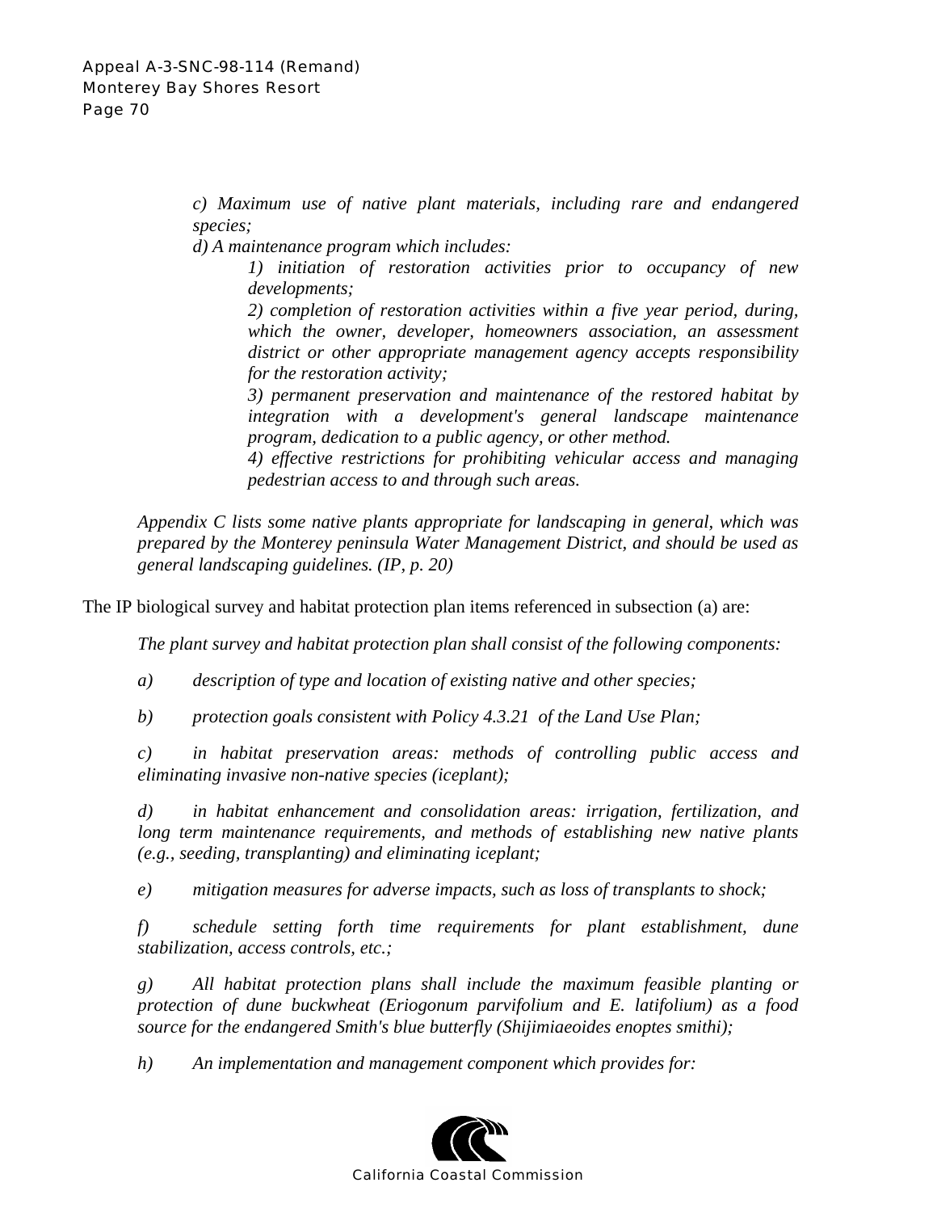*c) Maximum use of native plant materials, including rare and endangered species;*

*d) A maintenance program which includes:*

> *1) initiation of restoration activities prior to occupancy of new developments;*
>
> *2) completion of restoration activities within a five year period, during, which the owner, developer, homeowners association, an assessment district or other appropriate management agency accepts responsibility for the restoration activity;*
>
> *3) permanent preservation and maintenance of the restored habitat by integration with a development's general landscape maintenance program, dedication to a public agency, or other method.*
>
> *4) effective restrictions for prohibiting vehicular access and managing pedestrian access to and through such areas.*

*Appendix C lists some native plants appropriate for landscaping in general, which was prepared by the Monterey peninsula Water Management District, and should be used as general landscaping guidelines. (IP, p. 20)*

The IP biological survey and habitat protection plan items referenced in subsection (a) are:

*The plant survey and habitat protection plan shall consist of the following components:*

*a) description of type and location of existing native and other species;*

*b) protection goals consistent with Policy 4.3.21 of the Land Use Plan;*

*c) in habitat preservation areas: methods of controlling public access and eliminating invasive non-native species (iceplant);*

*d) in habitat enhancement and consolidation areas: irrigation, fertilization, and long term maintenance requirements, and methods of establishing new native plants (e.g., seeding, transplanting) and eliminating iceplant;*

*e) mitigation measures for adverse impacts, such as loss of transplants to shock;*

*f) schedule setting forth time requirements for plant establishment, dune stabilization, access controls, etc.;*

*g) All habitat protection plans shall include the maximum feasible planting or protection of dune buckwheat (Eriogonum parvifolium and E. latifolium) as a food source for the endangered Smith's blue butterfly (Shijimiaeoides enoptes smithi);*

*h) An implementation and management component which provides for:*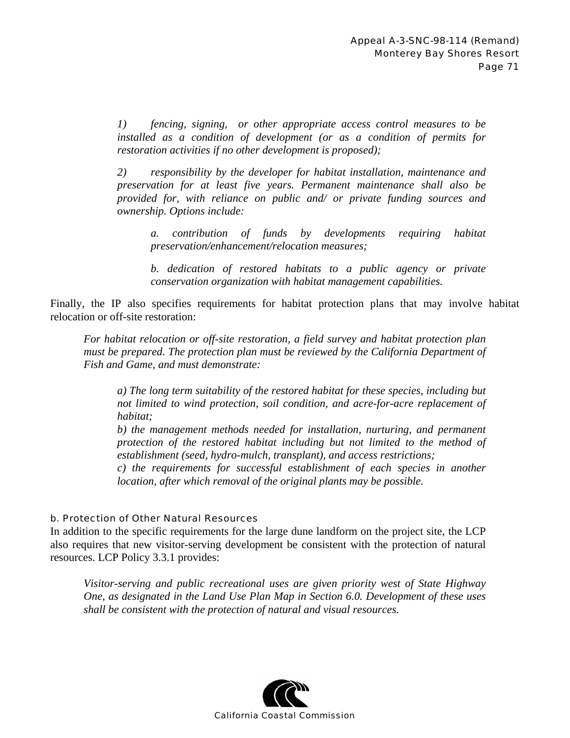*1) fencing, signing, or other appropriate access control measures to be installed as a condition of development (or as a condition of permits for restoration activities if no other development is proposed);*

*2) responsibility by the developer for habitat installation, maintenance and preservation for at least five years. Permanent maintenance shall also be provided for, with reliance on public and/ or private funding sources and ownership. Options include:*

*a. contribution of funds by developments requiring habitat preservation/enhancement/relocation measures;*

*b. dedication of restored habitats to a public agency or private conservation organization with habitat management capabilities.*

Finally, the IP also specifies requirements for habitat protection plans that may involve habitat relocation or off-site restoration:

*For habitat relocation or off-site restoration, a field survey and habitat protection plan must be prepared. The protection plan must be reviewed by the California Department of Fish and Game, and must demonstrate:*

*a) The long term suitability of the restored habitat for these species, including but not limited to wind protection, soil condition, and acre-for-acre replacement of habitat;*
*b) the management methods needed for installation, nurturing, and permanent protection of the restored habitat including but not limited to the method of establishment (seed, hydro-mulch, transplant), and access restrictions;*
*c) the requirements for successful establishment of each species in another location, after which removal of the original plants may be possible.*

#### b. Protection of Other Natural Resources

In addition to the specific requirements for the large dune landform on the project site, the LCP also requires that new visitor-serving development be consistent with the protection of natural resources. LCP Policy 3.3.1 provides:

*Visitor-serving and public recreational uses are given priority west of State Highway One, as designated in the Land Use Plan Map in Section 6.0. Development of these uses shall be consistent with the protection of natural and visual resources.*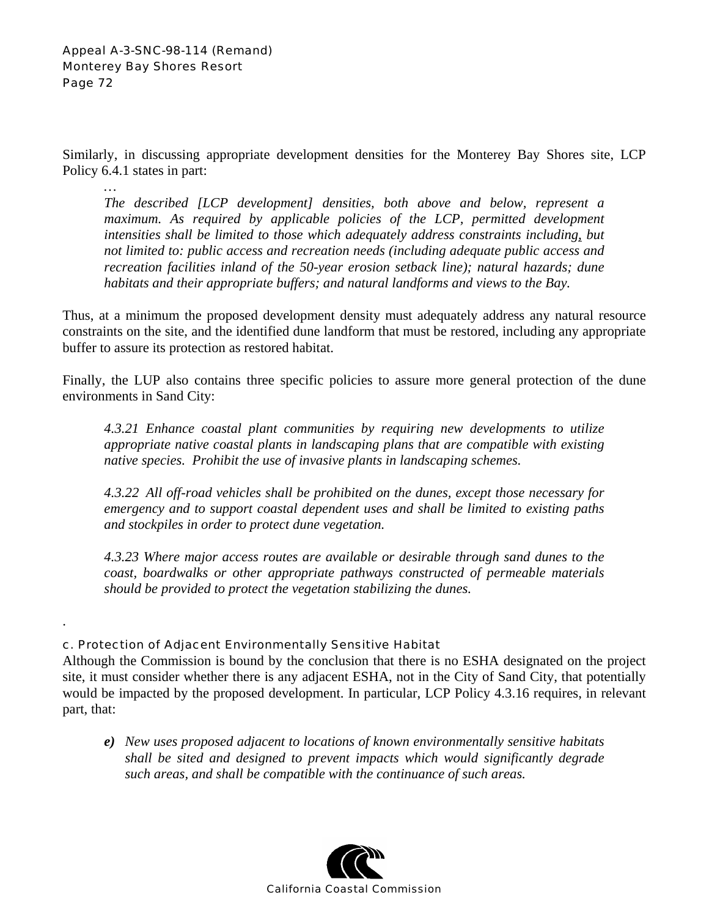Similarly, in discussing appropriate development densities for the Monterey Bay Shores site, LCP Policy 6.4.1 states in part:

> …
>
> *The described [LCP development] densities, both above and below, represent a maximum. As required by applicable policies of the LCP, permitted development intensities shall be limited to those which adequately address constraints including, but not limited to: public access and recreation needs (including adequate public access and recreation facilities inland of the 50-year erosion setback line); natural hazards; dune habitats and their appropriate buffers; and natural landforms and views to the Bay.*

Thus, at a minimum the proposed development density must adequately address any natural resource constraints on the site, and the identified dune landform that must be restored, including any appropriate buffer to assure its protection as restored habitat.

Finally, the LUP also contains three specific policies to assure more general protection of the dune environments in Sand City:

> *4.3.21 Enhance coastal plant communities by requiring new developments to utilize appropriate native coastal plants in landscaping plans that are compatible with existing native species. Prohibit the use of invasive plants in landscaping schemes.*
>
> *4.3.22 All off-road vehicles shall be prohibited on the dunes, except those necessary for emergency and to support coastal dependent uses and shall be limited to existing paths and stockpiles in order to protect dune vegetation.*
>
> *4.3.23 Where major access routes are available or desirable through sand dunes to the coast, boardwalks or other appropriate pathways constructed of permeable materials should be provided to protect the vegetation stabilizing the dunes.*

.

### c. Protection of Adjacent Environmentally Sensitive Habitat

Although the Commission is bound by the conclusion that there is no ESHA designated on the project site, it must consider whether there is any adjacent ESHA, not in the City of Sand City, that potentially would be impacted by the proposed development. In particular, LCP Policy 4.3.16 requires, in relevant part, that:

> ***e)*** *New uses proposed adjacent to locations of known environmentally sensitive habitats shall be sited and designed to prevent impacts which would significantly degrade such areas, and shall be compatible with the continuance of such areas.*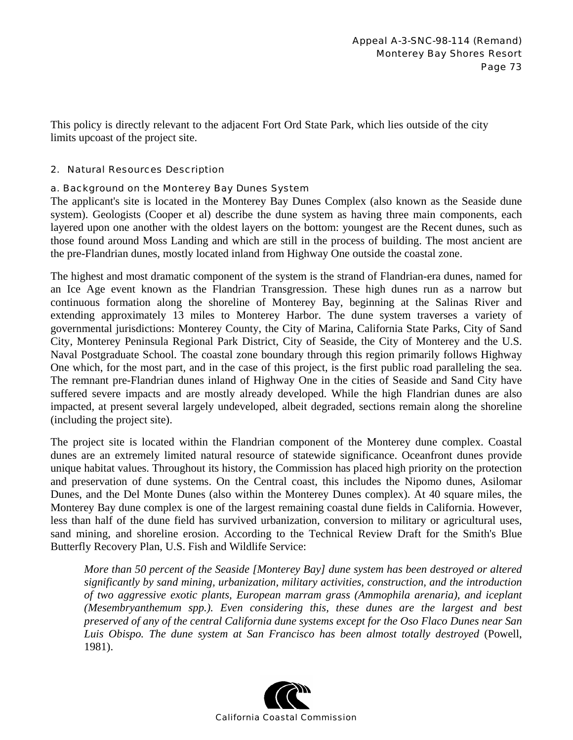This policy is directly relevant to the adjacent Fort Ord State Park, which lies outside of the city limits upcoast of the project site.

### 2. Natural Resources Description

#### a. Background on the Monterey Bay Dunes System

The applicant's site is located in the Monterey Bay Dunes Complex (also known as the Seaside dune system). Geologists (Cooper et al) describe the dune system as having three main components, each layered upon one another with the oldest layers on the bottom: youngest are the Recent dunes, such as those found around Moss Landing and which are still in the process of building. The most ancient are the pre-Flandrian dunes, mostly located inland from Highway One outside the coastal zone.

The highest and most dramatic component of the system is the strand of Flandrian-era dunes, named for an Ice Age event known as the Flandrian Transgression. These high dunes run as a narrow but continuous formation along the shoreline of Monterey Bay, beginning at the Salinas River and extending approximately 13 miles to Monterey Harbor. The dune system traverses a variety of governmental jurisdictions: Monterey County, the City of Marina, California State Parks, City of Sand City, Monterey Peninsula Regional Park District, City of Seaside, the City of Monterey and the U.S. Naval Postgraduate School. The coastal zone boundary through this region primarily follows Highway One which, for the most part, and in the case of this project, is the first public road paralleling the sea. The remnant pre-Flandrian dunes inland of Highway One in the cities of Seaside and Sand City have suffered severe impacts and are mostly already developed. While the high Flandrian dunes are also impacted, at present several largely undeveloped, albeit degraded, sections remain along the shoreline (including the project site).

The project site is located within the Flandrian component of the Monterey dune complex. Coastal dunes are an extremely limited natural resource of statewide significance. Oceanfront dunes provide unique habitat values. Throughout its history, the Commission has placed high priority on the protection and preservation of dune systems. On the Central coast, this includes the Nipomo dunes, Asilomar Dunes, and the Del Monte Dunes (also within the Monterey Dunes complex). At 40 square miles, the Monterey Bay dune complex is one of the largest remaining coastal dune fields in California. However, less than half of the dune field has survived urbanization, conversion to military or agricultural uses, sand mining, and shoreline erosion. According to the Technical Review Draft for the Smith's Blue Butterfly Recovery Plan, U.S. Fish and Wildlife Service:

> *More than 50 percent of the Seaside [Monterey Bay] dune system has been destroyed or altered significantly by sand mining, urbanization, military activities, construction, and the introduction of two aggressive exotic plants, European marram grass (Ammophila arenaria), and iceplant (Mesembryanthemum spp.). Even considering this, these dunes are the largest and best preserved of any of the central California dune systems except for the Oso Flaco Dunes near San Luis Obispo. The dune system at San Francisco has been almost totally destroyed* (Powell, 1981).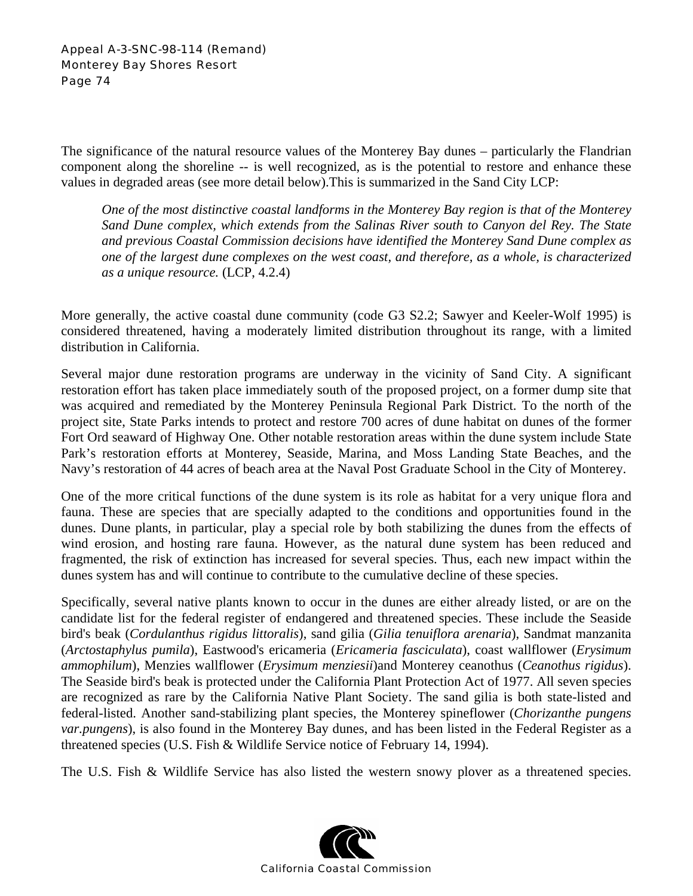The significance of the natural resource values of the Monterey Bay dunes – particularly the Flandrian component along the shoreline -- is well recognized, as is the potential to restore and enhance these values in degraded areas (see more detail below).This is summarized in the Sand City LCP:

> *One of the most distinctive coastal landforms in the Monterey Bay region is that of the Monterey Sand Dune complex, which extends from the Salinas River south to Canyon del Rey. The State and previous Coastal Commission decisions have identified the Monterey Sand Dune complex as one of the largest dune complexes on the west coast, and therefore, as a whole, is characterized as a unique resource.* (LCP, 4.2.4)

More generally, the active coastal dune community (code G3 S2.2; Sawyer and Keeler-Wolf 1995) is considered threatened, having a moderately limited distribution throughout its range, with a limited distribution in California.

Several major dune restoration programs are underway in the vicinity of Sand City. A significant restoration effort has taken place immediately south of the proposed project, on a former dump site that was acquired and remediated by the Monterey Peninsula Regional Park District. To the north of the project site, State Parks intends to protect and restore 700 acres of dune habitat on dunes of the former Fort Ord seaward of Highway One. Other notable restoration areas within the dune system include State Park's restoration efforts at Monterey, Seaside, Marina, and Moss Landing State Beaches, and the Navy's restoration of 44 acres of beach area at the Naval Post Graduate School in the City of Monterey.

One of the more critical functions of the dune system is its role as habitat for a very unique flora and fauna. These are species that are specially adapted to the conditions and opportunities found in the dunes. Dune plants, in particular, play a special role by both stabilizing the dunes from the effects of wind erosion, and hosting rare fauna. However, as the natural dune system has been reduced and fragmented, the risk of extinction has increased for several species. Thus, each new impact within the dunes system has and will continue to contribute to the cumulative decline of these species.

Specifically, several native plants known to occur in the dunes are either already listed, or are on the candidate list for the federal register of endangered and threatened species. These include the Seaside bird's beak (*Cordulanthus rigidus littoralis*), sand gilia (*Gilia tenuiflora arenaria*), Sandmat manzanita (*Arctostaphylus pumila*), Eastwood's ericameria (*Ericameria fasciculata*), coast wallflower (*Erysimum ammophilum*), Menzies wallflower (*Erysimum menziesii*)and Monterey ceanothus (*Ceanothus rigidus*). The Seaside bird's beak is protected under the California Plant Protection Act of 1977. All seven species are recognized as rare by the California Native Plant Society. The sand gilia is both state-listed and federal-listed. Another sand-stabilizing plant species, the Monterey spineflower (*Chorizanthe pungens var.pungens*), is also found in the Monterey Bay dunes, and has been listed in the Federal Register as a threatened species (U.S. Fish & Wildlife Service notice of February 14, 1994).

The U.S. Fish & Wildlife Service has also listed the western snowy plover as a threatened species.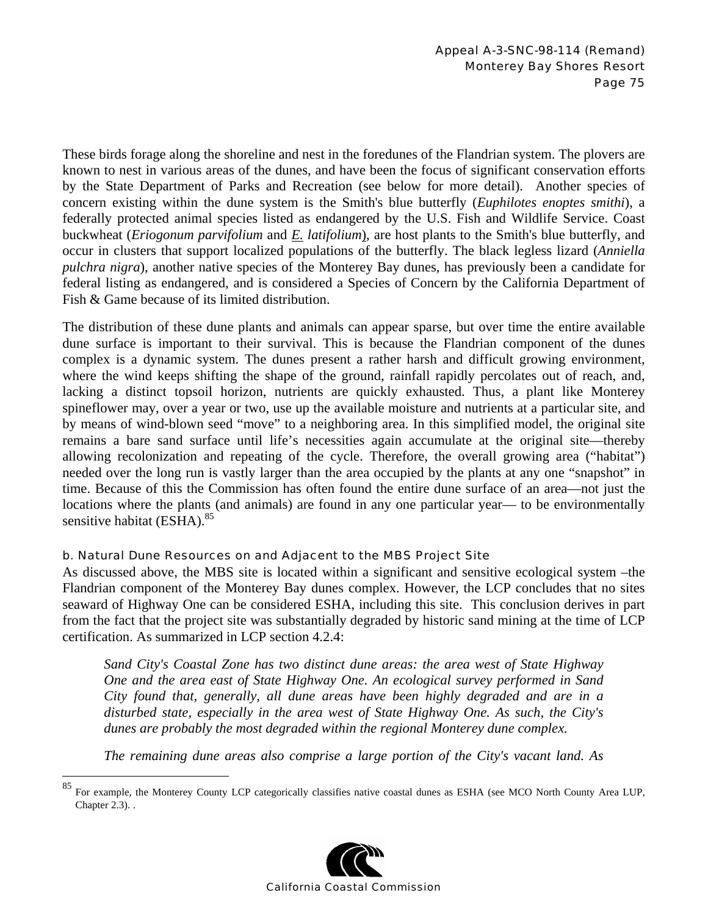These birds forage along the shoreline and nest in the foredunes of the Flandrian system. The plovers are known to nest in various areas of the dunes, and have been the focus of significant conservation efforts by the State Department of Parks and Recreation (see below for more detail). Another species of concern existing within the dune system is the Smith's blue butterfly (*Euphilotes enoptes smithi*), a federally protected animal species listed as endangered by the U.S. Fish and Wildlife Service. Coast buckwheat (*Eriogonum parvifolium* and *E. latifolium*), are host plants to the Smith's blue butterfly, and occur in clusters that support localized populations of the butterfly. The black legless lizard (*Anniella pulchra nigra*), another native species of the Monterey Bay dunes, has previously been a candidate for federal listing as endangered, and is considered a Species of Concern by the California Department of Fish & Game because of its limited distribution.

The distribution of these dune plants and animals can appear sparse, but over time the entire available dune surface is important to their survival. This is because the Flandrian component of the dunes complex is a dynamic system. The dunes present a rather harsh and difficult growing environment, where the wind keeps shifting the shape of the ground, rainfall rapidly percolates out of reach, and, lacking a distinct topsoil horizon, nutrients are quickly exhausted. Thus, a plant like Monterey spineflower may, over a year or two, use up the available moisture and nutrients at a particular site, and by means of wind-blown seed "move" to a neighboring area. In this simplified model, the original site remains a bare sand surface until life's necessities again accumulate at the original site—thereby allowing recolonization and repeating of the cycle. Therefore, the overall growing area ("habitat") needed over the long run is vastly larger than the area occupied by the plants at any one "snapshot" in time. Because of this the Commission has often found the entire dune surface of an area—not just the locations where the plants (and animals) are found in any one particular year— to be environmentally sensitive habitat (ESHA).[85]

#### b. Natural Dune Resources on and Adjacent to the MBS Project Site

As discussed above, the MBS site is located within a significant and sensitive ecological system –the Flandrian component of the Monterey Bay dunes complex. However, the LCP concludes that no sites seaward of Highway One can be considered ESHA, including this site. This conclusion derives in part from the fact that the project site was substantially degraded by historic sand mining at the time of LCP certification. As summarized in LCP section 4.2.4:

> *Sand City's Coastal Zone has two distinct dune areas: the area west of State Highway One and the area east of State Highway One. An ecological survey performed in Sand City found that, generally, all dune areas have been highly degraded and are in a disturbed state, especially in the area west of State Highway One. As such, the City's dunes are probably the most degraded within the regional Monterey dune complex.*
>
> *The remaining dune areas also comprise a large portion of the City's vacant land. As*

---

[85] For example, the Monterey County LCP categorically classifies native coastal dunes as ESHA (see MCO North County Area LUP, Chapter 2.3). .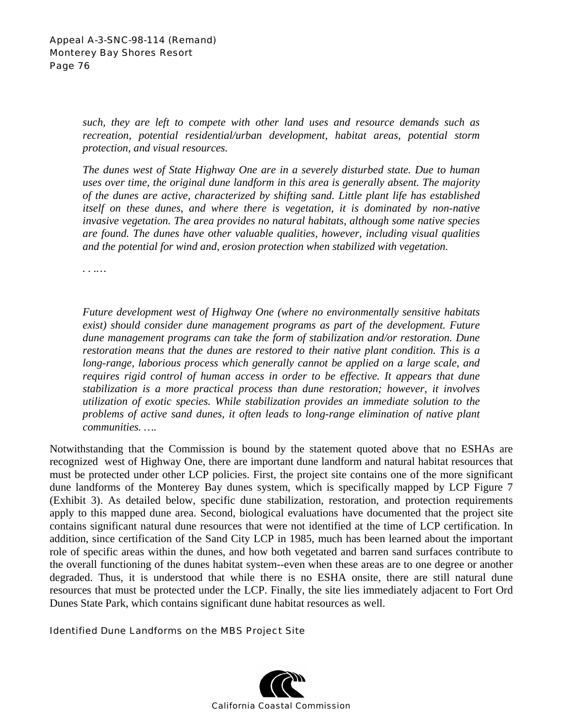*such, they are left to compete with other land uses and resource demands such as recreation, potential residential/urban development, habitat areas, potential storm protection, and visual resources.*

*The dunes west of State Highway One are in a severely disturbed state. Due to human uses over time, the original dune landform in this area is generally absent. The majority of the dunes are active, characterized by shifting sand. Little plant life has established itself on these dunes, and where there is vegetation, it is dominated by non-native invasive vegetation. The area provides no natural habitats, although some native species are found. The dunes have other valuable qualities, however, including visual qualities and the potential for wind and, erosion protection when stabilized with vegetation.*

*. . .. .*

*Future development west of Highway One (where no environmentally sensitive habitats exist) should consider dune management programs as part of the development. Future dune management programs can take the form of stabilization and/or restoration. Dune restoration means that the dunes are restored to their native plant condition. This is a long-range, laborious process which generally cannot be applied on a large scale, and requires rigid control of human access in order to be effective. It appears that dune stabilization is a more practical process than dune restoration; however, it involves utilization of exotic species. While stabilization provides an immediate solution to the problems of active sand dunes, it often leads to long-range elimination of native plant communities. ….*

Notwithstanding that the Commission is bound by the statement quoted above that no ESHAs are recognized west of Highway One, there are important dune landform and natural habitat resources that must be protected under other LCP policies. First, the project site contains one of the more significant dune landforms of the Monterey Bay dunes system, which is specifically mapped by LCP Figure 7 (Exhibit 3). As detailed below, specific dune stabilization, restoration, and protection requirements apply to this mapped dune area. Second, biological evaluations have documented that the project site contains significant natural dune resources that were not identified at the time of LCP certification. In addition, since certification of the Sand City LCP in 1985, much has been learned about the important role of specific areas within the dunes, and how both vegetated and barren sand surfaces contribute to the overall functioning of the dunes habitat system--even when these areas are to one degree or another degraded. Thus, it is understood that while there is no ESHA onsite, there are still natural dune resources that must be protected under the LCP. Finally, the site lies immediately adjacent to Fort Ord Dunes State Park, which contains significant dune habitat resources as well.

### Identified Dune Landforms on the MBS Project Site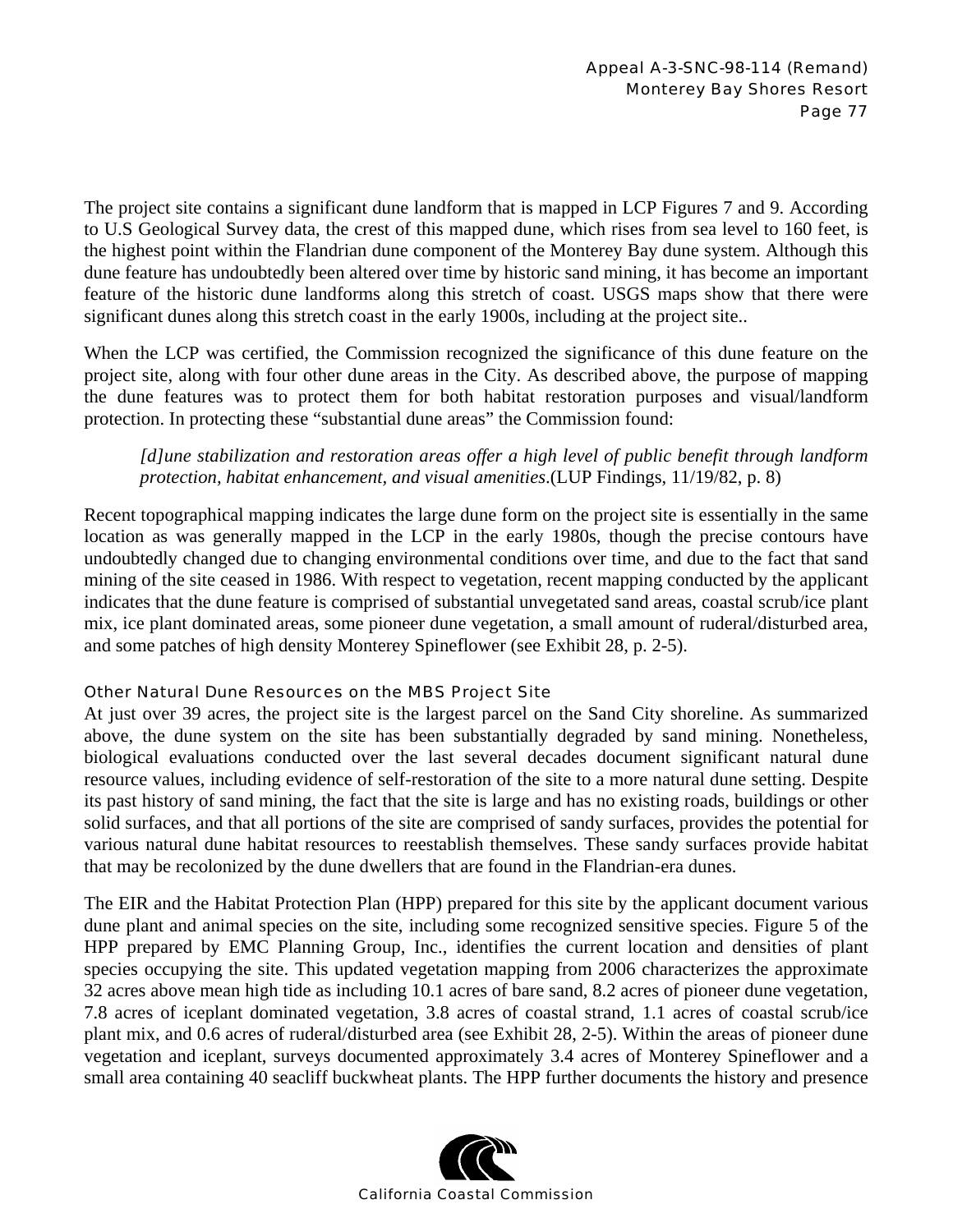The project site contains a significant dune landform that is mapped in LCP Figures 7 and 9. According to U.S Geological Survey data, the crest of this mapped dune, which rises from sea level to 160 feet, is the highest point within the Flandrian dune component of the Monterey Bay dune system. Although this dune feature has undoubtedly been altered over time by historic sand mining, it has become an important feature of the historic dune landforms along this stretch of coast. USGS maps show that there were significant dunes along this stretch coast in the early 1900s, including at the project site..

When the LCP was certified, the Commission recognized the significance of this dune feature on the project site, along with four other dune areas in the City. As described above, the purpose of mapping the dune features was to protect them for both habitat restoration purposes and visual/landform protection. In protecting these "substantial dune areas" the Commission found:

> *[d]une stabilization and restoration areas offer a high level of public benefit through landform protection, habitat enhancement, and visual amenities*.(LUP Findings, 11/19/82, p. 8)

Recent topographical mapping indicates the large dune form on the project site is essentially in the same location as was generally mapped in the LCP in the early 1980s, though the precise contours have undoubtedly changed due to changing environmental conditions over time, and due to the fact that sand mining of the site ceased in 1986. With respect to vegetation, recent mapping conducted by the applicant indicates that the dune feature is comprised of substantial unvegetated sand areas, coastal scrub/ice plant mix, ice plant dominated areas, some pioneer dune vegetation, a small amount of ruderal/disturbed area, and some patches of high density Monterey Spineflower (see Exhibit 28, p. 2-5).

### Other Natural Dune Resources on the MBS Project Site

At just over 39 acres, the project site is the largest parcel on the Sand City shoreline. As summarized above, the dune system on the site has been substantially degraded by sand mining. Nonetheless, biological evaluations conducted over the last several decades document significant natural dune resource values, including evidence of self-restoration of the site to a more natural dune setting. Despite its past history of sand mining, the fact that the site is large and has no existing roads, buildings or other solid surfaces, and that all portions of the site are comprised of sandy surfaces, provides the potential for various natural dune habitat resources to reestablish themselves. These sandy surfaces provide habitat that may be recolonized by the dune dwellers that are found in the Flandrian-era dunes.

The EIR and the Habitat Protection Plan (HPP) prepared for this site by the applicant document various dune plant and animal species on the site, including some recognized sensitive species. Figure 5 of the HPP prepared by EMC Planning Group, Inc., identifies the current location and densities of plant species occupying the site. This updated vegetation mapping from 2006 characterizes the approximate 32 acres above mean high tide as including 10.1 acres of bare sand, 8.2 acres of pioneer dune vegetation, 7.8 acres of iceplant dominated vegetation, 3.8 acres of coastal strand, 1.1 acres of coastal scrub/ice plant mix, and 0.6 acres of ruderal/disturbed area (see Exhibit 28, 2-5). Within the areas of pioneer dune vegetation and iceplant, surveys documented approximately 3.4 acres of Monterey Spineflower and a small area containing 40 seacliff buckwheat plants. The HPP further documents the history and presence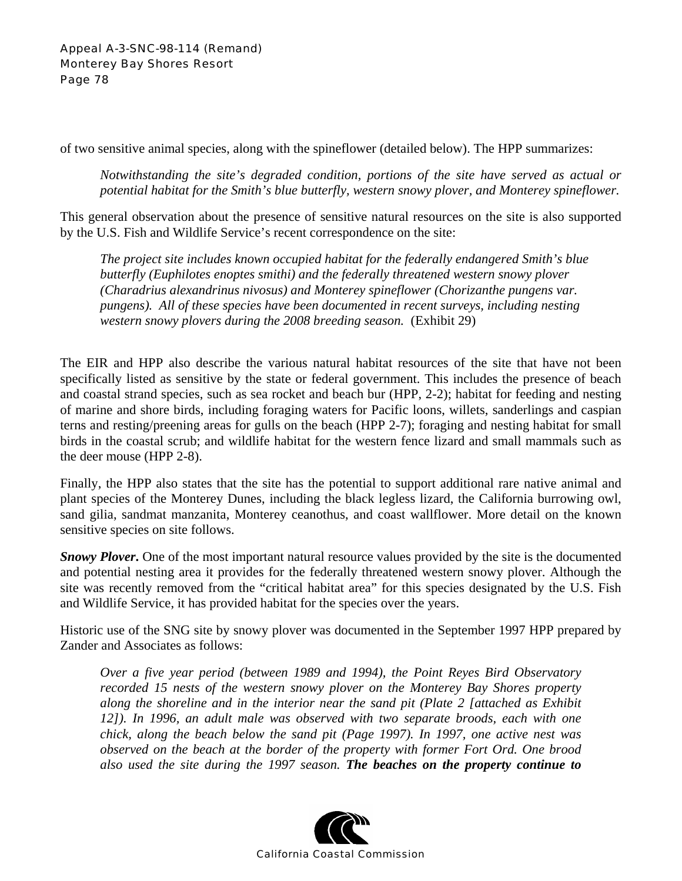of two sensitive animal species, along with the spineflower (detailed below). The HPP summarizes:

> *Notwithstanding the site's degraded condition, portions of the site have served as actual or potential habitat for the Smith's blue butterfly, western snowy plover, and Monterey spineflower.*

This general observation about the presence of sensitive natural resources on the site is also supported by the U.S. Fish and Wildlife Service's recent correspondence on the site:

> *The project site includes known occupied habitat for the federally endangered Smith's blue butterfly (Euphilotes enoptes smithi) and the federally threatened western snowy plover (Charadrius alexandrinus nivosus) and Monterey spineflower (Chorizanthe pungens var. pungens). All of these species have been documented in recent surveys, including nesting western snowy plovers during the 2008 breeding season.* (Exhibit 29)

The EIR and HPP also describe the various natural habitat resources of the site that have not been specifically listed as sensitive by the state or federal government. This includes the presence of beach and coastal strand species, such as sea rocket and beach bur (HPP, 2-2); habitat for feeding and nesting of marine and shore birds, including foraging waters for Pacific loons, willets, sanderlings and caspian terns and resting/preening areas for gulls on the beach (HPP 2-7); foraging and nesting habitat for small birds in the coastal scrub; and wildlife habitat for the western fence lizard and small mammals such as the deer mouse (HPP 2-8).

Finally, the HPP also states that the site has the potential to support additional rare native animal and plant species of the Monterey Dunes, including the black legless lizard, the California burrowing owl, sand gilia, sandmat manzanita, Monterey ceanothus, and coast wallflower. More detail on the known sensitive species on site follows.

***Snowy Plover*.** One of the most important natural resource values provided by the site is the documented and potential nesting area it provides for the federally threatened western snowy plover. Although the site was recently removed from the "critical habitat area" for this species designated by the U.S. Fish and Wildlife Service, it has provided habitat for the species over the years.

Historic use of the SNG site by snowy plover was documented in the September 1997 HPP prepared by Zander and Associates as follows:

> *Over a five year period (between 1989 and 1994), the Point Reyes Bird Observatory recorded 15 nests of the western snowy plover on the Monterey Bay Shores property along the shoreline and in the interior near the sand pit (Plate 2 [attached as Exhibit 12]). In 1996, an adult male was observed with two separate broods, each with one chick, along the beach below the sand pit (Page 1997). In 1997, one active nest was observed on the beach at the border of the property with former Fort Ord. One brood also used the site during the 1997 season.* ***The beaches on the property continue to***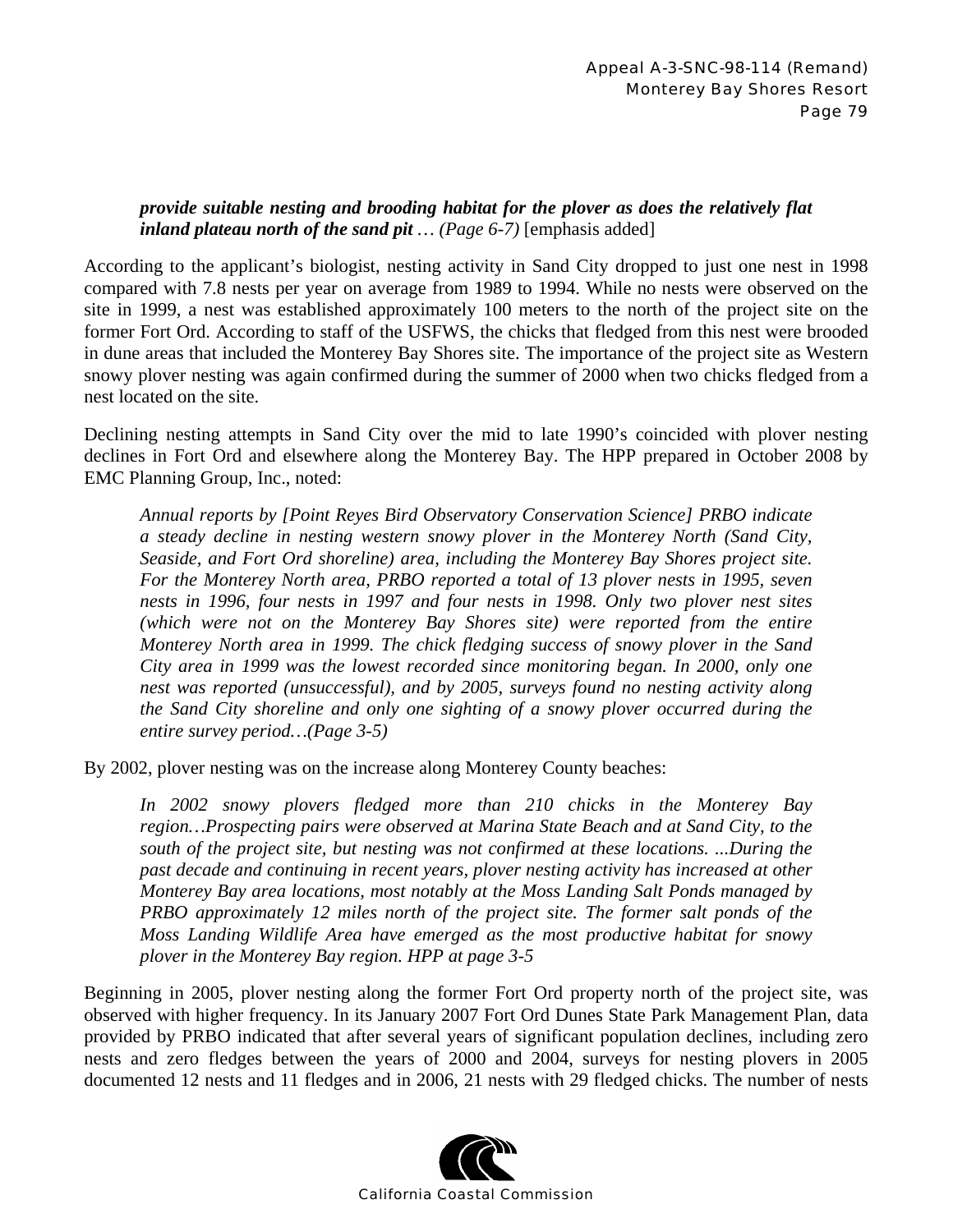***provide suitable nesting and brooding habitat for the plover as does the relatively flat inland plateau north of the sand pit*** *… (Page 6-7)* [emphasis added]

According to the applicant's biologist, nesting activity in Sand City dropped to just one nest in 1998 compared with 7.8 nests per year on average from 1989 to 1994. While no nests were observed on the site in 1999, a nest was established approximately 100 meters to the north of the project site on the former Fort Ord. According to staff of the USFWS, the chicks that fledged from this nest were brooded in dune areas that included the Monterey Bay Shores site. The importance of the project site as Western snowy plover nesting was again confirmed during the summer of 2000 when two chicks fledged from a nest located on the site.

Declining nesting attempts in Sand City over the mid to late 1990's coincided with plover nesting declines in Fort Ord and elsewhere along the Monterey Bay. The HPP prepared in October 2008 by EMC Planning Group, Inc., noted:

> *Annual reports by [Point Reyes Bird Observatory Conservation Science] PRBO indicate a steady decline in nesting western snowy plover in the Monterey North (Sand City, Seaside, and Fort Ord shoreline) area, including the Monterey Bay Shores project site. For the Monterey North area, PRBO reported a total of 13 plover nests in 1995, seven nests in 1996, four nests in 1997 and four nests in 1998. Only two plover nest sites (which were not on the Monterey Bay Shores site) were reported from the entire Monterey North area in 1999. The chick fledging success of snowy plover in the Sand City area in 1999 was the lowest recorded since monitoring began. In 2000, only one nest was reported (unsuccessful), and by 2005, surveys found no nesting activity along the Sand City shoreline and only one sighting of a snowy plover occurred during the entire survey period…(Page 3-5)*

By 2002, plover nesting was on the increase along Monterey County beaches:

> *In 2002 snowy plovers fledged more than 210 chicks in the Monterey Bay region…Prospecting pairs were observed at Marina State Beach and at Sand City, to the south of the project site, but nesting was not confirmed at these locations. ...During the past decade and continuing in recent years, plover nesting activity has increased at other Monterey Bay area locations, most notably at the Moss Landing Salt Ponds managed by PRBO approximately 12 miles north of the project site. The former salt ponds of the Moss Landing Wildlife Area have emerged as the most productive habitat for snowy plover in the Monterey Bay region. HPP at page 3-5*

Beginning in 2005, plover nesting along the former Fort Ord property north of the project site, was observed with higher frequency. In its January 2007 Fort Ord Dunes State Park Management Plan, data provided by PRBO indicated that after several years of significant population declines, including zero nests and zero fledges between the years of 2000 and 2004, surveys for nesting plovers in 2005 documented 12 nests and 11 fledges and in 2006, 21 nests with 29 fledged chicks. The number of nests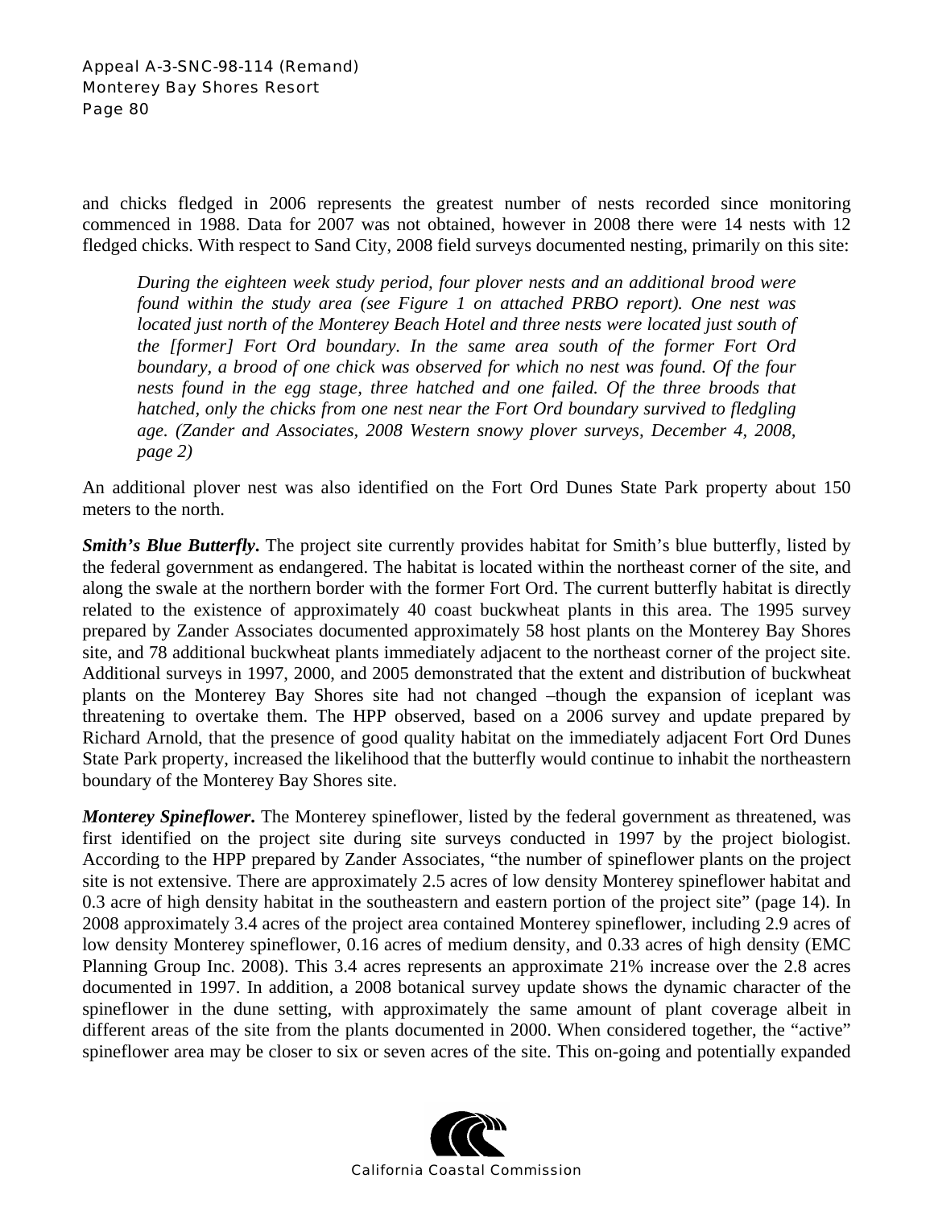and chicks fledged in 2006 represents the greatest number of nests recorded since monitoring commenced in 1988. Data for 2007 was not obtained, however in 2008 there were 14 nests with 12 fledged chicks. With respect to Sand City, 2008 field surveys documented nesting, primarily on this site:

> *During the eighteen week study period, four plover nests and an additional brood were found within the study area (see Figure 1 on attached PRBO report). One nest was located just north of the Monterey Beach Hotel and three nests were located just south of the [former] Fort Ord boundary. In the same area south of the former Fort Ord boundary, a brood of one chick was observed for which no nest was found. Of the four nests found in the egg stage, three hatched and one failed. Of the three broods that hatched, only the chicks from one nest near the Fort Ord boundary survived to fledgling age. (Zander and Associates, 2008 Western snowy plover surveys, December 4, 2008, page 2)*

An additional plover nest was also identified on the Fort Ord Dunes State Park property about 150 meters to the north.

***Smith's Blue Butterfly*.** The project site currently provides habitat for Smith's blue butterfly, listed by the federal government as endangered. The habitat is located within the northeast corner of the site, and along the swale at the northern border with the former Fort Ord. The current butterfly habitat is directly related to the existence of approximately 40 coast buckwheat plants in this area. The 1995 survey prepared by Zander Associates documented approximately 58 host plants on the Monterey Bay Shores site, and 78 additional buckwheat plants immediately adjacent to the northeast corner of the project site. Additional surveys in 1997, 2000, and 2005 demonstrated that the extent and distribution of buckwheat plants on the Monterey Bay Shores site had not changed –though the expansion of iceplant was threatening to overtake them. The HPP observed, based on a 2006 survey and update prepared by Richard Arnold, that the presence of good quality habitat on the immediately adjacent Fort Ord Dunes State Park property, increased the likelihood that the butterfly would continue to inhabit the northeastern boundary of the Monterey Bay Shores site.

***Monterey Spineflower*.** The Monterey spineflower, listed by the federal government as threatened, was first identified on the project site during site surveys conducted in 1997 by the project biologist. According to the HPP prepared by Zander Associates, "the number of spineflower plants on the project site is not extensive. There are approximately 2.5 acres of low density Monterey spineflower habitat and 0.3 acre of high density habitat in the southeastern and eastern portion of the project site" (page 14). In 2008 approximately 3.4 acres of the project area contained Monterey spineflower, including 2.9 acres of low density Monterey spineflower, 0.16 acres of medium density, and 0.33 acres of high density (EMC Planning Group Inc. 2008). This 3.4 acres represents an approximate 21% increase over the 2.8 acres documented in 1997. In addition, a 2008 botanical survey update shows the dynamic character of the spineflower in the dune setting, with approximately the same amount of plant coverage albeit in different areas of the site from the plants documented in 2000. When considered together, the "active" spineflower area may be closer to six or seven acres of the site. This on-going and potentially expanded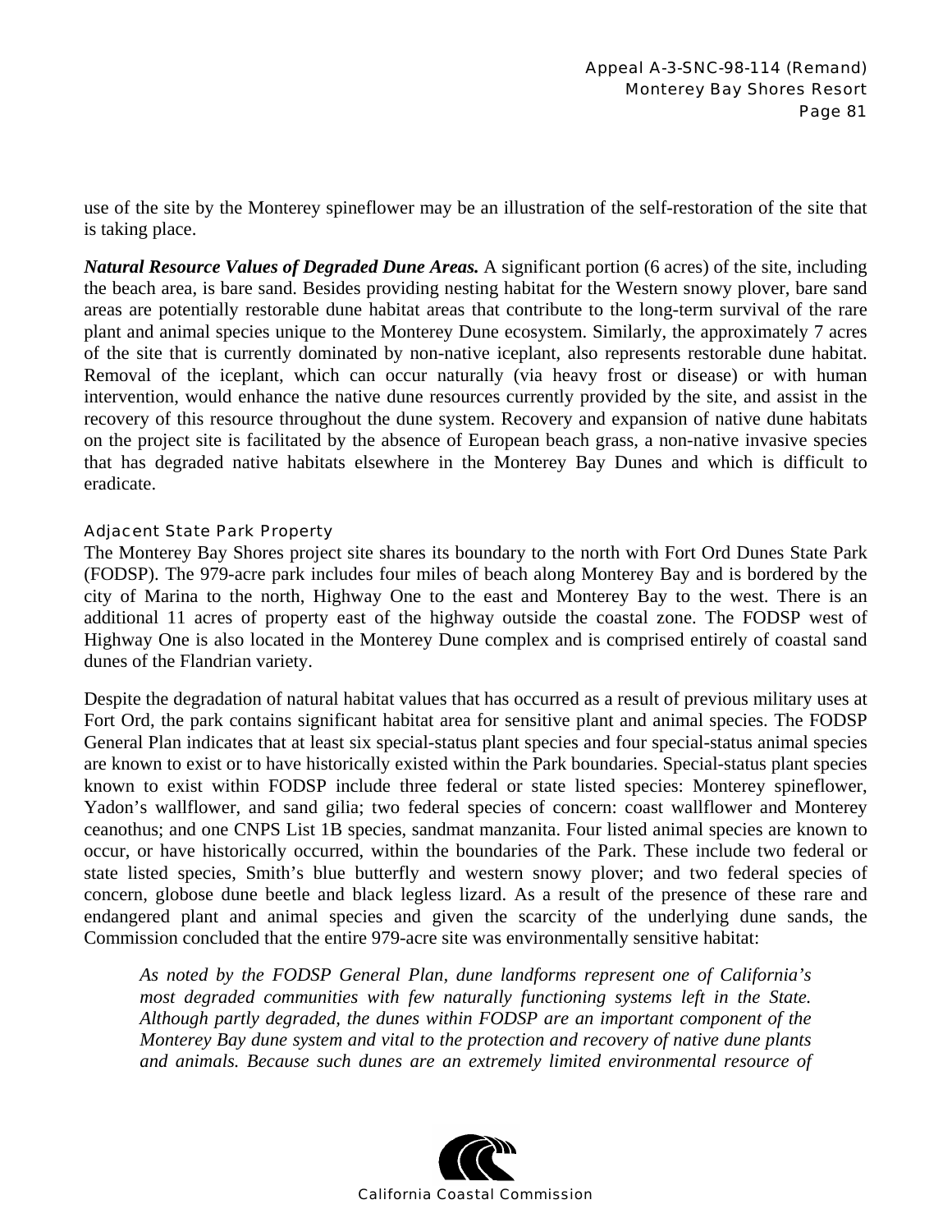use of the site by the Monterey spineflower may be an illustration of the self-restoration of the site that is taking place.

***Natural Resource Values of Degraded Dune Areas.*** A significant portion (6 acres) of the site, including the beach area, is bare sand. Besides providing nesting habitat for the Western snowy plover, bare sand areas are potentially restorable dune habitat areas that contribute to the long-term survival of the rare plant and animal species unique to the Monterey Dune ecosystem. Similarly, the approximately 7 acres of the site that is currently dominated by non-native iceplant, also represents restorable dune habitat. Removal of the iceplant, which can occur naturally (via heavy frost or disease) or with human intervention, would enhance the native dune resources currently provided by the site, and assist in the recovery of this resource throughout the dune system. Recovery and expansion of native dune habitats on the project site is facilitated by the absence of European beach grass, a non-native invasive species that has degraded native habitats elsewhere in the Monterey Bay Dunes and which is difficult to eradicate.

#### Adjacent State Park Property

The Monterey Bay Shores project site shares its boundary to the north with Fort Ord Dunes State Park (FODSP). The 979-acre park includes four miles of beach along Monterey Bay and is bordered by the city of Marina to the north, Highway One to the east and Monterey Bay to the west. There is an additional 11 acres of property east of the highway outside the coastal zone. The FODSP west of Highway One is also located in the Monterey Dune complex and is comprised entirely of coastal sand dunes of the Flandrian variety.

Despite the degradation of natural habitat values that has occurred as a result of previous military uses at Fort Ord, the park contains significant habitat area for sensitive plant and animal species. The FODSP General Plan indicates that at least six special-status plant species and four special-status animal species are known to exist or to have historically existed within the Park boundaries. Special-status plant species known to exist within FODSP include three federal or state listed species: Monterey spineflower, Yadon's wallflower, and sand gilia; two federal species of concern: coast wallflower and Monterey ceanothus; and one CNPS List 1B species, sandmat manzanita. Four listed animal species are known to occur, or have historically occurred, within the boundaries of the Park. These include two federal or state listed species, Smith's blue butterfly and western snowy plover; and two federal species of concern, globose dune beetle and black legless lizard. As a result of the presence of these rare and endangered plant and animal species and given the scarcity of the underlying dune sands, the Commission concluded that the entire 979-acre site was environmentally sensitive habitat:

> *As noted by the FODSP General Plan, dune landforms represent one of California's most degraded communities with few naturally functioning systems left in the State. Although partly degraded, the dunes within FODSP are an important component of the Monterey Bay dune system and vital to the protection and recovery of native dune plants and animals. Because such dunes are an extremely limited environmental resource of*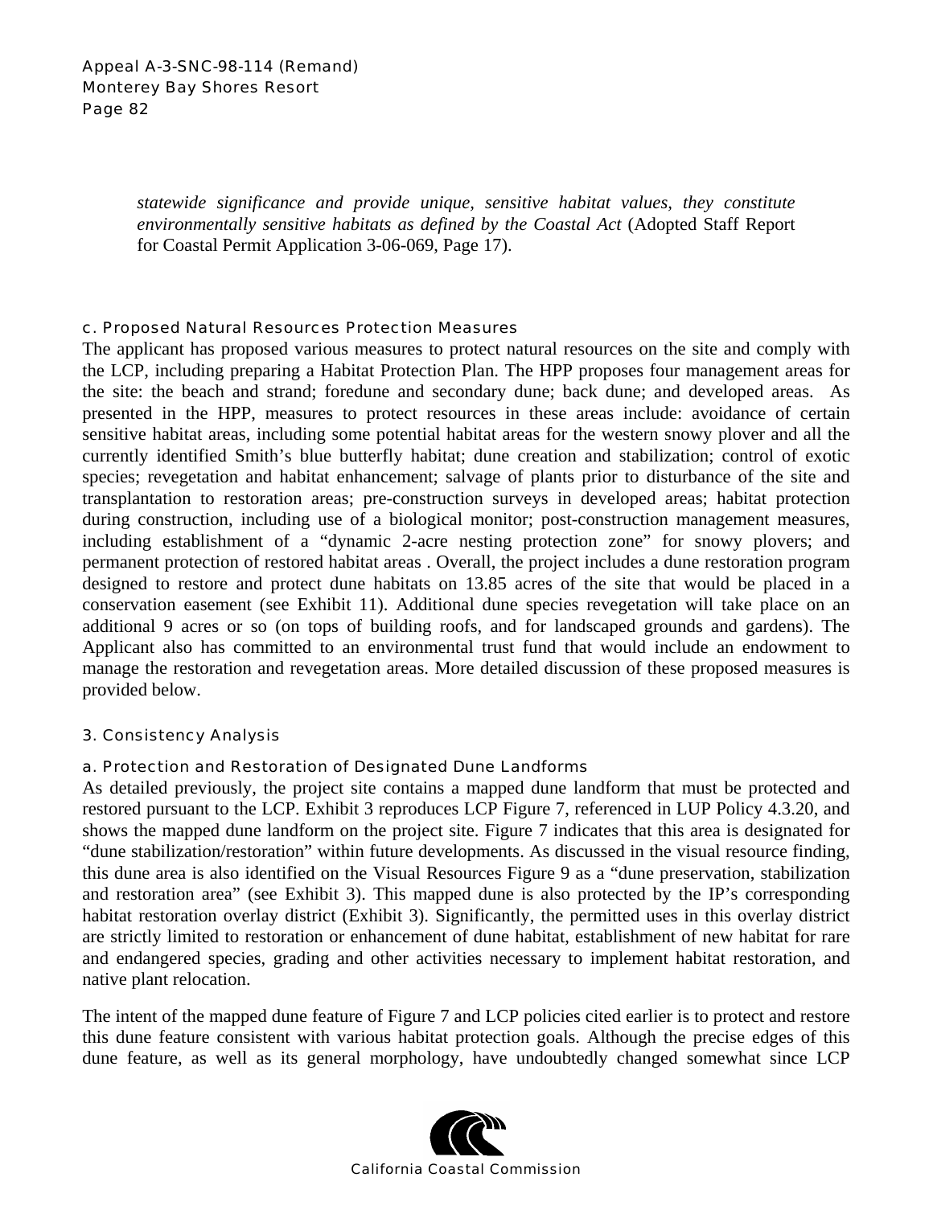*statewide significance and provide unique, sensitive habitat values, they constitute environmentally sensitive habitats as defined by the Coastal Act* (Adopted Staff Report for Coastal Permit Application 3-06-069, Page 17).

### c. Proposed Natural Resources Protection Measures

The applicant has proposed various measures to protect natural resources on the site and comply with the LCP, including preparing a Habitat Protection Plan. The HPP proposes four management areas for the site: the beach and strand; foredune and secondary dune; back dune; and developed areas. As presented in the HPP, measures to protect resources in these areas include: avoidance of certain sensitive habitat areas, including some potential habitat areas for the western snowy plover and all the currently identified Smith's blue butterfly habitat; dune creation and stabilization; control of exotic species; revegetation and habitat enhancement; salvage of plants prior to disturbance of the site and transplantation to restoration areas; pre-construction surveys in developed areas; habitat protection during construction, including use of a biological monitor; post-construction management measures, including establishment of a "dynamic 2-acre nesting protection zone" for snowy plovers; and permanent protection of restored habitat areas . Overall, the project includes a dune restoration program designed to restore and protect dune habitats on 13.85 acres of the site that would be placed in a conservation easement (see Exhibit 11). Additional dune species revegetation will take place on an additional 9 acres or so (on tops of building roofs, and for landscaped grounds and gardens). The Applicant also has committed to an environmental trust fund that would include an endowment to manage the restoration and revegetation areas. More detailed discussion of these proposed measures is provided below.

## 3. Consistency Analysis

### a. Protection and Restoration of Designated Dune Landforms

As detailed previously, the project site contains a mapped dune landform that must be protected and restored pursuant to the LCP. Exhibit 3 reproduces LCP Figure 7, referenced in LUP Policy 4.3.20, and shows the mapped dune landform on the project site. Figure 7 indicates that this area is designated for "dune stabilization/restoration" within future developments. As discussed in the visual resource finding, this dune area is also identified on the Visual Resources Figure 9 as a "dune preservation, stabilization and restoration area" (see Exhibit 3). This mapped dune is also protected by the IP's corresponding habitat restoration overlay district (Exhibit 3). Significantly, the permitted uses in this overlay district are strictly limited to restoration or enhancement of dune habitat, establishment of new habitat for rare and endangered species, grading and other activities necessary to implement habitat restoration, and native plant relocation.

The intent of the mapped dune feature of Figure 7 and LCP policies cited earlier is to protect and restore this dune feature consistent with various habitat protection goals. Although the precise edges of this dune feature, as well as its general morphology, have undoubtedly changed somewhat since LCP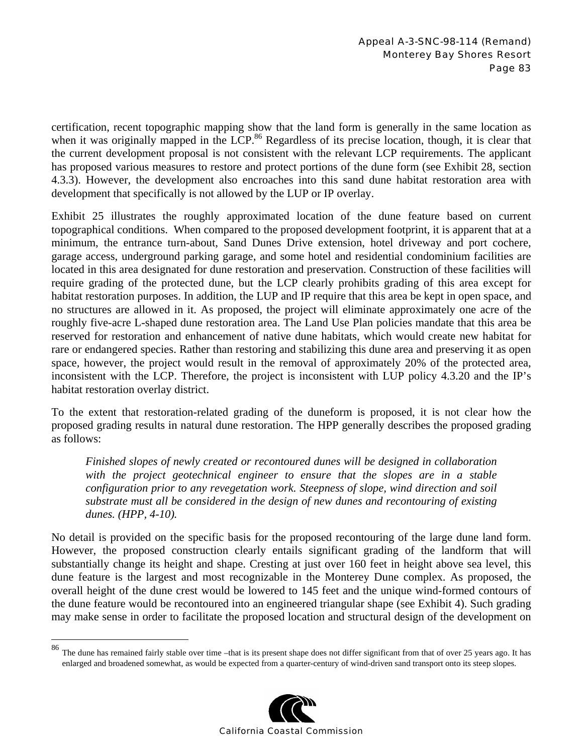certification, recent topographic mapping show that the land form is generally in the same location as when it was originally mapped in the LCP.[86] Regardless of its precise location, though, it is clear that the current development proposal is not consistent with the relevant LCP requirements. The applicant has proposed various measures to restore and protect portions of the dune form (see Exhibit 28, section 4.3.3). However, the development also encroaches into this sand dune habitat restoration area with development that specifically is not allowed by the LUP or IP overlay.

Exhibit 25 illustrates the roughly approximated location of the dune feature based on current topographical conditions. When compared to the proposed development footprint, it is apparent that at a minimum, the entrance turn-about, Sand Dunes Drive extension, hotel driveway and port cochere, garage access, underground parking garage, and some hotel and residential condominium facilities are located in this area designated for dune restoration and preservation. Construction of these facilities will require grading of the protected dune, but the LCP clearly prohibits grading of this area except for habitat restoration purposes. In addition, the LUP and IP require that this area be kept in open space, and no structures are allowed in it. As proposed, the project will eliminate approximately one acre of the roughly five-acre L-shaped dune restoration area. The Land Use Plan policies mandate that this area be reserved for restoration and enhancement of native dune habitats, which would create new habitat for rare or endangered species. Rather than restoring and stabilizing this dune area and preserving it as open space, however, the project would result in the removal of approximately 20% of the protected area, inconsistent with the LCP. Therefore, the project is inconsistent with LUP policy 4.3.20 and the IP's habitat restoration overlay district.

To the extent that restoration-related grading of the duneform is proposed, it is not clear how the proposed grading results in natural dune restoration. The HPP generally describes the proposed grading as follows:

> *Finished slopes of newly created or recontoured dunes will be designed in collaboration with the project geotechnical engineer to ensure that the slopes are in a stable configuration prior to any revegetation work. Steepness of slope, wind direction and soil substrate must all be considered in the design of new dunes and recontouring of existing dunes. (HPP, 4-10).*

No detail is provided on the specific basis for the proposed recontouring of the large dune land form. However, the proposed construction clearly entails significant grading of the landform that will substantially change its height and shape. Cresting at just over 160 feet in height above sea level, this dune feature is the largest and most recognizable in the Monterey Dune complex. As proposed, the overall height of the dune crest would be lowered to 145 feet and the unique wind-formed contours of the dune feature would be recontoured into an engineered triangular shape (see Exhibit 4). Such grading may make sense in order to facilitate the proposed location and structural design of the development on

---

[86] The dune has remained fairly stable over time –that is its present shape does not differ significant from that of over 25 years ago. It has enlarged and broadened somewhat, as would be expected from a quarter-century of wind-driven sand transport onto its steep slopes.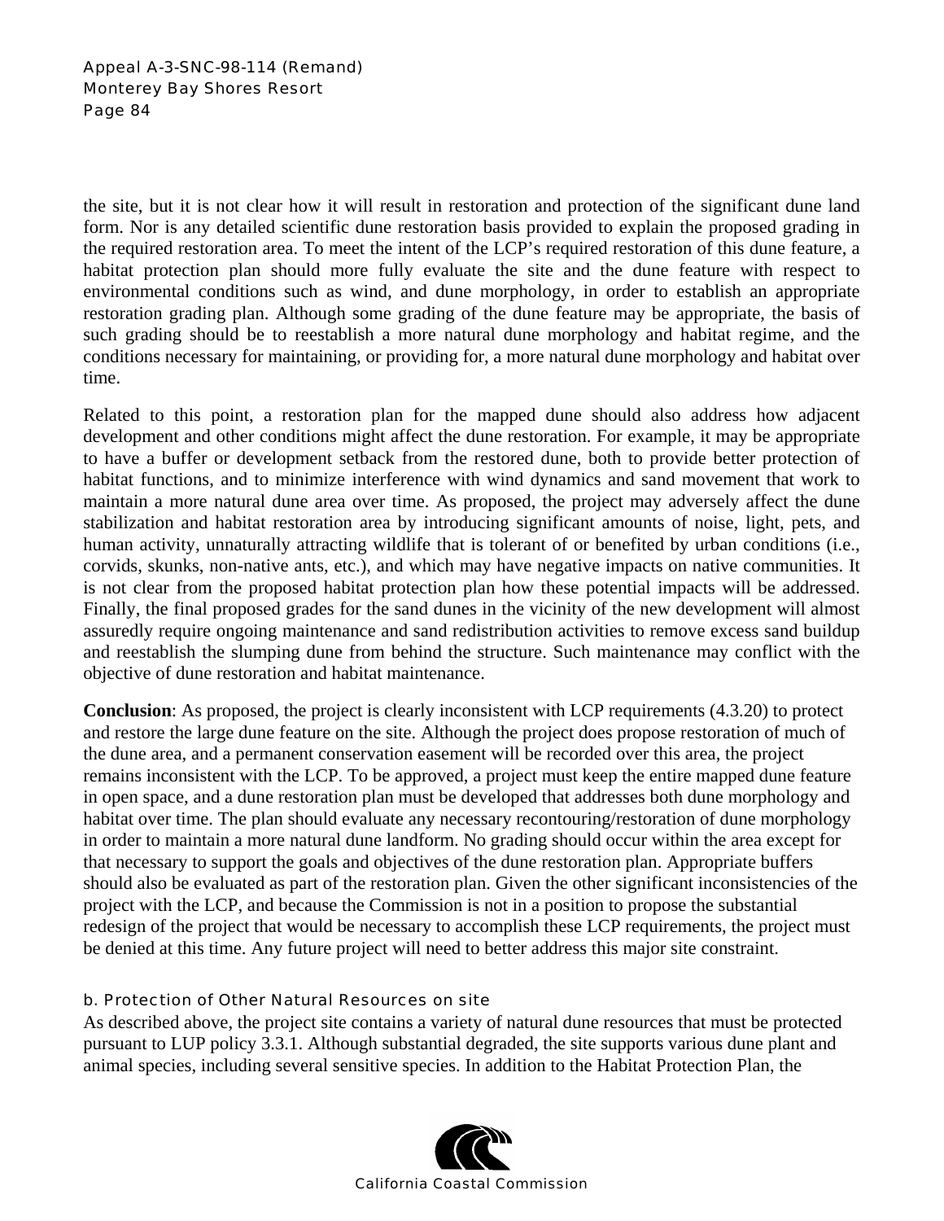the site, but it is not clear how it will result in restoration and protection of the significant dune land form. Nor is any detailed scientific dune restoration basis provided to explain the proposed grading in the required restoration area. To meet the intent of the LCP's required restoration of this dune feature, a habitat protection plan should more fully evaluate the site and the dune feature with respect to environmental conditions such as wind, and dune morphology, in order to establish an appropriate restoration grading plan. Although some grading of the dune feature may be appropriate, the basis of such grading should be to reestablish a more natural dune morphology and habitat regime, and the conditions necessary for maintaining, or providing for, a more natural dune morphology and habitat over time.

Related to this point, a restoration plan for the mapped dune should also address how adjacent development and other conditions might affect the dune restoration. For example, it may be appropriate to have a buffer or development setback from the restored dune, both to provide better protection of habitat functions, and to minimize interference with wind dynamics and sand movement that work to maintain a more natural dune area over time. As proposed, the project may adversely affect the dune stabilization and habitat restoration area by introducing significant amounts of noise, light, pets, and human activity, unnaturally attracting wildlife that is tolerant of or benefited by urban conditions (i.e., corvids, skunks, non-native ants, etc.), and which may have negative impacts on native communities. It is not clear from the proposed habitat protection plan how these potential impacts will be addressed. Finally, the final proposed grades for the sand dunes in the vicinity of the new development will almost assuredly require ongoing maintenance and sand redistribution activities to remove excess sand buildup and reestablish the slumping dune from behind the structure. Such maintenance may conflict with the objective of dune restoration and habitat maintenance.

**Conclusion**: As proposed, the project is clearly inconsistent with LCP requirements (4.3.20) to protect and restore the large dune feature on the site. Although the project does propose restoration of much of the dune area, and a permanent conservation easement will be recorded over this area, the project remains inconsistent with the LCP. To be approved, a project must keep the entire mapped dune feature in open space, and a dune restoration plan must be developed that addresses both dune morphology and habitat over time. The plan should evaluate any necessary recontouring/restoration of dune morphology in order to maintain a more natural dune landform. No grading should occur within the area except for that necessary to support the goals and objectives of the dune restoration plan. Appropriate buffers should also be evaluated as part of the restoration plan. Given the other significant inconsistencies of the project with the LCP, and because the Commission is not in a position to propose the substantial redesign of the project that would be necessary to accomplish these LCP requirements, the project must be denied at this time. Any future project will need to better address this major site constraint.

#### b. Protection of Other Natural Resources on site

As described above, the project site contains a variety of natural dune resources that must be protected pursuant to LUP policy 3.3.1. Although substantial degraded, the site supports various dune plant and animal species, including several sensitive species. In addition to the Habitat Protection Plan, the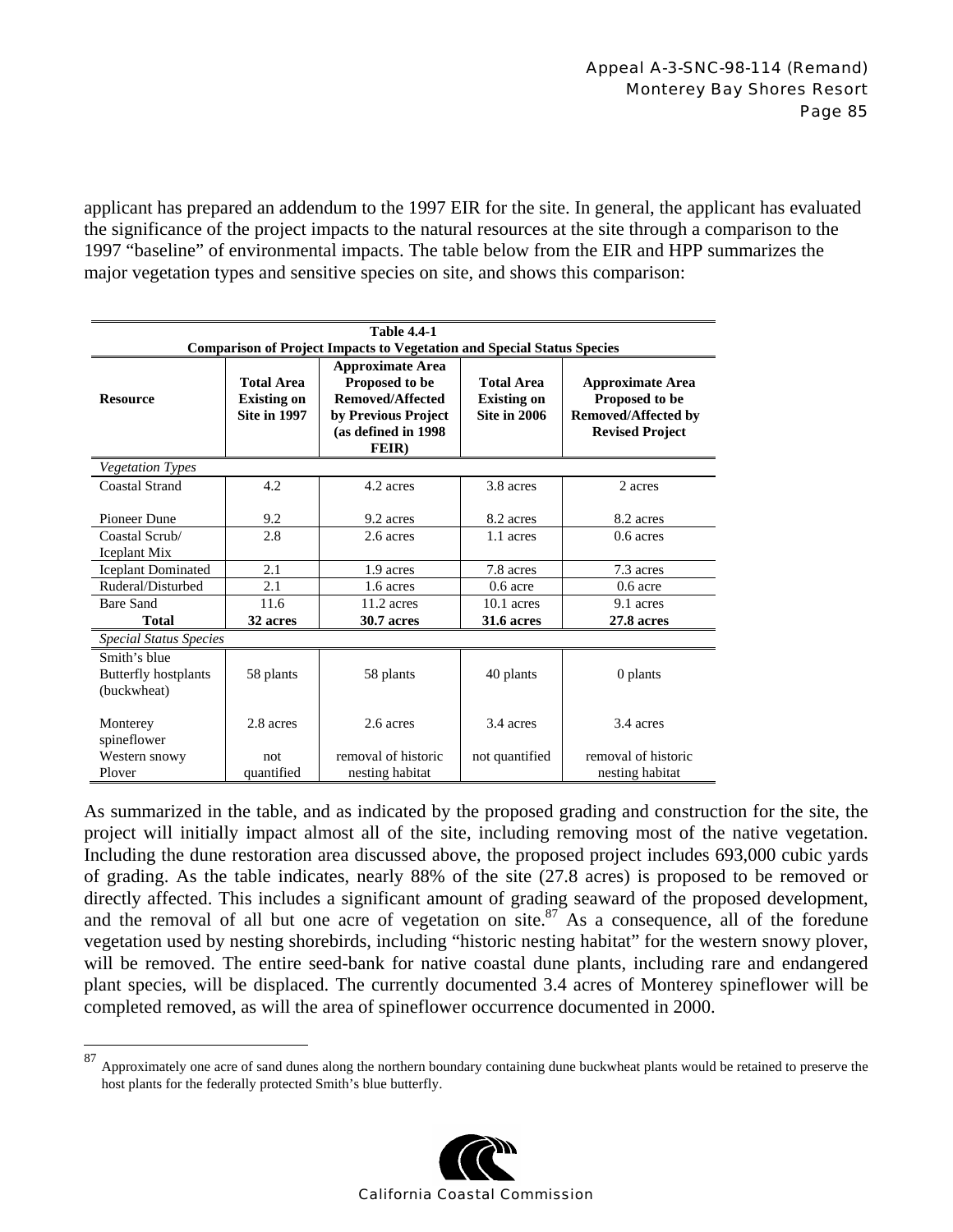applicant has prepared an addendum to the 1997 EIR for the site. In general, the applicant has evaluated the significance of the project impacts to the natural resources at the site through a comparison to the 1997 "baseline" of environmental impacts. The table below from the EIR and HPP summarizes the major vegetation types and sensitive species on site, and shows this comparison:

**Table 4.4-1**
**Comparison of Project Impacts to Vegetation and Special Status Species**

| Resource | Total Area Existing on Site in 1997 | Approximate Area Proposed to be Removed/Affected by Previous Project (as defined in 1998 FEIR) | Total Area Existing on Site in 2006 | Approximate Area Proposed to be Removed/Affected by Revised Project |
|---|---|---|---|---|
| *Vegetation Types* | | | | |
| Coastal Strand | 4.2 | 4.2 acres | 3.8 acres | 2 acres |
| Pioneer Dune | 9.2 | 9.2 acres | 8.2 acres | 8.2 acres |
| Coastal Scrub/ Iceplant Mix | 2.8 | 2.6 acres | 1.1 acres | 0.6 acres |
| Iceplant Dominated | 2.1 | 1.9 acres | 7.8 acres | 7.3 acres |
| Ruderal/Disturbed | 2.1 | 1.6 acres | 0.6 acre | 0.6 acre |
| Bare Sand | 11.6 | 11.2 acres | 10.1 acres | 9.1 acres |
| **Total** | **32 acres** | **30.7 acres** | **31.6 acres** | **27.8 acres** |
| *Special Status Species* | | | | |
| Smith's blue Butterfly hostplants (buckwheat) | 58 plants | 58 plants | 40 plants | 0 plants |
| Monterey spineflower | 2.8 acres | 2.6 acres | 3.4 acres | 3.4 acres |
| Western snowy Plover | not quantified | removal of historic nesting habitat | not quantified | removal of historic nesting habitat |

As summarized in the table, and as indicated by the proposed grading and construction for the site, the project will initially impact almost all of the site, including removing most of the native vegetation. Including the dune restoration area discussed above, the proposed project includes 693,000 cubic yards of grading. As the table indicates, nearly 88% of the site (27.8 acres) is proposed to be removed or directly affected. This includes a significant amount of grading seaward of the proposed development, and the removal of all but one acre of vegetation on site.[87] As a consequence, all of the foredune vegetation used by nesting shorebirds, including "historic nesting habitat" for the western snowy plover, will be removed. The entire seed-bank for native coastal dune plants, including rare and endangered plant species, will be displaced. The currently documented 3.4 acres of Monterey spineflower will be completed removed, as will the area of spineflower occurrence documented in 2000.

[87] Approximately one acre of sand dunes along the northern boundary containing dune buckwheat plants would be retained to preserve the host plants for the federally protected Smith's blue butterfly.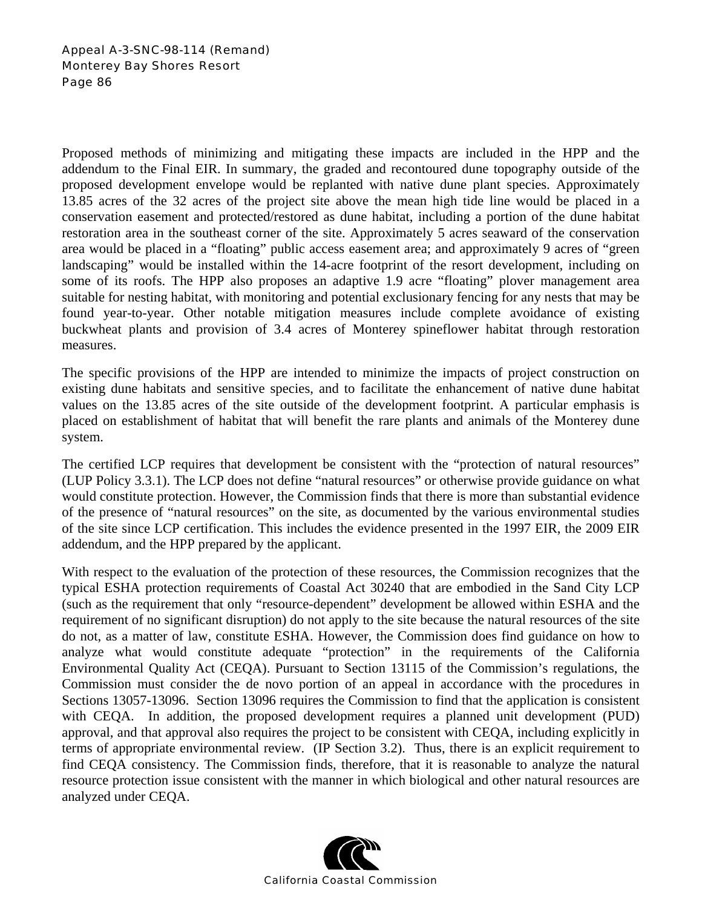Proposed methods of minimizing and mitigating these impacts are included in the HPP and the addendum to the Final EIR. In summary, the graded and recontoured dune topography outside of the proposed development envelope would be replanted with native dune plant species. Approximately 13.85 acres of the 32 acres of the project site above the mean high tide line would be placed in a conservation easement and protected/restored as dune habitat, including a portion of the dune habitat restoration area in the southeast corner of the site. Approximately 5 acres seaward of the conservation area would be placed in a "floating" public access easement area; and approximately 9 acres of "green landscaping" would be installed within the 14-acre footprint of the resort development, including on some of its roofs. The HPP also proposes an adaptive 1.9 acre "floating" plover management area suitable for nesting habitat, with monitoring and potential exclusionary fencing for any nests that may be found year-to-year. Other notable mitigation measures include complete avoidance of existing buckwheat plants and provision of 3.4 acres of Monterey spineflower habitat through restoration measures.

The specific provisions of the HPP are intended to minimize the impacts of project construction on existing dune habitats and sensitive species, and to facilitate the enhancement of native dune habitat values on the 13.85 acres of the site outside of the development footprint. A particular emphasis is placed on establishment of habitat that will benefit the rare plants and animals of the Monterey dune system.

The certified LCP requires that development be consistent with the "protection of natural resources" (LUP Policy 3.3.1). The LCP does not define "natural resources" or otherwise provide guidance on what would constitute protection. However, the Commission finds that there is more than substantial evidence of the presence of "natural resources" on the site, as documented by the various environmental studies of the site since LCP certification. This includes the evidence presented in the 1997 EIR, the 2009 EIR addendum, and the HPP prepared by the applicant.

With respect to the evaluation of the protection of these resources, the Commission recognizes that the typical ESHA protection requirements of Coastal Act 30240 that are embodied in the Sand City LCP (such as the requirement that only "resource-dependent" development be allowed within ESHA and the requirement of no significant disruption) do not apply to the site because the natural resources of the site do not, as a matter of law, constitute ESHA. However, the Commission does find guidance on how to analyze what would constitute adequate "protection" in the requirements of the California Environmental Quality Act (CEQA). Pursuant to Section 13115 of the Commission's regulations, the Commission must consider the de novo portion of an appeal in accordance with the procedures in Sections 13057-13096. Section 13096 requires the Commission to find that the application is consistent with CEQA. In addition, the proposed development requires a planned unit development (PUD) approval, and that approval also requires the project to be consistent with CEQA, including explicitly in terms of appropriate environmental review. (IP Section 3.2). Thus, there is an explicit requirement to find CEQA consistency. The Commission finds, therefore, that it is reasonable to analyze the natural resource protection issue consistent with the manner in which biological and other natural resources are analyzed under CEQA.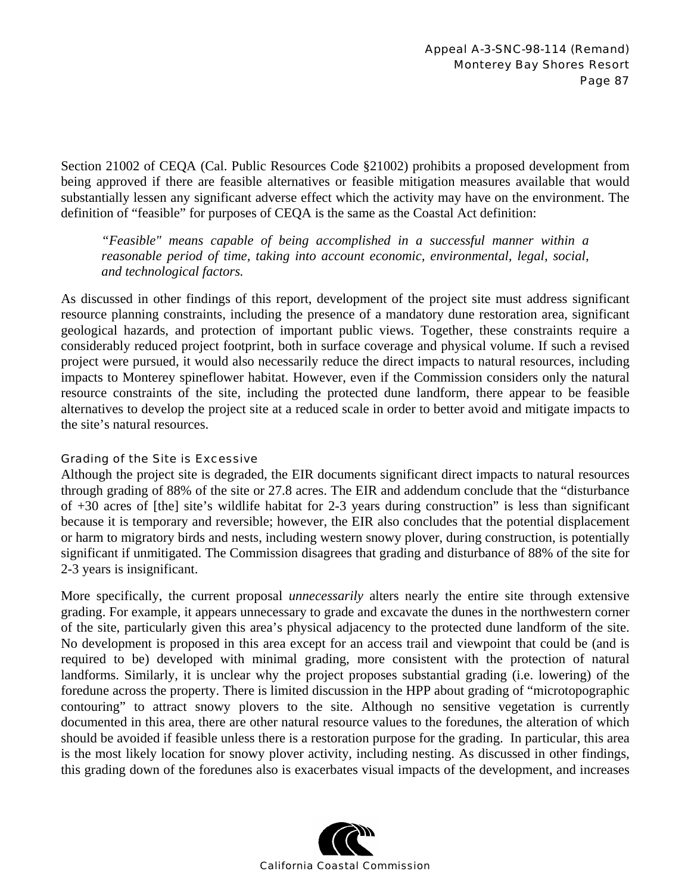Section 21002 of CEQA (Cal. Public Resources Code §21002) prohibits a proposed development from being approved if there are feasible alternatives or feasible mitigation measures available that would substantially lessen any significant adverse effect which the activity may have on the environment. The definition of "feasible" for purposes of CEQA is the same as the Coastal Act definition:

> *"Feasible" means capable of being accomplished in a successful manner within a reasonable period of time, taking into account economic, environmental, legal, social, and technological factors.*

As discussed in other findings of this report, development of the project site must address significant resource planning constraints, including the presence of a mandatory dune restoration area, significant geological hazards, and protection of important public views. Together, these constraints require a considerably reduced project footprint, both in surface coverage and physical volume. If such a revised project were pursued, it would also necessarily reduce the direct impacts to natural resources, including impacts to Monterey spineflower habitat. However, even if the Commission considers only the natural resource constraints of the site, including the protected dune landform, there appear to be feasible alternatives to develop the project site at a reduced scale in order to better avoid and mitigate impacts to the site's natural resources.

#### Grading of the Site is Excessive

Although the project site is degraded, the EIR documents significant direct impacts to natural resources through grading of 88% of the site or 27.8 acres. The EIR and addendum conclude that the "disturbance of +30 acres of [the] site's wildlife habitat for 2-3 years during construction" is less than significant because it is temporary and reversible; however, the EIR also concludes that the potential displacement or harm to migratory birds and nests, including western snowy plover, during construction, is potentially significant if unmitigated. The Commission disagrees that grading and disturbance of 88% of the site for 2-3 years is insignificant.

More specifically, the current proposal *unnecessarily* alters nearly the entire site through extensive grading. For example, it appears unnecessary to grade and excavate the dunes in the northwestern corner of the site, particularly given this area's physical adjacency to the protected dune landform of the site. No development is proposed in this area except for an access trail and viewpoint that could be (and is required to be) developed with minimal grading, more consistent with the protection of natural landforms. Similarly, it is unclear why the project proposes substantial grading (i.e. lowering) of the foredune across the property. There is limited discussion in the HPP about grading of "microtopographic contouring" to attract snowy plovers to the site. Although no sensitive vegetation is currently documented in this area, there are other natural resource values to the foredunes, the alteration of which should be avoided if feasible unless there is a restoration purpose for the grading. In particular, this area is the most likely location for snowy plover activity, including nesting. As discussed in other findings, this grading down of the foredunes also is exacerbates visual impacts of the development, and increases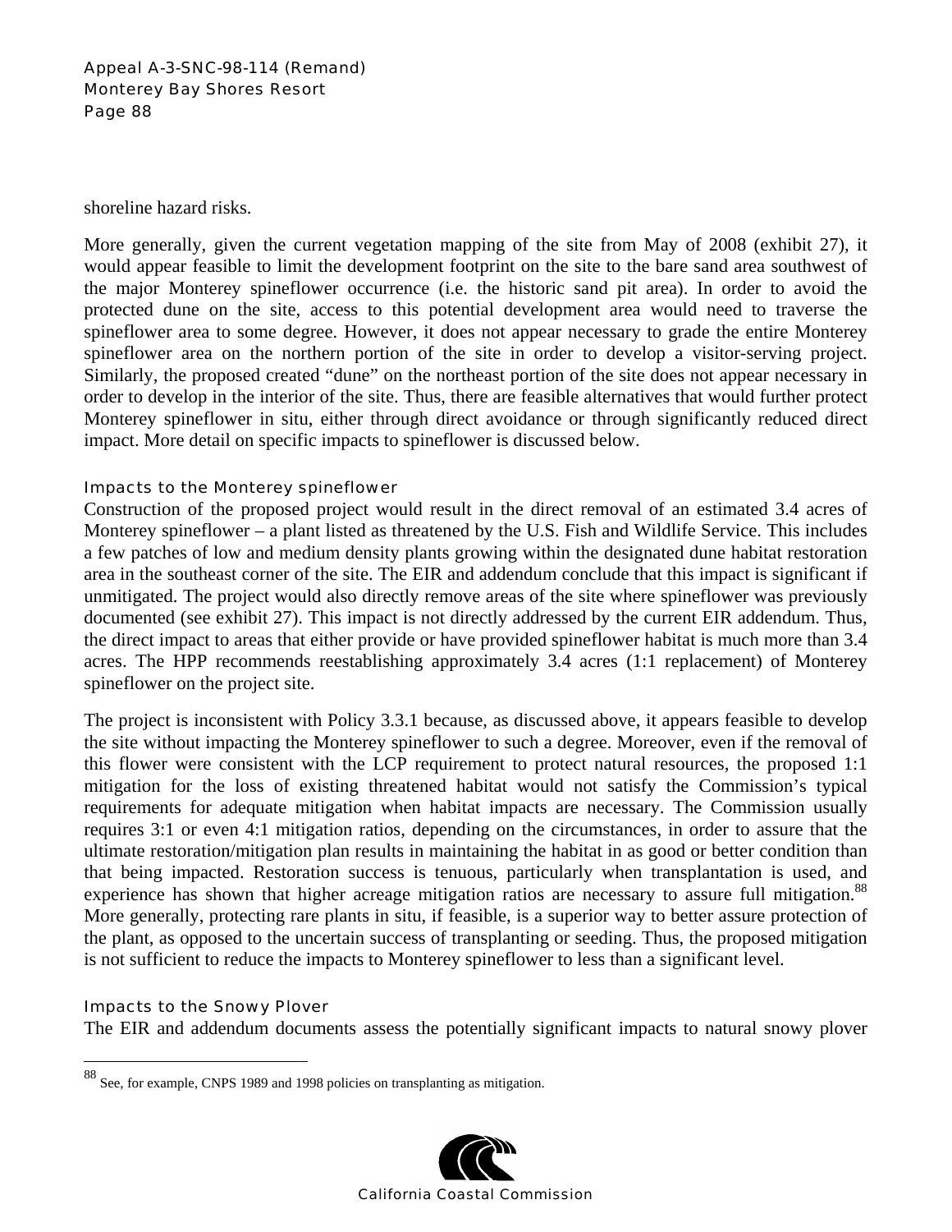shoreline hazard risks.

More generally, given the current vegetation mapping of the site from May of 2008 (exhibit 27), it would appear feasible to limit the development footprint on the site to the bare sand area southwest of the major Monterey spineflower occurrence (i.e. the historic sand pit area). In order to avoid the protected dune on the site, access to this potential development area would need to traverse the spineflower area to some degree. However, it does not appear necessary to grade the entire Monterey spineflower area on the northern portion of the site in order to develop a visitor-serving project. Similarly, the proposed created "dune" on the northeast portion of the site does not appear necessary in order to develop in the interior of the site. Thus, there are feasible alternatives that would further protect Monterey spineflower in situ, either through direct avoidance or through significantly reduced direct impact. More detail on specific impacts to spineflower is discussed below.

### Impacts to the Monterey spineflower

Construction of the proposed project would result in the direct removal of an estimated 3.4 acres of Monterey spineflower – a plant listed as threatened by the U.S. Fish and Wildlife Service. This includes a few patches of low and medium density plants growing within the designated dune habitat restoration area in the southeast corner of the site. The EIR and addendum conclude that this impact is significant if unmitigated. The project would also directly remove areas of the site where spineflower was previously documented (see exhibit 27). This impact is not directly addressed by the current EIR addendum. Thus, the direct impact to areas that either provide or have provided spineflower habitat is much more than 3.4 acres. The HPP recommends reestablishing approximately 3.4 acres (1:1 replacement) of Monterey spineflower on the project site.

The project is inconsistent with Policy 3.3.1 because, as discussed above, it appears feasible to develop the site without impacting the Monterey spineflower to such a degree. Moreover, even if the removal of this flower were consistent with the LCP requirement to protect natural resources, the proposed 1:1 mitigation for the loss of existing threatened habitat would not satisfy the Commission's typical requirements for adequate mitigation when habitat impacts are necessary. The Commission usually requires 3:1 or even 4:1 mitigation ratios, depending on the circumstances, in order to assure that the ultimate restoration/mitigation plan results in maintaining the habitat in as good or better condition than that being impacted. Restoration success is tenuous, particularly when transplantation is used, and experience has shown that higher acreage mitigation ratios are necessary to assure full mitigation.[88] More generally, protecting rare plants in situ, if feasible, is a superior way to better assure protection of the plant, as opposed to the uncertain success of transplanting or seeding. Thus, the proposed mitigation is not sufficient to reduce the impacts to Monterey spineflower to less than a significant level.

### Impacts to the Snowy Plover

The EIR and addendum documents assess the potentially significant impacts to natural snowy plover

---

[88] See, for example, CNPS 1989 and 1998 policies on transplanting as mitigation.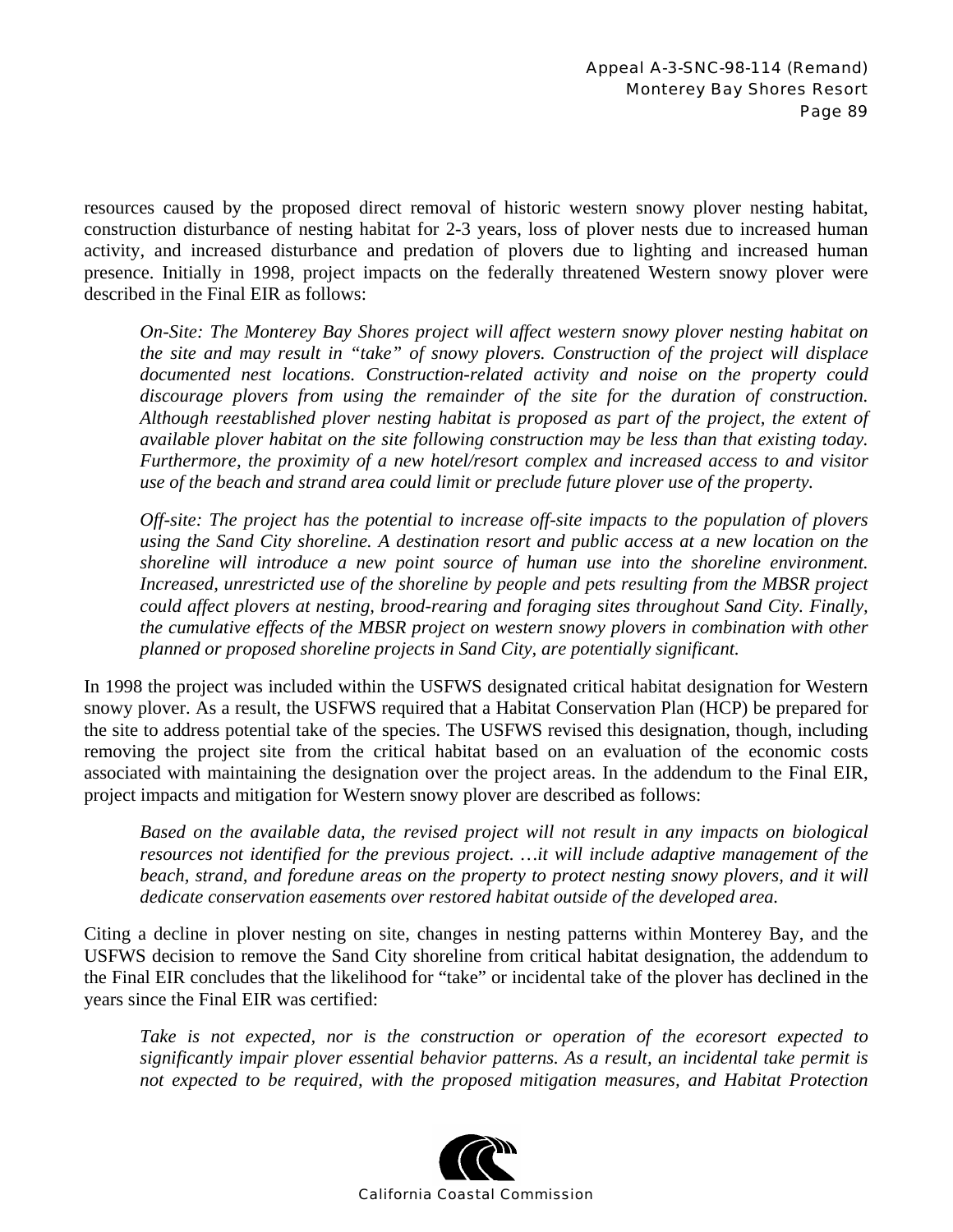resources caused by the proposed direct removal of historic western snowy plover nesting habitat, construction disturbance of nesting habitat for 2-3 years, loss of plover nests due to increased human activity, and increased disturbance and predation of plovers due to lighting and increased human presence. Initially in 1998, project impacts on the federally threatened Western snowy plover were described in the Final EIR as follows:

> *On-Site: The Monterey Bay Shores project will affect western snowy plover nesting habitat on the site and may result in "take" of snowy plovers. Construction of the project will displace documented nest locations. Construction-related activity and noise on the property could discourage plovers from using the remainder of the site for the duration of construction. Although reestablished plover nesting habitat is proposed as part of the project, the extent of available plover habitat on the site following construction may be less than that existing today. Furthermore, the proximity of a new hotel/resort complex and increased access to and visitor use of the beach and strand area could limit or preclude future plover use of the property.*
>
> *Off-site: The project has the potential to increase off-site impacts to the population of plovers using the Sand City shoreline. A destination resort and public access at a new location on the shoreline will introduce a new point source of human use into the shoreline environment. Increased, unrestricted use of the shoreline by people and pets resulting from the MBSR project could affect plovers at nesting, brood-rearing and foraging sites throughout Sand City. Finally, the cumulative effects of the MBSR project on western snowy plovers in combination with other planned or proposed shoreline projects in Sand City, are potentially significant.*

In 1998 the project was included within the USFWS designated critical habitat designation for Western snowy plover. As a result, the USFWS required that a Habitat Conservation Plan (HCP) be prepared for the site to address potential take of the species. The USFWS revised this designation, though, including removing the project site from the critical habitat based on an evaluation of the economic costs associated with maintaining the designation over the project areas. In the addendum to the Final EIR, project impacts and mitigation for Western snowy plover are described as follows:

> *Based on the available data, the revised project will not result in any impacts on biological resources not identified for the previous project. …it will include adaptive management of the beach, strand, and foredune areas on the property to protect nesting snowy plovers, and it will dedicate conservation easements over restored habitat outside of the developed area.*

Citing a decline in plover nesting on site, changes in nesting patterns within Monterey Bay, and the USFWS decision to remove the Sand City shoreline from critical habitat designation, the addendum to the Final EIR concludes that the likelihood for "take" or incidental take of the plover has declined in the years since the Final EIR was certified:

> *Take is not expected, nor is the construction or operation of the ecoresort expected to significantly impair plover essential behavior patterns. As a result, an incidental take permit is not expected to be required, with the proposed mitigation measures, and Habitat Protection*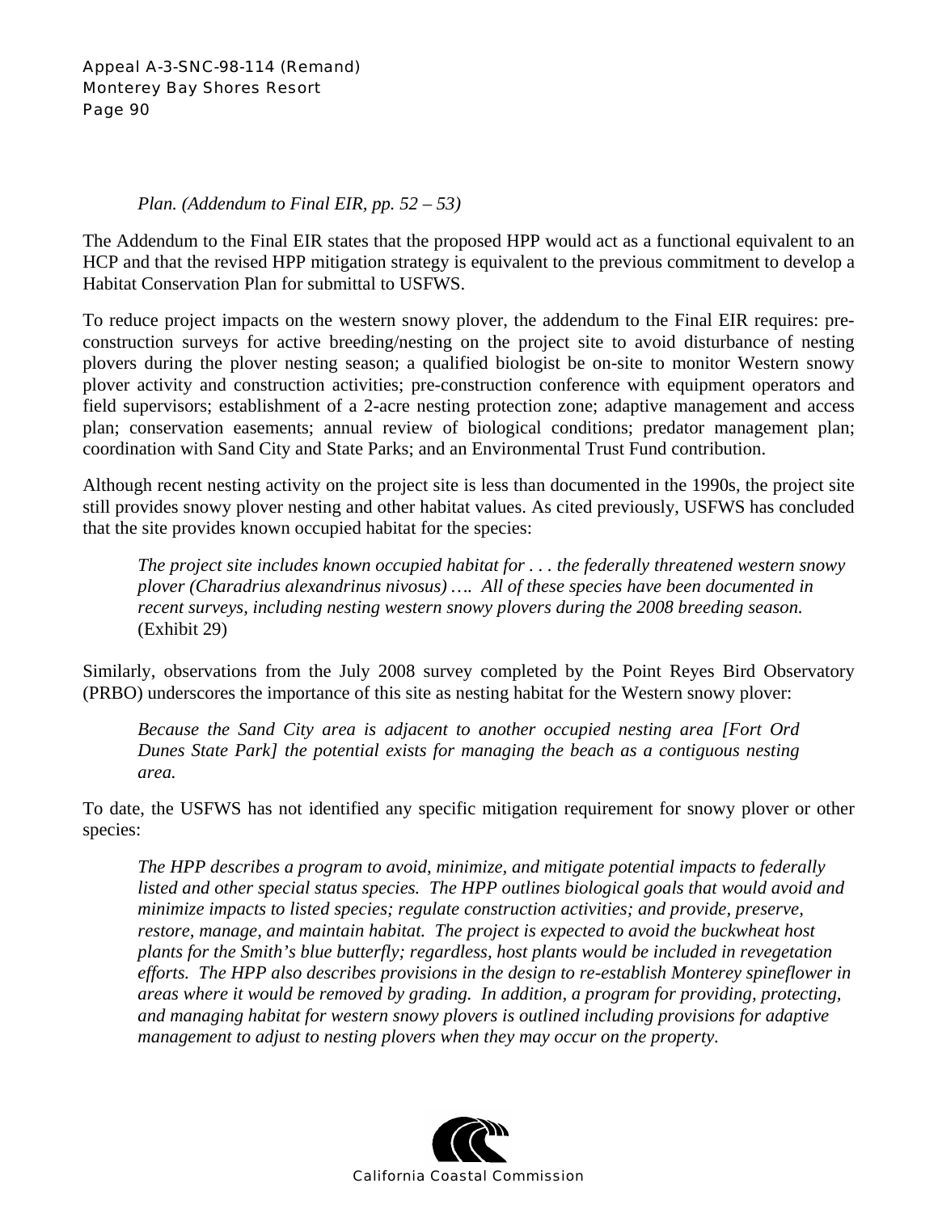*Plan. (Addendum to Final EIR, pp. 52 – 53)*

The Addendum to the Final EIR states that the proposed HPP would act as a functional equivalent to an HCP and that the revised HPP mitigation strategy is equivalent to the previous commitment to develop a Habitat Conservation Plan for submittal to USFWS.

To reduce project impacts on the western snowy plover, the addendum to the Final EIR requires: pre-construction surveys for active breeding/nesting on the project site to avoid disturbance of nesting plovers during the plover nesting season; a qualified biologist be on-site to monitor Western snowy plover activity and construction activities; pre-construction conference with equipment operators and field supervisors; establishment of a 2-acre nesting protection zone; adaptive management and access plan; conservation easements; annual review of biological conditions; predator management plan; coordination with Sand City and State Parks; and an Environmental Trust Fund contribution.

Although recent nesting activity on the project site is less than documented in the 1990s, the project site still provides snowy plover nesting and other habitat values. As cited previously, USFWS has concluded that the site provides known occupied habitat for the species:

> *The project site includes known occupied habitat for . . . the federally threatened western snowy plover (Charadrius alexandrinus nivosus) …. All of these species have been documented in recent surveys, including nesting western snowy plovers during the 2008 breeding season.* (Exhibit 29)

Similarly, observations from the July 2008 survey completed by the Point Reyes Bird Observatory (PRBO) underscores the importance of this site as nesting habitat for the Western snowy plover:

> *Because the Sand City area is adjacent to another occupied nesting area [Fort Ord Dunes State Park] the potential exists for managing the beach as a contiguous nesting area.*

To date, the USFWS has not identified any specific mitigation requirement for snowy plover or other species:

> *The HPP describes a program to avoid, minimize, and mitigate potential impacts to federally listed and other special status species. The HPP outlines biological goals that would avoid and minimize impacts to listed species; regulate construction activities; and provide, preserve, restore, manage, and maintain habitat. The project is expected to avoid the buckwheat host plants for the Smith's blue butterfly; regardless, host plants would be included in revegetation efforts. The HPP also describes provisions in the design to re-establish Monterey spineflower in areas where it would be removed by grading. In addition, a program for providing, protecting, and managing habitat for western snowy plovers is outlined including provisions for adaptive management to adjust to nesting plovers when they may occur on the property.*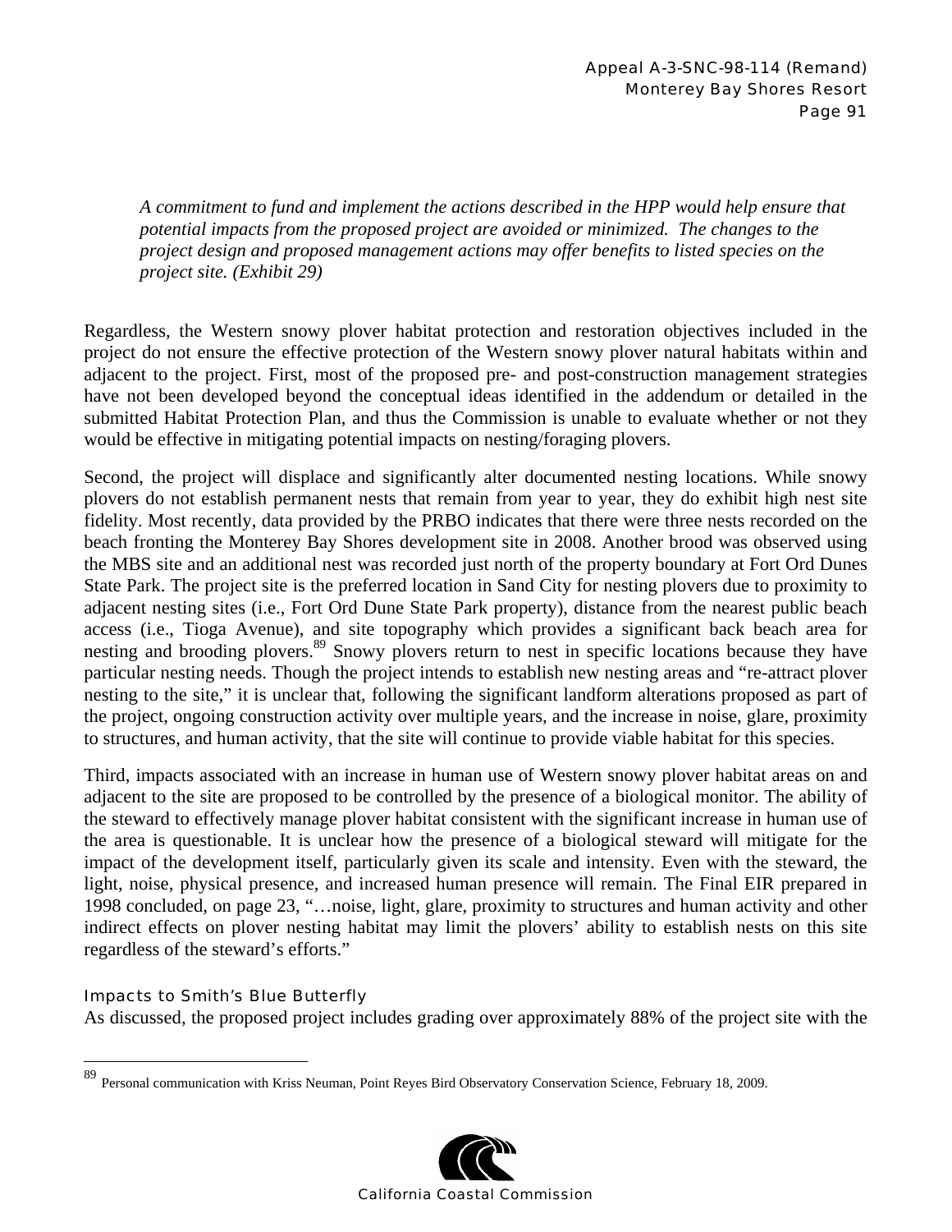*A commitment to fund and implement the actions described in the HPP would help ensure that potential impacts from the proposed project are avoided or minimized. The changes to the project design and proposed management actions may offer benefits to listed species on the project site. (Exhibit 29)*

Regardless, the Western snowy plover habitat protection and restoration objectives included in the project do not ensure the effective protection of the Western snowy plover natural habitats within and adjacent to the project. First, most of the proposed pre- and post-construction management strategies have not been developed beyond the conceptual ideas identified in the addendum or detailed in the submitted Habitat Protection Plan, and thus the Commission is unable to evaluate whether or not they would be effective in mitigating potential impacts on nesting/foraging plovers.

Second, the project will displace and significantly alter documented nesting locations. While snowy plovers do not establish permanent nests that remain from year to year, they do exhibit high nest site fidelity. Most recently, data provided by the PRBO indicates that there were three nests recorded on the beach fronting the Monterey Bay Shores development site in 2008. Another brood was observed using the MBS site and an additional nest was recorded just north of the property boundary at Fort Ord Dunes State Park. The project site is the preferred location in Sand City for nesting plovers due to proximity to adjacent nesting sites (i.e., Fort Ord Dune State Park property), distance from the nearest public beach access (i.e., Tioga Avenue), and site topography which provides a significant back beach area for nesting and brooding plovers.[89] Snowy plovers return to nest in specific locations because they have particular nesting needs. Though the project intends to establish new nesting areas and "re-attract plover nesting to the site," it is unclear that, following the significant landform alterations proposed as part of the project, ongoing construction activity over multiple years, and the increase in noise, glare, proximity to structures, and human activity, that the site will continue to provide viable habitat for this species.

Third, impacts associated with an increase in human use of Western snowy plover habitat areas on and adjacent to the site are proposed to be controlled by the presence of a biological monitor. The ability of the steward to effectively manage plover habitat consistent with the significant increase in human use of the area is questionable. It is unclear how the presence of a biological steward will mitigate for the impact of the development itself, particularly given its scale and intensity. Even with the steward, the light, noise, physical presence, and increased human presence will remain. The Final EIR prepared in 1998 concluded, on page 23, "…noise, light, glare, proximity to structures and human activity and other indirect effects on plover nesting habitat may limit the plovers' ability to establish nests on this site regardless of the steward's efforts."

### Impacts to Smith's Blue Butterfly

As discussed, the proposed project includes grading over approximately 88% of the project site with the

[89] Personal communication with Kriss Neuman, Point Reyes Bird Observatory Conservation Science, February 18, 2009.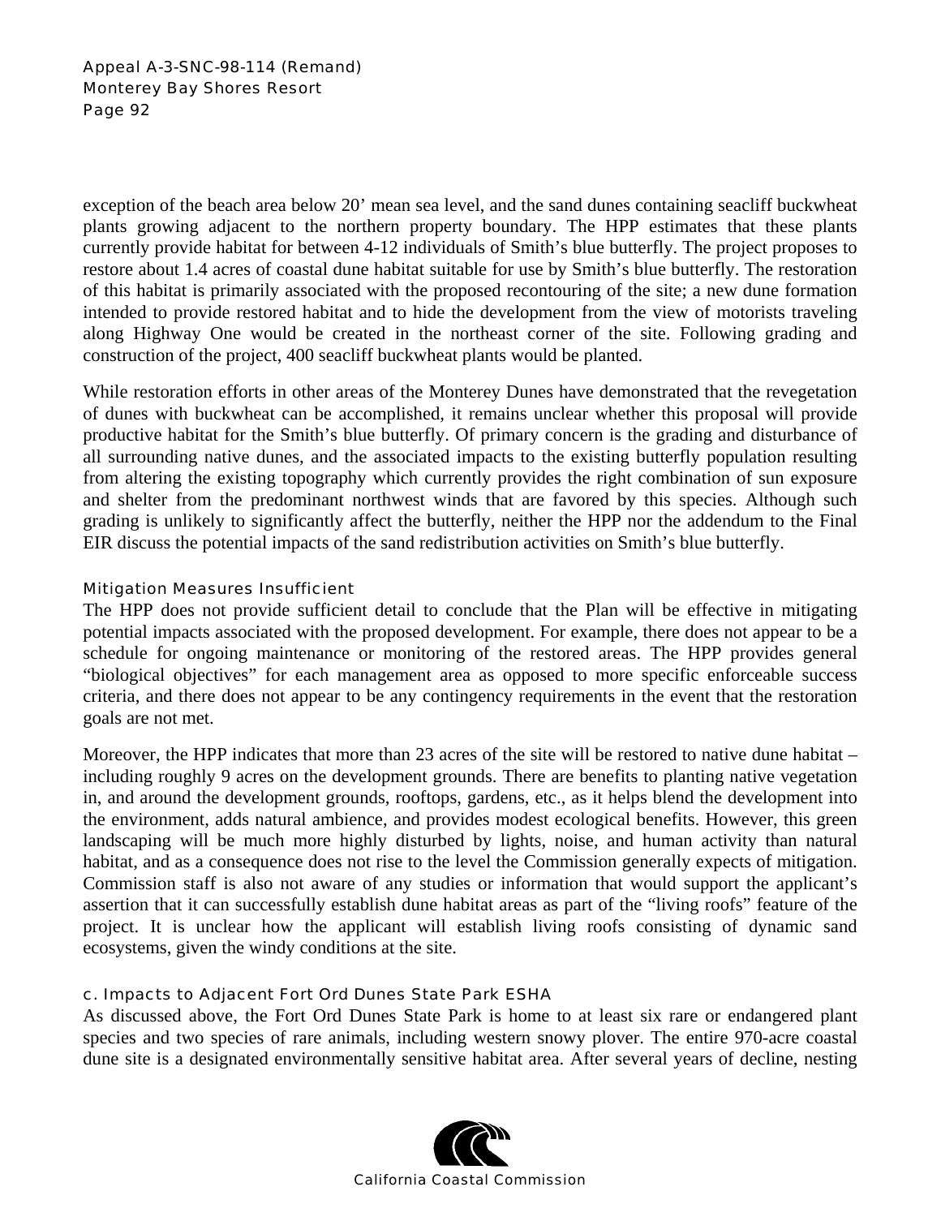exception of the beach area below 20' mean sea level, and the sand dunes containing seacliff buckwheat plants growing adjacent to the northern property boundary. The HPP estimates that these plants currently provide habitat for between 4-12 individuals of Smith's blue butterfly. The project proposes to restore about 1.4 acres of coastal dune habitat suitable for use by Smith's blue butterfly. The restoration of this habitat is primarily associated with the proposed recontouring of the site; a new dune formation intended to provide restored habitat and to hide the development from the view of motorists traveling along Highway One would be created in the northeast corner of the site. Following grading and construction of the project, 400 seacliff buckwheat plants would be planted.

While restoration efforts in other areas of the Monterey Dunes have demonstrated that the revegetation of dunes with buckwheat can be accomplished, it remains unclear whether this proposal will provide productive habitat for the Smith's blue butterfly. Of primary concern is the grading and disturbance of all surrounding native dunes, and the associated impacts to the existing butterfly population resulting from altering the existing topography which currently provides the right combination of sun exposure and shelter from the predominant northwest winds that are favored by this species. Although such grading is unlikely to significantly affect the butterfly, neither the HPP nor the addendum to the Final EIR discuss the potential impacts of the sand redistribution activities on Smith's blue butterfly.

#### Mitigation Measures Insufficient

The HPP does not provide sufficient detail to conclude that the Plan will be effective in mitigating potential impacts associated with the proposed development. For example, there does not appear to be a schedule for ongoing maintenance or monitoring of the restored areas. The HPP provides general "biological objectives" for each management area as opposed to more specific enforceable success criteria, and there does not appear to be any contingency requirements in the event that the restoration goals are not met.

Moreover, the HPP indicates that more than 23 acres of the site will be restored to native dune habitat – including roughly 9 acres on the development grounds. There are benefits to planting native vegetation in, and around the development grounds, rooftops, gardens, etc., as it helps blend the development into the environment, adds natural ambience, and provides modest ecological benefits. However, this green landscaping will be much more highly disturbed by lights, noise, and human activity than natural habitat, and as a consequence does not rise to the level the Commission generally expects of mitigation. Commission staff is also not aware of any studies or information that would support the applicant's assertion that it can successfully establish dune habitat areas as part of the "living roofs" feature of the project. It is unclear how the applicant will establish living roofs consisting of dynamic sand ecosystems, given the windy conditions at the site.

### c. Impacts to Adjacent Fort Ord Dunes State Park ESHA

As discussed above, the Fort Ord Dunes State Park is home to at least six rare or endangered plant species and two species of rare animals, including western snowy plover. The entire 970-acre coastal dune site is a designated environmentally sensitive habitat area. After several years of decline, nesting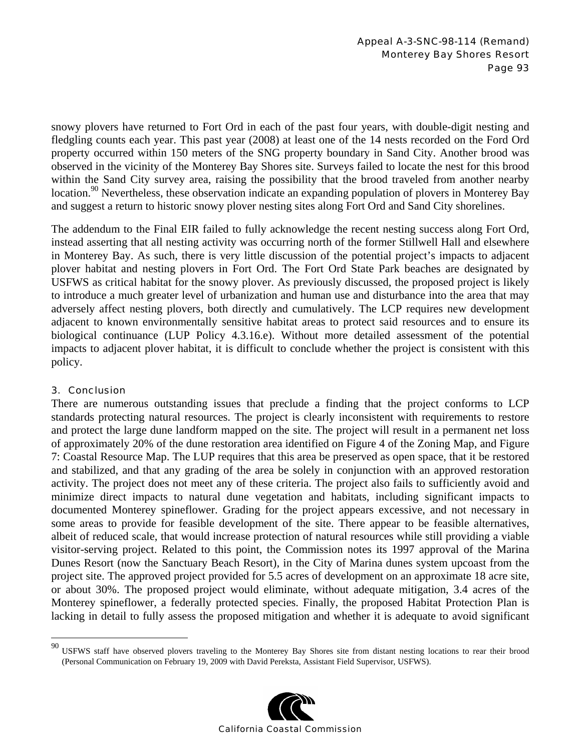snowy plovers have returned to Fort Ord in each of the past four years, with double-digit nesting and fledgling counts each year. This past year (2008) at least one of the 14 nests recorded on the Ford Ord property occurred within 150 meters of the SNG property boundary in Sand City. Another brood was observed in the vicinity of the Monterey Bay Shores site. Surveys failed to locate the nest for this brood within the Sand City survey area, raising the possibility that the brood traveled from another nearby location.[90] Nevertheless, these observation indicate an expanding population of plovers in Monterey Bay and suggest a return to historic snowy plover nesting sites along Fort Ord and Sand City shorelines.

The addendum to the Final EIR failed to fully acknowledge the recent nesting success along Fort Ord, instead asserting that all nesting activity was occurring north of the former Stillwell Hall and elsewhere in Monterey Bay. As such, there is very little discussion of the potential project's impacts to adjacent plover habitat and nesting plovers in Fort Ord. The Fort Ord State Park beaches are designated by USFWS as critical habitat for the snowy plover. As previously discussed, the proposed project is likely to introduce a much greater level of urbanization and human use and disturbance into the area that may adversely affect nesting plovers, both directly and cumulatively. The LCP requires new development adjacent to known environmentally sensitive habitat areas to protect said resources and to ensure its biological continuance (LUP Policy 4.3.16.e). Without more detailed assessment of the potential impacts to adjacent plover habitat, it is difficult to conclude whether the project is consistent with this policy.

### 3. Conclusion

There are numerous outstanding issues that preclude a finding that the project conforms to LCP standards protecting natural resources. The project is clearly inconsistent with requirements to restore and protect the large dune landform mapped on the site. The project will result in a permanent net loss of approximately 20% of the dune restoration area identified on Figure 4 of the Zoning Map, and Figure 7: Coastal Resource Map. The LUP requires that this area be preserved as open space, that it be restored and stabilized, and that any grading of the area be solely in conjunction with an approved restoration activity. The project does not meet any of these criteria. The project also fails to sufficiently avoid and minimize direct impacts to natural dune vegetation and habitats, including significant impacts to documented Monterey spineflower. Grading for the project appears excessive, and not necessary in some areas to provide for feasible development of the site. There appear to be feasible alternatives, albeit of reduced scale, that would increase protection of natural resources while still providing a viable visitor-serving project. Related to this point, the Commission notes its 1997 approval of the Marina Dunes Resort (now the Sanctuary Beach Resort), in the City of Marina dunes system upcoast from the project site. The approved project provided for 5.5 acres of development on an approximate 18 acre site, or about 30%. The proposed project would eliminate, without adequate mitigation, 3.4 acres of the Monterey spineflower, a federally protected species. Finally, the proposed Habitat Protection Plan is lacking in detail to fully assess the proposed mitigation and whether it is adequate to avoid significant

---

[90] USFWS staff have observed plovers traveling to the Monterey Bay Shores site from distant nesting locations to rear their brood (Personal Communication on February 19, 2009 with David Pereksta, Assistant Field Supervisor, USFWS).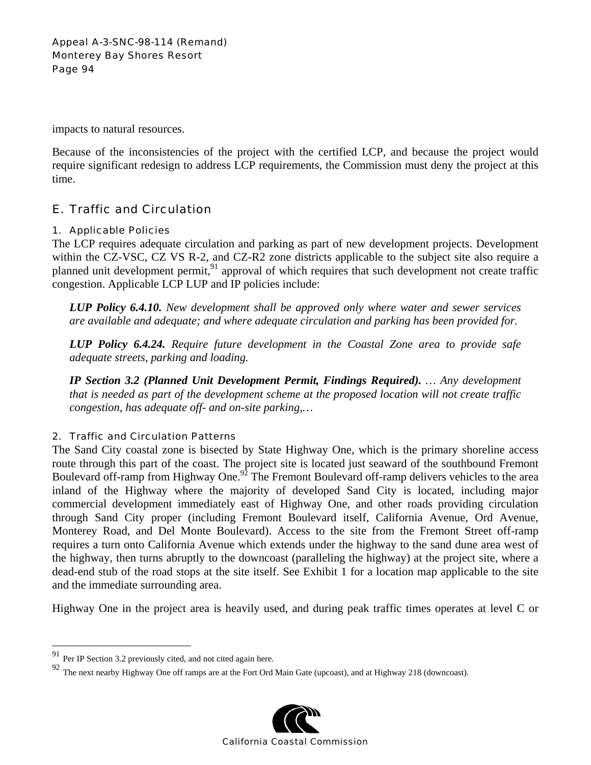impacts to natural resources.

Because of the inconsistencies of the project with the certified LCP, and because the project would require significant redesign to address LCP requirements, the Commission must deny the project at this time.

## E. Traffic and Circulation

### 1. Applicable Policies

The LCP requires adequate circulation and parking as part of new development projects. Development within the CZ-VSC, CZ VS R-2, and CZ-R2 zone districts applicable to the subject site also require a planned unit development permit,[91] approval of which requires that such development not create traffic congestion. Applicable LCP LUP and IP policies include:

> ***LUP Policy 6.4.10.*** *New development shall be approved only where water and sewer services are available and adequate; and where adequate circulation and parking has been provided for.*
>
> ***LUP Policy 6.4.24.*** *Require future development in the Coastal Zone area to provide safe adequate streets, parking and loading.*
>
> ***IP Section 3.2 (Planned Unit Development Permit, Findings Required).*** *… Any development that is needed as part of the development scheme at the proposed location will not create traffic congestion, has adequate off- and on-site parking,…*

### 2. Traffic and Circulation Patterns

The Sand City coastal zone is bisected by State Highway One, which is the primary shoreline access route through this part of the coast. The project site is located just seaward of the southbound Fremont Boulevard off-ramp from Highway One.[92] The Fremont Boulevard off-ramp delivers vehicles to the area inland of the Highway where the majority of developed Sand City is located, including major commercial development immediately east of Highway One, and other roads providing circulation through Sand City proper (including Fremont Boulevard itself, California Avenue, Ord Avenue, Monterey Road, and Del Monte Boulevard). Access to the site from the Fremont Street off-ramp requires a turn onto California Avenue which extends under the highway to the sand dune area west of the highway, then turns abruptly to the downcoast (paralleling the highway) at the project site, where a dead-end stub of the road stops at the site itself. See Exhibit 1 for a location map applicable to the site and the immediate surrounding area.

Highway One in the project area is heavily used, and during peak traffic times operates at level C or

---

[91] Per IP Section 3.2 previously cited, and not cited again here.

[92] The next nearby Highway One off ramps are at the Fort Ord Main Gate (upcoast), and at Highway 218 (downcoast).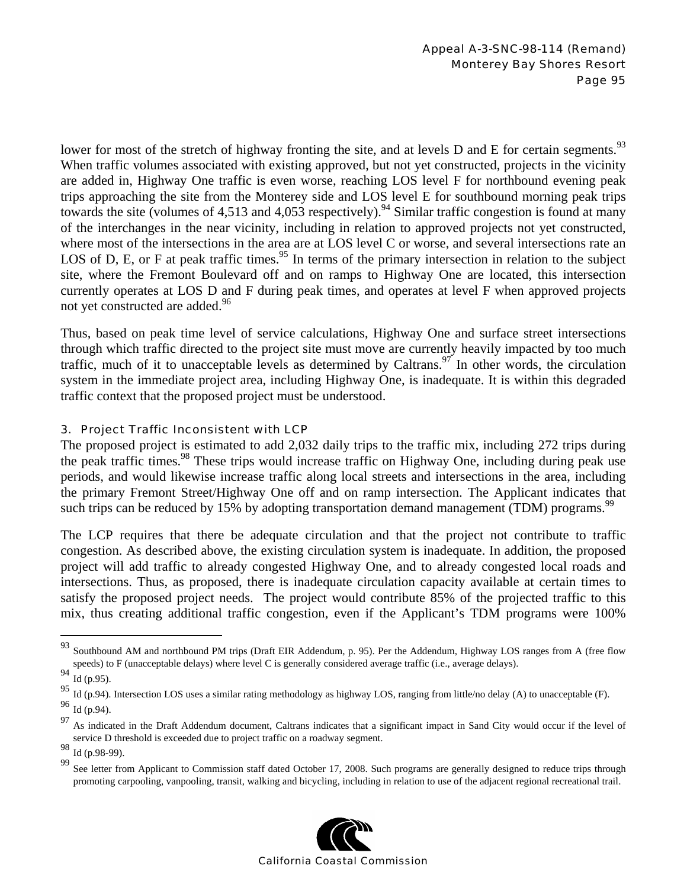lower for most of the stretch of highway fronting the site, and at levels D and E for certain segments.[93] When traffic volumes associated with existing approved, but not yet constructed, projects in the vicinity are added in, Highway One traffic is even worse, reaching LOS level F for northbound evening peak trips approaching the site from the Monterey side and LOS level E for southbound morning peak trips towards the site (volumes of 4,513 and 4,053 respectively).[94] Similar traffic congestion is found at many of the interchanges in the near vicinity, including in relation to approved projects not yet constructed, where most of the intersections in the area are at LOS level C or worse, and several intersections rate an LOS of D, E, or F at peak traffic times.[95] In terms of the primary intersection in relation to the subject site, where the Fremont Boulevard off and on ramps to Highway One are located, this intersection currently operates at LOS D and F during peak times, and operates at level F when approved projects not yet constructed are added.[96]

Thus, based on peak time level of service calculations, Highway One and surface street intersections through which traffic directed to the project site must move are currently heavily impacted by too much traffic, much of it to unacceptable levels as determined by Caltrans.[97] In other words, the circulation system in the immediate project area, including Highway One, is inadequate. It is within this degraded traffic context that the proposed project must be understood.

### 3. Project Traffic Inconsistent with LCP

The proposed project is estimated to add 2,032 daily trips to the traffic mix, including 272 trips during the peak traffic times.[98] These trips would increase traffic on Highway One, including during peak use periods, and would likewise increase traffic along local streets and intersections in the area, including the primary Fremont Street/Highway One off and on ramp intersection. The Applicant indicates that such trips can be reduced by 15% by adopting transportation demand management (TDM) programs.[99]

The LCP requires that there be adequate circulation and that the project not contribute to traffic congestion. As described above, the existing circulation system is inadequate. In addition, the proposed project will add traffic to already congested Highway One, and to already congested local roads and intersections. Thus, as proposed, there is inadequate circulation capacity available at certain times to satisfy the proposed project needs. The project would contribute 85% of the projected traffic to this mix, thus creating additional traffic congestion, even if the Applicant's TDM programs were 100%

---

[93] Southbound AM and northbound PM trips (Draft EIR Addendum, p. 95). Per the Addendum, Highway LOS ranges from A (free flow speeds) to F (unacceptable delays) where level C is generally considered average traffic (i.e., average delays).

[94] Id (p.95).

[95] Id (p.94). Intersection LOS uses a similar rating methodology as highway LOS, ranging from little/no delay (A) to unacceptable (F).

[96] Id (p.94).

[97] As indicated in the Draft Addendum document, Caltrans indicates that a significant impact in Sand City would occur if the level of service D threshold is exceeded due to project traffic on a roadway segment.

[98] Id (p.98-99).

[99] See letter from Applicant to Commission staff dated October 17, 2008. Such programs are generally designed to reduce trips through promoting carpooling, vanpooling, transit, walking and bicycling, including in relation to use of the adjacent regional recreational trail.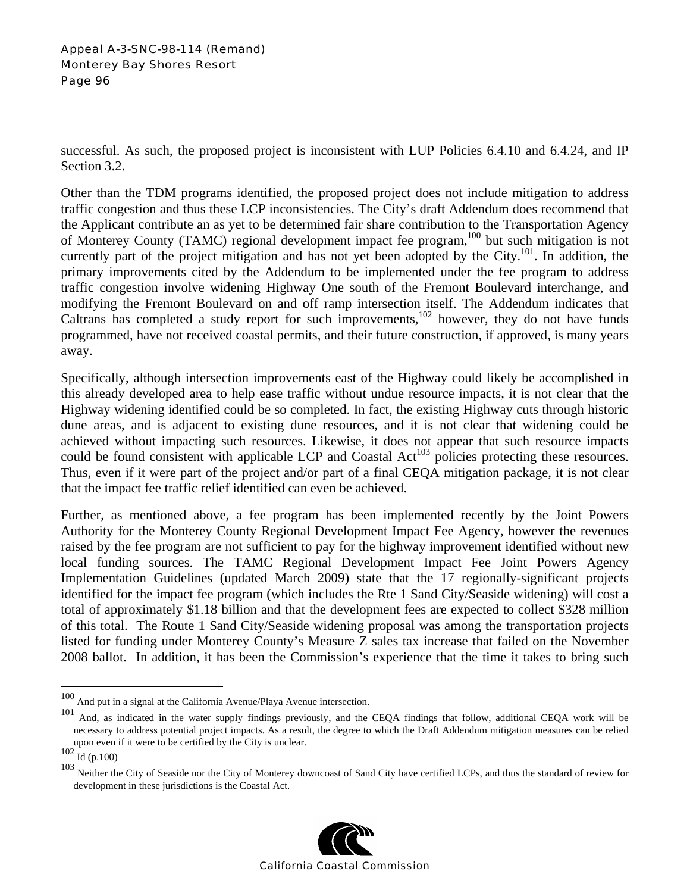successful. As such, the proposed project is inconsistent with LUP Policies 6.4.10 and 6.4.24, and IP Section 3.2.

Other than the TDM programs identified, the proposed project does not include mitigation to address traffic congestion and thus these LCP inconsistencies. The City's draft Addendum does recommend that the Applicant contribute an as yet to be determined fair share contribution to the Transportation Agency of Monterey County (TAMC) regional development impact fee program,[100] but such mitigation is not currently part of the project mitigation and has not yet been adopted by the City.[101]. In addition, the primary improvements cited by the Addendum to be implemented under the fee program to address traffic congestion involve widening Highway One south of the Fremont Boulevard interchange, and modifying the Fremont Boulevard on and off ramp intersection itself. The Addendum indicates that Caltrans has completed a study report for such improvements,[102] however, they do not have funds programmed, have not received coastal permits, and their future construction, if approved, is many years away.

Specifically, although intersection improvements east of the Highway could likely be accomplished in this already developed area to help ease traffic without undue resource impacts, it is not clear that the Highway widening identified could be so completed. In fact, the existing Highway cuts through historic dune areas, and is adjacent to existing dune resources, and it is not clear that widening could be achieved without impacting such resources. Likewise, it does not appear that such resource impacts could be found consistent with applicable LCP and Coastal Act[103] policies protecting these resources. Thus, even if it were part of the project and/or part of a final CEQA mitigation package, it is not clear that the impact fee traffic relief identified can even be achieved.

Further, as mentioned above, a fee program has been implemented recently by the Joint Powers Authority for the Monterey County Regional Development Impact Fee Agency, however the revenues raised by the fee program are not sufficient to pay for the highway improvement identified without new local funding sources. The TAMC Regional Development Impact Fee Joint Powers Agency Implementation Guidelines (updated March 2009) state that the 17 regionally-significant projects identified for the impact fee program (which includes the Rte 1 Sand City/Seaside widening) will cost a total of approximately \$1.18 billion and that the development fees are expected to collect \$328 million of this total. The Route 1 Sand City/Seaside widening proposal was among the transportation projects listed for funding under Monterey County's Measure Z sales tax increase that failed on the November 2008 ballot. In addition, it has been the Commission's experience that the time it takes to bring such

---

[100] And put in a signal at the California Avenue/Playa Avenue intersection.

[101] And, as indicated in the water supply findings previously, and the CEQA findings that follow, additional CEQA work will be necessary to address potential project impacts. As a result, the degree to which the Draft Addendum mitigation measures can be relied upon even if it were to be certified by the City is unclear.

[102] Id (p.100)

[103] Neither the City of Seaside nor the City of Monterey downcoast of Sand City have certified LCPs, and thus the standard of review for development in these jurisdictions is the Coastal Act.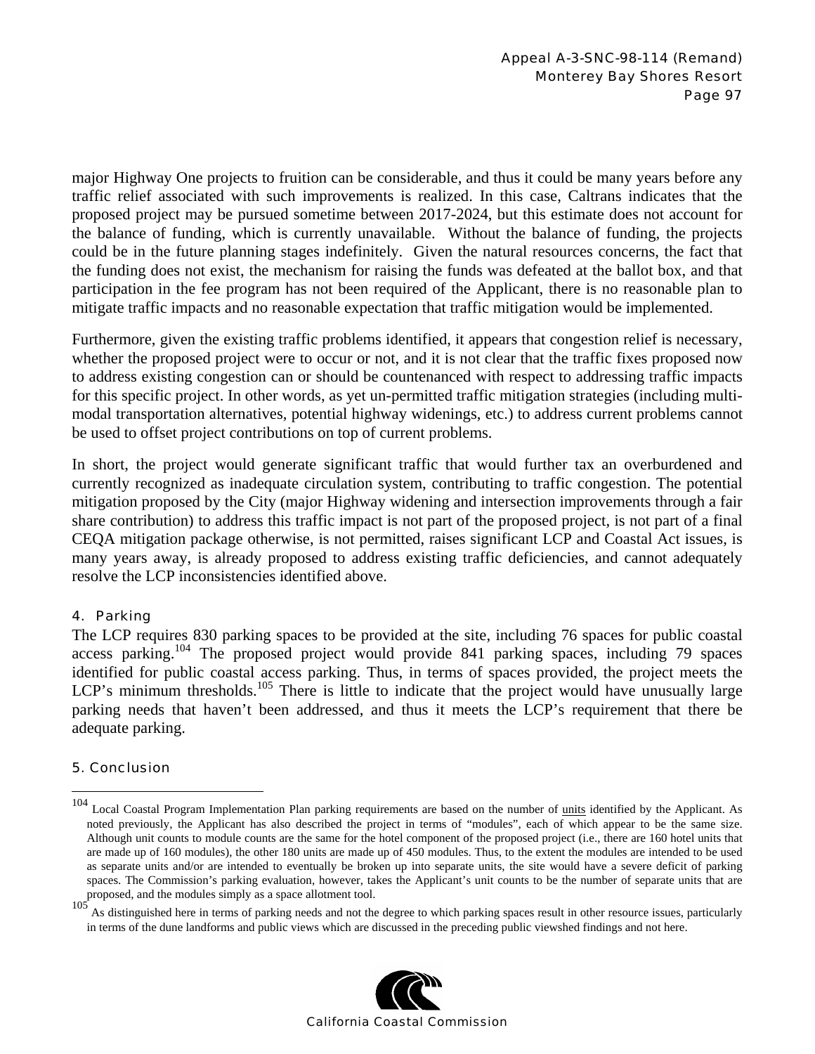major Highway One projects to fruition can be considerable, and thus it could be many years before any traffic relief associated with such improvements is realized. In this case, Caltrans indicates that the proposed project may be pursued sometime between 2017-2024, but this estimate does not account for the balance of funding, which is currently unavailable. Without the balance of funding, the projects could be in the future planning stages indefinitely. Given the natural resources concerns, the fact that the funding does not exist, the mechanism for raising the funds was defeated at the ballot box, and that participation in the fee program has not been required of the Applicant, there is no reasonable plan to mitigate traffic impacts and no reasonable expectation that traffic mitigation would be implemented.

Furthermore, given the existing traffic problems identified, it appears that congestion relief is necessary, whether the proposed project were to occur or not, and it is not clear that the traffic fixes proposed now to address existing congestion can or should be countenanced with respect to addressing traffic impacts for this specific project. In other words, as yet un-permitted traffic mitigation strategies (including multi-modal transportation alternatives, potential highway widenings, etc.) to address current problems cannot be used to offset project contributions on top of current problems.

In short, the project would generate significant traffic that would further tax an overburdened and currently recognized as inadequate circulation system, contributing to traffic congestion. The potential mitigation proposed by the City (major Highway widening and intersection improvements through a fair share contribution) to address this traffic impact is not part of the proposed project, is not part of a final CEQA mitigation package otherwise, is not permitted, raises significant LCP and Coastal Act issues, is many years away, is already proposed to address existing traffic deficiencies, and cannot adequately resolve the LCP inconsistencies identified above.

#### 4. Parking

The LCP requires 830 parking spaces to be provided at the site, including 76 spaces for public coastal access parking.[104] The proposed project would provide 841 parking spaces, including 79 spaces identified for public coastal access parking. Thus, in terms of spaces provided, the project meets the LCP's minimum thresholds.[105] There is little to indicate that the project would have unusually large parking needs that haven't been addressed, and thus it meets the LCP's requirement that there be adequate parking.

#### 5. Conclusion

---

[104] Local Coastal Program Implementation Plan parking requirements are based on the number of units identified by the Applicant. As noted previously, the Applicant has also described the project in terms of "modules", each of which appear to be the same size. Although unit counts to module counts are the same for the hotel component of the proposed project (i.e., there are 160 hotel units that are made up of 160 modules), the other 180 units are made up of 450 modules. Thus, to the extent the modules are intended to be used as separate units and/or are intended to eventually be broken up into separate units, the site would have a severe deficit of parking spaces. The Commission's parking evaluation, however, takes the Applicant's unit counts to be the number of separate units that are proposed, and the modules simply as a space allotment tool.

[105] As distinguished here in terms of parking needs and not the degree to which parking spaces result in other resource issues, particularly in terms of the dune landforms and public views which are discussed in the preceding public viewshed findings and not here.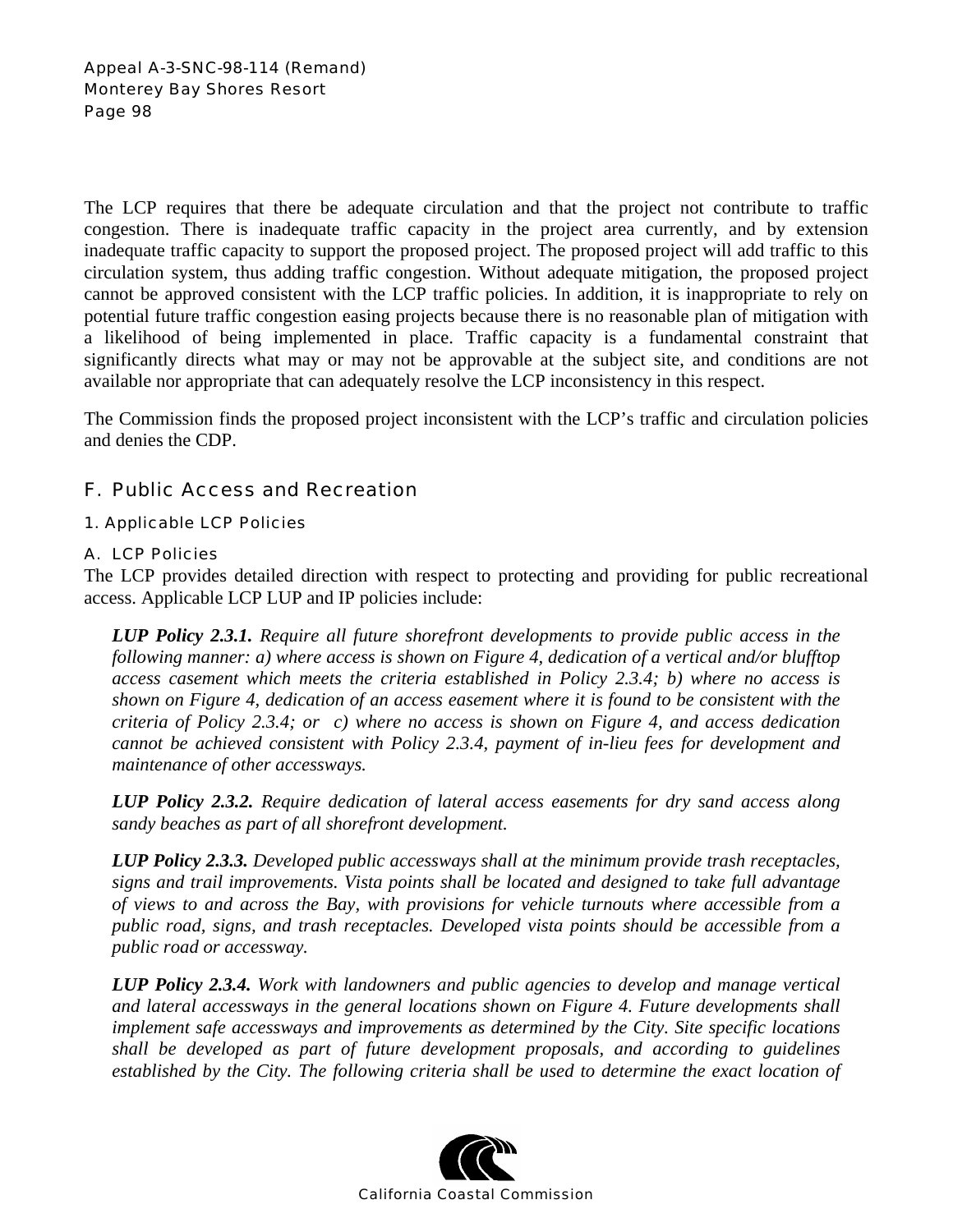The LCP requires that there be adequate circulation and that the project not contribute to traffic congestion. There is inadequate traffic capacity in the project area currently, and by extension inadequate traffic capacity to support the proposed project. The proposed project will add traffic to this circulation system, thus adding traffic congestion. Without adequate mitigation, the proposed project cannot be approved consistent with the LCP traffic policies. In addition, it is inappropriate to rely on potential future traffic congestion easing projects because there is no reasonable plan of mitigation with a likelihood of being implemented in place. Traffic capacity is a fundamental constraint that significantly directs what may or may not be approvable at the subject site, and conditions are not available nor appropriate that can adequately resolve the LCP inconsistency in this respect.

The Commission finds the proposed project inconsistent with the LCP's traffic and circulation policies and denies the CDP.

## F. Public Access and Recreation

### 1. Applicable LCP Policies

#### A. LCP Policies

The LCP provides detailed direction with respect to protecting and providing for public recreational access. Applicable LCP LUP and IP policies include:

> ***LUP Policy 2.3.1.*** *Require all future shorefront developments to provide public access in the following manner: a) where access is shown on Figure 4, dedication of a vertical and/or blufftop access easement which meets the criteria established in Policy 2.3.4; b) where no access is shown on Figure 4, dedication of an access easement where it is found to be consistent with the criteria of Policy 2.3.4; or c) where no access is shown on Figure 4, and access dedication cannot be achieved consistent with Policy 2.3.4, payment of in-lieu fees for development and maintenance of other accessways.*
>
> ***LUP Policy 2.3.2.*** *Require dedication of lateral access easements for dry sand access along sandy beaches as part of all shorefront development.*
>
> ***LUP Policy 2.3.3.*** *Developed public accessways shall at the minimum provide trash receptacles, signs and trail improvements. Vista points shall be located and designed to take full advantage of views to and across the Bay, with provisions for vehicle turnouts where accessible from a public road, signs, and trash receptacles. Developed vista points should be accessible from a public road or accessway.*
>
> ***LUP Policy 2.3.4.*** *Work with landowners and public agencies to develop and manage vertical and lateral accessways in the general locations shown on Figure 4. Future developments shall implement safe accessways and improvements as determined by the City. Site specific locations shall be developed as part of future development proposals, and according to guidelines established by the City. The following criteria shall be used to determine the exact location of*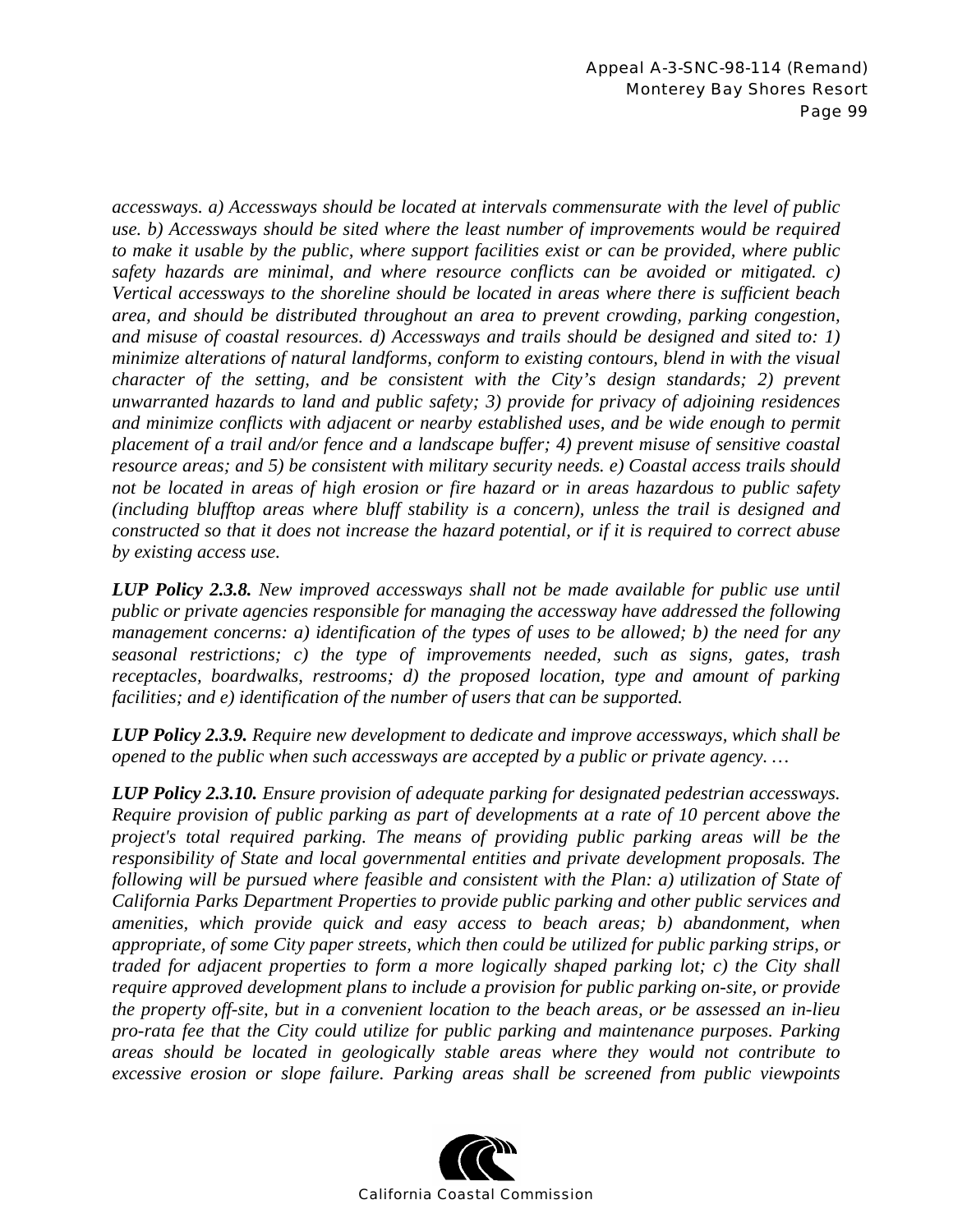*accessways. a) Accessways should be located at intervals commensurate with the level of public use. b) Accessways should be sited where the least number of improvements would be required to make it usable by the public, where support facilities exist or can be provided, where public safety hazards are minimal, and where resource conflicts can be avoided or mitigated. c) Vertical accessways to the shoreline should be located in areas where there is sufficient beach area, and should be distributed throughout an area to prevent crowding, parking congestion, and misuse of coastal resources. d) Accessways and trails should be designed and sited to: 1) minimize alterations of natural landforms, conform to existing contours, blend in with the visual character of the setting, and be consistent with the City's design standards; 2) prevent unwarranted hazards to land and public safety; 3) provide for privacy of adjoining residences and minimize conflicts with adjacent or nearby established uses, and be wide enough to permit placement of a trail and/or fence and a landscape buffer; 4) prevent misuse of sensitive coastal resource areas; and 5) be consistent with military security needs. e) Coastal access trails should not be located in areas of high erosion or fire hazard or in areas hazardous to public safety (including blufftop areas where bluff stability is a concern), unless the trail is designed and constructed so that it does not increase the hazard potential, or if it is required to correct abuse by existing access use.*

***LUP Policy 2.3.8.*** *New improved accessways shall not be made available for public use until public or private agencies responsible for managing the accessway have addressed the following management concerns: a) identification of the types of uses to be allowed; b) the need for any seasonal restrictions; c) the type of improvements needed, such as signs, gates, trash receptacles, boardwalks, restrooms; d) the proposed location, type and amount of parking facilities; and e) identification of the number of users that can be supported.*

***LUP Policy 2.3.9.*** *Require new development to dedicate and improve accessways, which shall be opened to the public when such accessways are accepted by a public or private agency. …*

***LUP Policy 2.3.10.*** *Ensure provision of adequate parking for designated pedestrian accessways. Require provision of public parking as part of developments at a rate of 10 percent above the project's total required parking. The means of providing public parking areas will be the responsibility of State and local governmental entities and private development proposals. The following will be pursued where feasible and consistent with the Plan: a) utilization of State of California Parks Department Properties to provide public parking and other public services and amenities, which provide quick and easy access to beach areas; b) abandonment, when appropriate, of some City paper streets, which then could be utilized for public parking strips, or traded for adjacent properties to form a more logically shaped parking lot; c) the City shall require approved development plans to include a provision for public parking on-site, or provide the property off-site, but in a convenient location to the beach areas, or be assessed an in-lieu pro-rata fee that the City could utilize for public parking and maintenance purposes. Parking areas should be located in geologically stable areas where they would not contribute to excessive erosion or slope failure. Parking areas shall be screened from public viewpoints*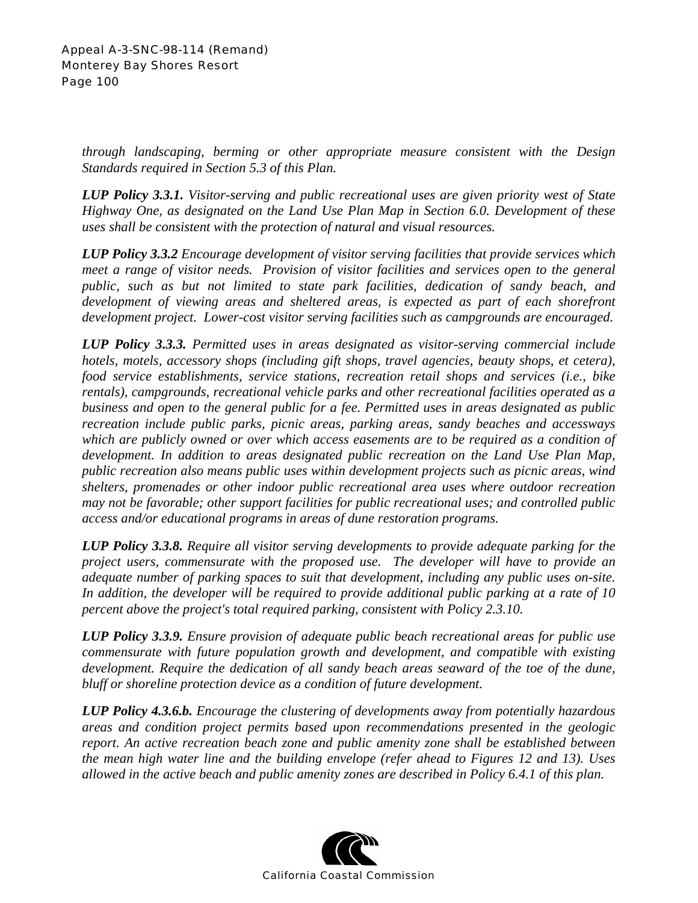*through landscaping, berming or other appropriate measure consistent with the Design Standards required in Section 5.3 of this Plan.*

***LUP Policy 3.3.1.*** *Visitor-serving and public recreational uses are given priority west of State Highway One, as designated on the Land Use Plan Map in Section 6.0. Development of these uses shall be consistent with the protection of natural and visual resources.*

***LUP Policy 3.3.2*** *Encourage development of visitor serving facilities that provide services which meet a range of visitor needs. Provision of visitor facilities and services open to the general public, such as but not limited to state park facilities, dedication of sandy beach, and development of viewing areas and sheltered areas, is expected as part of each shorefront development project. Lower-cost visitor serving facilities such as campgrounds are encouraged.*

***LUP Policy 3.3.3.*** *Permitted uses in areas designated as visitor-serving commercial include hotels, motels, accessory shops (including gift shops, travel agencies, beauty shops, et cetera), food service establishments, service stations, recreation retail shops and services (i.e., bike rentals), campgrounds, recreational vehicle parks and other recreational facilities operated as a business and open to the general public for a fee. Permitted uses in areas designated as public recreation include public parks, picnic areas, parking areas, sandy beaches and accessways which are publicly owned or over which access easements are to be required as a condition of development. In addition to areas designated public recreation on the Land Use Plan Map, public recreation also means public uses within development projects such as picnic areas, wind shelters, promenades or other indoor public recreational area uses where outdoor recreation may not be favorable; other support facilities for public recreational uses; and controlled public access and/or educational programs in areas of dune restoration programs.*

***LUP Policy 3.3.8.*** *Require all visitor serving developments to provide adequate parking for the project users, commensurate with the proposed use. The developer will have to provide an adequate number of parking spaces to suit that development, including any public uses on-site. In addition, the developer will be required to provide additional public parking at a rate of 10 percent above the project's total required parking, consistent with Policy 2.3.10.*

***LUP Policy 3.3.9.*** *Ensure provision of adequate public beach recreational areas for public use commensurate with future population growth and development, and compatible with existing development. Require the dedication of all sandy beach areas seaward of the toe of the dune, bluff or shoreline protection device as a condition of future development.*

***LUP Policy 4.3.6.b.*** *Encourage the clustering of developments away from potentially hazardous areas and condition project permits based upon recommendations presented in the geologic report. An active recreation beach zone and public amenity zone shall be established between the mean high water line and the building envelope (refer ahead to Figures 12 and 13). Uses allowed in the active beach and public amenity zones are described in Policy 6.4.1 of this plan.*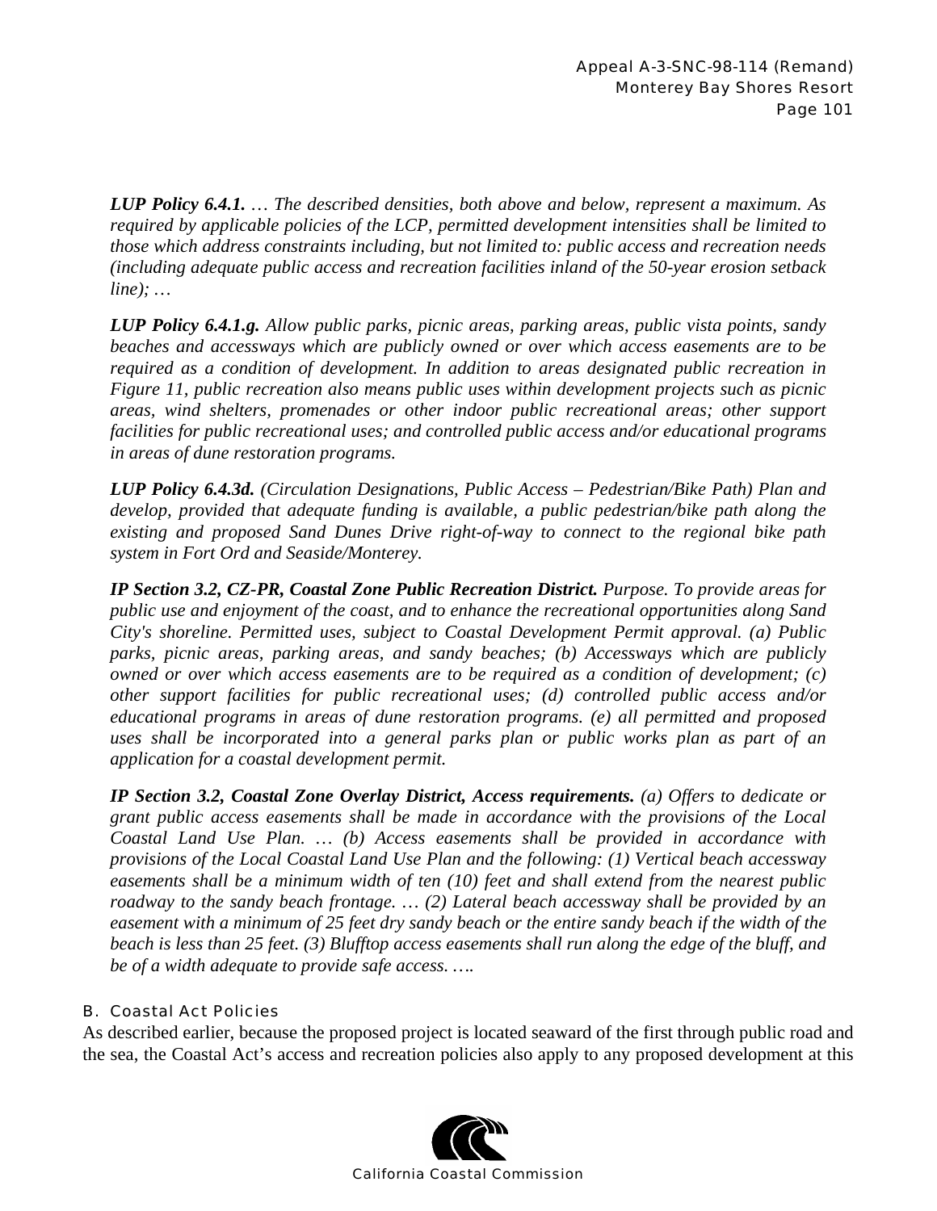***LUP Policy 6.4.1.*** *… The described densities, both above and below, represent a maximum. As required by applicable policies of the LCP, permitted development intensities shall be limited to those which address constraints including, but not limited to: public access and recreation needs (including adequate public access and recreation facilities inland of the 50-year erosion setback line); …*

***LUP Policy 6.4.1.g.*** *Allow public parks, picnic areas, parking areas, public vista points, sandy beaches and accessways which are publicly owned or over which access easements are to be required as a condition of development. In addition to areas designated public recreation in Figure 11, public recreation also means public uses within development projects such as picnic areas, wind shelters, promenades or other indoor public recreational areas; other support facilities for public recreational uses; and controlled public access and/or educational programs in areas of dune restoration programs.*

***LUP Policy 6.4.3d.*** *(Circulation Designations, Public Access – Pedestrian/Bike Path) Plan and develop, provided that adequate funding is available, a public pedestrian/bike path along the existing and proposed Sand Dunes Drive right-of-way to connect to the regional bike path system in Fort Ord and Seaside/Monterey.*

***IP Section 3.2, CZ-PR, Coastal Zone Public Recreation District.*** *Purpose. To provide areas for public use and enjoyment of the coast, and to enhance the recreational opportunities along Sand City's shoreline. Permitted uses, subject to Coastal Development Permit approval. (a) Public parks, picnic areas, parking areas, and sandy beaches; (b) Accessways which are publicly owned or over which access easements are to be required as a condition of development; (c) other support facilities for public recreational uses; (d) controlled public access and/or educational programs in areas of dune restoration programs. (e) all permitted and proposed uses shall be incorporated into a general parks plan or public works plan as part of an application for a coastal development permit.*

***IP Section 3.2, Coastal Zone Overlay District, Access requirements.*** *(a) Offers to dedicate or grant public access easements shall be made in accordance with the provisions of the Local Coastal Land Use Plan. … (b) Access easements shall be provided in accordance with provisions of the Local Coastal Land Use Plan and the following: (1) Vertical beach accessway easements shall be a minimum width of ten (10) feet and shall extend from the nearest public roadway to the sandy beach frontage. … (2) Lateral beach accessway shall be provided by an easement with a minimum of 25 feet dry sandy beach or the entire sandy beach if the width of the beach is less than 25 feet. (3) Blufftop access easements shall run along the edge of the bluff, and be of a width adequate to provide safe access. ….*

### B. Coastal Act Policies

As described earlier, because the proposed project is located seaward of the first through public road and the sea, the Coastal Act's access and recreation policies also apply to any proposed development at this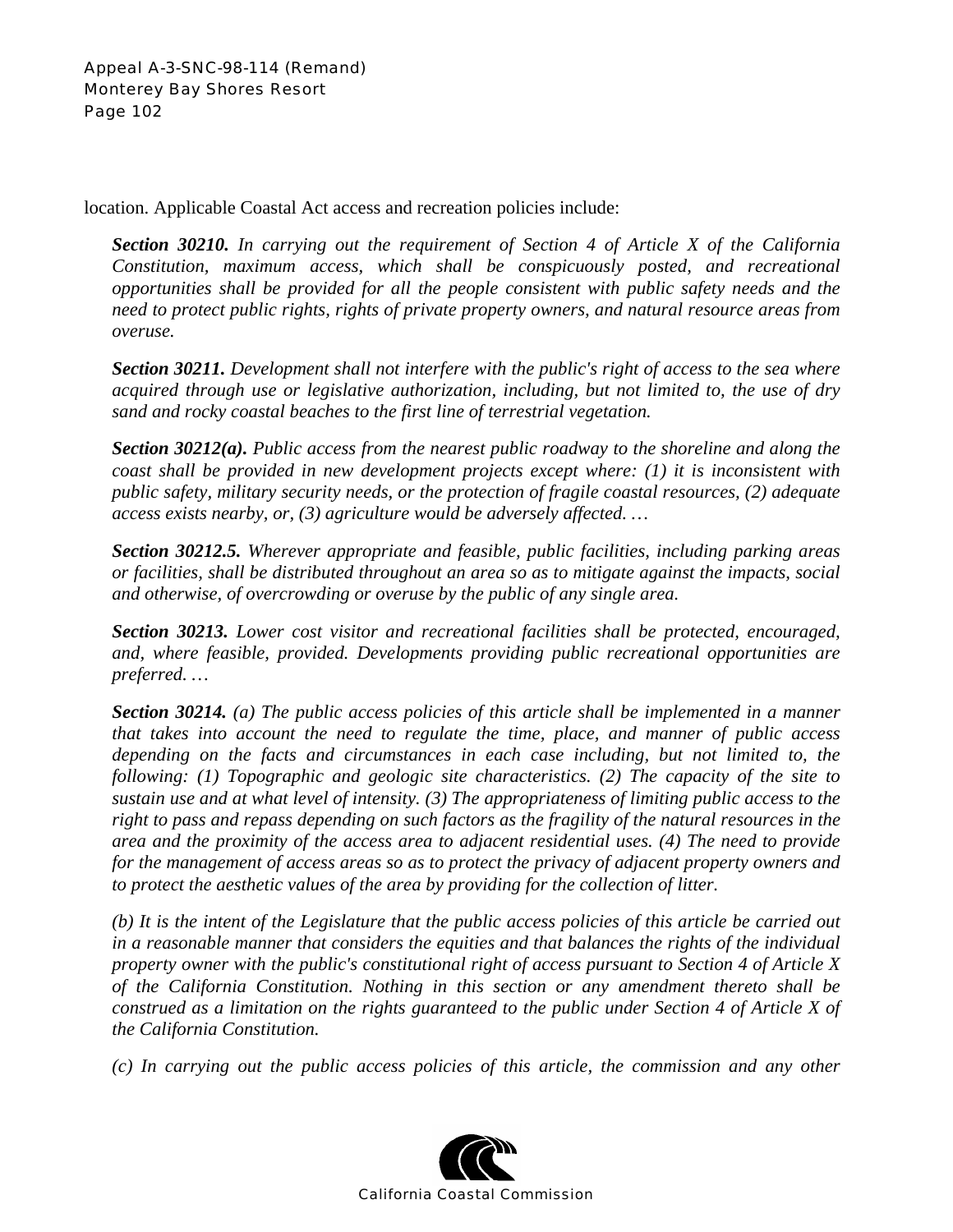location. Applicable Coastal Act access and recreation policies include:

> ***Section 30210.*** *In carrying out the requirement of Section 4 of Article X of the California Constitution, maximum access, which shall be conspicuously posted, and recreational opportunities shall be provided for all the people consistent with public safety needs and the need to protect public rights, rights of private property owners, and natural resource areas from overuse.*
>
> ***Section 30211.*** *Development shall not interfere with the public's right of access to the sea where acquired through use or legislative authorization, including, but not limited to, the use of dry sand and rocky coastal beaches to the first line of terrestrial vegetation.*
>
> ***Section 30212(a).*** *Public access from the nearest public roadway to the shoreline and along the coast shall be provided in new development projects except where: (1) it is inconsistent with public safety, military security needs, or the protection of fragile coastal resources, (2) adequate access exists nearby, or, (3) agriculture would be adversely affected. …*
>
> ***Section 30212.5.*** *Wherever appropriate and feasible, public facilities, including parking areas or facilities, shall be distributed throughout an area so as to mitigate against the impacts, social and otherwise, of overcrowding or overuse by the public of any single area.*
>
> ***Section 30213.*** *Lower cost visitor and recreational facilities shall be protected, encouraged, and, where feasible, provided. Developments providing public recreational opportunities are preferred. …*
>
> ***Section 30214.*** *(a) The public access policies of this article shall be implemented in a manner that takes into account the need to regulate the time, place, and manner of public access depending on the facts and circumstances in each case including, but not limited to, the following: (1) Topographic and geologic site characteristics. (2) The capacity of the site to sustain use and at what level of intensity. (3) The appropriateness of limiting public access to the right to pass and repass depending on such factors as the fragility of the natural resources in the area and the proximity of the access area to adjacent residential uses. (4) The need to provide for the management of access areas so as to protect the privacy of adjacent property owners and to protect the aesthetic values of the area by providing for the collection of litter.*
>
> *(b) It is the intent of the Legislature that the public access policies of this article be carried out in a reasonable manner that considers the equities and that balances the rights of the individual property owner with the public's constitutional right of access pursuant to Section 4 of Article X of the California Constitution. Nothing in this section or any amendment thereto shall be construed as a limitation on the rights guaranteed to the public under Section 4 of Article X of the California Constitution.*
>
> *(c) In carrying out the public access policies of this article, the commission and any other*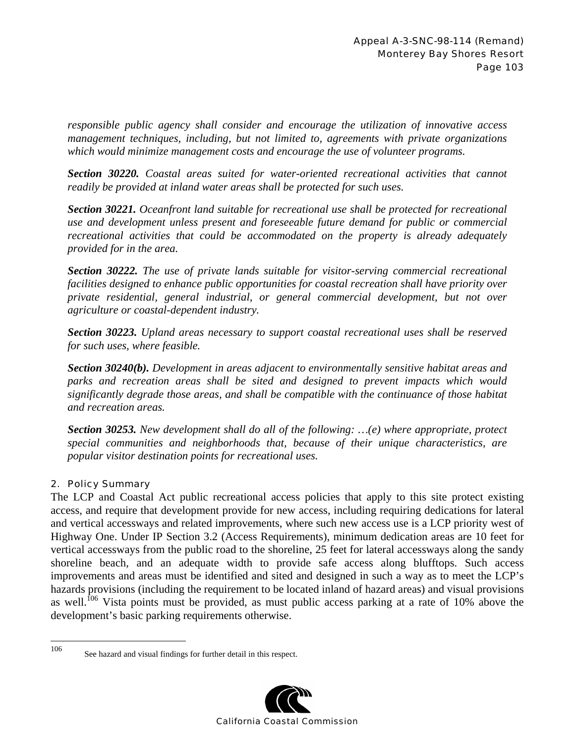*responsible public agency shall consider and encourage the utilization of innovative access management techniques, including, but not limited to, agreements with private organizations which would minimize management costs and encourage the use of volunteer programs.*

***Section 30220.*** *Coastal areas suited for water-oriented recreational activities that cannot readily be provided at inland water areas shall be protected for such uses.*

***Section 30221.*** *Oceanfront land suitable for recreational use shall be protected for recreational use and development unless present and foreseeable future demand for public or commercial recreational activities that could be accommodated on the property is already adequately provided for in the area.*

***Section 30222.*** *The use of private lands suitable for visitor-serving commercial recreational facilities designed to enhance public opportunities for coastal recreation shall have priority over private residential, general industrial, or general commercial development, but not over agriculture or coastal-dependent industry.*

***Section 30223.*** *Upland areas necessary to support coastal recreational uses shall be reserved for such uses, where feasible.*

***Section 30240(b).*** *Development in areas adjacent to environmentally sensitive habitat areas and parks and recreation areas shall be sited and designed to prevent impacts which would significantly degrade those areas, and shall be compatible with the continuance of those habitat and recreation areas.*

***Section 30253.*** *New development shall do all of the following: …(e) where appropriate, protect special communities and neighborhoods that, because of their unique characteristics, are popular visitor destination points for recreational uses.*

### 2. Policy Summary

The LCP and Coastal Act public recreational access policies that apply to this site protect existing access, and require that development provide for new access, including requiring dedications for lateral and vertical accessways and related improvements, where such new access use is a LCP priority west of Highway One. Under IP Section 3.2 (Access Requirements), minimum dedication areas are 10 feet for vertical accessways from the public road to the shoreline, 25 feet for lateral accessways along the sandy shoreline beach, and an adequate width to provide safe access along blufftops. Such access improvements and areas must be identified and sited and designed in such a way as to meet the LCP's hazards provisions (including the requirement to be located inland of hazard areas) and visual provisions as well.[106] Vista points must be provided, as must public access parking at a rate of 10% above the development's basic parking requirements otherwise.

---

[106] See hazard and visual findings for further detail in this respect.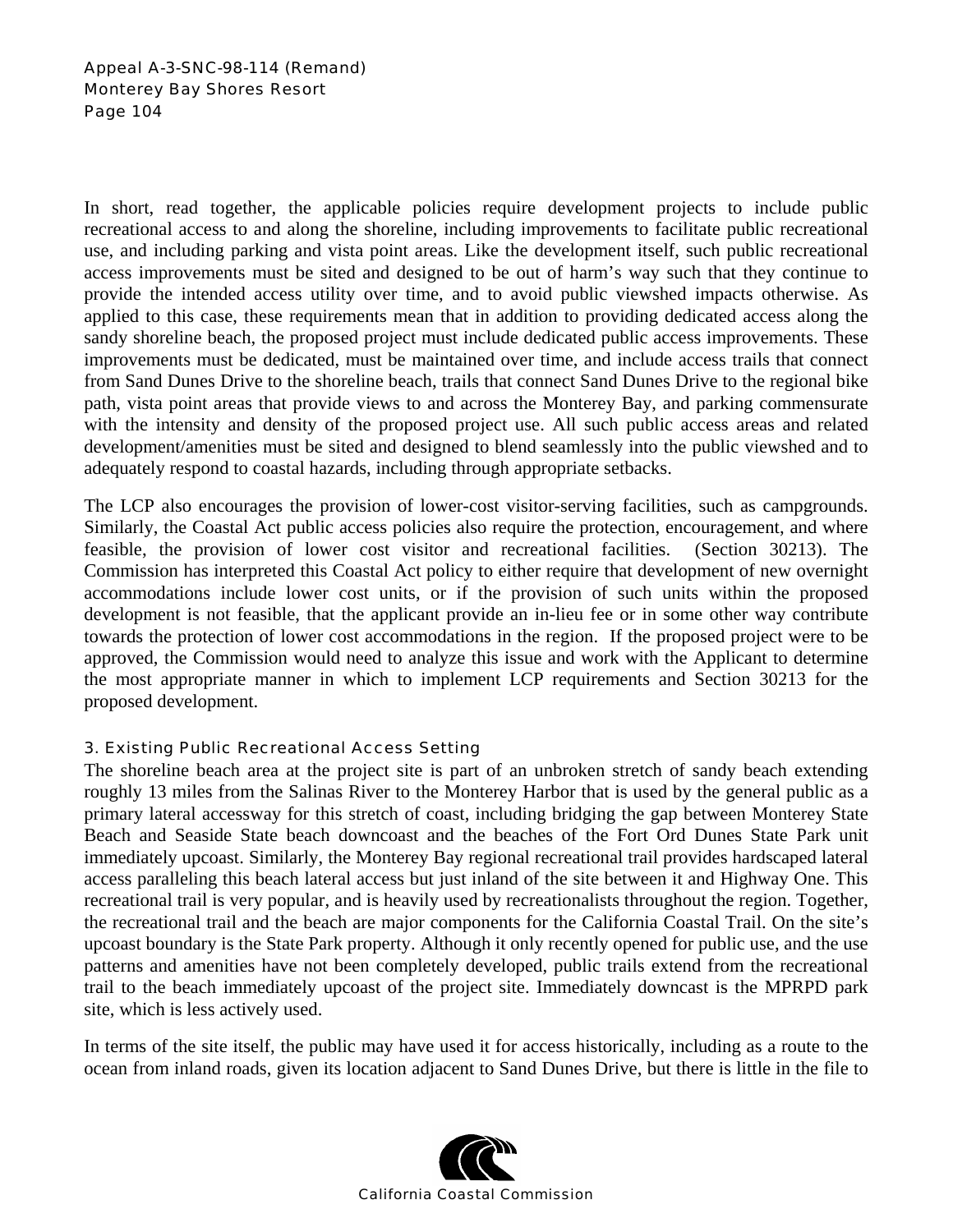In short, read together, the applicable policies require development projects to include public recreational access to and along the shoreline, including improvements to facilitate public recreational use, and including parking and vista point areas. Like the development itself, such public recreational access improvements must be sited and designed to be out of harm's way such that they continue to provide the intended access utility over time, and to avoid public viewshed impacts otherwise. As applied to this case, these requirements mean that in addition to providing dedicated access along the sandy shoreline beach, the proposed project must include dedicated public access improvements. These improvements must be dedicated, must be maintained over time, and include access trails that connect from Sand Dunes Drive to the shoreline beach, trails that connect Sand Dunes Drive to the regional bike path, vista point areas that provide views to and across the Monterey Bay, and parking commensurate with the intensity and density of the proposed project use. All such public access areas and related development/amenities must be sited and designed to blend seamlessly into the public viewshed and to adequately respond to coastal hazards, including through appropriate setbacks.

The LCP also encourages the provision of lower-cost visitor-serving facilities, such as campgrounds. Similarly, the Coastal Act public access policies also require the protection, encouragement, and where feasible, the provision of lower cost visitor and recreational facilities. (Section 30213). The Commission has interpreted this Coastal Act policy to either require that development of new overnight accommodations include lower cost units, or if the provision of such units within the proposed development is not feasible, that the applicant provide an in-lieu fee or in some other way contribute towards the protection of lower cost accommodations in the region. If the proposed project were to be approved, the Commission would need to analyze this issue and work with the Applicant to determine the most appropriate manner in which to implement LCP requirements and Section 30213 for the proposed development.

### 3. Existing Public Recreational Access Setting

The shoreline beach area at the project site is part of an unbroken stretch of sandy beach extending roughly 13 miles from the Salinas River to the Monterey Harbor that is used by the general public as a primary lateral accessway for this stretch of coast, including bridging the gap between Monterey State Beach and Seaside State beach downcoast and the beaches of the Fort Ord Dunes State Park unit immediately upcoast. Similarly, the Monterey Bay regional recreational trail provides hardscaped lateral access paralleling this beach lateral access but just inland of the site between it and Highway One. This recreational trail is very popular, and is heavily used by recreationalists throughout the region. Together, the recreational trail and the beach are major components for the California Coastal Trail. On the site's upcoast boundary is the State Park property. Although it only recently opened for public use, and the use patterns and amenities have not been completely developed, public trails extend from the recreational trail to the beach immediately upcoast of the project site. Immediately downcast is the MPRPD park site, which is less actively used.

In terms of the site itself, the public may have used it for access historically, including as a route to the ocean from inland roads, given its location adjacent to Sand Dunes Drive, but there is little in the file to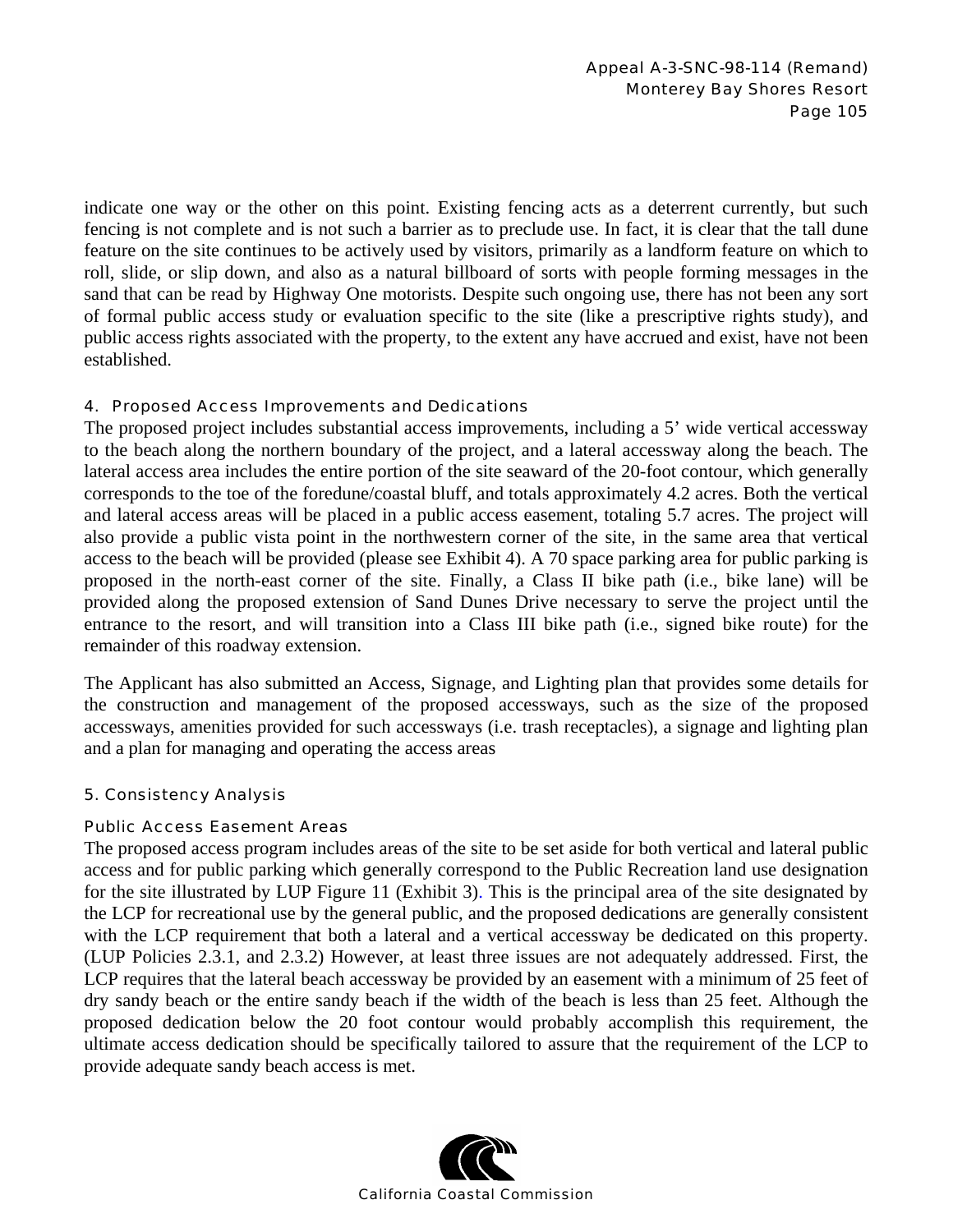indicate one way or the other on this point. Existing fencing acts as a deterrent currently, but such fencing is not complete and is not such a barrier as to preclude use. In fact, it is clear that the tall dune feature on the site continues to be actively used by visitors, primarily as a landform feature on which to roll, slide, or slip down, and also as a natural billboard of sorts with people forming messages in the sand that can be read by Highway One motorists. Despite such ongoing use, there has not been any sort of formal public access study or evaluation specific to the site (like a prescriptive rights study), and public access rights associated with the property, to the extent any have accrued and exist, have not been established.

#### 4. Proposed Access Improvements and Dedications

The proposed project includes substantial access improvements, including a 5' wide vertical accessway to the beach along the northern boundary of the project, and a lateral accessway along the beach. The lateral access area includes the entire portion of the site seaward of the 20-foot contour, which generally corresponds to the toe of the foredune/coastal bluff, and totals approximately 4.2 acres. Both the vertical and lateral access areas will be placed in a public access easement, totaling 5.7 acres. The project will also provide a public vista point in the northwestern corner of the site, in the same area that vertical access to the beach will be provided (please see Exhibit 4). A 70 space parking area for public parking is proposed in the north-east corner of the site. Finally, a Class II bike path (i.e., bike lane) will be provided along the proposed extension of Sand Dunes Drive necessary to serve the project until the entrance to the resort, and will transition into a Class III bike path (i.e., signed bike route) for the remainder of this roadway extension.

The Applicant has also submitted an Access, Signage, and Lighting plan that provides some details for the construction and management of the proposed accessways, such as the size of the proposed accessways, amenities provided for such accessways (i.e. trash receptacles), a signage and lighting plan and a plan for managing and operating the access areas

#### 5. Consistency Analysis

##### Public Access Easement Areas

The proposed access program includes areas of the site to be set aside for both vertical and lateral public access and for public parking which generally correspond to the Public Recreation land use designation for the site illustrated by LUP Figure 11 (Exhibit 3). This is the principal area of the site designated by the LCP for recreational use by the general public, and the proposed dedications are generally consistent with the LCP requirement that both a lateral and a vertical accessway be dedicated on this property. (LUP Policies 2.3.1, and 2.3.2) However, at least three issues are not adequately addressed. First, the LCP requires that the lateral beach accessway be provided by an easement with a minimum of 25 feet of dry sandy beach or the entire sandy beach if the width of the beach is less than 25 feet. Although the proposed dedication below the 20 foot contour would probably accomplish this requirement, the ultimate access dedication should be specifically tailored to assure that the requirement of the LCP to provide adequate sandy beach access is met.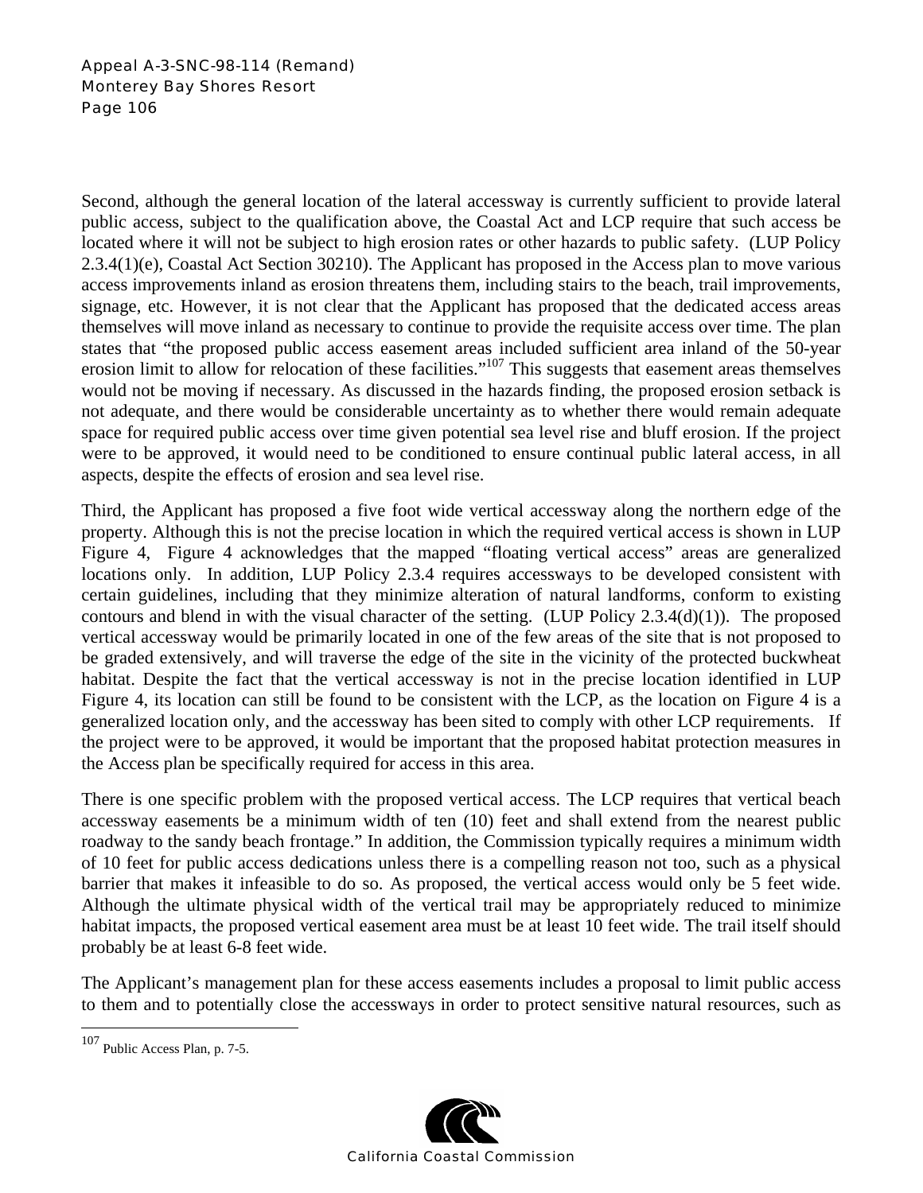Second, although the general location of the lateral accessway is currently sufficient to provide lateral public access, subject to the qualification above, the Coastal Act and LCP require that such access be located where it will not be subject to high erosion rates or other hazards to public safety. (LUP Policy 2.3.4(1)(e), Coastal Act Section 30210). The Applicant has proposed in the Access plan to move various access improvements inland as erosion threatens them, including stairs to the beach, trail improvements, signage, etc. However, it is not clear that the Applicant has proposed that the dedicated access areas themselves will move inland as necessary to continue to provide the requisite access over time. The plan states that "the proposed public access easement areas included sufficient area inland of the 50-year erosion limit to allow for relocation of these facilities."[107] This suggests that easement areas themselves would not be moving if necessary. As discussed in the hazards finding, the proposed erosion setback is not adequate, and there would be considerable uncertainty as to whether there would remain adequate space for required public access over time given potential sea level rise and bluff erosion. If the project were to be approved, it would need to be conditioned to ensure continual public lateral access, in all aspects, despite the effects of erosion and sea level rise.

Third, the Applicant has proposed a five foot wide vertical accessway along the northern edge of the property. Although this is not the precise location in which the required vertical access is shown in LUP Figure 4, Figure 4 acknowledges that the mapped "floating vertical access" areas are generalized locations only. In addition, LUP Policy 2.3.4 requires accessways to be developed consistent with certain guidelines, including that they minimize alteration of natural landforms, conform to existing contours and blend in with the visual character of the setting. (LUP Policy 2.3.4(d)(1)). The proposed vertical accessway would be primarily located in one of the few areas of the site that is not proposed to be graded extensively, and will traverse the edge of the site in the vicinity of the protected buckwheat habitat. Despite the fact that the vertical accessway is not in the precise location identified in LUP Figure 4, its location can still be found to be consistent with the LCP, as the location on Figure 4 is a generalized location only, and the accessway has been sited to comply with other LCP requirements. If the project were to be approved, it would be important that the proposed habitat protection measures in the Access plan be specifically required for access in this area.

There is one specific problem with the proposed vertical access. The LCP requires that vertical beach accessway easements be a minimum width of ten (10) feet and shall extend from the nearest public roadway to the sandy beach frontage." In addition, the Commission typically requires a minimum width of 10 feet for public access dedications unless there is a compelling reason not too, such as a physical barrier that makes it infeasible to do so. As proposed, the vertical access would only be 5 feet wide. Although the ultimate physical width of the vertical trail may be appropriately reduced to minimize habitat impacts, the proposed vertical easement area must be at least 10 feet wide. The trail itself should probably be at least 6-8 feet wide.

The Applicant's management plan for these access easements includes a proposal to limit public access to them and to potentially close the accessways in order to protect sensitive natural resources, such as

---

[107] Public Access Plan, p. 7-5.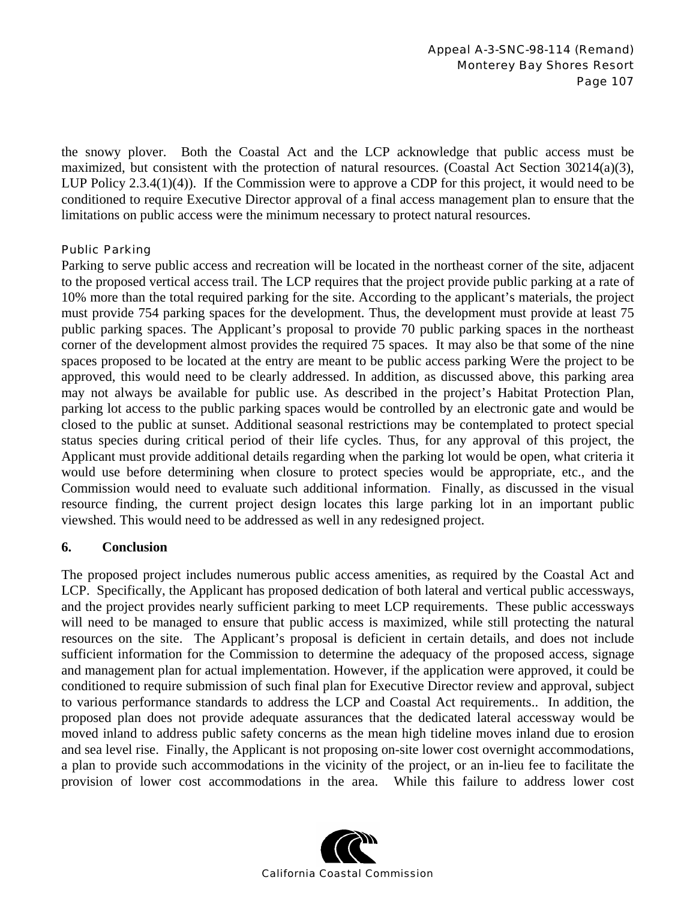the snowy plover. Both the Coastal Act and the LCP acknowledge that public access must be maximized, but consistent with the protection of natural resources. (Coastal Act Section 30214(a)(3), LUP Policy 2.3.4(1)(4)). If the Commission were to approve a CDP for this project, it would need to be conditioned to require Executive Director approval of a final access management plan to ensure that the limitations on public access were the minimum necessary to protect natural resources.

#### Public Parking

Parking to serve public access and recreation will be located in the northeast corner of the site, adjacent to the proposed vertical access trail. The LCP requires that the project provide public parking at a rate of 10% more than the total required parking for the site. According to the applicant's materials, the project must provide 754 parking spaces for the development. Thus, the development must provide at least 75 public parking spaces. The Applicant's proposal to provide 70 public parking spaces in the northeast corner of the development almost provides the required 75 spaces. It may also be that some of the nine spaces proposed to be located at the entry are meant to be public access parking Were the project to be approved, this would need to be clearly addressed. In addition, as discussed above, this parking area may not always be available for public use. As described in the project's Habitat Protection Plan, parking lot access to the public parking spaces would be controlled by an electronic gate and would be closed to the public at sunset. Additional seasonal restrictions may be contemplated to protect special status species during critical period of their life cycles. Thus, for any approval of this project, the Applicant must provide additional details regarding when the parking lot would be open, what criteria it would use before determining when closure to protect species would be appropriate, etc., and the Commission would need to evaluate such additional information. Finally, as discussed in the visual resource finding, the current project design locates this large parking lot in an important public viewshed. This would need to be addressed as well in any redesigned project.

### 6. Conclusion

The proposed project includes numerous public access amenities, as required by the Coastal Act and LCP. Specifically, the Applicant has proposed dedication of both lateral and vertical public accessways, and the project provides nearly sufficient parking to meet LCP requirements. These public accessways will need to be managed to ensure that public access is maximized, while still protecting the natural resources on the site. The Applicant's proposal is deficient in certain details, and does not include sufficient information for the Commission to determine the adequacy of the proposed access, signage and management plan for actual implementation. However, if the application were approved, it could be conditioned to require submission of such final plan for Executive Director review and approval, subject to various performance standards to address the LCP and Coastal Act requirements.. In addition, the proposed plan does not provide adequate assurances that the dedicated lateral accessway would be moved inland to address public safety concerns as the mean high tideline moves inland due to erosion and sea level rise. Finally, the Applicant is not proposing on-site lower cost overnight accommodations, a plan to provide such accommodations in the vicinity of the project, or an in-lieu fee to facilitate the provision of lower cost accommodations in the area. While this failure to address lower cost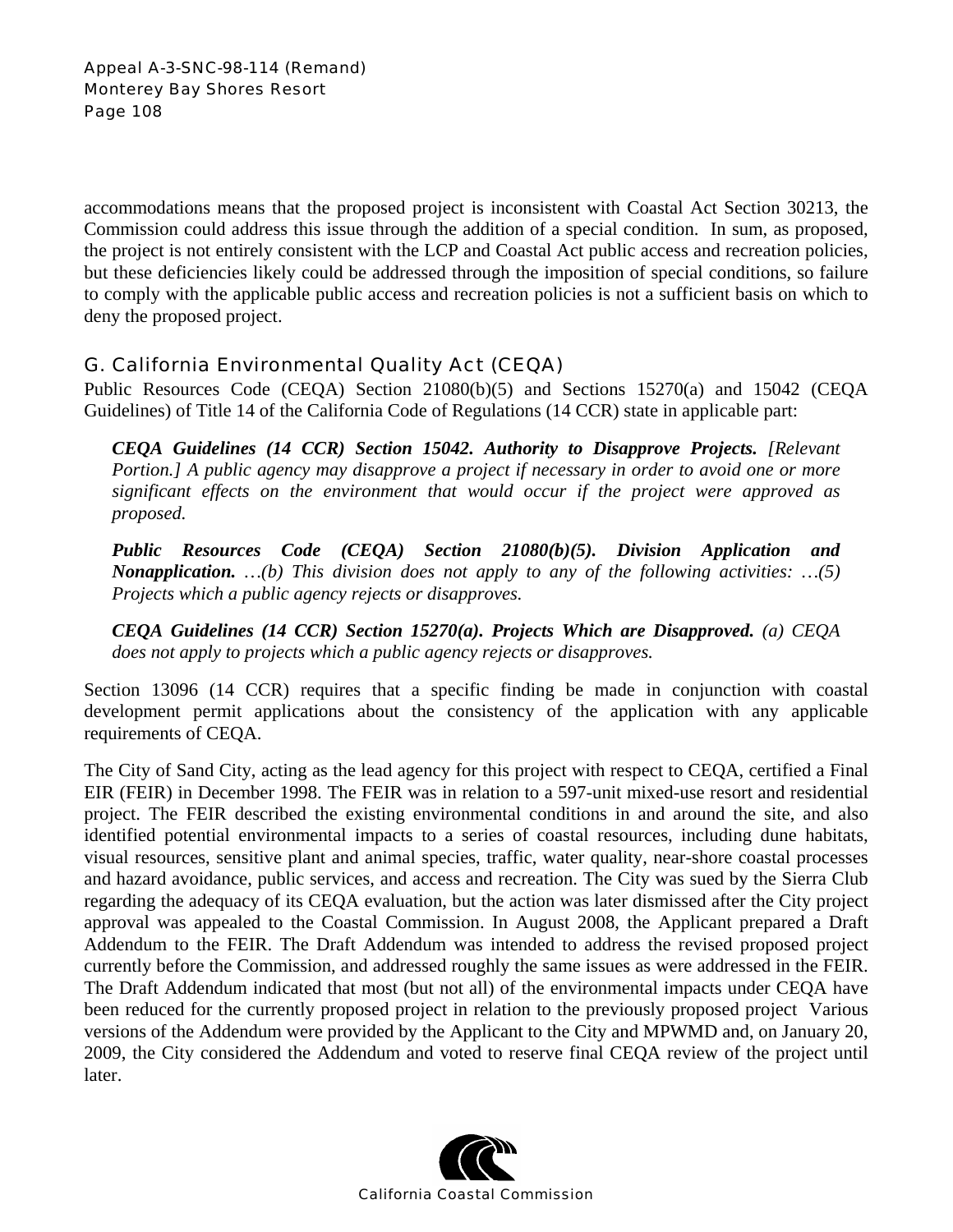accommodations means that the proposed project is inconsistent with Coastal Act Section 30213, the Commission could address this issue through the addition of a special condition. In sum, as proposed, the project is not entirely consistent with the LCP and Coastal Act public access and recreation policies, but these deficiencies likely could be addressed through the imposition of special conditions, so failure to comply with the applicable public access and recreation policies is not a sufficient basis on which to deny the proposed project.

## G. California Environmental Quality Act (CEQA)

Public Resources Code (CEQA) Section 21080(b)(5) and Sections 15270(a) and 15042 (CEQA Guidelines) of Title 14 of the California Code of Regulations (14 CCR) state in applicable part:

> ***CEQA Guidelines (14 CCR) Section 15042. Authority to Disapprove Projects.*** *[Relevant Portion.] A public agency may disapprove a project if necessary in order to avoid one or more significant effects on the environment that would occur if the project were approved as proposed.*
>
> ***Public Resources Code (CEQA) Section 21080(b)(5). Division Application and Nonapplication.*** *…(b) This division does not apply to any of the following activities: …(5) Projects which a public agency rejects or disapproves.*
>
> ***CEQA Guidelines (14 CCR) Section 15270(a). Projects Which are Disapproved.*** *(a) CEQA does not apply to projects which a public agency rejects or disapproves.*

Section 13096 (14 CCR) requires that a specific finding be made in conjunction with coastal development permit applications about the consistency of the application with any applicable requirements of CEQA.

The City of Sand City, acting as the lead agency for this project with respect to CEQA, certified a Final EIR (FEIR) in December 1998. The FEIR was in relation to a 597-unit mixed-use resort and residential project. The FEIR described the existing environmental conditions in and around the site, and also identified potential environmental impacts to a series of coastal resources, including dune habitats, visual resources, sensitive plant and animal species, traffic, water quality, near-shore coastal processes and hazard avoidance, public services, and access and recreation. The City was sued by the Sierra Club regarding the adequacy of its CEQA evaluation, but the action was later dismissed after the City project approval was appealed to the Coastal Commission. In August 2008, the Applicant prepared a Draft Addendum to the FEIR. The Draft Addendum was intended to address the revised proposed project currently before the Commission, and addressed roughly the same issues as were addressed in the FEIR. The Draft Addendum indicated that most (but not all) of the environmental impacts under CEQA have been reduced for the currently proposed project in relation to the previously proposed project Various versions of the Addendum were provided by the Applicant to the City and MPWMD and, on January 20, 2009, the City considered the Addendum and voted to reserve final CEQA review of the project until later.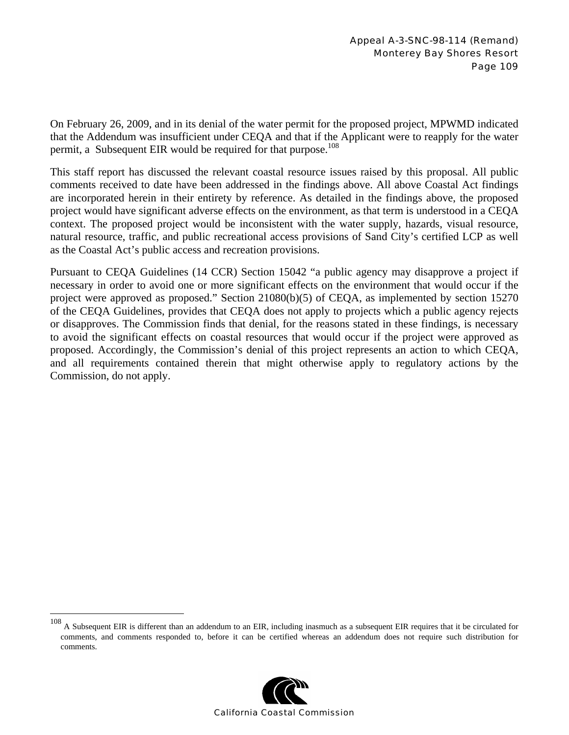On February 26, 2009, and in its denial of the water permit for the proposed project, MPWMD indicated that the Addendum was insufficient under CEQA and that if the Applicant were to reapply for the water permit, a Subsequent EIR would be required for that purpose.[108]

This staff report has discussed the relevant coastal resource issues raised by this proposal. All public comments received to date have been addressed in the findings above. All above Coastal Act findings are incorporated herein in their entirety by reference. As detailed in the findings above, the proposed project would have significant adverse effects on the environment, as that term is understood in a CEQA context. The proposed project would be inconsistent with the water supply, hazards, visual resource, natural resource, traffic, and public recreational access provisions of Sand City's certified LCP as well as the Coastal Act's public access and recreation provisions.

Pursuant to CEQA Guidelines (14 CCR) Section 15042 "a public agency may disapprove a project if necessary in order to avoid one or more significant effects on the environment that would occur if the project were approved as proposed." Section 21080(b)(5) of CEQA, as implemented by section 15270 of the CEQA Guidelines, provides that CEQA does not apply to projects which a public agency rejects or disapproves. The Commission finds that denial, for the reasons stated in these findings, is necessary to avoid the significant effects on coastal resources that would occur if the project were approved as proposed. Accordingly, the Commission's denial of this project represents an action to which CEQA, and all requirements contained therein that might otherwise apply to regulatory actions by the Commission, do not apply.

---

[108] A Subsequent EIR is different than an addendum to an EIR, including inasmuch as a subsequent EIR requires that it be circulated for comments, and comments responded to, before it can be certified whereas an addendum does not require such distribution for comments.